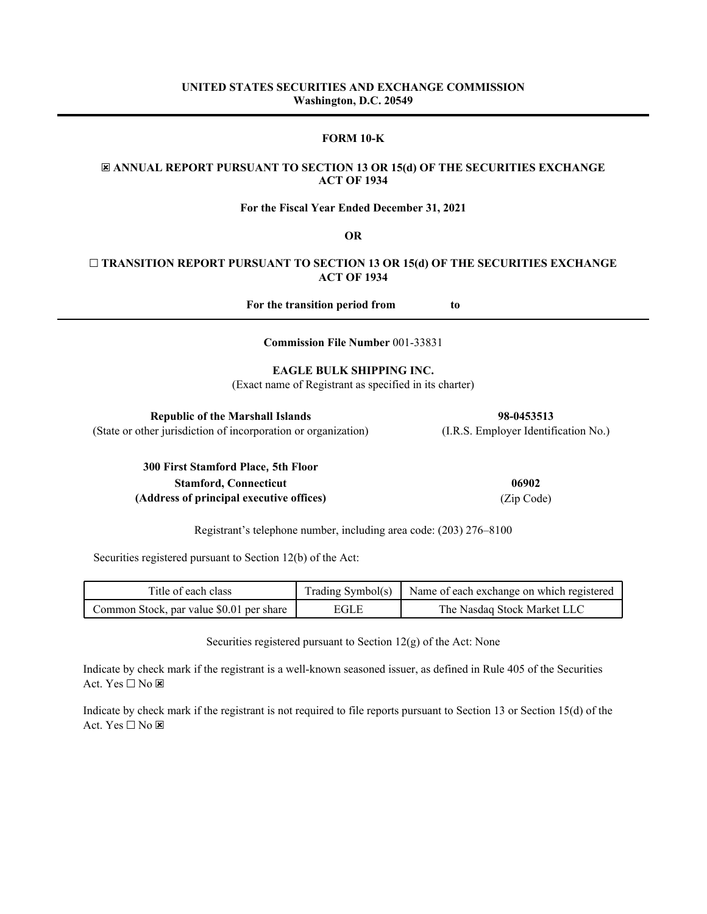**UNITED STATES SECURITIES AND EXCHANGE COMMISSION**
**Washington, D.C. 20549**

---

**FORM 10-K**

☒ **ANNUAL REPORT PURSUANT TO SECTION 13 OR 15(d) OF THE SECURITIES EXCHANGE ACT OF 1934**

**For the Fiscal Year Ended December 31, 2021**

**OR**

☐ **TRANSITION REPORT PURSUANT TO SECTION 13 OR 15(d) OF THE SECURITIES EXCHANGE ACT OF 1934**

**For the transition period from to**

---

**Commission File Number** 001-33831

**EAGLE BULK SHIPPING INC.**
(Exact name of Registrant as specified in its charter)

| **Republic of the Marshall Islands** | **98-0453513** |
|---|---|
| (State or other jurisdiction of incorporation or organization) | (I.R.S. Employer Identification No.) |

| **300 First Stamford Place, 5th Floor** | |
|---|---|
| **Stamford, Connecticut** | **06902** |
| **(Address of principal executive offices)** | (Zip Code) |

Registrant's telephone number, including area code: (203) 276–8100

Securities registered pursuant to Section 12(b) of the Act:

| Title of each class | Trading Symbol(s) | Name of each exchange on which registered |
|---|---|---|
| Common Stock, par value $0.01 per share | EGLE | The Nasdaq Stock Market LLC |

Securities registered pursuant to Section 12(g) of the Act: None

Indicate by check mark if the registrant is a well-known seasoned issuer, as defined in Rule 405 of the Securities Act. Yes ☐ No ☒

Indicate by check mark if the registrant is not required to file reports pursuant to Section 13 or Section 15(d) of the Act. Yes ☐ No ☒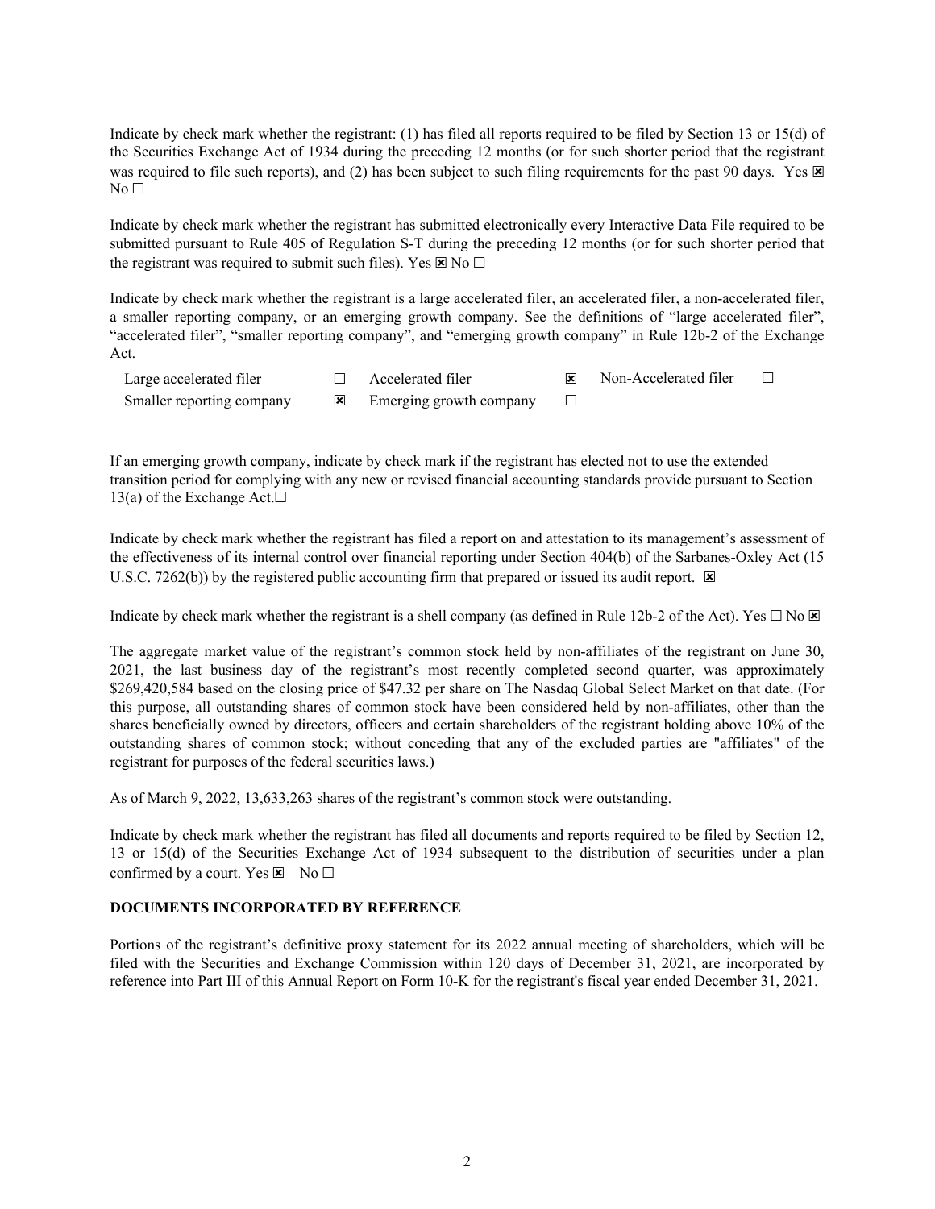Indicate by check mark whether the registrant: (1) has filed all reports required to be filed by Section 13 or 15(d) of the Securities Exchange Act of 1934 during the preceding 12 months (or for such shorter period that the registrant was required to file such reports), and (2) has been subject to such filing requirements for the past 90 days. Yes ☒ No ☐

Indicate by check mark whether the registrant has submitted electronically every Interactive Data File required to be submitted pursuant to Rule 405 of Regulation S-T during the preceding 12 months (or for such shorter period that the registrant was required to submit such files). Yes ☒ No ☐

Indicate by check mark whether the registrant is a large accelerated filer, an accelerated filer, a non-accelerated filer, a smaller reporting company, or an emerging growth company. See the definitions of "large accelerated filer", "accelerated filer", "smaller reporting company", and "emerging growth company" in Rule 12b-2 of the Exchange Act.

| Large accelerated filer | ☐ | Accelerated filer | ☒ | Non-Accelerated filer | ☐ |
|---|---|---|---|---|---|
| Smaller reporting company | ☒ | Emerging growth company | ☐ | | |

If an emerging growth company, indicate by check mark if the registrant has elected not to use the extended transition period for complying with any new or revised financial accounting standards provide pursuant to Section 13(a) of the Exchange Act.☐

Indicate by check mark whether the registrant has filed a report on and attestation to its management's assessment of the effectiveness of its internal control over financial reporting under Section 404(b) of the Sarbanes-Oxley Act (15 U.S.C. 7262(b)) by the registered public accounting firm that prepared or issued its audit report. ☒

Indicate by check mark whether the registrant is a shell company (as defined in Rule 12b-2 of the Act). Yes ☐ No ☒

The aggregate market value of the registrant's common stock held by non-affiliates of the registrant on June 30, 2021, the last business day of the registrant's most recently completed second quarter, was approximately $269,420,584 based on the closing price of $47.32 per share on The Nasdaq Global Select Market on that date. (For this purpose, all outstanding shares of common stock have been considered held by non-affiliates, other than the shares beneficially owned by directors, officers and certain shareholders of the registrant holding above 10% of the outstanding shares of common stock; without conceding that any of the excluded parties are "affiliates" of the registrant for purposes of the federal securities laws.)

As of March 9, 2022, 13,633,263 shares of the registrant's common stock were outstanding.

Indicate by check mark whether the registrant has filed all documents and reports required to be filed by Section 12, 13 or 15(d) of the Securities Exchange Act of 1934 subsequent to the distribution of securities under a plan confirmed by a court. Yes ☒ No ☐

**DOCUMENTS INCORPORATED BY REFERENCE**

Portions of the registrant's definitive proxy statement for its 2022 annual meeting of shareholders, which will be filed with the Securities and Exchange Commission within 120 days of December 31, 2021, are incorporated by reference into Part III of this Annual Report on Form 10-K for the registrant's fiscal year ended December 31, 2021.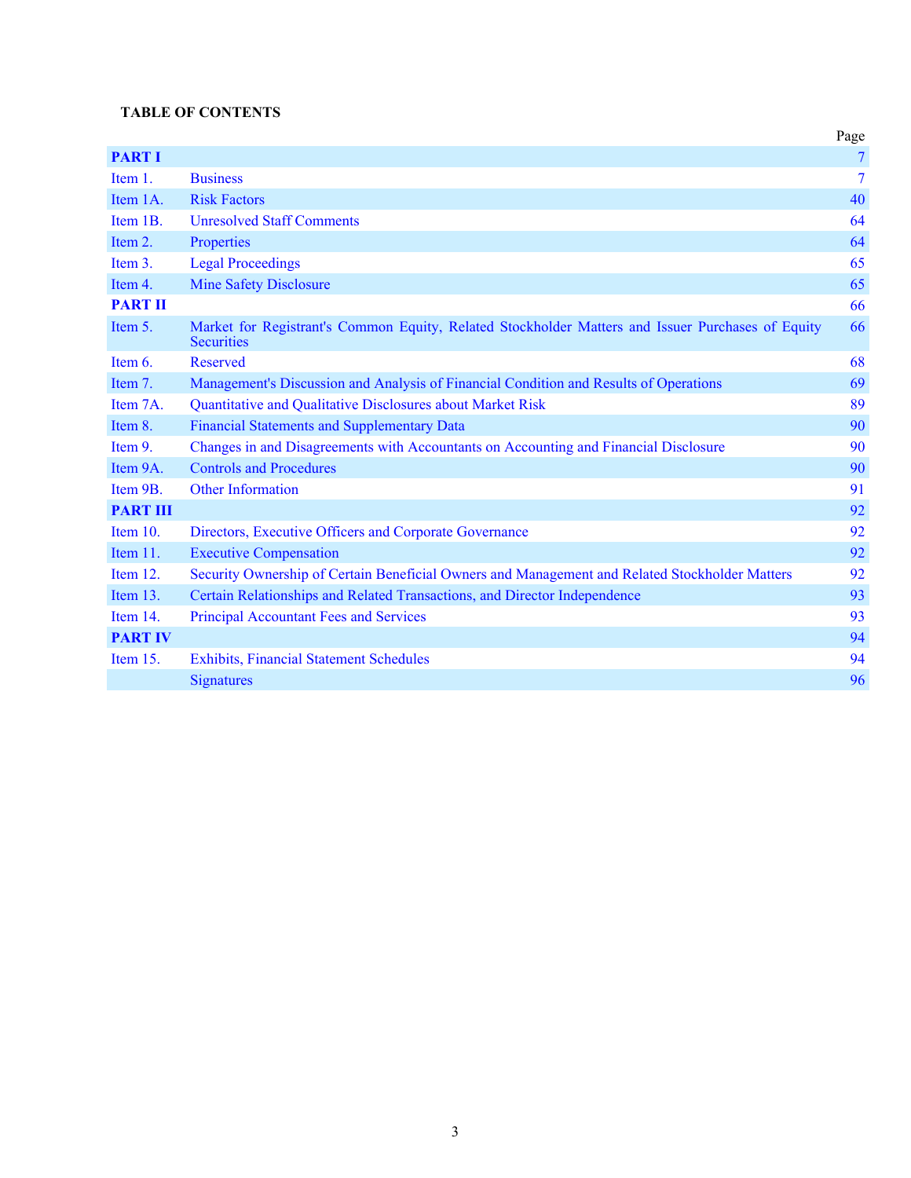**TABLE OF CONTENTS**

| | | Page |
|---|---|---|
| **PART I** | | 7 |
| Item 1. | Business | 7 |
| Item 1A. | Risk Factors | 40 |
| Item 1B. | Unresolved Staff Comments | 64 |
| Item 2. | Properties | 64 |
| Item 3. | Legal Proceedings | 65 |
| Item 4. | Mine Safety Disclosure | 65 |
| **PART II** | | 66 |
| Item 5. | Market for Registrant's Common Equity, Related Stockholder Matters and Issuer Purchases of Equity Securities | 66 |
| Item 6. | Reserved | 68 |
| Item 7. | Management's Discussion and Analysis of Financial Condition and Results of Operations | 69 |
| Item 7A. | Quantitative and Qualitative Disclosures about Market Risk | 89 |
| Item 8. | Financial Statements and Supplementary Data | 90 |
| Item 9. | Changes in and Disagreements with Accountants on Accounting and Financial Disclosure | 90 |
| Item 9A. | Controls and Procedures | 90 |
| Item 9B. | Other Information | 91 |
| **PART III** | | 92 |
| Item 10. | Directors, Executive Officers and Corporate Governance | 92 |
| Item 11. | Executive Compensation | 92 |
| Item 12. | Security Ownership of Certain Beneficial Owners and Management and Related Stockholder Matters | 92 |
| Item 13. | Certain Relationships and Related Transactions, and Director Independence | 93 |
| Item 14. | Principal Accountant Fees and Services | 93 |
| **PART IV** | | 94 |
| Item 15. | Exhibits, Financial Statement Schedules | 94 |
| | Signatures | 96 |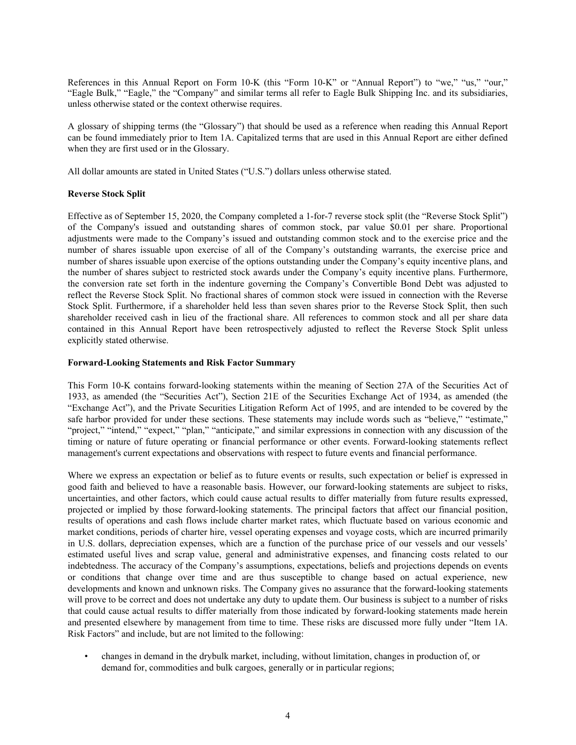References in this Annual Report on Form 10-K (this "Form 10-K" or "Annual Report") to "we," "us," "our," "Eagle Bulk," "Eagle," the "Company" and similar terms all refer to Eagle Bulk Shipping Inc. and its subsidiaries, unless otherwise stated or the context otherwise requires.

A glossary of shipping terms (the "Glossary") that should be used as a reference when reading this Annual Report can be found immediately prior to Item 1A. Capitalized terms that are used in this Annual Report are either defined when they are first used or in the Glossary.

All dollar amounts are stated in United States ("U.S.") dollars unless otherwise stated.

**Reverse Stock Split**

Effective as of September 15, 2020, the Company completed a 1-for-7 reverse stock split (the "Reverse Stock Split") of the Company's issued and outstanding shares of common stock, par value $0.01 per share. Proportional adjustments were made to the Company's issued and outstanding common stock and to the exercise price and the number of shares issuable upon exercise of all of the Company's outstanding warrants, the exercise price and number of shares issuable upon exercise of the options outstanding under the Company's equity incentive plans, and the number of shares subject to restricted stock awards under the Company's equity incentive plans. Furthermore, the conversion rate set forth in the indenture governing the Company's Convertible Bond Debt was adjusted to reflect the Reverse Stock Split. No fractional shares of common stock were issued in connection with the Reverse Stock Split. Furthermore, if a shareholder held less than seven shares prior to the Reverse Stock Split, then such shareholder received cash in lieu of the fractional share. All references to common stock and all per share data contained in this Annual Report have been retrospectively adjusted to reflect the Reverse Stock Split unless explicitly stated otherwise.

**Forward-Looking Statements and Risk Factor Summary**

This Form 10-K contains forward-looking statements within the meaning of Section 27A of the Securities Act of 1933, as amended (the "Securities Act"), Section 21E of the Securities Exchange Act of 1934, as amended (the "Exchange Act"), and the Private Securities Litigation Reform Act of 1995, and are intended to be covered by the safe harbor provided for under these sections. These statements may include words such as "believe," "estimate," "project," "intend," "expect," "plan," "anticipate," and similar expressions in connection with any discussion of the timing or nature of future operating or financial performance or other events. Forward-looking statements reflect management's current expectations and observations with respect to future events and financial performance.

Where we express an expectation or belief as to future events or results, such expectation or belief is expressed in good faith and believed to have a reasonable basis. However, our forward-looking statements are subject to risks, uncertainties, and other factors, which could cause actual results to differ materially from future results expressed, projected or implied by those forward-looking statements. The principal factors that affect our financial position, results of operations and cash flows include charter market rates, which fluctuate based on various economic and market conditions, periods of charter hire, vessel operating expenses and voyage costs, which are incurred primarily in U.S. dollars, depreciation expenses, which are a function of the purchase price of our vessels and our vessels' estimated useful lives and scrap value, general and administrative expenses, and financing costs related to our indebtedness. The accuracy of the Company's assumptions, expectations, beliefs and projections depends on events or conditions that change over time and are thus susceptible to change based on actual experience, new developments and known and unknown risks. The Company gives no assurance that the forward-looking statements will prove to be correct and does not undertake any duty to update them. Our business is subject to a number of risks that could cause actual results to differ materially from those indicated by forward-looking statements made herein and presented elsewhere by management from time to time. These risks are discussed more fully under "Item 1A. Risk Factors" and include, but are not limited to the following:

- changes in demand in the drybulk market, including, without limitation, changes in production of, or demand for, commodities and bulk cargoes, generally or in particular regions;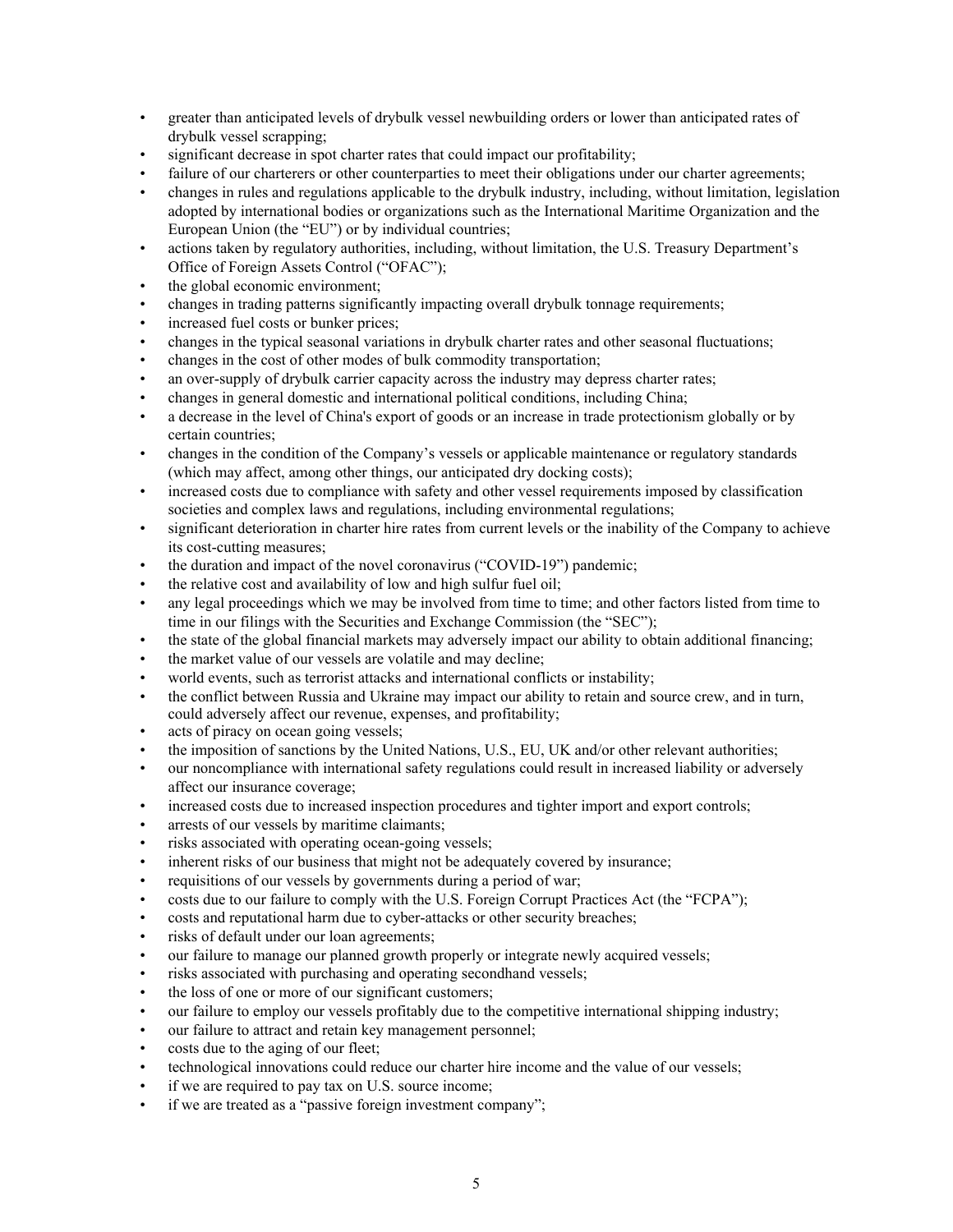- greater than anticipated levels of drybulk vessel newbuilding orders or lower than anticipated rates of drybulk vessel scrapping;
- significant decrease in spot charter rates that could impact our profitability;
- failure of our charterers or other counterparties to meet their obligations under our charter agreements;
- changes in rules and regulations applicable to the drybulk industry, including, without limitation, legislation adopted by international bodies or organizations such as the International Maritime Organization and the European Union (the "EU") or by individual countries;
- actions taken by regulatory authorities, including, without limitation, the U.S. Treasury Department's Office of Foreign Assets Control ("OFAC");
- the global economic environment;
- changes in trading patterns significantly impacting overall drybulk tonnage requirements;
- increased fuel costs or bunker prices;
- changes in the typical seasonal variations in drybulk charter rates and other seasonal fluctuations;
- changes in the cost of other modes of bulk commodity transportation;
- an over-supply of drybulk carrier capacity across the industry may depress charter rates;
- changes in general domestic and international political conditions, including China;
- a decrease in the level of China's export of goods or an increase in trade protectionism globally or by certain countries;
- changes in the condition of the Company's vessels or applicable maintenance or regulatory standards (which may affect, among other things, our anticipated dry docking costs);
- increased costs due to compliance with safety and other vessel requirements imposed by classification societies and complex laws and regulations, including environmental regulations;
- significant deterioration in charter hire rates from current levels or the inability of the Company to achieve its cost-cutting measures;
- the duration and impact of the novel coronavirus ("COVID-19") pandemic;
- the relative cost and availability of low and high sulfur fuel oil;
- any legal proceedings which we may be involved from time to time; and other factors listed from time to time in our filings with the Securities and Exchange Commission (the "SEC");
- the state of the global financial markets may adversely impact our ability to obtain additional financing;
- the market value of our vessels are volatile and may decline;
- world events, such as terrorist attacks and international conflicts or instability;
- the conflict between Russia and Ukraine may impact our ability to retain and source crew, and in turn, could adversely affect our revenue, expenses, and profitability;
- acts of piracy on ocean going vessels;
- the imposition of sanctions by the United Nations, U.S., EU, UK and/or other relevant authorities;
- our noncompliance with international safety regulations could result in increased liability or adversely affect our insurance coverage;
- increased costs due to increased inspection procedures and tighter import and export controls;
- arrests of our vessels by maritime claimants;
- risks associated with operating ocean-going vessels;
- inherent risks of our business that might not be adequately covered by insurance;
- requisitions of our vessels by governments during a period of war;
- costs due to our failure to comply with the U.S. Foreign Corrupt Practices Act (the "FCPA");
- costs and reputational harm due to cyber-attacks or other security breaches;
- risks of default under our loan agreements;
- our failure to manage our planned growth properly or integrate newly acquired vessels;
- risks associated with purchasing and operating secondhand vessels;
- the loss of one or more of our significant customers;
- our failure to employ our vessels profitably due to the competitive international shipping industry;
- our failure to attract and retain key management personnel;
- costs due to the aging of our fleet;
- technological innovations could reduce our charter hire income and the value of our vessels;
- if we are required to pay tax on U.S. source income;
- if we are treated as a "passive foreign investment company";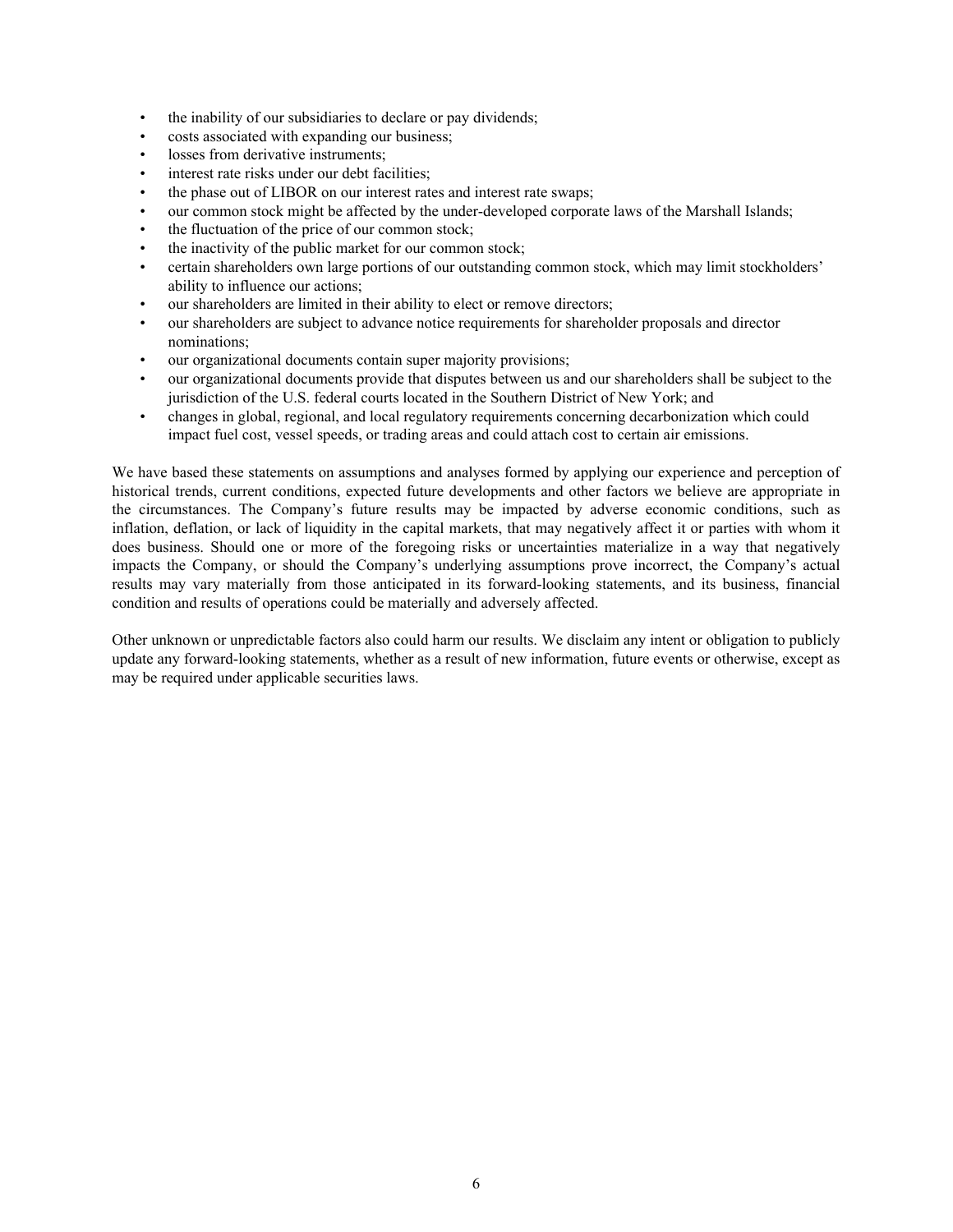- the inability of our subsidiaries to declare or pay dividends;
- costs associated with expanding our business;
- losses from derivative instruments;
- interest rate risks under our debt facilities;
- the phase out of LIBOR on our interest rates and interest rate swaps;
- our common stock might be affected by the under-developed corporate laws of the Marshall Islands;
- the fluctuation of the price of our common stock;
- the inactivity of the public market for our common stock;
- certain shareholders own large portions of our outstanding common stock, which may limit stockholders' ability to influence our actions;
- our shareholders are limited in their ability to elect or remove directors;
- our shareholders are subject to advance notice requirements for shareholder proposals and director nominations;
- our organizational documents contain super majority provisions;
- our organizational documents provide that disputes between us and our shareholders shall be subject to the jurisdiction of the U.S. federal courts located in the Southern District of New York; and
- changes in global, regional, and local regulatory requirements concerning decarbonization which could impact fuel cost, vessel speeds, or trading areas and could attach cost to certain air emissions.

We have based these statements on assumptions and analyses formed by applying our experience and perception of historical trends, current conditions, expected future developments and other factors we believe are appropriate in the circumstances. The Company's future results may be impacted by adverse economic conditions, such as inflation, deflation, or lack of liquidity in the capital markets, that may negatively affect it or parties with whom it does business. Should one or more of the foregoing risks or uncertainties materialize in a way that negatively impacts the Company, or should the Company's underlying assumptions prove incorrect, the Company's actual results may vary materially from those anticipated in its forward-looking statements, and its business, financial condition and results of operations could be materially and adversely affected.

Other unknown or unpredictable factors also could harm our results. We disclaim any intent or obligation to publicly update any forward-looking statements, whether as a result of new information, future events or otherwise, except as may be required under applicable securities laws.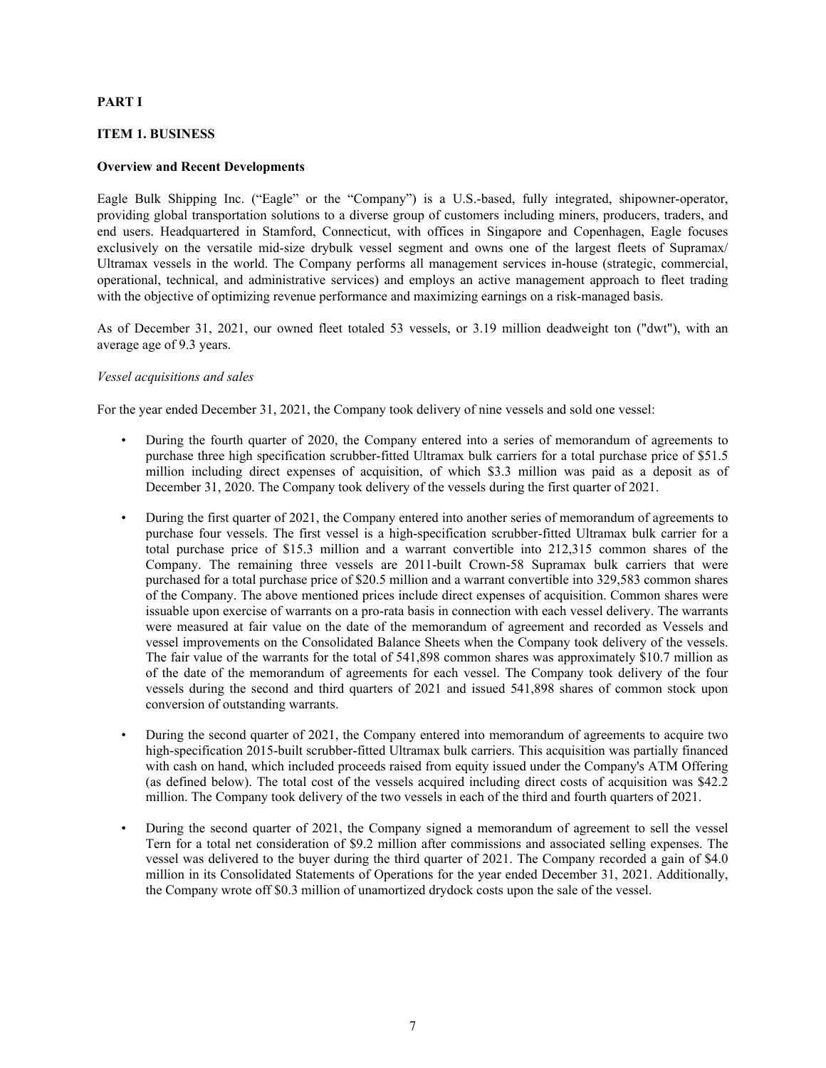**PART I**

**ITEM 1. BUSINESS**

**Overview and Recent Developments**

Eagle Bulk Shipping Inc. ("Eagle" or the "Company") is a U.S.-based, fully integrated, shipowner-operator, providing global transportation solutions to a diverse group of customers including miners, producers, traders, and end users. Headquartered in Stamford, Connecticut, with offices in Singapore and Copenhagen, Eagle focuses exclusively on the versatile mid-size drybulk vessel segment and owns one of the largest fleets of Supramax/ Ultramax vessels in the world. The Company performs all management services in-house (strategic, commercial, operational, technical, and administrative services) and employs an active management approach to fleet trading with the objective of optimizing revenue performance and maximizing earnings on a risk-managed basis.

As of December 31, 2021, our owned fleet totaled 53 vessels, or 3.19 million deadweight ton ("dwt"), with an average age of 9.3 years.

*Vessel acquisitions and sales*

For the year ended December 31, 2021, the Company took delivery of nine vessels and sold one vessel:

- During the fourth quarter of 2020, the Company entered into a series of memorandum of agreements to purchase three high specification scrubber-fitted Ultramax bulk carriers for a total purchase price of $51.5 million including direct expenses of acquisition, of which $3.3 million was paid as a deposit as of December 31, 2020. The Company took delivery of the vessels during the first quarter of 2021.
- During the first quarter of 2021, the Company entered into another series of memorandum of agreements to purchase four vessels. The first vessel is a high-specification scrubber-fitted Ultramax bulk carrier for a total purchase price of $15.3 million and a warrant convertible into 212,315 common shares of the Company. The remaining three vessels are 2011-built Crown-58 Supramax bulk carriers that were purchased for a total purchase price of $20.5 million and a warrant convertible into 329,583 common shares of the Company. The above mentioned prices include direct expenses of acquisition. Common shares were issuable upon exercise of warrants on a pro-rata basis in connection with each vessel delivery. The warrants were measured at fair value on the date of the memorandum of agreement and recorded as Vessels and vessel improvements on the Consolidated Balance Sheets when the Company took delivery of the vessels. The fair value of the warrants for the total of 541,898 common shares was approximately $10.7 million as of the date of the memorandum of agreements for each vessel. The Company took delivery of the four vessels during the second and third quarters of 2021 and issued 541,898 shares of common stock upon conversion of outstanding warrants.
- During the second quarter of 2021, the Company entered into memorandum of agreements to acquire two high-specification 2015-built scrubber-fitted Ultramax bulk carriers. This acquisition was partially financed with cash on hand, which included proceeds raised from equity issued under the Company's ATM Offering (as defined below). The total cost of the vessels acquired including direct costs of acquisition was $42.2 million. The Company took delivery of the two vessels in each of the third and fourth quarters of 2021.
- During the second quarter of 2021, the Company signed a memorandum of agreement to sell the vessel Tern for a total net consideration of $9.2 million after commissions and associated selling expenses. The vessel was delivered to the buyer during the third quarter of 2021. The Company recorded a gain of $4.0 million in its Consolidated Statements of Operations for the year ended December 31, 2021. Additionally, the Company wrote off $0.3 million of unamortized drydock costs upon the sale of the vessel.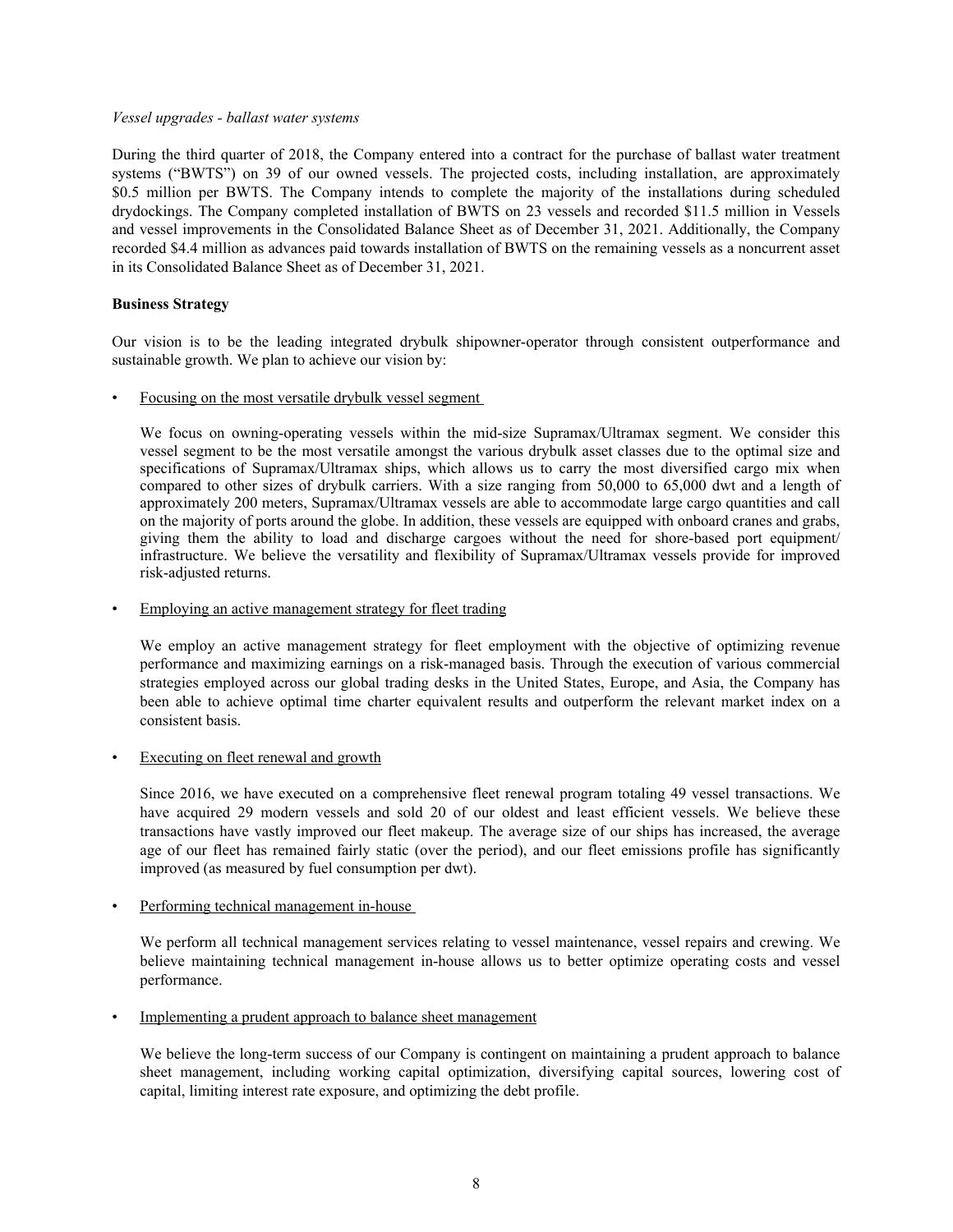*Vessel upgrades - ballast water systems*

During the third quarter of 2018, the Company entered into a contract for the purchase of ballast water treatment systems ("BWTS") on 39 of our owned vessels. The projected costs, including installation, are approximately $0.5 million per BWTS. The Company intends to complete the majority of the installations during scheduled drydockings. The Company completed installation of BWTS on 23 vessels and recorded $11.5 million in Vessels and vessel improvements in the Consolidated Balance Sheet as of December 31, 2021. Additionally, the Company recorded $4.4 million as advances paid towards installation of BWTS on the remaining vessels as a noncurrent asset in its Consolidated Balance Sheet as of December 31, 2021.

**Business Strategy**

Our vision is to be the leading integrated drybulk shipowner-operator through consistent outperformance and sustainable growth. We plan to achieve our vision by:

- Focusing on the most versatile drybulk vessel segment

  We focus on owning-operating vessels within the mid-size Supramax/Ultramax segment. We consider this vessel segment to be the most versatile amongst the various drybulk asset classes due to the optimal size and specifications of Supramax/Ultramax ships, which allows us to carry the most diversified cargo mix when compared to other sizes of drybulk carriers. With a size ranging from 50,000 to 65,000 dwt and a length of approximately 200 meters, Supramax/Ultramax vessels are able to accommodate large cargo quantities and call on the majority of ports around the globe. In addition, these vessels are equipped with onboard cranes and grabs, giving them the ability to load and discharge cargoes without the need for shore-based port equipment/infrastructure. We believe the versatility and flexibility of Supramax/Ultramax vessels provide for improved risk-adjusted returns.

- Employing an active management strategy for fleet trading

  We employ an active management strategy for fleet employment with the objective of optimizing revenue performance and maximizing earnings on a risk-managed basis. Through the execution of various commercial strategies employed across our global trading desks in the United States, Europe, and Asia, the Company has been able to achieve optimal time charter equivalent results and outperform the relevant market index on a consistent basis.

- Executing on fleet renewal and growth

  Since 2016, we have executed on a comprehensive fleet renewal program totaling 49 vessel transactions. We have acquired 29 modern vessels and sold 20 of our oldest and least efficient vessels. We believe these transactions have vastly improved our fleet makeup. The average size of our ships has increased, the average age of our fleet has remained fairly static (over the period), and our fleet emissions profile has significantly improved (as measured by fuel consumption per dwt).

- Performing technical management in-house

  We perform all technical management services relating to vessel maintenance, vessel repairs and crewing. We believe maintaining technical management in-house allows us to better optimize operating costs and vessel performance.

- Implementing a prudent approach to balance sheet management

  We believe the long-term success of our Company is contingent on maintaining a prudent approach to balance sheet management, including working capital optimization, diversifying capital sources, lowering cost of capital, limiting interest rate exposure, and optimizing the debt profile.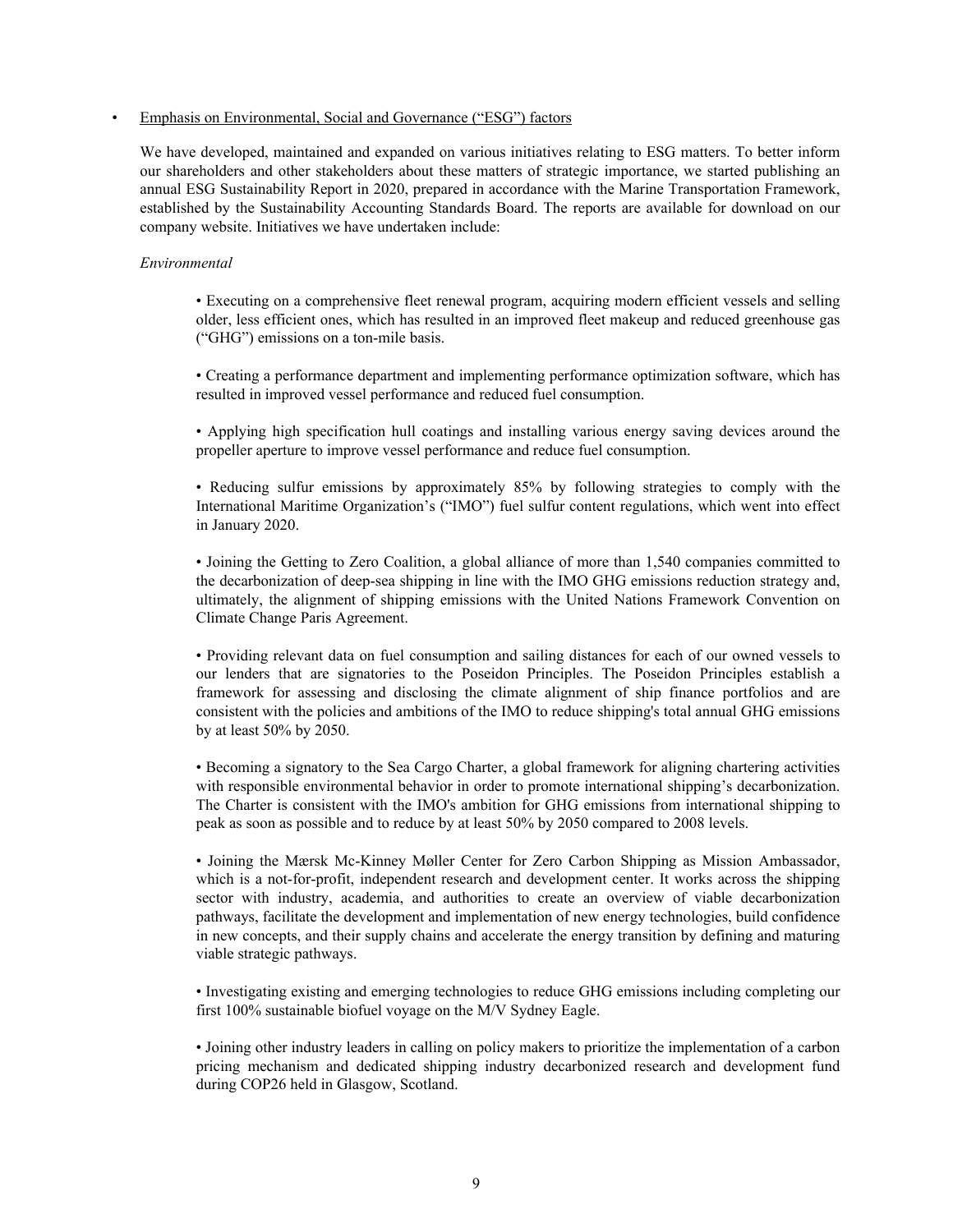- Emphasis on Environmental, Social and Governance (“ESG”) factors

  We have developed, maintained and expanded on various initiatives relating to ESG matters. To better inform our shareholders and other stakeholders about these matters of strategic importance, we started publishing an annual ESG Sustainability Report in 2020, prepared in accordance with the Marine Transportation Framework, established by the Sustainability Accounting Standards Board. The reports are available for download on our company website. Initiatives we have undertaken include:

  *Environmental*

  - Executing on a comprehensive fleet renewal program, acquiring modern efficient vessels and selling older, less efficient ones, which has resulted in an improved fleet makeup and reduced greenhouse gas (“GHG”) emissions on a ton-mile basis.

  - Creating a performance department and implementing performance optimization software, which has resulted in improved vessel performance and reduced fuel consumption.

  - Applying high specification hull coatings and installing various energy saving devices around the propeller aperture to improve vessel performance and reduce fuel consumption.

  - Reducing sulfur emissions by approximately 85% by following strategies to comply with the International Maritime Organization’s (“IMO”) fuel sulfur content regulations, which went into effect in January 2020.

  - Joining the Getting to Zero Coalition, a global alliance of more than 1,540 companies committed to the decarbonization of deep-sea shipping in line with the IMO GHG emissions reduction strategy and, ultimately, the alignment of shipping emissions with the United Nations Framework Convention on Climate Change Paris Agreement.

  - Providing relevant data on fuel consumption and sailing distances for each of our owned vessels to our lenders that are signatories to the Poseidon Principles. The Poseidon Principles establish a framework for assessing and disclosing the climate alignment of ship finance portfolios and are consistent with the policies and ambitions of the IMO to reduce shipping's total annual GHG emissions by at least 50% by 2050.

  - Becoming a signatory to the Sea Cargo Charter, a global framework for aligning chartering activities with responsible environmental behavior in order to promote international shipping’s decarbonization. The Charter is consistent with the IMO's ambition for GHG emissions from international shipping to peak as soon as possible and to reduce by at least 50% by 2050 compared to 2008 levels.

  - Joining the Mærsk Mc-Kinney Møller Center for Zero Carbon Shipping as Mission Ambassador, which is a not-for-profit, independent research and development center. It works across the shipping sector with industry, academia, and authorities to create an overview of viable decarbonization pathways, facilitate the development and implementation of new energy technologies, build confidence in new concepts, and their supply chains and accelerate the energy transition by defining and maturing viable strategic pathways.

  - Investigating existing and emerging technologies to reduce GHG emissions including completing our first 100% sustainable biofuel voyage on the M/V Sydney Eagle.

  - Joining other industry leaders in calling on policy makers to prioritize the implementation of a carbon pricing mechanism and dedicated shipping industry decarbonized research and development fund during COP26 held in Glasgow, Scotland.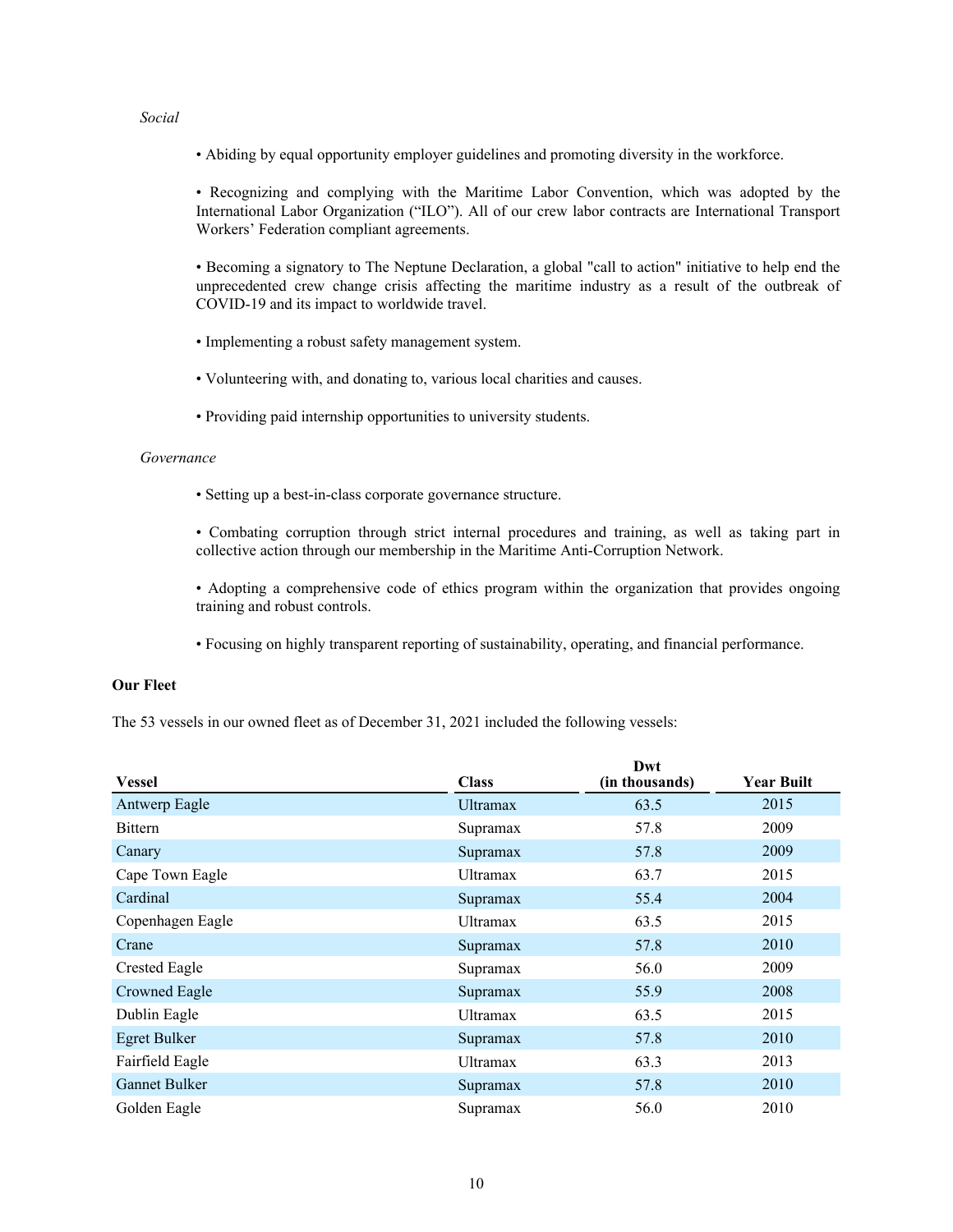*Social*

• Abiding by equal opportunity employer guidelines and promoting diversity in the workforce.

• Recognizing and complying with the Maritime Labor Convention, which was adopted by the International Labor Organization ("ILO"). All of our crew labor contracts are International Transport Workers' Federation compliant agreements.

• Becoming a signatory to The Neptune Declaration, a global "call to action" initiative to help end the unprecedented crew change crisis affecting the maritime industry as a result of the outbreak of COVID-19 and its impact to worldwide travel.

• Implementing a robust safety management system.

• Volunteering with, and donating to, various local charities and causes.

• Providing paid internship opportunities to university students.

*Governance*

• Setting up a best-in-class corporate governance structure.

• Combating corruption through strict internal procedures and training, as well as taking part in collective action through our membership in the Maritime Anti-Corruption Network.

• Adopting a comprehensive code of ethics program within the organization that provides ongoing training and robust controls.

• Focusing on highly transparent reporting of sustainability, operating, and financial performance.

**Our Fleet**

The 53 vessels in our owned fleet as of December 31, 2021 included the following vessels:

| Vessel | Class | Dwt (in thousands) | Year Built |
|---|---|---|---|
| Antwerp Eagle | Ultramax | 63.5 | 2015 |
| Bittern | Supramax | 57.8 | 2009 |
| Canary | Supramax | 57.8 | 2009 |
| Cape Town Eagle | Ultramax | 63.7 | 2015 |
| Cardinal | Supramax | 55.4 | 2004 |
| Copenhagen Eagle | Ultramax | 63.5 | 2015 |
| Crane | Supramax | 57.8 | 2010 |
| Crested Eagle | Supramax | 56.0 | 2009 |
| Crowned Eagle | Supramax | 55.9 | 2008 |
| Dublin Eagle | Ultramax | 63.5 | 2015 |
| Egret Bulker | Supramax | 57.8 | 2010 |
| Fairfield Eagle | Ultramax | 63.3 | 2013 |
| Gannet Bulker | Supramax | 57.8 | 2010 |
| Golden Eagle | Supramax | 56.0 | 2010 |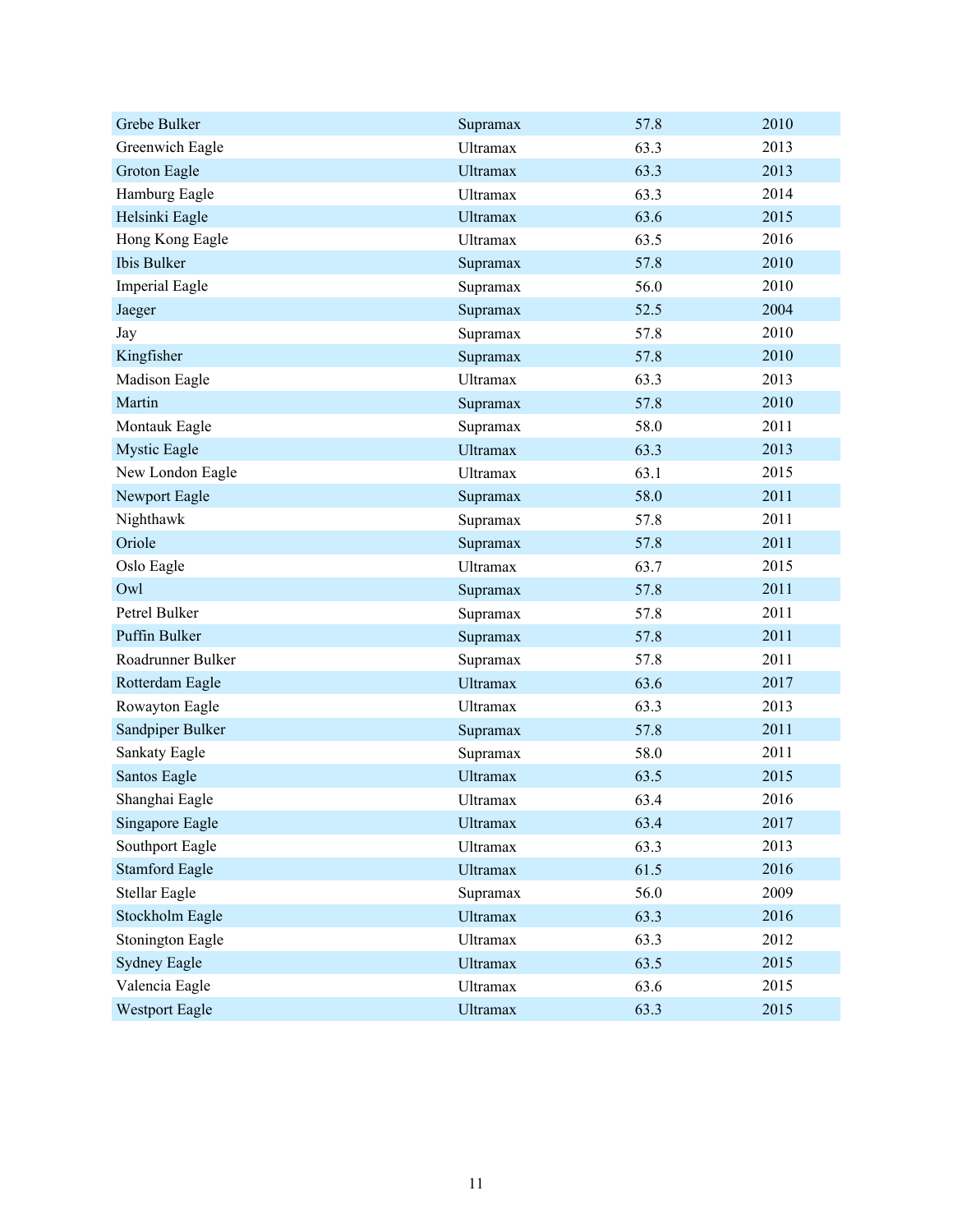| | | | |
|---|---|---|---|
| Grebe Bulker | Supramax | 57.8 | 2010 |
| Greenwich Eagle | Ultramax | 63.3 | 2013 |
| Groton Eagle | Ultramax | 63.3 | 2013 |
| Hamburg Eagle | Ultramax | 63.3 | 2014 |
| Helsinki Eagle | Ultramax | 63.6 | 2015 |
| Hong Kong Eagle | Ultramax | 63.5 | 2016 |
| Ibis Bulker | Supramax | 57.8 | 2010 |
| Imperial Eagle | Supramax | 56.0 | 2010 |
| Jaeger | Supramax | 52.5 | 2004 |
| Jay | Supramax | 57.8 | 2010 |
| Kingfisher | Supramax | 57.8 | 2010 |
| Madison Eagle | Ultramax | 63.3 | 2013 |
| Martin | Supramax | 57.8 | 2010 |
| Montauk Eagle | Supramax | 58.0 | 2011 |
| Mystic Eagle | Ultramax | 63.3 | 2013 |
| New London Eagle | Ultramax | 63.1 | 2015 |
| Newport Eagle | Supramax | 58.0 | 2011 |
| Nighthawk | Supramax | 57.8 | 2011 |
| Oriole | Supramax | 57.8 | 2011 |
| Oslo Eagle | Ultramax | 63.7 | 2015 |
| Owl | Supramax | 57.8 | 2011 |
| Petrel Bulker | Supramax | 57.8 | 2011 |
| Puffin Bulker | Supramax | 57.8 | 2011 |
| Roadrunner Bulker | Supramax | 57.8 | 2011 |
| Rotterdam Eagle | Ultramax | 63.6 | 2017 |
| Rowayton Eagle | Ultramax | 63.3 | 2013 |
| Sandpiper Bulker | Supramax | 57.8 | 2011 |
| Sankaty Eagle | Supramax | 58.0 | 2011 |
| Santos Eagle | Ultramax | 63.5 | 2015 |
| Shanghai Eagle | Ultramax | 63.4 | 2016 |
| Singapore Eagle | Ultramax | 63.4 | 2017 |
| Southport Eagle | Ultramax | 63.3 | 2013 |
| Stamford Eagle | Ultramax | 61.5 | 2016 |
| Stellar Eagle | Supramax | 56.0 | 2009 |
| Stockholm Eagle | Ultramax | 63.3 | 2016 |
| Stonington Eagle | Ultramax | 63.3 | 2012 |
| Sydney Eagle | Ultramax | 63.5 | 2015 |
| Valencia Eagle | Ultramax | 63.6 | 2015 |
| Westport Eagle | Ultramax | 63.3 | 2015 |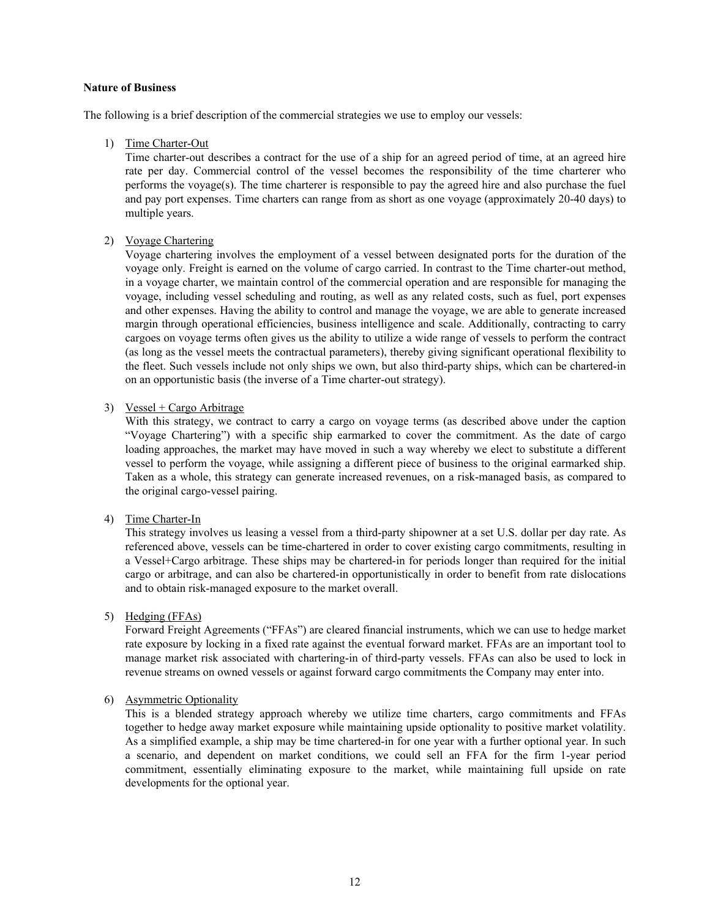**Nature of Business**

The following is a brief description of the commercial strategies we use to employ our vessels:

1) Time Charter-Out
   Time charter-out describes a contract for the use of a ship for an agreed period of time, at an agreed hire rate per day. Commercial control of the vessel becomes the responsibility of the time charterer who performs the voyage(s). The time charterer is responsible to pay the agreed hire and also purchase the fuel and pay port expenses. Time charters can range from as short as one voyage (approximately 20-40 days) to multiple years.

2) Voyage Chartering
   Voyage chartering involves the employment of a vessel between designated ports for the duration of the voyage only. Freight is earned on the volume of cargo carried. In contrast to the Time charter-out method, in a voyage charter, we maintain control of the commercial operation and are responsible for managing the voyage, including vessel scheduling and routing, as well as any related costs, such as fuel, port expenses and other expenses. Having the ability to control and manage the voyage, we are able to generate increased margin through operational efficiencies, business intelligence and scale. Additionally, contracting to carry cargoes on voyage terms often gives us the ability to utilize a wide range of vessels to perform the contract (as long as the vessel meets the contractual parameters), thereby giving significant operational flexibility to the fleet. Such vessels include not only ships we own, but also third-party ships, which can be chartered-in on an opportunistic basis (the inverse of a Time charter-out strategy).

3) Vessel + Cargo Arbitrage
   With this strategy, we contract to carry a cargo on voyage terms (as described above under the caption "Voyage Chartering") with a specific ship earmarked to cover the commitment. As the date of cargo loading approaches, the market may have moved in such a way whereby we elect to substitute a different vessel to perform the voyage, while assigning a different piece of business to the original earmarked ship. Taken as a whole, this strategy can generate increased revenues, on a risk-managed basis, as compared to the original cargo-vessel pairing.

4) Time Charter-In
   This strategy involves us leasing a vessel from a third-party shipowner at a set U.S. dollar per day rate. As referenced above, vessels can be time-chartered in order to cover existing cargo commitments, resulting in a Vessel+Cargo arbitrage. These ships may be chartered-in for periods longer than required for the initial cargo or arbitrage, and can also be chartered-in opportunistically in order to benefit from rate dislocations and to obtain risk-managed exposure to the market overall.

5) Hedging (FFAs)
   Forward Freight Agreements ("FFAs") are cleared financial instruments, which we can use to hedge market rate exposure by locking in a fixed rate against the eventual forward market. FFAs are an important tool to manage market risk associated with chartering-in of third-party vessels. FFAs can also be used to lock in revenue streams on owned vessels or against forward cargo commitments the Company may enter into.

6) Asymmetric Optionality
   This is a blended strategy approach whereby we utilize time charters, cargo commitments and FFAs together to hedge away market exposure while maintaining upside optionality to positive market volatility. As a simplified example, a ship may be time chartered-in for one year with a further optional year. In such a scenario, and dependent on market conditions, we could sell an FFA for the firm 1-year period commitment, essentially eliminating exposure to the market, while maintaining full upside on rate developments for the optional year.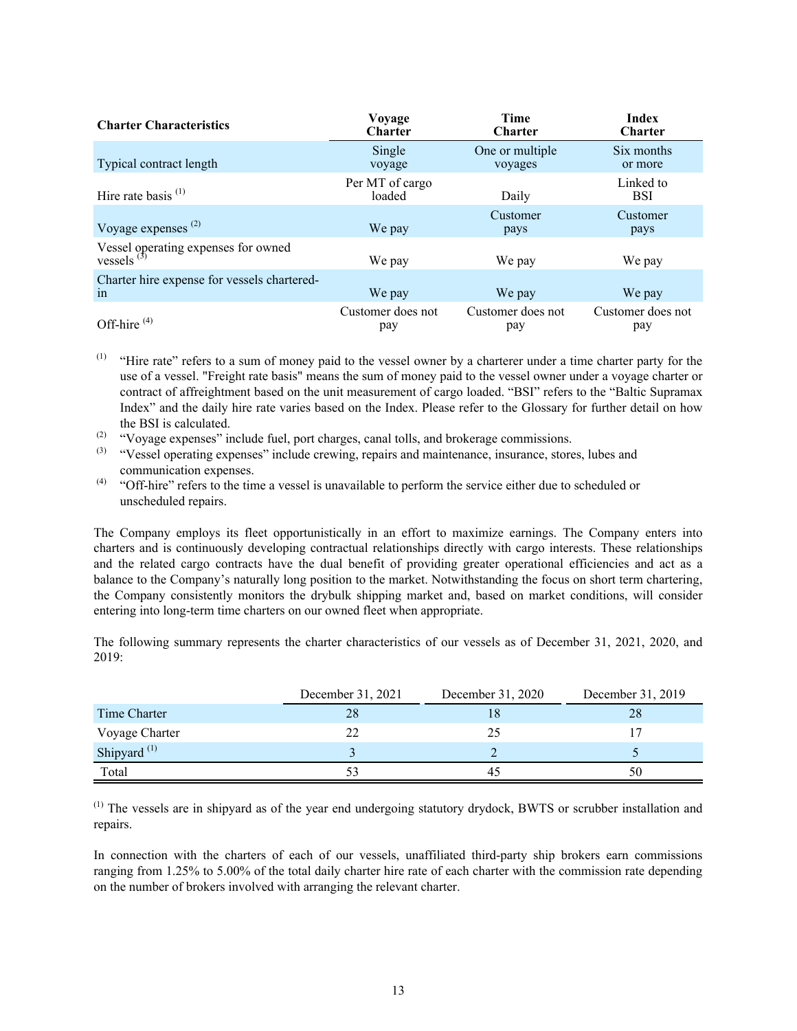| Charter Characteristics | Voyage Charter | Time Charter | Index Charter |
|---|---|---|---|
| Typical contract length | Single voyage | One or multiple voyages | Six months or more |
| Hire rate basis [(1)] | Per MT of cargo loaded | Daily | Linked to BSI |
| Voyage expenses [(2)] | We pay | Customer pays | Customer pays |
| Vessel operating expenses for owned vessels [(3)] | We pay | We pay | We pay |
| Charter hire expense for vessels chartered-in | We pay | We pay | We pay |
| Off-hire [(4)] | Customer does not pay | Customer does not pay | Customer does not pay |

(1) "Hire rate" refers to a sum of money paid to the vessel owner by a charterer under a time charter party for the use of a vessel. "Freight rate basis" means the sum of money paid to the vessel owner under a voyage charter or contract of affreightment based on the unit measurement of cargo loaded. "BSI" refers to the "Baltic Supramax Index" and the daily hire rate varies based on the Index. Please refer to the Glossary for further detail on how the BSI is calculated.

(2) "Voyage expenses" include fuel, port charges, canal tolls, and brokerage commissions.

(3) "Vessel operating expenses" include crewing, repairs and maintenance, insurance, stores, lubes and communication expenses.

(4) "Off-hire" refers to the time a vessel is unavailable to perform the service either due to scheduled or unscheduled repairs.

The Company employs its fleet opportunistically in an effort to maximize earnings. The Company enters into charters and is continuously developing contractual relationships directly with cargo interests. These relationships and the related cargo contracts have the dual benefit of providing greater operational efficiencies and act as a balance to the Company's naturally long position to the market. Notwithstanding the focus on short term chartering, the Company consistently monitors the drybulk shipping market and, based on market conditions, will consider entering into long-term time charters on our owned fleet when appropriate.

The following summary represents the charter characteristics of our vessels as of December 31, 2021, 2020, and 2019:

| | December 31, 2021 | December 31, 2020 | December 31, 2019 |
|---|---|---|---|
| Time Charter | 28 | 18 | 28 |
| Voyage Charter | 22 | 25 | 17 |
| Shipyard [(1)] | 3 | 2 | 5 |
| Total | 53 | 45 | 50 |

(1) The vessels are in shipyard as of the year end undergoing statutory drydock, BWTS or scrubber installation and repairs.

In connection with the charters of each of our vessels, unaffiliated third-party ship brokers earn commissions ranging from 1.25% to 5.00% of the total daily charter hire rate of each charter with the commission rate depending on the number of brokers involved with arranging the relevant charter.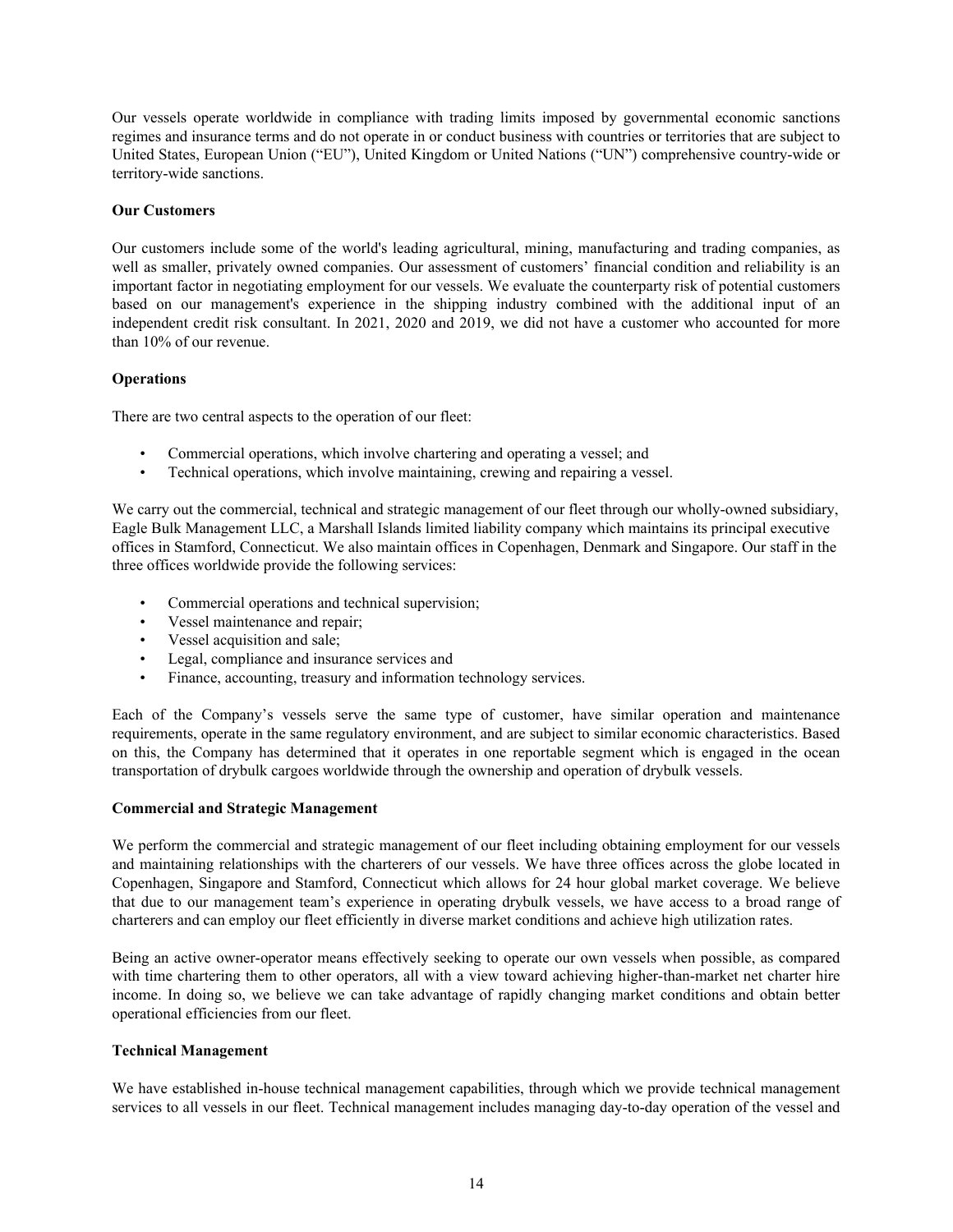Our vessels operate worldwide in compliance with trading limits imposed by governmental economic sanctions regimes and insurance terms and do not operate in or conduct business with countries or territories that are subject to United States, European Union ("EU"), United Kingdom or United Nations ("UN") comprehensive country-wide or territory-wide sanctions.

**Our Customers**

Our customers include some of the world's leading agricultural, mining, manufacturing and trading companies, as well as smaller, privately owned companies. Our assessment of customers' financial condition and reliability is an important factor in negotiating employment for our vessels. We evaluate the counterparty risk of potential customers based on our management's experience in the shipping industry combined with the additional input of an independent credit risk consultant. In 2021, 2020 and 2019, we did not have a customer who accounted for more than 10% of our revenue.

**Operations**

There are two central aspects to the operation of our fleet:

- Commercial operations, which involve chartering and operating a vessel; and
- Technical operations, which involve maintaining, crewing and repairing a vessel.

We carry out the commercial, technical and strategic management of our fleet through our wholly-owned subsidiary, Eagle Bulk Management LLC, a Marshall Islands limited liability company which maintains its principal executive offices in Stamford, Connecticut. We also maintain offices in Copenhagen, Denmark and Singapore. Our staff in the three offices worldwide provide the following services:

- Commercial operations and technical supervision;
- Vessel maintenance and repair;
- Vessel acquisition and sale;
- Legal, compliance and insurance services and
- Finance, accounting, treasury and information technology services.

Each of the Company's vessels serve the same type of customer, have similar operation and maintenance requirements, operate in the same regulatory environment, and are subject to similar economic characteristics. Based on this, the Company has determined that it operates in one reportable segment which is engaged in the ocean transportation of drybulk cargoes worldwide through the ownership and operation of drybulk vessels.

**Commercial and Strategic Management**

We perform the commercial and strategic management of our fleet including obtaining employment for our vessels and maintaining relationships with the charterers of our vessels. We have three offices across the globe located in Copenhagen, Singapore and Stamford, Connecticut which allows for 24 hour global market coverage. We believe that due to our management team's experience in operating drybulk vessels, we have access to a broad range of charterers and can employ our fleet efficiently in diverse market conditions and achieve high utilization rates.

Being an active owner-operator means effectively seeking to operate our own vessels when possible, as compared with time chartering them to other operators, all with a view toward achieving higher-than-market net charter hire income. In doing so, we believe we can take advantage of rapidly changing market conditions and obtain better operational efficiencies from our fleet.

**Technical Management**

We have established in-house technical management capabilities, through which we provide technical management services to all vessels in our fleet. Technical management includes managing day-to-day operation of the vessel and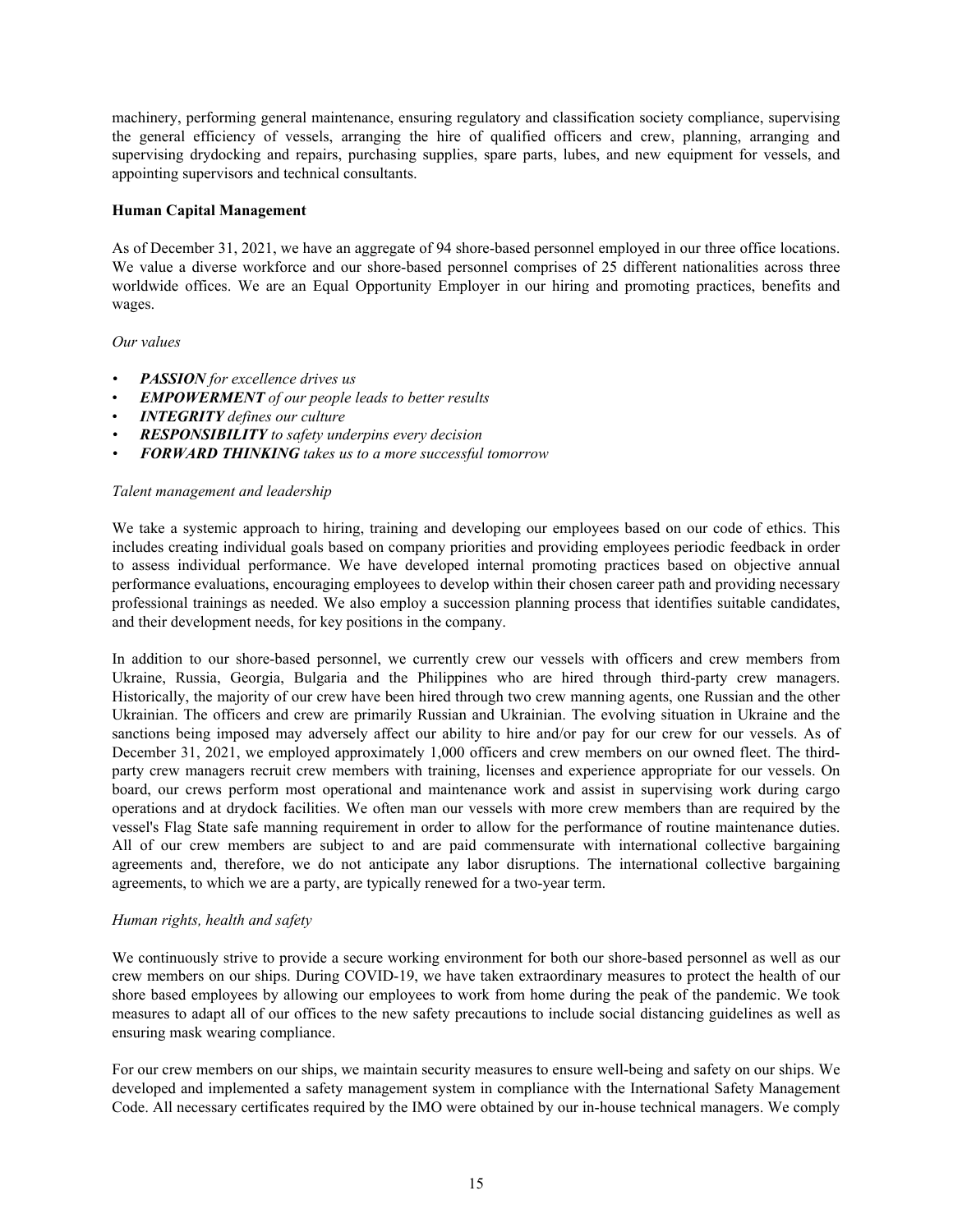machinery, performing general maintenance, ensuring regulatory and classification society compliance, supervising the general efficiency of vessels, arranging the hire of qualified officers and crew, planning, arranging and supervising drydocking and repairs, purchasing supplies, spare parts, lubes, and new equipment for vessels, and appointing supervisors and technical consultants.

**Human Capital Management**

As of December 31, 2021, we have an aggregate of 94 shore-based personnel employed in our three office locations. We value a diverse workforce and our shore-based personnel comprises of 25 different nationalities across three worldwide offices. We are an Equal Opportunity Employer in our hiring and promoting practices, benefits and wages.

*Our values*

- ***PASSION*** *for excellence drives us*
- ***EMPOWERMENT*** *of our people leads to better results*
- ***INTEGRITY*** *defines our culture*
- ***RESPONSIBILITY*** *to safety underpins every decision*
- ***FORWARD THINKING*** *takes us to a more successful tomorrow*

*Talent management and leadership*

We take a systemic approach to hiring, training and developing our employees based on our code of ethics. This includes creating individual goals based on company priorities and providing employees periodic feedback in order to assess individual performance. We have developed internal promoting practices based on objective annual performance evaluations, encouraging employees to develop within their chosen career path and providing necessary professional trainings as needed. We also employ a succession planning process that identifies suitable candidates, and their development needs, for key positions in the company.

In addition to our shore-based personnel, we currently crew our vessels with officers and crew members from Ukraine, Russia, Georgia, Bulgaria and the Philippines who are hired through third-party crew managers. Historically, the majority of our crew have been hired through two crew manning agents, one Russian and the other Ukrainian. The officers and crew are primarily Russian and Ukrainian. The evolving situation in Ukraine and the sanctions being imposed may adversely affect our ability to hire and/or pay for our crew for our vessels. As of December 31, 2021, we employed approximately 1,000 officers and crew members on our owned fleet. The third-party crew managers recruit crew members with training, licenses and experience appropriate for our vessels. On board, our crews perform most operational and maintenance work and assist in supervising work during cargo operations and at drydock facilities. We often man our vessels with more crew members than are required by the vessel's Flag State safe manning requirement in order to allow for the performance of routine maintenance duties. All of our crew members are subject to and are paid commensurate with international collective bargaining agreements and, therefore, we do not anticipate any labor disruptions. The international collective bargaining agreements, to which we are a party, are typically renewed for a two-year term.

*Human rights, health and safety*

We continuously strive to provide a secure working environment for both our shore-based personnel as well as our crew members on our ships. During COVID-19, we have taken extraordinary measures to protect the health of our shore based employees by allowing our employees to work from home during the peak of the pandemic. We took measures to adapt all of our offices to the new safety precautions to include social distancing guidelines as well as ensuring mask wearing compliance.

For our crew members on our ships, we maintain security measures to ensure well-being and safety on our ships. We developed and implemented a safety management system in compliance with the International Safety Management Code. All necessary certificates required by the IMO were obtained by our in-house technical managers. We comply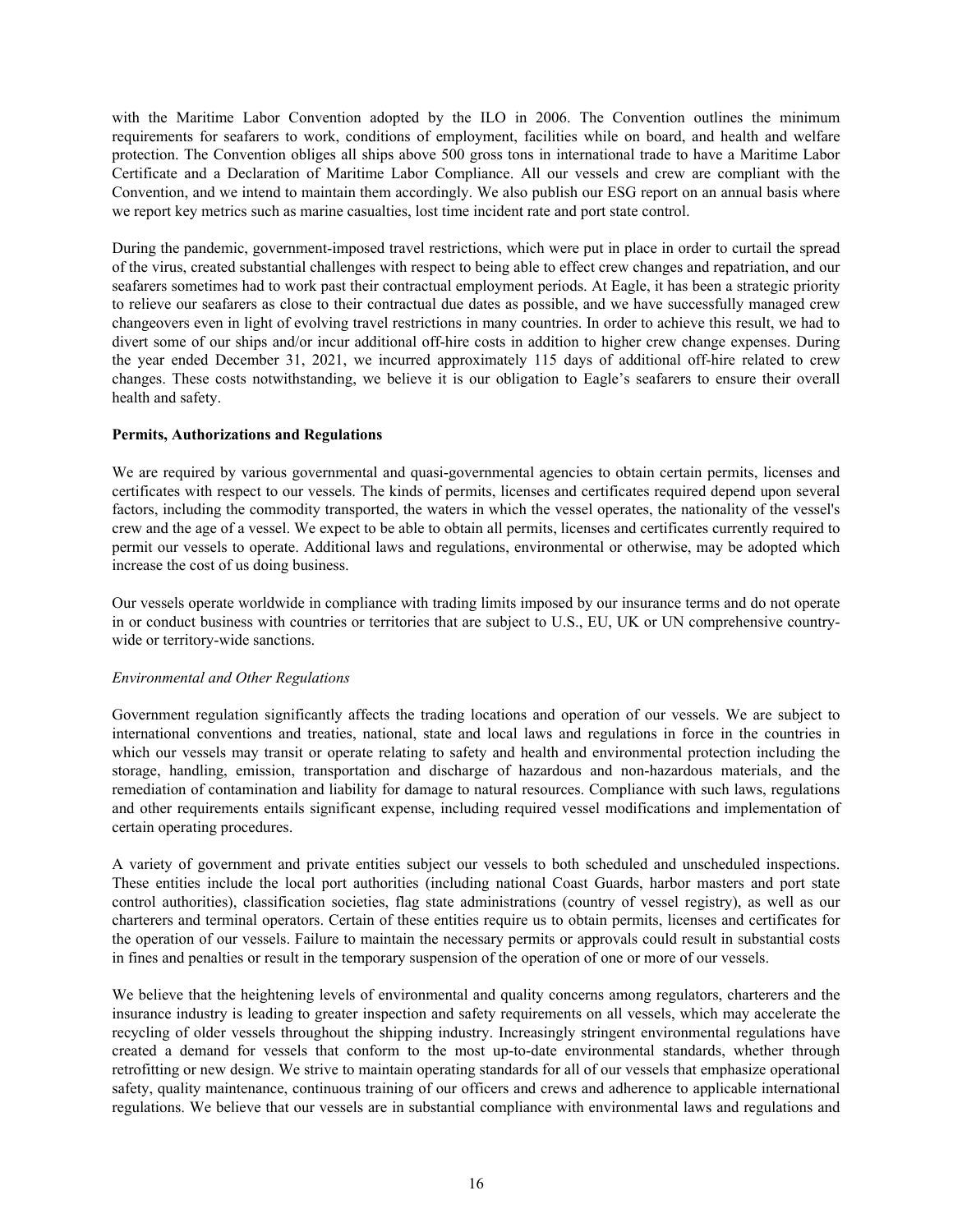with the Maritime Labor Convention adopted by the ILO in 2006. The Convention outlines the minimum requirements for seafarers to work, conditions of employment, facilities while on board, and health and welfare protection. The Convention obliges all ships above 500 gross tons in international trade to have a Maritime Labor Certificate and a Declaration of Maritime Labor Compliance. All our vessels and crew are compliant with the Convention, and we intend to maintain them accordingly. We also publish our ESG report on an annual basis where we report key metrics such as marine casualties, lost time incident rate and port state control.

During the pandemic, government-imposed travel restrictions, which were put in place in order to curtail the spread of the virus, created substantial challenges with respect to being able to effect crew changes and repatriation, and our seafarers sometimes had to work past their contractual employment periods. At Eagle, it has been a strategic priority to relieve our seafarers as close to their contractual due dates as possible, and we have successfully managed crew changeovers even in light of evolving travel restrictions in many countries. In order to achieve this result, we had to divert some of our ships and/or incur additional off-hire costs in addition to higher crew change expenses. During the year ended December 31, 2021, we incurred approximately 115 days of additional off-hire related to crew changes. These costs notwithstanding, we believe it is our obligation to Eagle's seafarers to ensure their overall health and safety.

**Permits, Authorizations and Regulations**

We are required by various governmental and quasi-governmental agencies to obtain certain permits, licenses and certificates with respect to our vessels. The kinds of permits, licenses and certificates required depend upon several factors, including the commodity transported, the waters in which the vessel operates, the nationality of the vessel's crew and the age of a vessel. We expect to be able to obtain all permits, licenses and certificates currently required to permit our vessels to operate. Additional laws and regulations, environmental or otherwise, may be adopted which increase the cost of us doing business.

Our vessels operate worldwide in compliance with trading limits imposed by our insurance terms and do not operate in or conduct business with countries or territories that are subject to U.S., EU, UK or UN comprehensive country-wide or territory-wide sanctions.

*Environmental and Other Regulations*

Government regulation significantly affects the trading locations and operation of our vessels. We are subject to international conventions and treaties, national, state and local laws and regulations in force in the countries in which our vessels may transit or operate relating to safety and health and environmental protection including the storage, handling, emission, transportation and discharge of hazardous and non-hazardous materials, and the remediation of contamination and liability for damage to natural resources. Compliance with such laws, regulations and other requirements entails significant expense, including required vessel modifications and implementation of certain operating procedures.

A variety of government and private entities subject our vessels to both scheduled and unscheduled inspections. These entities include the local port authorities (including national Coast Guards, harbor masters and port state control authorities), classification societies, flag state administrations (country of vessel registry), as well as our charterers and terminal operators. Certain of these entities require us to obtain permits, licenses and certificates for the operation of our vessels. Failure to maintain the necessary permits or approvals could result in substantial costs in fines and penalties or result in the temporary suspension of the operation of one or more of our vessels.

We believe that the heightening levels of environmental and quality concerns among regulators, charterers and the insurance industry is leading to greater inspection and safety requirements on all vessels, which may accelerate the recycling of older vessels throughout the shipping industry. Increasingly stringent environmental regulations have created a demand for vessels that conform to the most up-to-date environmental standards, whether through retrofitting or new design. We strive to maintain operating standards for all of our vessels that emphasize operational safety, quality maintenance, continuous training of our officers and crews and adherence to applicable international regulations. We believe that our vessels are in substantial compliance with environmental laws and regulations and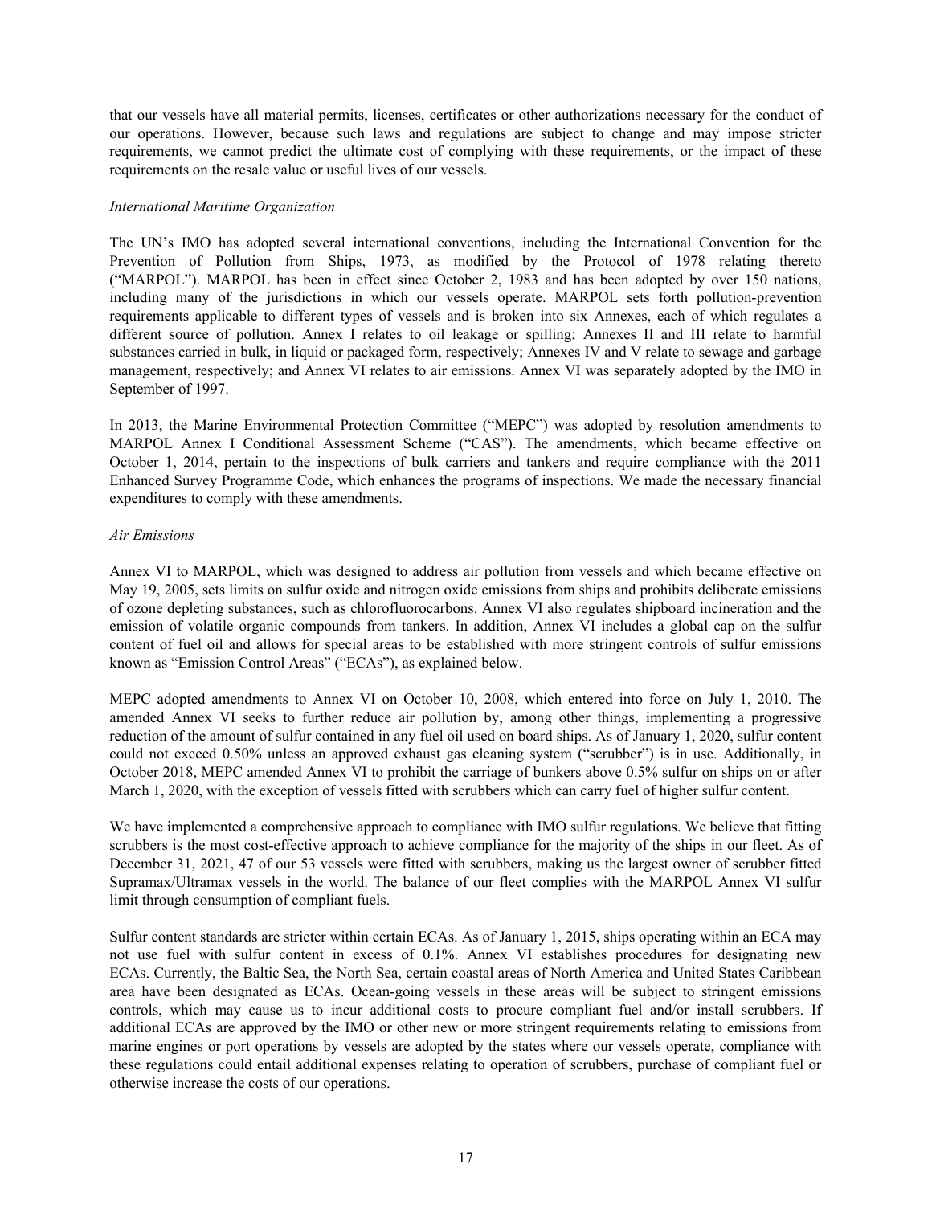that our vessels have all material permits, licenses, certificates or other authorizations necessary for the conduct of our operations. However, because such laws and regulations are subject to change and may impose stricter requirements, we cannot predict the ultimate cost of complying with these requirements, or the impact of these requirements on the resale value or useful lives of our vessels.

*International Maritime Organization*

The UN's IMO has adopted several international conventions, including the International Convention for the Prevention of Pollution from Ships, 1973, as modified by the Protocol of 1978 relating thereto ("MARPOL"). MARPOL has been in effect since October 2, 1983 and has been adopted by over 150 nations, including many of the jurisdictions in which our vessels operate. MARPOL sets forth pollution-prevention requirements applicable to different types of vessels and is broken into six Annexes, each of which regulates a different source of pollution. Annex I relates to oil leakage or spilling; Annexes II and III relate to harmful substances carried in bulk, in liquid or packaged form, respectively; Annexes IV and V relate to sewage and garbage management, respectively; and Annex VI relates to air emissions. Annex VI was separately adopted by the IMO in September of 1997.

In 2013, the Marine Environmental Protection Committee ("MEPC") was adopted by resolution amendments to MARPOL Annex I Conditional Assessment Scheme ("CAS"). The amendments, which became effective on October 1, 2014, pertain to the inspections of bulk carriers and tankers and require compliance with the 2011 Enhanced Survey Programme Code, which enhances the programs of inspections. We made the necessary financial expenditures to comply with these amendments.

*Air Emissions*

Annex VI to MARPOL, which was designed to address air pollution from vessels and which became effective on May 19, 2005, sets limits on sulfur oxide and nitrogen oxide emissions from ships and prohibits deliberate emissions of ozone depleting substances, such as chlorofluorocarbons. Annex VI also regulates shipboard incineration and the emission of volatile organic compounds from tankers. In addition, Annex VI includes a global cap on the sulfur content of fuel oil and allows for special areas to be established with more stringent controls of sulfur emissions known as "Emission Control Areas" ("ECAs"), as explained below.

MEPC adopted amendments to Annex VI on October 10, 2008, which entered into force on July 1, 2010. The amended Annex VI seeks to further reduce air pollution by, among other things, implementing a progressive reduction of the amount of sulfur contained in any fuel oil used on board ships. As of January 1, 2020, sulfur content could not exceed 0.50% unless an approved exhaust gas cleaning system ("scrubber") is in use. Additionally, in October 2018, MEPC amended Annex VI to prohibit the carriage of bunkers above 0.5% sulfur on ships on or after March 1, 2020, with the exception of vessels fitted with scrubbers which can carry fuel of higher sulfur content.

We have implemented a comprehensive approach to compliance with IMO sulfur regulations. We believe that fitting scrubbers is the most cost-effective approach to achieve compliance for the majority of the ships in our fleet. As of December 31, 2021, 47 of our 53 vessels were fitted with scrubbers, making us the largest owner of scrubber fitted Supramax/Ultramax vessels in the world. The balance of our fleet complies with the MARPOL Annex VI sulfur limit through consumption of compliant fuels.

Sulfur content standards are stricter within certain ECAs. As of January 1, 2015, ships operating within an ECA may not use fuel with sulfur content in excess of 0.1%. Annex VI establishes procedures for designating new ECAs. Currently, the Baltic Sea, the North Sea, certain coastal areas of North America and United States Caribbean area have been designated as ECAs. Ocean-going vessels in these areas will be subject to stringent emissions controls, which may cause us to incur additional costs to procure compliant fuel and/or install scrubbers. If additional ECAs are approved by the IMO or other new or more stringent requirements relating to emissions from marine engines or port operations by vessels are adopted by the states where our vessels operate, compliance with these regulations could entail additional expenses relating to operation of scrubbers, purchase of compliant fuel or otherwise increase the costs of our operations.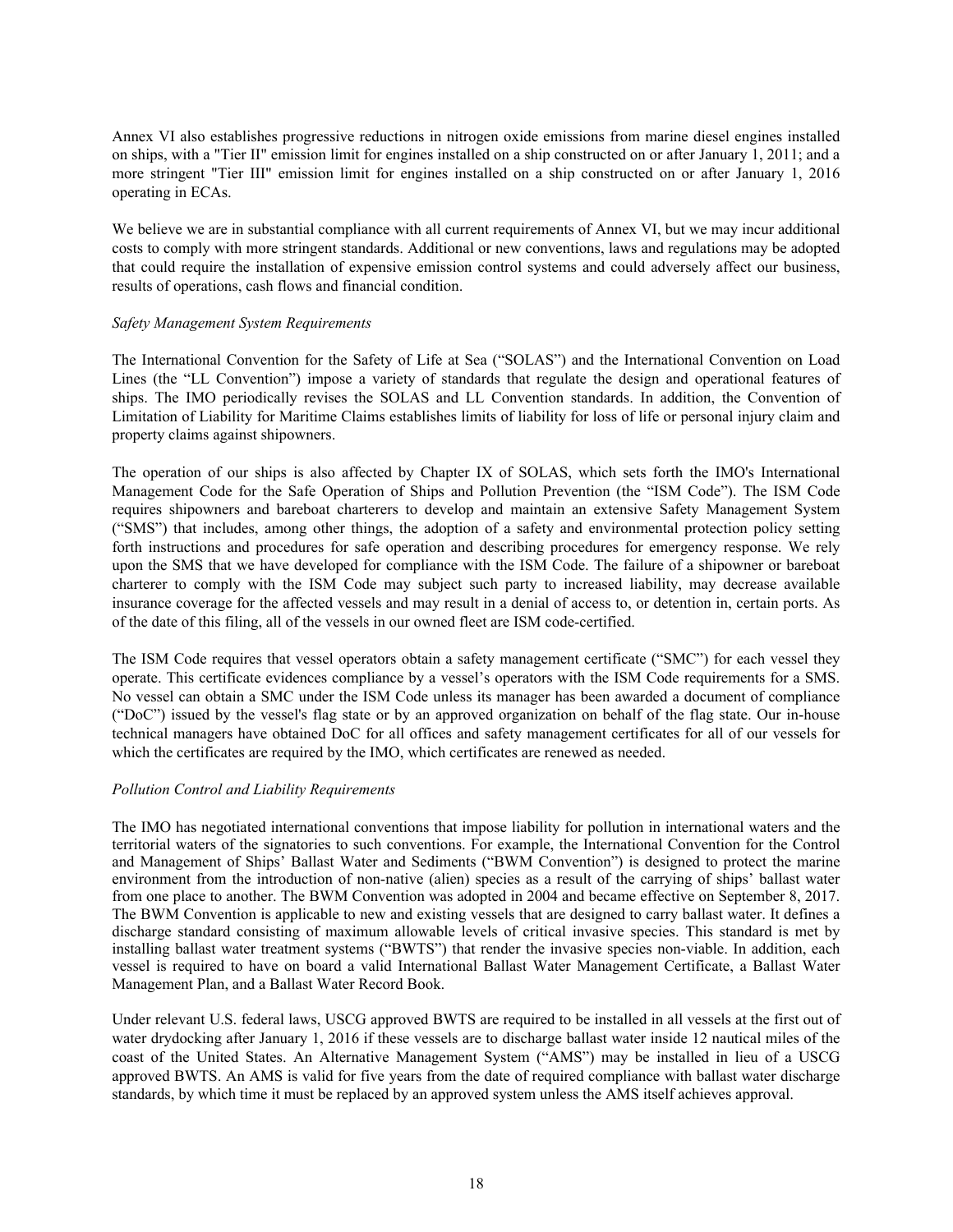Annex VI also establishes progressive reductions in nitrogen oxide emissions from marine diesel engines installed on ships, with a "Tier II" emission limit for engines installed on a ship constructed on or after January 1, 2011; and a more stringent "Tier III" emission limit for engines installed on a ship constructed on or after January 1, 2016 operating in ECAs.

We believe we are in substantial compliance with all current requirements of Annex VI, but we may incur additional costs to comply with more stringent standards. Additional or new conventions, laws and regulations may be adopted that could require the installation of expensive emission control systems and could adversely affect our business, results of operations, cash flows and financial condition.

*Safety Management System Requirements*

The International Convention for the Safety of Life at Sea ("SOLAS") and the International Convention on Load Lines (the "LL Convention") impose a variety of standards that regulate the design and operational features of ships. The IMO periodically revises the SOLAS and LL Convention standards. In addition, the Convention of Limitation of Liability for Maritime Claims establishes limits of liability for loss of life or personal injury claim and property claims against shipowners.

The operation of our ships is also affected by Chapter IX of SOLAS, which sets forth the IMO's International Management Code for the Safe Operation of Ships and Pollution Prevention (the "ISM Code"). The ISM Code requires shipowners and bareboat charterers to develop and maintain an extensive Safety Management System ("SMS") that includes, among other things, the adoption of a safety and environmental protection policy setting forth instructions and procedures for safe operation and describing procedures for emergency response. We rely upon the SMS that we have developed for compliance with the ISM Code. The failure of a shipowner or bareboat charterer to comply with the ISM Code may subject such party to increased liability, may decrease available insurance coverage for the affected vessels and may result in a denial of access to, or detention in, certain ports. As of the date of this filing, all of the vessels in our owned fleet are ISM code-certified.

The ISM Code requires that vessel operators obtain a safety management certificate ("SMC") for each vessel they operate. This certificate evidences compliance by a vessel's operators with the ISM Code requirements for a SMS. No vessel can obtain a SMC under the ISM Code unless its manager has been awarded a document of compliance ("DoC") issued by the vessel's flag state or by an approved organization on behalf of the flag state. Our in-house technical managers have obtained DoC for all offices and safety management certificates for all of our vessels for which the certificates are required by the IMO, which certificates are renewed as needed.

*Pollution Control and Liability Requirements*

The IMO has negotiated international conventions that impose liability for pollution in international waters and the territorial waters of the signatories to such conventions. For example, the International Convention for the Control and Management of Ships' Ballast Water and Sediments ("BWM Convention") is designed to protect the marine environment from the introduction of non-native (alien) species as a result of the carrying of ships' ballast water from one place to another. The BWM Convention was adopted in 2004 and became effective on September 8, 2017. The BWM Convention is applicable to new and existing vessels that are designed to carry ballast water. It defines a discharge standard consisting of maximum allowable levels of critical invasive species. This standard is met by installing ballast water treatment systems ("BWTS") that render the invasive species non-viable. In addition, each vessel is required to have on board a valid International Ballast Water Management Certificate, a Ballast Water Management Plan, and a Ballast Water Record Book.

Under relevant U.S. federal laws, USCG approved BWTS are required to be installed in all vessels at the first out of water drydocking after January 1, 2016 if these vessels are to discharge ballast water inside 12 nautical miles of the coast of the United States. An Alternative Management System ("AMS") may be installed in lieu of a USCG approved BWTS. An AMS is valid for five years from the date of required compliance with ballast water discharge standards, by which time it must be replaced by an approved system unless the AMS itself achieves approval.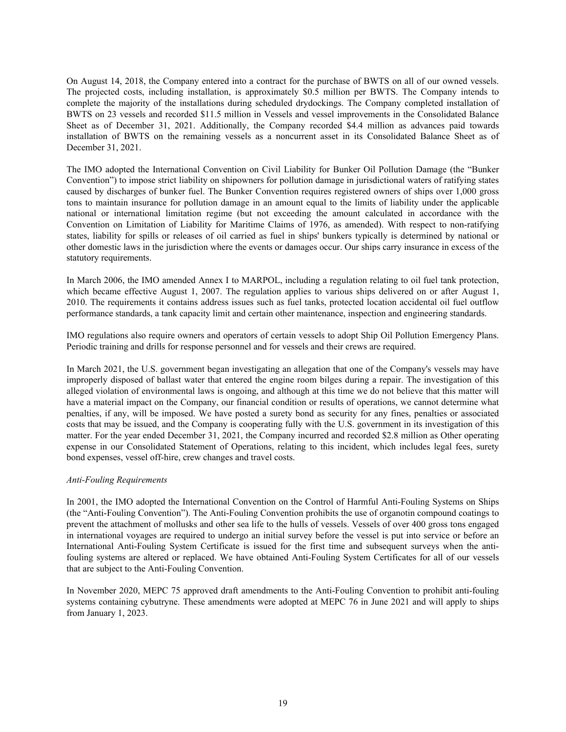On August 14, 2018, the Company entered into a contract for the purchase of BWTS on all of our owned vessels. The projected costs, including installation, is approximately $0.5 million per BWTS. The Company intends to complete the majority of the installations during scheduled drydockings. The Company completed installation of BWTS on 23 vessels and recorded $11.5 million in Vessels and vessel improvements in the Consolidated Balance Sheet as of December 31, 2021. Additionally, the Company recorded $4.4 million as advances paid towards installation of BWTS on the remaining vessels as a noncurrent asset in its Consolidated Balance Sheet as of December 31, 2021.

The IMO adopted the International Convention on Civil Liability for Bunker Oil Pollution Damage (the "Bunker Convention") to impose strict liability on shipowners for pollution damage in jurisdictional waters of ratifying states caused by discharges of bunker fuel. The Bunker Convention requires registered owners of ships over 1,000 gross tons to maintain insurance for pollution damage in an amount equal to the limits of liability under the applicable national or international limitation regime (but not exceeding the amount calculated in accordance with the Convention on Limitation of Liability for Maritime Claims of 1976, as amended). With respect to non-ratifying states, liability for spills or releases of oil carried as fuel in ships' bunkers typically is determined by national or other domestic laws in the jurisdiction where the events or damages occur. Our ships carry insurance in excess of the statutory requirements.

In March 2006, the IMO amended Annex I to MARPOL, including a regulation relating to oil fuel tank protection, which became effective August 1, 2007. The regulation applies to various ships delivered on or after August 1, 2010. The requirements it contains address issues such as fuel tanks, protected location accidental oil fuel outflow performance standards, a tank capacity limit and certain other maintenance, inspection and engineering standards.

IMO regulations also require owners and operators of certain vessels to adopt Ship Oil Pollution Emergency Plans. Periodic training and drills for response personnel and for vessels and their crews are required.

In March 2021, the U.S. government began investigating an allegation that one of the Company's vessels may have improperly disposed of ballast water that entered the engine room bilges during a repair. The investigation of this alleged violation of environmental laws is ongoing, and although at this time we do not believe that this matter will have a material impact on the Company, our financial condition or results of operations, we cannot determine what penalties, if any, will be imposed. We have posted a surety bond as security for any fines, penalties or associated costs that may be issued, and the Company is cooperating fully with the U.S. government in its investigation of this matter. For the year ended December 31, 2021, the Company incurred and recorded $2.8 million as Other operating expense in our Consolidated Statement of Operations, relating to this incident, which includes legal fees, surety bond expenses, vessel off-hire, crew changes and travel costs.

*Anti-Fouling Requirements*

In 2001, the IMO adopted the International Convention on the Control of Harmful Anti-Fouling Systems on Ships (the "Anti-Fouling Convention"). The Anti-Fouling Convention prohibits the use of organotin compound coatings to prevent the attachment of mollusks and other sea life to the hulls of vessels. Vessels of over 400 gross tons engaged in international voyages are required to undergo an initial survey before the vessel is put into service or before an International Anti-Fouling System Certificate is issued for the first time and subsequent surveys when the anti-fouling systems are altered or replaced. We have obtained Anti-Fouling System Certificates for all of our vessels that are subject to the Anti-Fouling Convention.

In November 2020, MEPC 75 approved draft amendments to the Anti-Fouling Convention to prohibit anti-fouling systems containing cybutryne. These amendments were adopted at MEPC 76 in June 2021 and will apply to ships from January 1, 2023.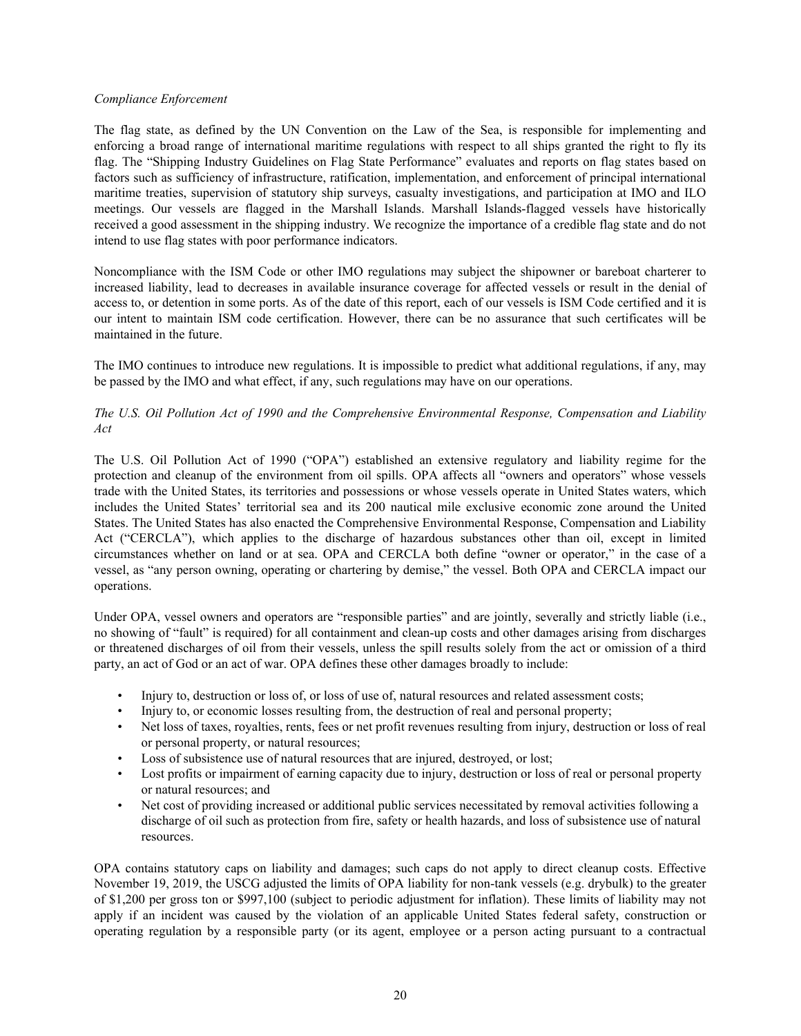*Compliance Enforcement*

The flag state, as defined by the UN Convention on the Law of the Sea, is responsible for implementing and enforcing a broad range of international maritime regulations with respect to all ships granted the right to fly its flag. The "Shipping Industry Guidelines on Flag State Performance" evaluates and reports on flag states based on factors such as sufficiency of infrastructure, ratification, implementation, and enforcement of principal international maritime treaties, supervision of statutory ship surveys, casualty investigations, and participation at IMO and ILO meetings. Our vessels are flagged in the Marshall Islands. Marshall Islands-flagged vessels have historically received a good assessment in the shipping industry. We recognize the importance of a credible flag state and do not intend to use flag states with poor performance indicators.

Noncompliance with the ISM Code or other IMO regulations may subject the shipowner or bareboat charterer to increased liability, lead to decreases in available insurance coverage for affected vessels or result in the denial of access to, or detention in some ports. As of the date of this report, each of our vessels is ISM Code certified and it is our intent to maintain ISM code certification. However, there can be no assurance that such certificates will be maintained in the future.

The IMO continues to introduce new regulations. It is impossible to predict what additional regulations, if any, may be passed by the IMO and what effect, if any, such regulations may have on our operations.

*The U.S. Oil Pollution Act of 1990 and the Comprehensive Environmental Response, Compensation and Liability Act*

The U.S. Oil Pollution Act of 1990 ("OPA") established an extensive regulatory and liability regime for the protection and cleanup of the environment from oil spills. OPA affects all "owners and operators" whose vessels trade with the United States, its territories and possessions or whose vessels operate in United States waters, which includes the United States' territorial sea and its 200 nautical mile exclusive economic zone around the United States. The United States has also enacted the Comprehensive Environmental Response, Compensation and Liability Act ("CERCLA"), which applies to the discharge of hazardous substances other than oil, except in limited circumstances whether on land or at sea. OPA and CERCLA both define "owner or operator," in the case of a vessel, as "any person owning, operating or chartering by demise," the vessel. Both OPA and CERCLA impact our operations.

Under OPA, vessel owners and operators are "responsible parties" and are jointly, severally and strictly liable (i.e., no showing of "fault" is required) for all containment and clean-up costs and other damages arising from discharges or threatened discharges of oil from their vessels, unless the spill results solely from the act or omission of a third party, an act of God or an act of war. OPA defines these other damages broadly to include:

- Injury to, destruction or loss of, or loss of use of, natural resources and related assessment costs;
- Injury to, or economic losses resulting from, the destruction of real and personal property;
- Net loss of taxes, royalties, rents, fees or net profit revenues resulting from injury, destruction or loss of real or personal property, or natural resources;
- Loss of subsistence use of natural resources that are injured, destroyed, or lost;
- Lost profits or impairment of earning capacity due to injury, destruction or loss of real or personal property or natural resources; and
- Net cost of providing increased or additional public services necessitated by removal activities following a discharge of oil such as protection from fire, safety or health hazards, and loss of subsistence use of natural resources.

OPA contains statutory caps on liability and damages; such caps do not apply to direct cleanup costs. Effective November 19, 2019, the USCG adjusted the limits of OPA liability for non-tank vessels (e.g. drybulk) to the greater of $1,200 per gross ton or $997,100 (subject to periodic adjustment for inflation). These limits of liability may not apply if an incident was caused by the violation of an applicable United States federal safety, construction or operating regulation by a responsible party (or its agent, employee or a person acting pursuant to a contractual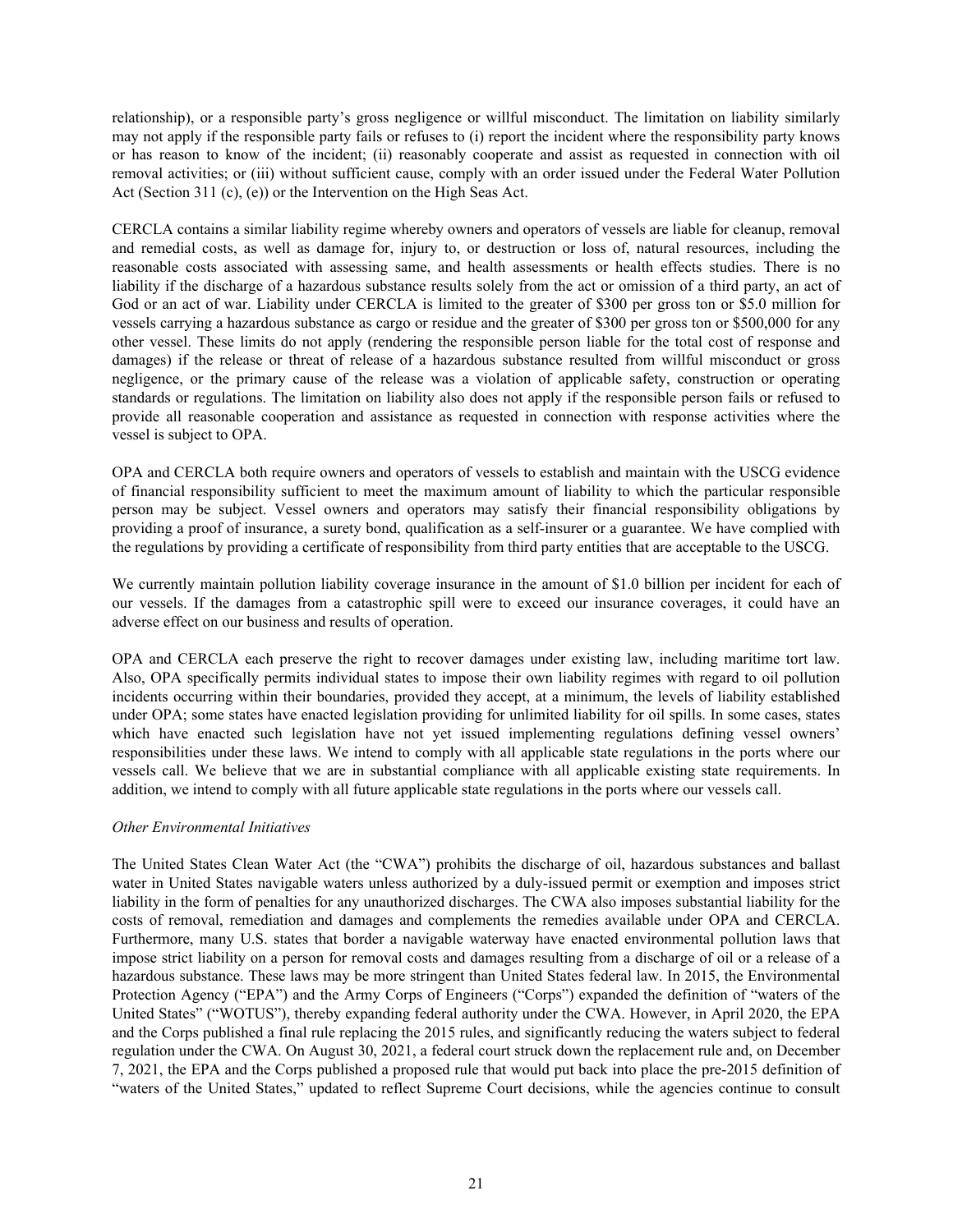relationship), or a responsible party's gross negligence or willful misconduct. The limitation on liability similarly may not apply if the responsible party fails or refuses to (i) report the incident where the responsibility party knows or has reason to know of the incident; (ii) reasonably cooperate and assist as requested in connection with oil removal activities; or (iii) without sufficient cause, comply with an order issued under the Federal Water Pollution Act (Section 311 (c), (e)) or the Intervention on the High Seas Act.

CERCLA contains a similar liability regime whereby owners and operators of vessels are liable for cleanup, removal and remedial costs, as well as damage for, injury to, or destruction or loss of, natural resources, including the reasonable costs associated with assessing same, and health assessments or health effects studies. There is no liability if the discharge of a hazardous substance results solely from the act or omission of a third party, an act of God or an act of war. Liability under CERCLA is limited to the greater of $300 per gross ton or $5.0 million for vessels carrying a hazardous substance as cargo or residue and the greater of $300 per gross ton or $500,000 for any other vessel. These limits do not apply (rendering the responsible person liable for the total cost of response and damages) if the release or threat of release of a hazardous substance resulted from willful misconduct or gross negligence, or the primary cause of the release was a violation of applicable safety, construction or operating standards or regulations. The limitation on liability also does not apply if the responsible person fails or refused to provide all reasonable cooperation and assistance as requested in connection with response activities where the vessel is subject to OPA.

OPA and CERCLA both require owners and operators of vessels to establish and maintain with the USCG evidence of financial responsibility sufficient to meet the maximum amount of liability to which the particular responsible person may be subject. Vessel owners and operators may satisfy their financial responsibility obligations by providing a proof of insurance, a surety bond, qualification as a self-insurer or a guarantee. We have complied with the regulations by providing a certificate of responsibility from third party entities that are acceptable to the USCG.

We currently maintain pollution liability coverage insurance in the amount of $1.0 billion per incident for each of our vessels. If the damages from a catastrophic spill were to exceed our insurance coverages, it could have an adverse effect on our business and results of operation.

OPA and CERCLA each preserve the right to recover damages under existing law, including maritime tort law. Also, OPA specifically permits individual states to impose their own liability regimes with regard to oil pollution incidents occurring within their boundaries, provided they accept, at a minimum, the levels of liability established under OPA; some states have enacted legislation providing for unlimited liability for oil spills. In some cases, states which have enacted such legislation have not yet issued implementing regulations defining vessel owners' responsibilities under these laws. We intend to comply with all applicable state regulations in the ports where our vessels call. We believe that we are in substantial compliance with all applicable existing state requirements. In addition, we intend to comply with all future applicable state regulations in the ports where our vessels call.

*Other Environmental Initiatives*

The United States Clean Water Act (the "CWA") prohibits the discharge of oil, hazardous substances and ballast water in United States navigable waters unless authorized by a duly-issued permit or exemption and imposes strict liability in the form of penalties for any unauthorized discharges. The CWA also imposes substantial liability for the costs of removal, remediation and damages and complements the remedies available under OPA and CERCLA. Furthermore, many U.S. states that border a navigable waterway have enacted environmental pollution laws that impose strict liability on a person for removal costs and damages resulting from a discharge of oil or a release of a hazardous substance. These laws may be more stringent than United States federal law. In 2015, the Environmental Protection Agency ("EPA") and the Army Corps of Engineers ("Corps") expanded the definition of "waters of the United States" ("WOTUS"), thereby expanding federal authority under the CWA. However, in April 2020, the EPA and the Corps published a final rule replacing the 2015 rules, and significantly reducing the waters subject to federal regulation under the CWA. On August 30, 2021, a federal court struck down the replacement rule and, on December 7, 2021, the EPA and the Corps published a proposed rule that would put back into place the pre-2015 definition of "waters of the United States," updated to reflect Supreme Court decisions, while the agencies continue to consult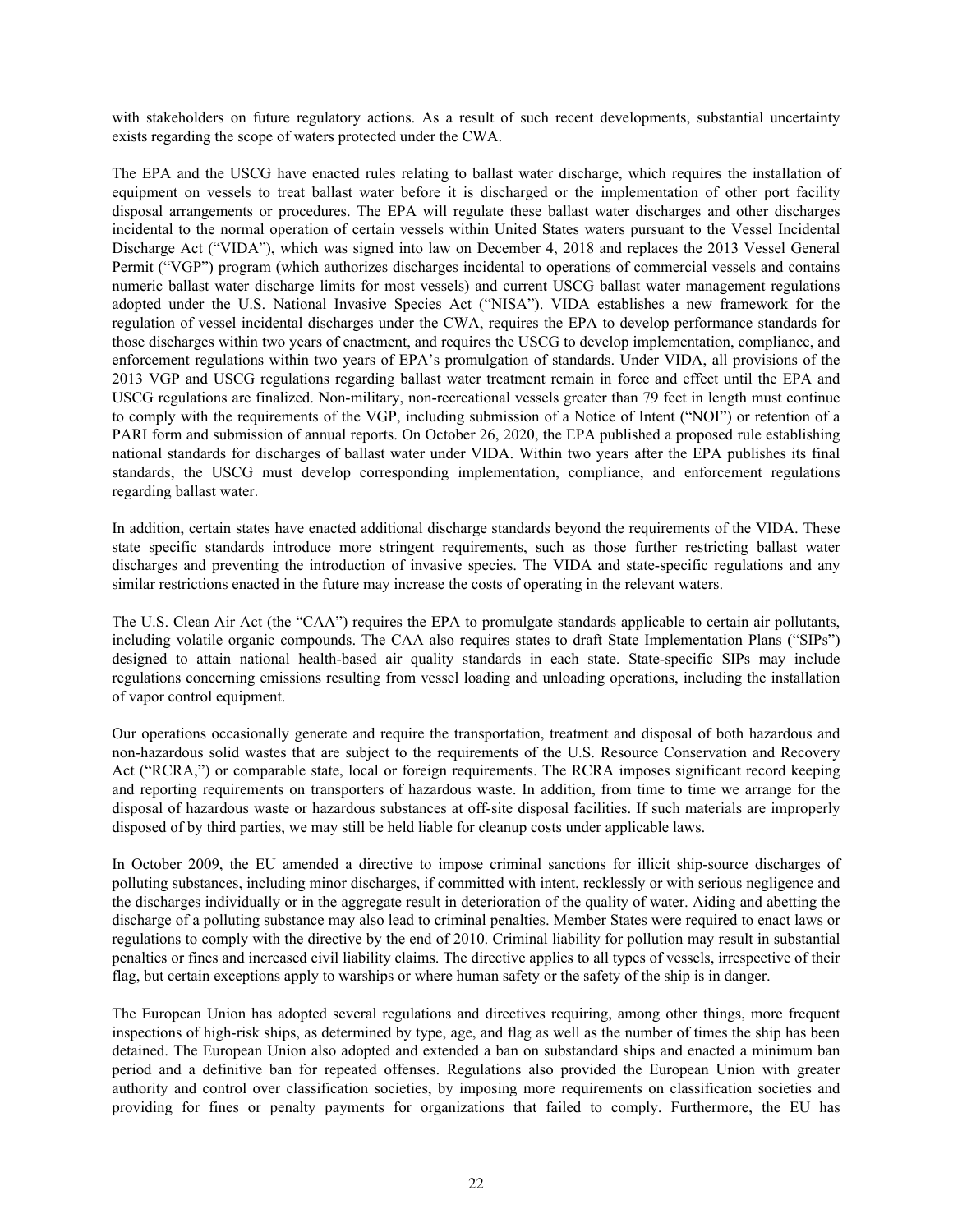with stakeholders on future regulatory actions. As a result of such recent developments, substantial uncertainty exists regarding the scope of waters protected under the CWA.

The EPA and the USCG have enacted rules relating to ballast water discharge, which requires the installation of equipment on vessels to treat ballast water before it is discharged or the implementation of other port facility disposal arrangements or procedures. The EPA will regulate these ballast water discharges and other discharges incidental to the normal operation of certain vessels within United States waters pursuant to the Vessel Incidental Discharge Act ("VIDA"), which was signed into law on December 4, 2018 and replaces the 2013 Vessel General Permit ("VGP") program (which authorizes discharges incidental to operations of commercial vessels and contains numeric ballast water discharge limits for most vessels) and current USCG ballast water management regulations adopted under the U.S. National Invasive Species Act ("NISA"). VIDA establishes a new framework for the regulation of vessel incidental discharges under the CWA, requires the EPA to develop performance standards for those discharges within two years of enactment, and requires the USCG to develop implementation, compliance, and enforcement regulations within two years of EPA's promulgation of standards. Under VIDA, all provisions of the 2013 VGP and USCG regulations regarding ballast water treatment remain in force and effect until the EPA and USCG regulations are finalized. Non-military, non-recreational vessels greater than 79 feet in length must continue to comply with the requirements of the VGP, including submission of a Notice of Intent ("NOI") or retention of a PARI form and submission of annual reports. On October 26, 2020, the EPA published a proposed rule establishing national standards for discharges of ballast water under VIDA. Within two years after the EPA publishes its final standards, the USCG must develop corresponding implementation, compliance, and enforcement regulations regarding ballast water.

In addition, certain states have enacted additional discharge standards beyond the requirements of the VIDA. These state specific standards introduce more stringent requirements, such as those further restricting ballast water discharges and preventing the introduction of invasive species. The VIDA and state-specific regulations and any similar restrictions enacted in the future may increase the costs of operating in the relevant waters.

The U.S. Clean Air Act (the "CAA") requires the EPA to promulgate standards applicable to certain air pollutants, including volatile organic compounds. The CAA also requires states to draft State Implementation Plans ("SIPs") designed to attain national health-based air quality standards in each state. State-specific SIPs may include regulations concerning emissions resulting from vessel loading and unloading operations, including the installation of vapor control equipment.

Our operations occasionally generate and require the transportation, treatment and disposal of both hazardous and non-hazardous solid wastes that are subject to the requirements of the U.S. Resource Conservation and Recovery Act ("RCRA,") or comparable state, local or foreign requirements. The RCRA imposes significant record keeping and reporting requirements on transporters of hazardous waste. In addition, from time to time we arrange for the disposal of hazardous waste or hazardous substances at off-site disposal facilities. If such materials are improperly disposed of by third parties, we may still be held liable for cleanup costs under applicable laws.

In October 2009, the EU amended a directive to impose criminal sanctions for illicit ship-source discharges of polluting substances, including minor discharges, if committed with intent, recklessly or with serious negligence and the discharges individually or in the aggregate result in deterioration of the quality of water. Aiding and abetting the discharge of a polluting substance may also lead to criminal penalties. Member States were required to enact laws or regulations to comply with the directive by the end of 2010. Criminal liability for pollution may result in substantial penalties or fines and increased civil liability claims. The directive applies to all types of vessels, irrespective of their flag, but certain exceptions apply to warships or where human safety or the safety of the ship is in danger.

The European Union has adopted several regulations and directives requiring, among other things, more frequent inspections of high-risk ships, as determined by type, age, and flag as well as the number of times the ship has been detained. The European Union also adopted and extended a ban on substandard ships and enacted a minimum ban period and a definitive ban for repeated offenses. Regulations also provided the European Union with greater authority and control over classification societies, by imposing more requirements on classification societies and providing for fines or penalty payments for organizations that failed to comply. Furthermore, the EU has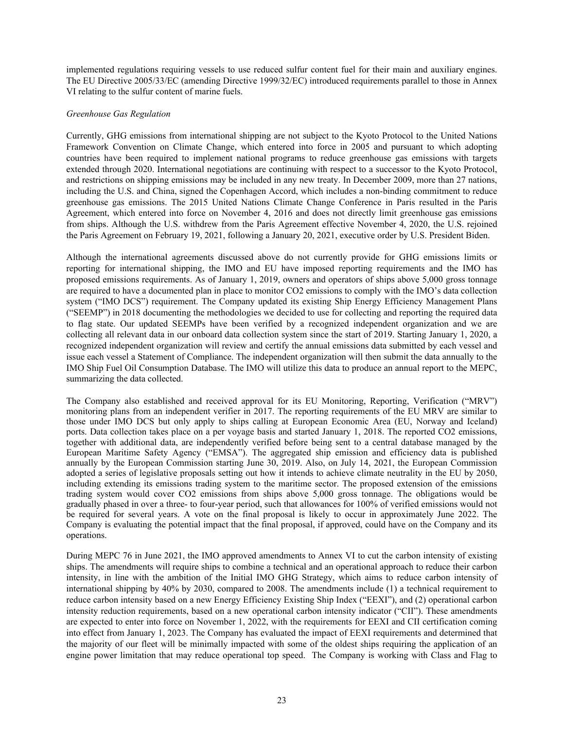implemented regulations requiring vessels to use reduced sulfur content fuel for their main and auxiliary engines. The EU Directive 2005/33/EC (amending Directive 1999/32/EC) introduced requirements parallel to those in Annex VI relating to the sulfur content of marine fuels.

*Greenhouse Gas Regulation*

Currently, GHG emissions from international shipping are not subject to the Kyoto Protocol to the United Nations Framework Convention on Climate Change, which entered into force in 2005 and pursuant to which adopting countries have been required to implement national programs to reduce greenhouse gas emissions with targets extended through 2020. International negotiations are continuing with respect to a successor to the Kyoto Protocol, and restrictions on shipping emissions may be included in any new treaty. In December 2009, more than 27 nations, including the U.S. and China, signed the Copenhagen Accord, which includes a non-binding commitment to reduce greenhouse gas emissions. The 2015 United Nations Climate Change Conference in Paris resulted in the Paris Agreement, which entered into force on November 4, 2016 and does not directly limit greenhouse gas emissions from ships. Although the U.S. withdrew from the Paris Agreement effective November 4, 2020, the U.S. rejoined the Paris Agreement on February 19, 2021, following a January 20, 2021, executive order by U.S. President Biden.

Although the international agreements discussed above do not currently provide for GHG emissions limits or reporting for international shipping, the IMO and EU have imposed reporting requirements and the IMO has proposed emissions requirements. As of January 1, 2019, owners and operators of ships above 5,000 gross tonnage are required to have a documented plan in place to monitor $CO_2$ emissions to comply with the IMO's data collection system ("IMO DCS") requirement. The Company updated its existing Ship Energy Efficiency Management Plans ("SEEMP") in 2018 documenting the methodologies we decided to use for collecting and reporting the required data to flag state. Our updated SEEMPs have been verified by a recognized independent organization and we are collecting all relevant data in our onboard data collection system since the start of 2019. Starting January 1, 2020, a recognized independent organization will review and certify the annual emissions data submitted by each vessel and issue each vessel a Statement of Compliance. The independent organization will then submit the data annually to the IMO Ship Fuel Oil Consumption Database. The IMO will utilize this data to produce an annual report to the MEPC, summarizing the data collected.

The Company also established and received approval for its EU Monitoring, Reporting, Verification ("MRV") monitoring plans from an independent verifier in 2017. The reporting requirements of the EU MRV are similar to those under IMO DCS but only apply to ships calling at European Economic Area (EU, Norway and Iceland) ports. Data collection takes place on a per voyage basis and started January 1, 2018. The reported $CO_2$ emissions, together with additional data, are independently verified before being sent to a central database managed by the European Maritime Safety Agency ("EMSA"). The aggregated ship emission and efficiency data is published annually by the European Commission starting June 30, 2019. Also, on July 14, 2021, the European Commission adopted a series of legislative proposals setting out how it intends to achieve climate neutrality in the EU by 2050, including extending its emissions trading system to the maritime sector. The proposed extension of the emissions trading system would cover $CO_2$ emissions from ships above 5,000 gross tonnage. The obligations would be gradually phased in over a three- to four-year period, such that allowances for 100% of verified emissions would not be required for several years. A vote on the final proposal is likely to occur in approximately June 2022. The Company is evaluating the potential impact that the final proposal, if approved, could have on the Company and its operations.

During MEPC 76 in June 2021, the IMO approved amendments to Annex VI to cut the carbon intensity of existing ships. The amendments will require ships to combine a technical and an operational approach to reduce their carbon intensity, in line with the ambition of the Initial IMO GHG Strategy, which aims to reduce carbon intensity of international shipping by 40% by 2030, compared to 2008. The amendments include (1) a technical requirement to reduce carbon intensity based on a new Energy Efficiency Existing Ship Index ("EEXI"), and (2) operational carbon intensity reduction requirements, based on a new operational carbon intensity indicator ("CII"). These amendments are expected to enter into force on November 1, 2022, with the requirements for EEXI and CII certification coming into effect from January 1, 2023. The Company has evaluated the impact of EEXI requirements and determined that the majority of our fleet will be minimally impacted with some of the oldest ships requiring the application of an engine power limitation that may reduce operational top speed. The Company is working with Class and Flag to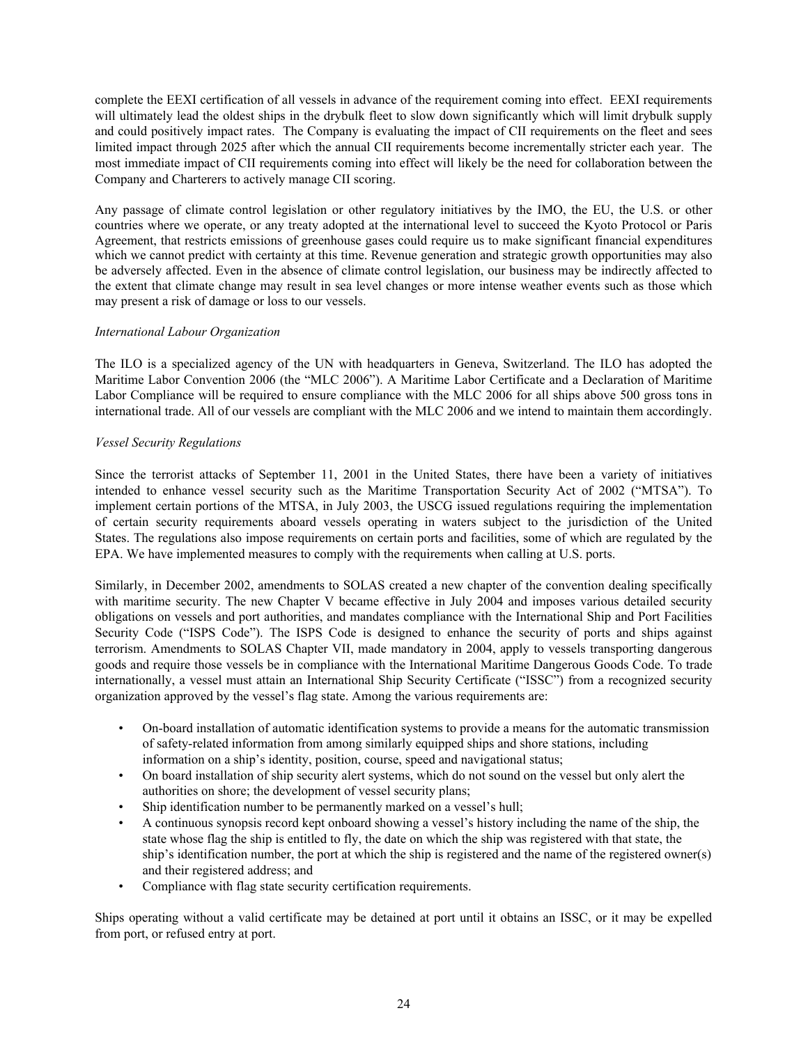complete the EEXI certification of all vessels in advance of the requirement coming into effect. EEXI requirements will ultimately lead the oldest ships in the drybulk fleet to slow down significantly which will limit drybulk supply and could positively impact rates. The Company is evaluating the impact of CII requirements on the fleet and sees limited impact through 2025 after which the annual CII requirements become incrementally stricter each year. The most immediate impact of CII requirements coming into effect will likely be the need for collaboration between the Company and Charterers to actively manage CII scoring.

Any passage of climate control legislation or other regulatory initiatives by the IMO, the EU, the U.S. or other countries where we operate, or any treaty adopted at the international level to succeed the Kyoto Protocol or Paris Agreement, that restricts emissions of greenhouse gases could require us to make significant financial expenditures which we cannot predict with certainty at this time. Revenue generation and strategic growth opportunities may also be adversely affected. Even in the absence of climate control legislation, our business may be indirectly affected to the extent that climate change may result in sea level changes or more intense weather events such as those which may present a risk of damage or loss to our vessels.

*International Labour Organization*

The ILO is a specialized agency of the UN with headquarters in Geneva, Switzerland. The ILO has adopted the Maritime Labor Convention 2006 (the "MLC 2006"). A Maritime Labor Certificate and a Declaration of Maritime Labor Compliance will be required to ensure compliance with the MLC 2006 for all ships above 500 gross tons in international trade. All of our vessels are compliant with the MLC 2006 and we intend to maintain them accordingly.

*Vessel Security Regulations*

Since the terrorist attacks of September 11, 2001 in the United States, there have been a variety of initiatives intended to enhance vessel security such as the Maritime Transportation Security Act of 2002 ("MTSA"). To implement certain portions of the MTSA, in July 2003, the USCG issued regulations requiring the implementation of certain security requirements aboard vessels operating in waters subject to the jurisdiction of the United States. The regulations also impose requirements on certain ports and facilities, some of which are regulated by the EPA. We have implemented measures to comply with the requirements when calling at U.S. ports.

Similarly, in December 2002, amendments to SOLAS created a new chapter of the convention dealing specifically with maritime security. The new Chapter V became effective in July 2004 and imposes various detailed security obligations on vessels and port authorities, and mandates compliance with the International Ship and Port Facilities Security Code ("ISPS Code"). The ISPS Code is designed to enhance the security of ports and ships against terrorism. Amendments to SOLAS Chapter VII, made mandatory in 2004, apply to vessels transporting dangerous goods and require those vessels be in compliance with the International Maritime Dangerous Goods Code. To trade internationally, a vessel must attain an International Ship Security Certificate ("ISSC") from a recognized security organization approved by the vessel's flag state. Among the various requirements are:

- On-board installation of automatic identification systems to provide a means for the automatic transmission of safety-related information from among similarly equipped ships and shore stations, including information on a ship's identity, position, course, speed and navigational status;
- On board installation of ship security alert systems, which do not sound on the vessel but only alert the authorities on shore; the development of vessel security plans;
- Ship identification number to be permanently marked on a vessel's hull;
- A continuous synopsis record kept onboard showing a vessel's history including the name of the ship, the state whose flag the ship is entitled to fly, the date on which the ship was registered with that state, the ship's identification number, the port at which the ship is registered and the name of the registered owner(s) and their registered address; and
- Compliance with flag state security certification requirements.

Ships operating without a valid certificate may be detained at port until it obtains an ISSC, or it may be expelled from port, or refused entry at port.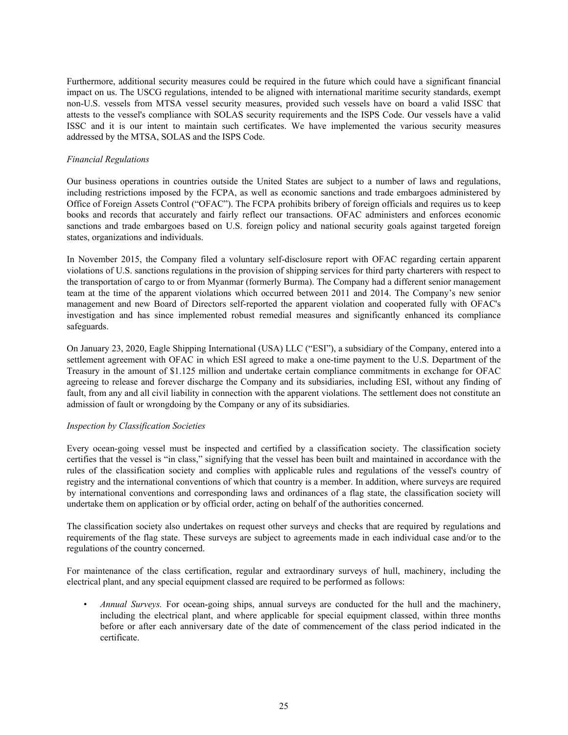Furthermore, additional security measures could be required in the future which could have a significant financial impact on us. The USCG regulations, intended to be aligned with international maritime security standards, exempt non-U.S. vessels from MTSA vessel security measures, provided such vessels have on board a valid ISSC that attests to the vessel's compliance with SOLAS security requirements and the ISPS Code. Our vessels have a valid ISSC and it is our intent to maintain such certificates. We have implemented the various security measures addressed by the MTSA, SOLAS and the ISPS Code.

*Financial Regulations*

Our business operations in countries outside the United States are subject to a number of laws and regulations, including restrictions imposed by the FCPA, as well as economic sanctions and trade embargoes administered by Office of Foreign Assets Control ("OFAC"). The FCPA prohibits bribery of foreign officials and requires us to keep books and records that accurately and fairly reflect our transactions. OFAC administers and enforces economic sanctions and trade embargoes based on U.S. foreign policy and national security goals against targeted foreign states, organizations and individuals.

In November 2015, the Company filed a voluntary self-disclosure report with OFAC regarding certain apparent violations of U.S. sanctions regulations in the provision of shipping services for third party charterers with respect to the transportation of cargo to or from Myanmar (formerly Burma). The Company had a different senior management team at the time of the apparent violations which occurred between 2011 and 2014. The Company's new senior management and new Board of Directors self-reported the apparent violation and cooperated fully with OFAC's investigation and has since implemented robust remedial measures and significantly enhanced its compliance safeguards.

On January 23, 2020, Eagle Shipping International (USA) LLC ("ESI"), a subsidiary of the Company, entered into a settlement agreement with OFAC in which ESI agreed to make a one-time payment to the U.S. Department of the Treasury in the amount of $1.125 million and undertake certain compliance commitments in exchange for OFAC agreeing to release and forever discharge the Company and its subsidiaries, including ESI, without any finding of fault, from any and all civil liability in connection with the apparent violations. The settlement does not constitute an admission of fault or wrongdoing by the Company or any of its subsidiaries.

*Inspection by Classification Societies*

Every ocean-going vessel must be inspected and certified by a classification society. The classification society certifies that the vessel is "in class," signifying that the vessel has been built and maintained in accordance with the rules of the classification society and complies with applicable rules and regulations of the vessel's country of registry and the international conventions of which that country is a member. In addition, where surveys are required by international conventions and corresponding laws and ordinances of a flag state, the classification society will undertake them on application or by official order, acting on behalf of the authorities concerned.

The classification society also undertakes on request other surveys and checks that are required by regulations and requirements of the flag state. These surveys are subject to agreements made in each individual case and/or to the regulations of the country concerned.

For maintenance of the class certification, regular and extraordinary surveys of hull, machinery, including the electrical plant, and any special equipment classed are required to be performed as follows:

- *Annual Surveys.* For ocean-going ships, annual surveys are conducted for the hull and the machinery, including the electrical plant, and where applicable for special equipment classed, within three months before or after each anniversary date of the date of commencement of the class period indicated in the certificate.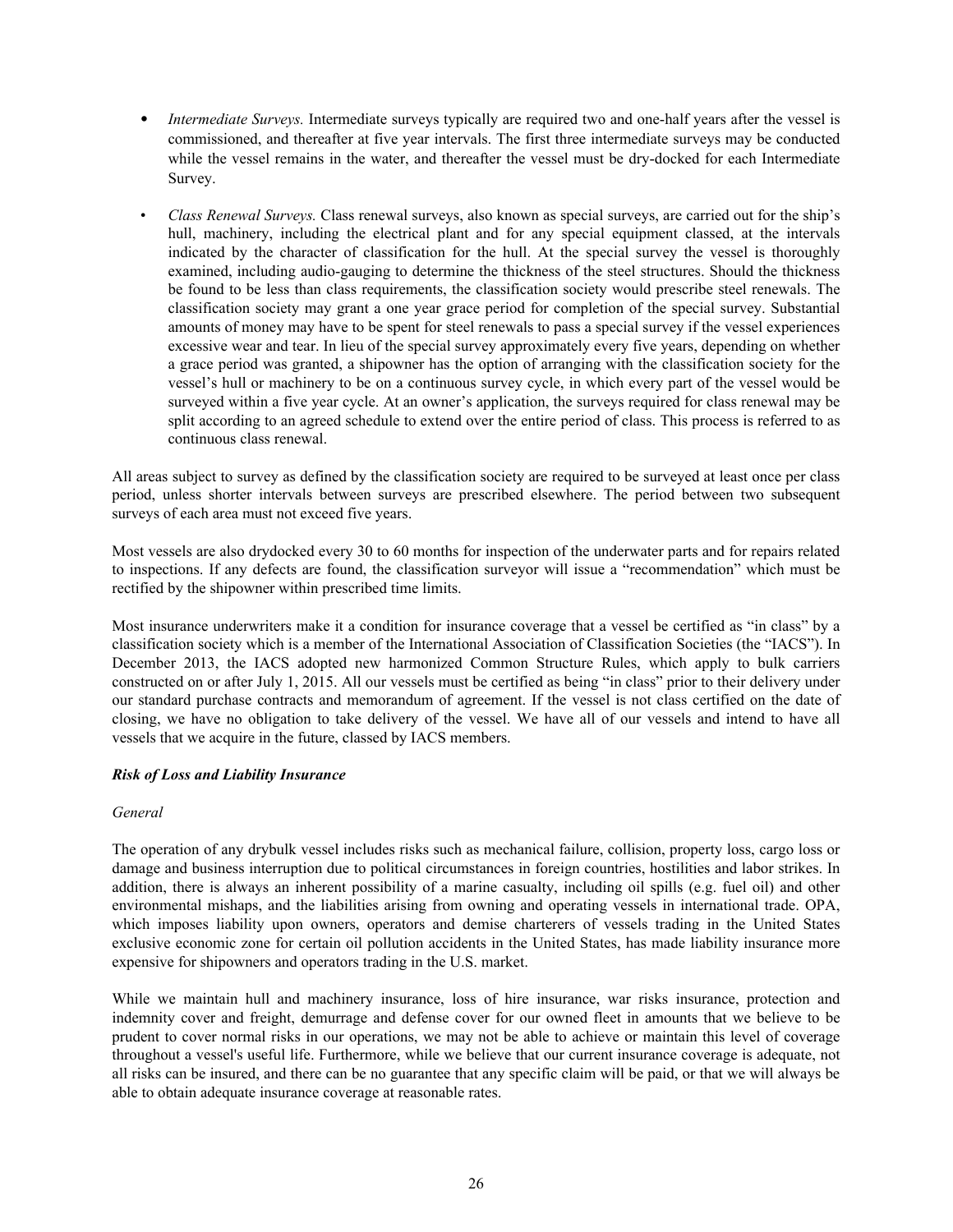- *Intermediate Surveys.* Intermediate surveys typically are required two and one-half years after the vessel is commissioned, and thereafter at five year intervals. The first three intermediate surveys may be conducted while the vessel remains in the water, and thereafter the vessel must be dry-docked for each Intermediate Survey.

- *Class Renewal Surveys.* Class renewal surveys, also known as special surveys, are carried out for the ship's hull, machinery, including the electrical plant and for any special equipment classed, at the intervals indicated by the character of classification for the hull. At the special survey the vessel is thoroughly examined, including audio-gauging to determine the thickness of the steel structures. Should the thickness be found to be less than class requirements, the classification society would prescribe steel renewals. The classification society may grant a one year grace period for completion of the special survey. Substantial amounts of money may have to be spent for steel renewals to pass a special survey if the vessel experiences excessive wear and tear. In lieu of the special survey approximately every five years, depending on whether a grace period was granted, a shipowner has the option of arranging with the classification society for the vessel's hull or machinery to be on a continuous survey cycle, in which every part of the vessel would be surveyed within a five year cycle. At an owner's application, the surveys required for class renewal may be split according to an agreed schedule to extend over the entire period of class. This process is referred to as continuous class renewal.

All areas subject to survey as defined by the classification society are required to be surveyed at least once per class period, unless shorter intervals between surveys are prescribed elsewhere. The period between two subsequent surveys of each area must not exceed five years.

Most vessels are also drydocked every 30 to 60 months for inspection of the underwater parts and for repairs related to inspections. If any defects are found, the classification surveyor will issue a "recommendation" which must be rectified by the shipowner within prescribed time limits.

Most insurance underwriters make it a condition for insurance coverage that a vessel be certified as "in class" by a classification society which is a member of the International Association of Classification Societies (the "IACS"). In December 2013, the IACS adopted new harmonized Common Structure Rules, which apply to bulk carriers constructed on or after July 1, 2015. All our vessels must be certified as being "in class" prior to their delivery under our standard purchase contracts and memorandum of agreement. If the vessel is not class certified on the date of closing, we have no obligation to take delivery of the vessel. We have all of our vessels and intend to have all vessels that we acquire in the future, classed by IACS members.

### *Risk of Loss and Liability Insurance*

*General*

The operation of any drybulk vessel includes risks such as mechanical failure, collision, property loss, cargo loss or damage and business interruption due to political circumstances in foreign countries, hostilities and labor strikes. In addition, there is always an inherent possibility of a marine casualty, including oil spills (e.g. fuel oil) and other environmental mishaps, and the liabilities arising from owning and operating vessels in international trade. OPA, which imposes liability upon owners, operators and demise charterers of vessels trading in the United States exclusive economic zone for certain oil pollution accidents in the United States, has made liability insurance more expensive for shipowners and operators trading in the U.S. market.

While we maintain hull and machinery insurance, loss of hire insurance, war risks insurance, protection and indemnity cover and freight, demurrage and defense cover for our owned fleet in amounts that we believe to be prudent to cover normal risks in our operations, we may not be able to achieve or maintain this level of coverage throughout a vessel's useful life. Furthermore, while we believe that our current insurance coverage is adequate, not all risks can be insured, and there can be no guarantee that any specific claim will be paid, or that we will always be able to obtain adequate insurance coverage at reasonable rates.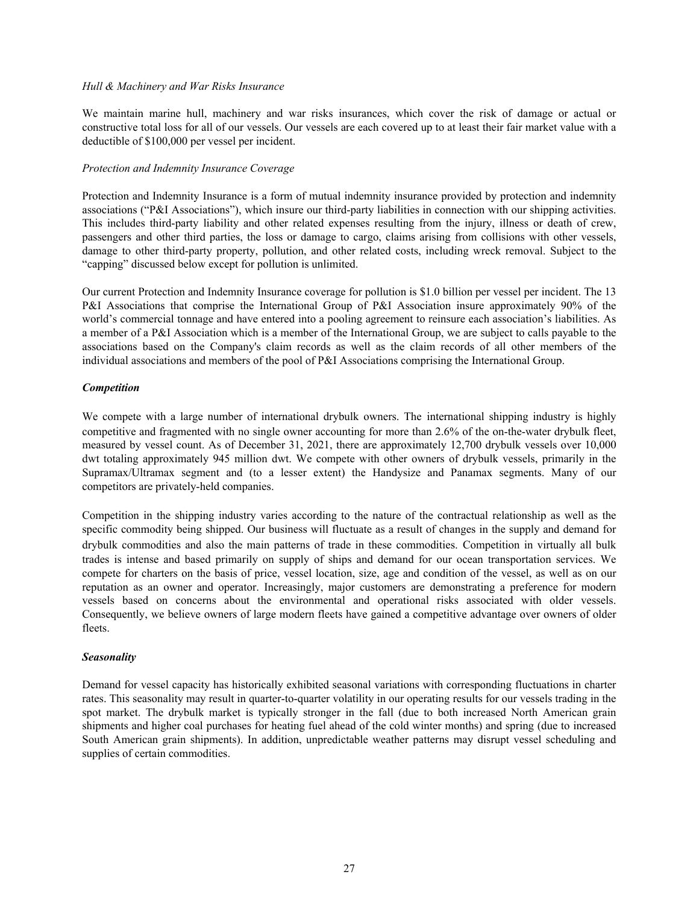*Hull & Machinery and War Risks Insurance*

We maintain marine hull, machinery and war risks insurances, which cover the risk of damage or actual or constructive total loss for all of our vessels. Our vessels are each covered up to at least their fair market value with a deductible of $100,000 per vessel per incident.

*Protection and Indemnity Insurance Coverage*

Protection and Indemnity Insurance is a form of mutual indemnity insurance provided by protection and indemnity associations ("P&I Associations"), which insure our third-party liabilities in connection with our shipping activities. This includes third-party liability and other related expenses resulting from the injury, illness or death of crew, passengers and other third parties, the loss or damage to cargo, claims arising from collisions with other vessels, damage to other third-party property, pollution, and other related costs, including wreck removal. Subject to the "capping" discussed below except for pollution is unlimited.

Our current Protection and Indemnity Insurance coverage for pollution is $1.0 billion per vessel per incident. The 13 P&I Associations that comprise the International Group of P&I Association insure approximately 90% of the world's commercial tonnage and have entered into a pooling agreement to reinsure each association's liabilities. As a member of a P&I Association which is a member of the International Group, we are subject to calls payable to the associations based on the Company's claim records as well as the claim records of all other members of the individual associations and members of the pool of P&I Associations comprising the International Group.

***Competition***

We compete with a large number of international drybulk owners. The international shipping industry is highly competitive and fragmented with no single owner accounting for more than 2.6% of the on-the-water drybulk fleet, measured by vessel count. As of December 31, 2021, there are approximately 12,700 drybulk vessels over 10,000 dwt totaling approximately 945 million dwt. We compete with other owners of drybulk vessels, primarily in the Supramax/Ultramax segment and (to a lesser extent) the Handysize and Panamax segments. Many of our competitors are privately-held companies.

Competition in the shipping industry varies according to the nature of the contractual relationship as well as the specific commodity being shipped. Our business will fluctuate as a result of changes in the supply and demand for drybulk commodities and also the main patterns of trade in these commodities. Competition in virtually all bulk trades is intense and based primarily on supply of ships and demand for our ocean transportation services. We compete for charters on the basis of price, vessel location, size, age and condition of the vessel, as well as on our reputation as an owner and operator. Increasingly, major customers are demonstrating a preference for modern vessels based on concerns about the environmental and operational risks associated with older vessels. Consequently, we believe owners of large modern fleets have gained a competitive advantage over owners of older fleets.

***Seasonality***

Demand for vessel capacity has historically exhibited seasonal variations with corresponding fluctuations in charter rates. This seasonality may result in quarter-to-quarter volatility in our operating results for our vessels trading in the spot market. The drybulk market is typically stronger in the fall (due to both increased North American grain shipments and higher coal purchases for heating fuel ahead of the cold winter months) and spring (due to increased South American grain shipments). In addition, unpredictable weather patterns may disrupt vessel scheduling and supplies of certain commodities.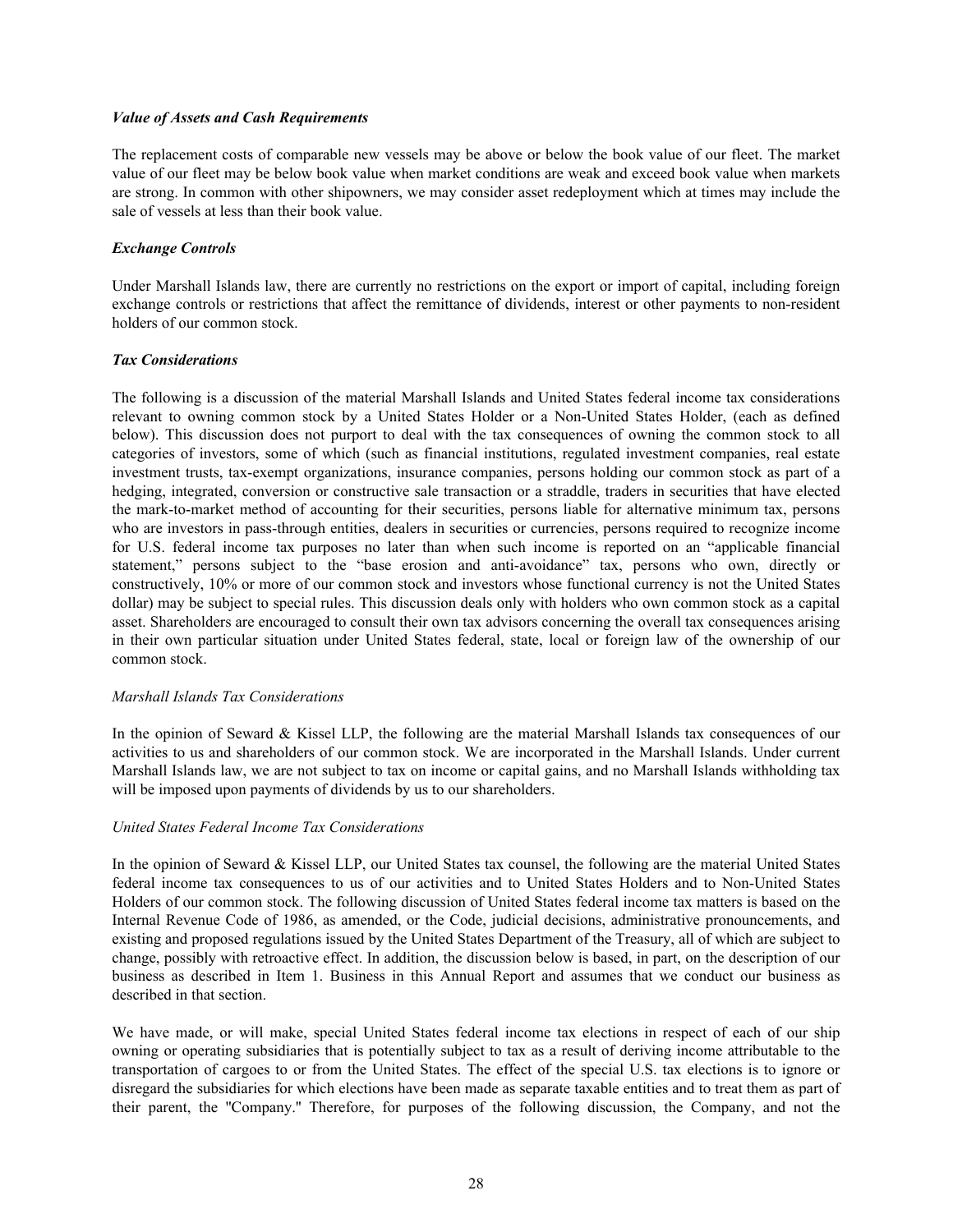### *Value of Assets and Cash Requirements*

The replacement costs of comparable new vessels may be above or below the book value of our fleet. The market value of our fleet may be below book value when market conditions are weak and exceed book value when markets are strong. In common with other shipowners, we may consider asset redeployment which at times may include the sale of vessels at less than their book value.

### *Exchange Controls*

Under Marshall Islands law, there are currently no restrictions on the export or import of capital, including foreign exchange controls or restrictions that affect the remittance of dividends, interest or other payments to non-resident holders of our common stock.

### *Tax Considerations*

The following is a discussion of the material Marshall Islands and United States federal income tax considerations relevant to owning common stock by a United States Holder or a Non-United States Holder, (each as defined below). This discussion does not purport to deal with the tax consequences of owning the common stock to all categories of investors, some of which (such as financial institutions, regulated investment companies, real estate investment trusts, tax-exempt organizations, insurance companies, persons holding our common stock as part of a hedging, integrated, conversion or constructive sale transaction or a straddle, traders in securities that have elected the mark-to-market method of accounting for their securities, persons liable for alternative minimum tax, persons who are investors in pass-through entities, dealers in securities or currencies, persons required to recognize income for U.S. federal income tax purposes no later than when such income is reported on an "applicable financial statement," persons subject to the "base erosion and anti-avoidance" tax, persons who own, directly or constructively, 10% or more of our common stock and investors whose functional currency is not the United States dollar) may be subject to special rules. This discussion deals only with holders who own common stock as a capital asset. Shareholders are encouraged to consult their own tax advisors concerning the overall tax consequences arising in their own particular situation under United States federal, state, local or foreign law of the ownership of our common stock.

#### *Marshall Islands Tax Considerations*

In the opinion of Seward & Kissel LLP, the following are the material Marshall Islands tax consequences of our activities to us and shareholders of our common stock. We are incorporated in the Marshall Islands. Under current Marshall Islands law, we are not subject to tax on income or capital gains, and no Marshall Islands withholding tax will be imposed upon payments of dividends by us to our shareholders.

#### *United States Federal Income Tax Considerations*

In the opinion of Seward & Kissel LLP, our United States tax counsel, the following are the material United States federal income tax consequences to us of our activities and to United States Holders and to Non-United States Holders of our common stock. The following discussion of United States federal income tax matters is based on the Internal Revenue Code of 1986, as amended, or the Code, judicial decisions, administrative pronouncements, and existing and proposed regulations issued by the United States Department of the Treasury, all of which are subject to change, possibly with retroactive effect. In addition, the discussion below is based, in part, on the description of our business as described in Item 1. Business in this Annual Report and assumes that we conduct our business as described in that section.

We have made, or will make, special United States federal income tax elections in respect of each of our ship owning or operating subsidiaries that is potentially subject to tax as a result of deriving income attributable to the transportation of cargoes to or from the United States. The effect of the special U.S. tax elections is to ignore or disregard the subsidiaries for which elections have been made as separate taxable entities and to treat them as part of their parent, the "Company." Therefore, for purposes of the following discussion, the Company, and not the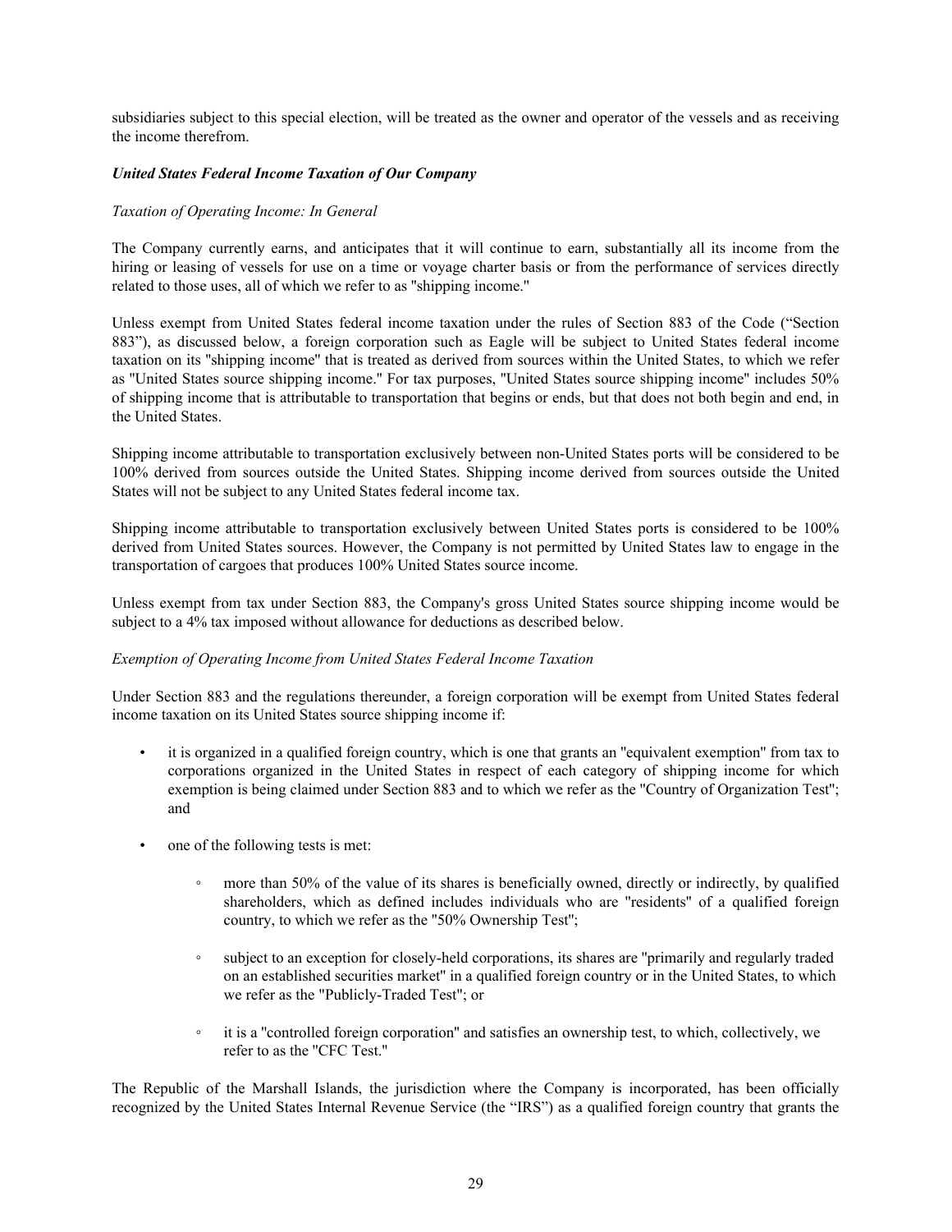subsidiaries subject to this special election, will be treated as the owner and operator of the vessels and as receiving the income therefrom.

***United States Federal Income Taxation of Our Company***

*Taxation of Operating Income: In General*

The Company currently earns, and anticipates that it will continue to earn, substantially all its income from the hiring or leasing of vessels for use on a time or voyage charter basis or from the performance of services directly related to those uses, all of which we refer to as "shipping income."

Unless exempt from United States federal income taxation under the rules of Section 883 of the Code ("Section 883"), as discussed below, a foreign corporation such as Eagle will be subject to United States federal income taxation on its "shipping income" that is treated as derived from sources within the United States, to which we refer as "United States source shipping income." For tax purposes, "United States source shipping income" includes 50% of shipping income that is attributable to transportation that begins or ends, but that does not both begin and end, in the United States.

Shipping income attributable to transportation exclusively between non-United States ports will be considered to be 100% derived from sources outside the United States. Shipping income derived from sources outside the United States will not be subject to any United States federal income tax.

Shipping income attributable to transportation exclusively between United States ports is considered to be 100% derived from United States sources. However, the Company is not permitted by United States law to engage in the transportation of cargoes that produces 100% United States source income.

Unless exempt from tax under Section 883, the Company's gross United States source shipping income would be subject to a 4% tax imposed without allowance for deductions as described below.

*Exemption of Operating Income from United States Federal Income Taxation*

Under Section 883 and the regulations thereunder, a foreign corporation will be exempt from United States federal income taxation on its United States source shipping income if:

- it is organized in a qualified foreign country, which is one that grants an "equivalent exemption" from tax to corporations organized in the United States in respect of each category of shipping income for which exemption is being claimed under Section 883 and to which we refer as the "Country of Organization Test"; and
- one of the following tests is met:
  - more than 50% of the value of its shares is beneficially owned, directly or indirectly, by qualified shareholders, which as defined includes individuals who are "residents" of a qualified foreign country, to which we refer as the "50% Ownership Test";
  - subject to an exception for closely-held corporations, its shares are "primarily and regularly traded on an established securities market" in a qualified foreign country or in the United States, to which we refer as the "Publicly-Traded Test"; or
  - it is a "controlled foreign corporation" and satisfies an ownership test, to which, collectively, we refer to as the "CFC Test."

The Republic of the Marshall Islands, the jurisdiction where the Company is incorporated, has been officially recognized by the United States Internal Revenue Service (the "IRS") as a qualified foreign country that grants the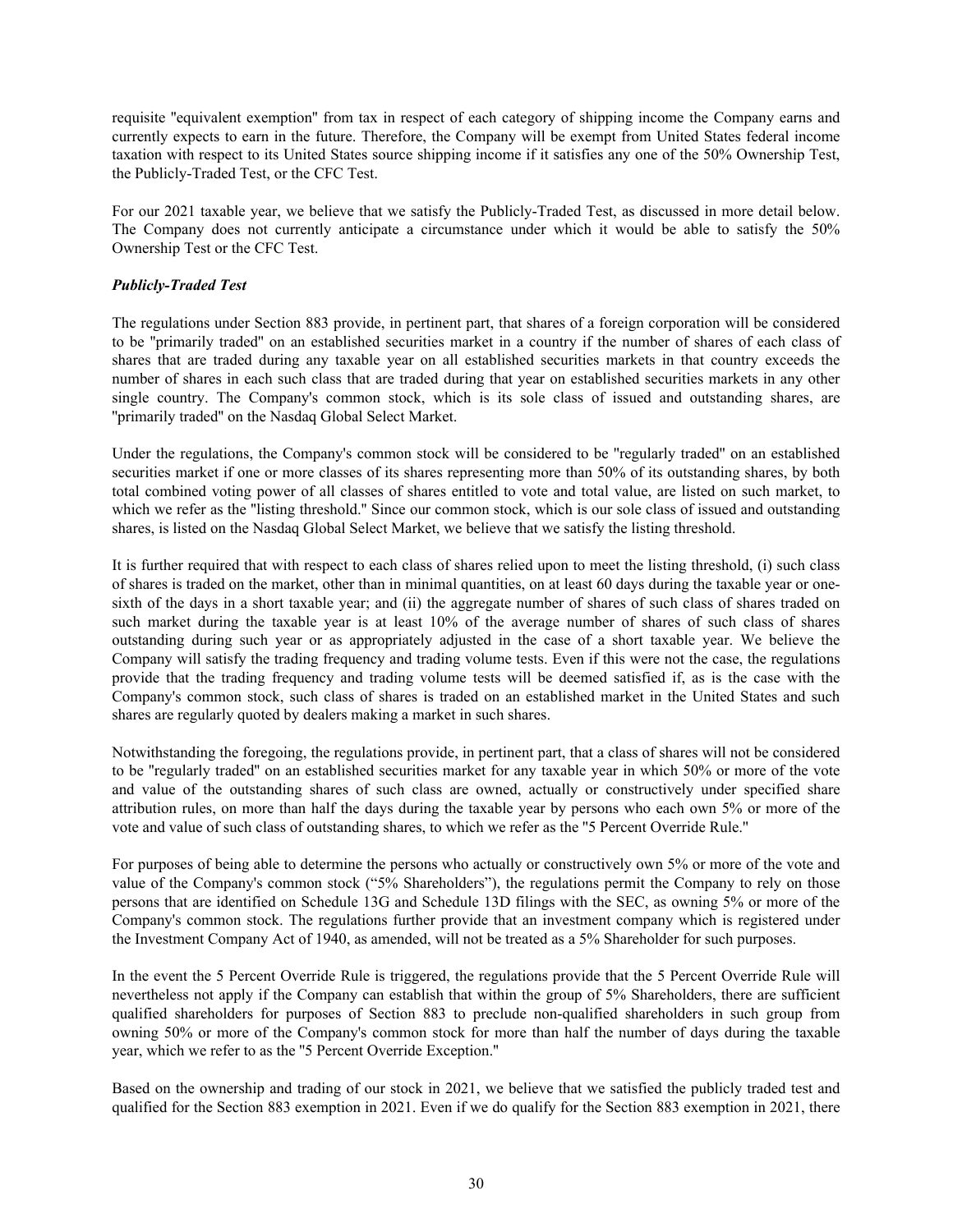requisite "equivalent exemption" from tax in respect of each category of shipping income the Company earns and currently expects to earn in the future. Therefore, the Company will be exempt from United States federal income taxation with respect to its United States source shipping income if it satisfies any one of the 50% Ownership Test, the Publicly-Traded Test, or the CFC Test.

For our 2021 taxable year, we believe that we satisfy the Publicly-Traded Test, as discussed in more detail below. The Company does not currently anticipate a circumstance under which it would be able to satisfy the 50% Ownership Test or the CFC Test.

***Publicly-Traded Test***

The regulations under Section 883 provide, in pertinent part, that shares of a foreign corporation will be considered to be "primarily traded" on an established securities market in a country if the number of shares of each class of shares that are traded during any taxable year on all established securities markets in that country exceeds the number of shares in each such class that are traded during that year on established securities markets in any other single country. The Company's common stock, which is its sole class of issued and outstanding shares, are "primarily traded" on the Nasdaq Global Select Market.

Under the regulations, the Company's common stock will be considered to be "regularly traded" on an established securities market if one or more classes of its shares representing more than 50% of its outstanding shares, by both total combined voting power of all classes of shares entitled to vote and total value, are listed on such market, to which we refer as the "listing threshold." Since our common stock, which is our sole class of issued and outstanding shares, is listed on the Nasdaq Global Select Market, we believe that we satisfy the listing threshold.

It is further required that with respect to each class of shares relied upon to meet the listing threshold, (i) such class of shares is traded on the market, other than in minimal quantities, on at least 60 days during the taxable year or one-sixth of the days in a short taxable year; and (ii) the aggregate number of shares of such class of shares traded on such market during the taxable year is at least 10% of the average number of shares of such class of shares outstanding during such year or as appropriately adjusted in the case of a short taxable year. We believe the Company will satisfy the trading frequency and trading volume tests. Even if this were not the case, the regulations provide that the trading frequency and trading volume tests will be deemed satisfied if, as is the case with the Company's common stock, such class of shares is traded on an established market in the United States and such shares are regularly quoted by dealers making a market in such shares.

Notwithstanding the foregoing, the regulations provide, in pertinent part, that a class of shares will not be considered to be "regularly traded" on an established securities market for any taxable year in which 50% or more of the vote and value of the outstanding shares of such class are owned, actually or constructively under specified share attribution rules, on more than half the days during the taxable year by persons who each own 5% or more of the vote and value of such class of outstanding shares, to which we refer as the "5 Percent Override Rule."

For purposes of being able to determine the persons who actually or constructively own 5% or more of the vote and value of the Company's common stock ("5% Shareholders"), the regulations permit the Company to rely on those persons that are identified on Schedule 13G and Schedule 13D filings with the SEC, as owning 5% or more of the Company's common stock. The regulations further provide that an investment company which is registered under the Investment Company Act of 1940, as amended, will not be treated as a 5% Shareholder for such purposes.

In the event the 5 Percent Override Rule is triggered, the regulations provide that the 5 Percent Override Rule will nevertheless not apply if the Company can establish that within the group of 5% Shareholders, there are sufficient qualified shareholders for purposes of Section 883 to preclude non-qualified shareholders in such group from owning 50% or more of the Company's common stock for more than half the number of days during the taxable year, which we refer to as the "5 Percent Override Exception."

Based on the ownership and trading of our stock in 2021, we believe that we satisfied the publicly traded test and qualified for the Section 883 exemption in 2021. Even if we do qualify for the Section 883 exemption in 2021, there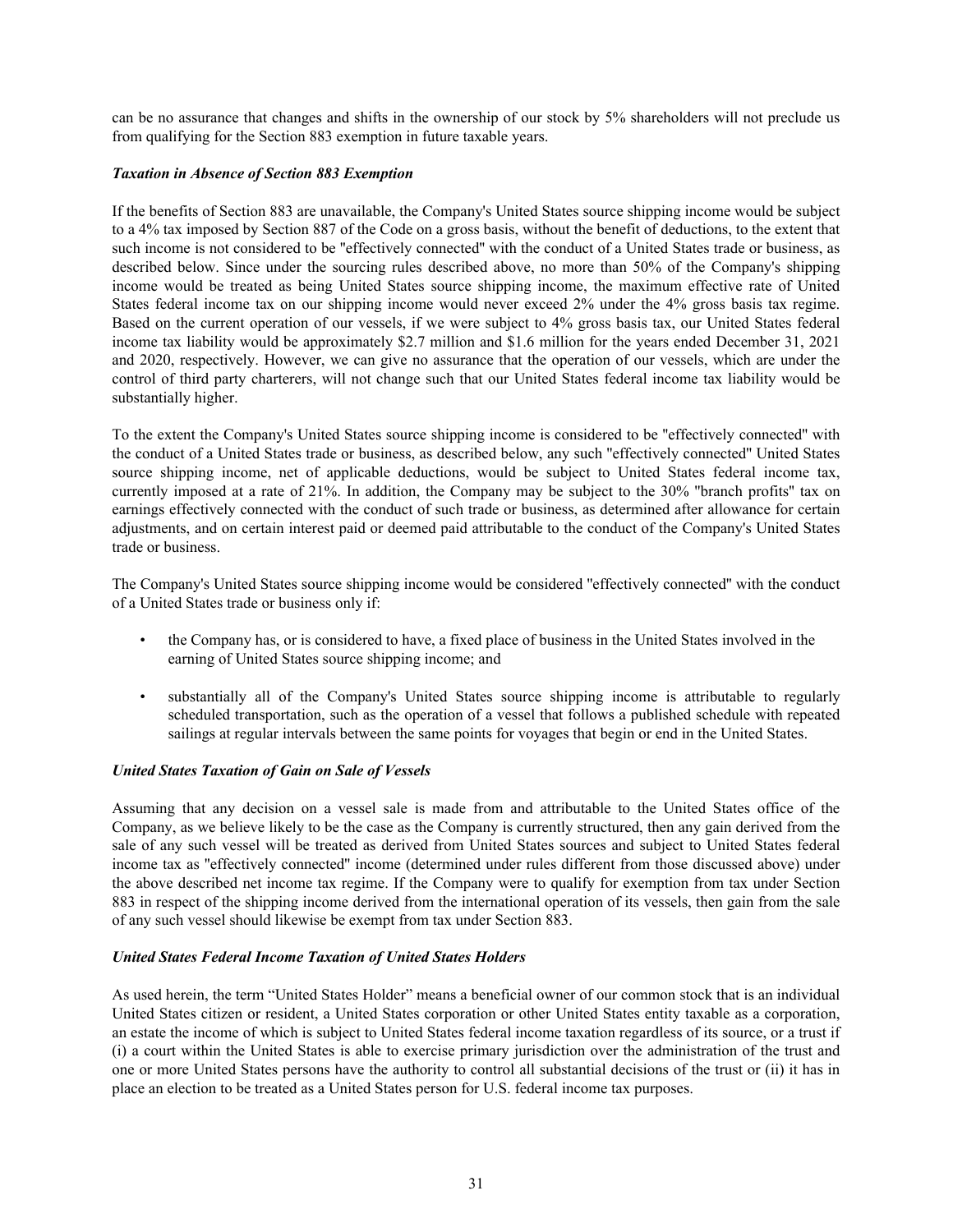can be no assurance that changes and shifts in the ownership of our stock by 5% shareholders will not preclude us from qualifying for the Section 883 exemption in future taxable years.

***Taxation in Absence of Section 883 Exemption***

If the benefits of Section 883 are unavailable, the Company's United States source shipping income would be subject to a 4% tax imposed by Section 887 of the Code on a gross basis, without the benefit of deductions, to the extent that such income is not considered to be "effectively connected" with the conduct of a United States trade or business, as described below. Since under the sourcing rules described above, no more than 50% of the Company's shipping income would be treated as being United States source shipping income, the maximum effective rate of United States federal income tax on our shipping income would never exceed 2% under the 4% gross basis tax regime. Based on the current operation of our vessels, if we were subject to 4% gross basis tax, our United States federal income tax liability would be approximately $2.7 million and $1.6 million for the years ended December 31, 2021 and 2020, respectively. However, we can give no assurance that the operation of our vessels, which are under the control of third party charterers, will not change such that our United States federal income tax liability would be substantially higher.

To the extent the Company's United States source shipping income is considered to be "effectively connected" with the conduct of a United States trade or business, as described below, any such "effectively connected" United States source shipping income, net of applicable deductions, would be subject to United States federal income tax, currently imposed at a rate of 21%. In addition, the Company may be subject to the 30% "branch profits" tax on earnings effectively connected with the conduct of such trade or business, as determined after allowance for certain adjustments, and on certain interest paid or deemed paid attributable to the conduct of the Company's United States trade or business.

The Company's United States source shipping income would be considered "effectively connected" with the conduct of a United States trade or business only if:

- the Company has, or is considered to have, a fixed place of business in the United States involved in the earning of United States source shipping income; and
- substantially all of the Company's United States source shipping income is attributable to regularly scheduled transportation, such as the operation of a vessel that follows a published schedule with repeated sailings at regular intervals between the same points for voyages that begin or end in the United States.

***United States Taxation of Gain on Sale of Vessels***

Assuming that any decision on a vessel sale is made from and attributable to the United States office of the Company, as we believe likely to be the case as the Company is currently structured, then any gain derived from the sale of any such vessel will be treated as derived from United States sources and subject to United States federal income tax as "effectively connected" income (determined under rules different from those discussed above) under the above described net income tax regime. If the Company were to qualify for exemption from tax under Section 883 in respect of the shipping income derived from the international operation of its vessels, then gain from the sale of any such vessel should likewise be exempt from tax under Section 883.

***United States Federal Income Taxation of United States Holders***

As used herein, the term "United States Holder" means a beneficial owner of our common stock that is an individual United States citizen or resident, a United States corporation or other United States entity taxable as a corporation, an estate the income of which is subject to United States federal income taxation regardless of its source, or a trust if (i) a court within the United States is able to exercise primary jurisdiction over the administration of the trust and one or more United States persons have the authority to control all substantial decisions of the trust or (ii) it has in place an election to be treated as a United States person for U.S. federal income tax purposes.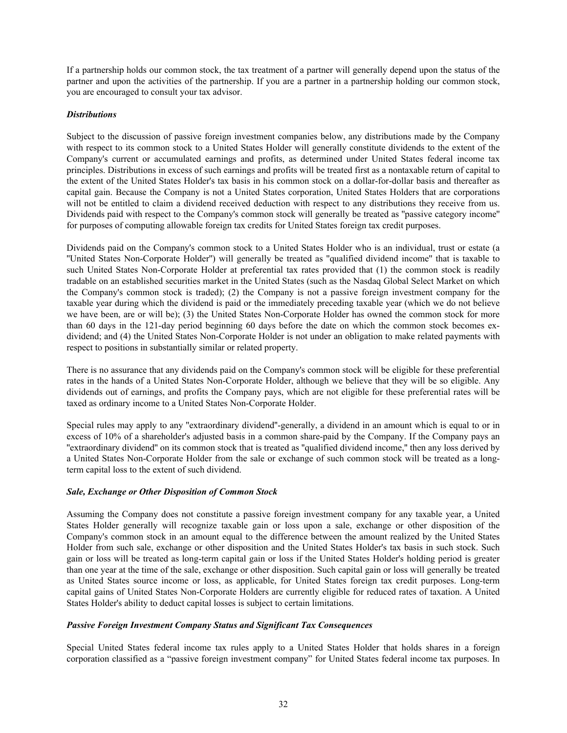If a partnership holds our common stock, the tax treatment of a partner will generally depend upon the status of the partner and upon the activities of the partnership. If you are a partner in a partnership holding our common stock, you are encouraged to consult your tax advisor.

***Distributions***

Subject to the discussion of passive foreign investment companies below, any distributions made by the Company with respect to its common stock to a United States Holder will generally constitute dividends to the extent of the Company's current or accumulated earnings and profits, as determined under United States federal income tax principles. Distributions in excess of such earnings and profits will be treated first as a nontaxable return of capital to the extent of the United States Holder's tax basis in his common stock on a dollar-for-dollar basis and thereafter as capital gain. Because the Company is not a United States corporation, United States Holders that are corporations will not be entitled to claim a dividend received deduction with respect to any distributions they receive from us. Dividends paid with respect to the Company's common stock will generally be treated as "passive category income" for purposes of computing allowable foreign tax credits for United States foreign tax credit purposes.

Dividends paid on the Company's common stock to a United States Holder who is an individual, trust or estate (a "United States Non-Corporate Holder") will generally be treated as "qualified dividend income" that is taxable to such United States Non-Corporate Holder at preferential tax rates provided that (1) the common stock is readily tradable on an established securities market in the United States (such as the Nasdaq Global Select Market on which the Company's common stock is traded); (2) the Company is not a passive foreign investment company for the taxable year during which the dividend is paid or the immediately preceding taxable year (which we do not believe we have been, are or will be); (3) the United States Non-Corporate Holder has owned the common stock for more than 60 days in the 121-day period beginning 60 days before the date on which the common stock becomes ex-dividend; and (4) the United States Non-Corporate Holder is not under an obligation to make related payments with respect to positions in substantially similar or related property.

There is no assurance that any dividends paid on the Company's common stock will be eligible for these preferential rates in the hands of a United States Non-Corporate Holder, although we believe that they will be so eligible. Any dividends out of earnings, and profits the Company pays, which are not eligible for these preferential rates will be taxed as ordinary income to a United States Non-Corporate Holder.

Special rules may apply to any "extraordinary dividend"-generally, a dividend in an amount which is equal to or in excess of 10% of a shareholder's adjusted basis in a common share-paid by the Company. If the Company pays an "extraordinary dividend" on its common stock that is treated as "qualified dividend income," then any loss derived by a United States Non-Corporate Holder from the sale or exchange of such common stock will be treated as a long-term capital loss to the extent of such dividend.

***Sale, Exchange or Other Disposition of Common Stock***

Assuming the Company does not constitute a passive foreign investment company for any taxable year, a United States Holder generally will recognize taxable gain or loss upon a sale, exchange or other disposition of the Company's common stock in an amount equal to the difference between the amount realized by the United States Holder from such sale, exchange or other disposition and the United States Holder's tax basis in such stock. Such gain or loss will be treated as long-term capital gain or loss if the United States Holder's holding period is greater than one year at the time of the sale, exchange or other disposition. Such capital gain or loss will generally be treated as United States source income or loss, as applicable, for United States foreign tax credit purposes. Long-term capital gains of United States Non-Corporate Holders are currently eligible for reduced rates of taxation. A United States Holder's ability to deduct capital losses is subject to certain limitations.

***Passive Foreign Investment Company Status and Significant Tax Consequences***

Special United States federal income tax rules apply to a United States Holder that holds shares in a foreign corporation classified as a "passive foreign investment company" for United States federal income tax purposes. In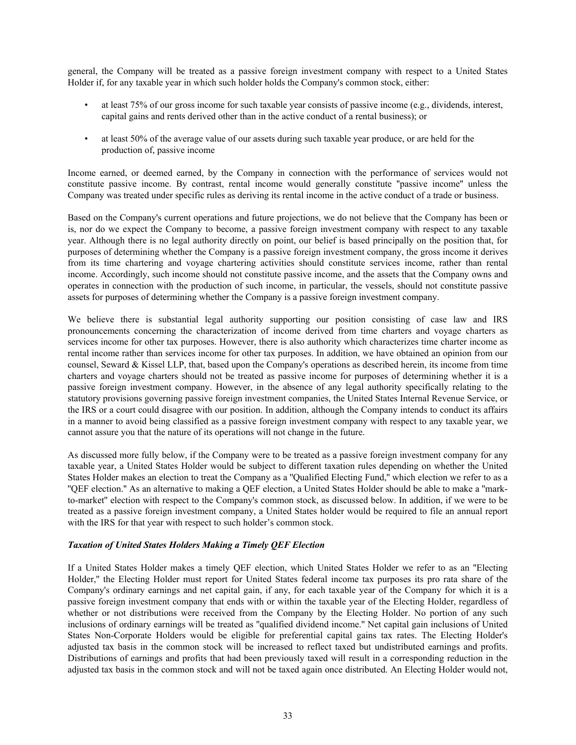general, the Company will be treated as a passive foreign investment company with respect to a United States Holder if, for any taxable year in which such holder holds the Company's common stock, either:

- at least 75% of our gross income for such taxable year consists of passive income (e.g., dividends, interest, capital gains and rents derived other than in the active conduct of a rental business); or
- at least 50% of the average value of our assets during such taxable year produce, or are held for the production of, passive income

Income earned, or deemed earned, by the Company in connection with the performance of services would not constitute passive income. By contrast, rental income would generally constitute "passive income" unless the Company was treated under specific rules as deriving its rental income in the active conduct of a trade or business.

Based on the Company's current operations and future projections, we do not believe that the Company has been or is, nor do we expect the Company to become, a passive foreign investment company with respect to any taxable year. Although there is no legal authority directly on point, our belief is based principally on the position that, for purposes of determining whether the Company is a passive foreign investment company, the gross income it derives from its time chartering and voyage chartering activities should constitute services income, rather than rental income. Accordingly, such income should not constitute passive income, and the assets that the Company owns and operates in connection with the production of such income, in particular, the vessels, should not constitute passive assets for purposes of determining whether the Company is a passive foreign investment company.

We believe there is substantial legal authority supporting our position consisting of case law and IRS pronouncements concerning the characterization of income derived from time charters and voyage charters as services income for other tax purposes. However, there is also authority which characterizes time charter income as rental income rather than services income for other tax purposes. In addition, we have obtained an opinion from our counsel, Seward & Kissel LLP, that, based upon the Company's operations as described herein, its income from time charters and voyage charters should not be treated as passive income for purposes of determining whether it is a passive foreign investment company. However, in the absence of any legal authority specifically relating to the statutory provisions governing passive foreign investment companies, the United States Internal Revenue Service, or the IRS or a court could disagree with our position. In addition, although the Company intends to conduct its affairs in a manner to avoid being classified as a passive foreign investment company with respect to any taxable year, we cannot assure you that the nature of its operations will not change in the future.

As discussed more fully below, if the Company were to be treated as a passive foreign investment company for any taxable year, a United States Holder would be subject to different taxation rules depending on whether the United States Holder makes an election to treat the Company as a "Qualified Electing Fund," which election we refer to as a "QEF election." As an alternative to making a QEF election, a United States Holder should be able to make a "mark-to-market" election with respect to the Company's common stock, as discussed below. In addition, if we were to be treated as a passive foreign investment company, a United States holder would be required to file an annual report with the IRS for that year with respect to such holder's common stock.

***Taxation of United States Holders Making a Timely QEF Election***

If a United States Holder makes a timely QEF election, which United States Holder we refer to as an "Electing Holder," the Electing Holder must report for United States federal income tax purposes its pro rata share of the Company's ordinary earnings and net capital gain, if any, for each taxable year of the Company for which it is a passive foreign investment company that ends with or within the taxable year of the Electing Holder, regardless of whether or not distributions were received from the Company by the Electing Holder. No portion of any such inclusions of ordinary earnings will be treated as "qualified dividend income." Net capital gain inclusions of United States Non-Corporate Holders would be eligible for preferential capital gains tax rates. The Electing Holder's adjusted tax basis in the common stock will be increased to reflect taxed but undistributed earnings and profits. Distributions of earnings and profits that had been previously taxed will result in a corresponding reduction in the adjusted tax basis in the common stock and will not be taxed again once distributed. An Electing Holder would not,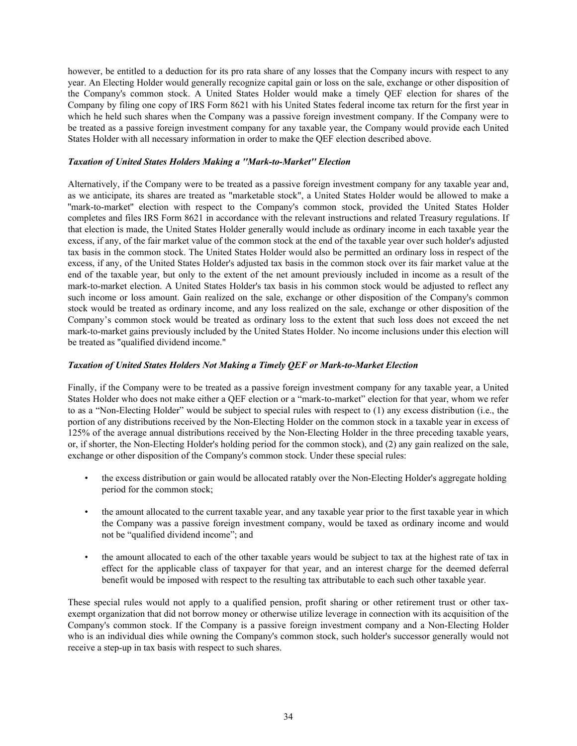however, be entitled to a deduction for its pro rata share of any losses that the Company incurs with respect to any year. An Electing Holder would generally recognize capital gain or loss on the sale, exchange or other disposition of the Company's common stock. A United States Holder would make a timely QEF election for shares of the Company by filing one copy of IRS Form 8621 with his United States federal income tax return for the first year in which he held such shares when the Company was a passive foreign investment company. If the Company were to be treated as a passive foreign investment company for any taxable year, the Company would provide each United States Holder with all necessary information in order to make the QEF election described above.

***Taxation of United States Holders Making a "Mark-to-Market" Election***

Alternatively, if the Company were to be treated as a passive foreign investment company for any taxable year and, as we anticipate, its shares are treated as "marketable stock", a United States Holder would be allowed to make a "mark-to-market" election with respect to the Company's common stock, provided the United States Holder completes and files IRS Form 8621 in accordance with the relevant instructions and related Treasury regulations. If that election is made, the United States Holder generally would include as ordinary income in each taxable year the excess, if any, of the fair market value of the common stock at the end of the taxable year over such holder's adjusted tax basis in the common stock. The United States Holder would also be permitted an ordinary loss in respect of the excess, if any, of the United States Holder's adjusted tax basis in the common stock over its fair market value at the end of the taxable year, but only to the extent of the net amount previously included in income as a result of the mark-to-market election. A United States Holder's tax basis in his common stock would be adjusted to reflect any such income or loss amount. Gain realized on the sale, exchange or other disposition of the Company's common stock would be treated as ordinary income, and any loss realized on the sale, exchange or other disposition of the Company's common stock would be treated as ordinary loss to the extent that such loss does not exceed the net mark-to-market gains previously included by the United States Holder. No income inclusions under this election will be treated as "qualified dividend income."

***Taxation of United States Holders Not Making a Timely QEF or Mark-to-Market Election***

Finally, if the Company were to be treated as a passive foreign investment company for any taxable year, a United States Holder who does not make either a QEF election or a "mark-to-market" election for that year, whom we refer to as a "Non-Electing Holder" would be subject to special rules with respect to (1) any excess distribution (i.e., the portion of any distributions received by the Non-Electing Holder on the common stock in a taxable year in excess of 125% of the average annual distributions received by the Non-Electing Holder in the three preceding taxable years, or, if shorter, the Non-Electing Holder's holding period for the common stock), and (2) any gain realized on the sale, exchange or other disposition of the Company's common stock. Under these special rules:

- the excess distribution or gain would be allocated ratably over the Non-Electing Holder's aggregate holding period for the common stock;
- the amount allocated to the current taxable year, and any taxable year prior to the first taxable year in which the Company was a passive foreign investment company, would be taxed as ordinary income and would not be "qualified dividend income"; and
- the amount allocated to each of the other taxable years would be subject to tax at the highest rate of tax in effect for the applicable class of taxpayer for that year, and an interest charge for the deemed deferral benefit would be imposed with respect to the resulting tax attributable to each such other taxable year.

These special rules would not apply to a qualified pension, profit sharing or other retirement trust or other tax-exempt organization that did not borrow money or otherwise utilize leverage in connection with its acquisition of the Company's common stock. If the Company is a passive foreign investment company and a Non-Electing Holder who is an individual dies while owning the Company's common stock, such holder's successor generally would not receive a step-up in tax basis with respect to such shares.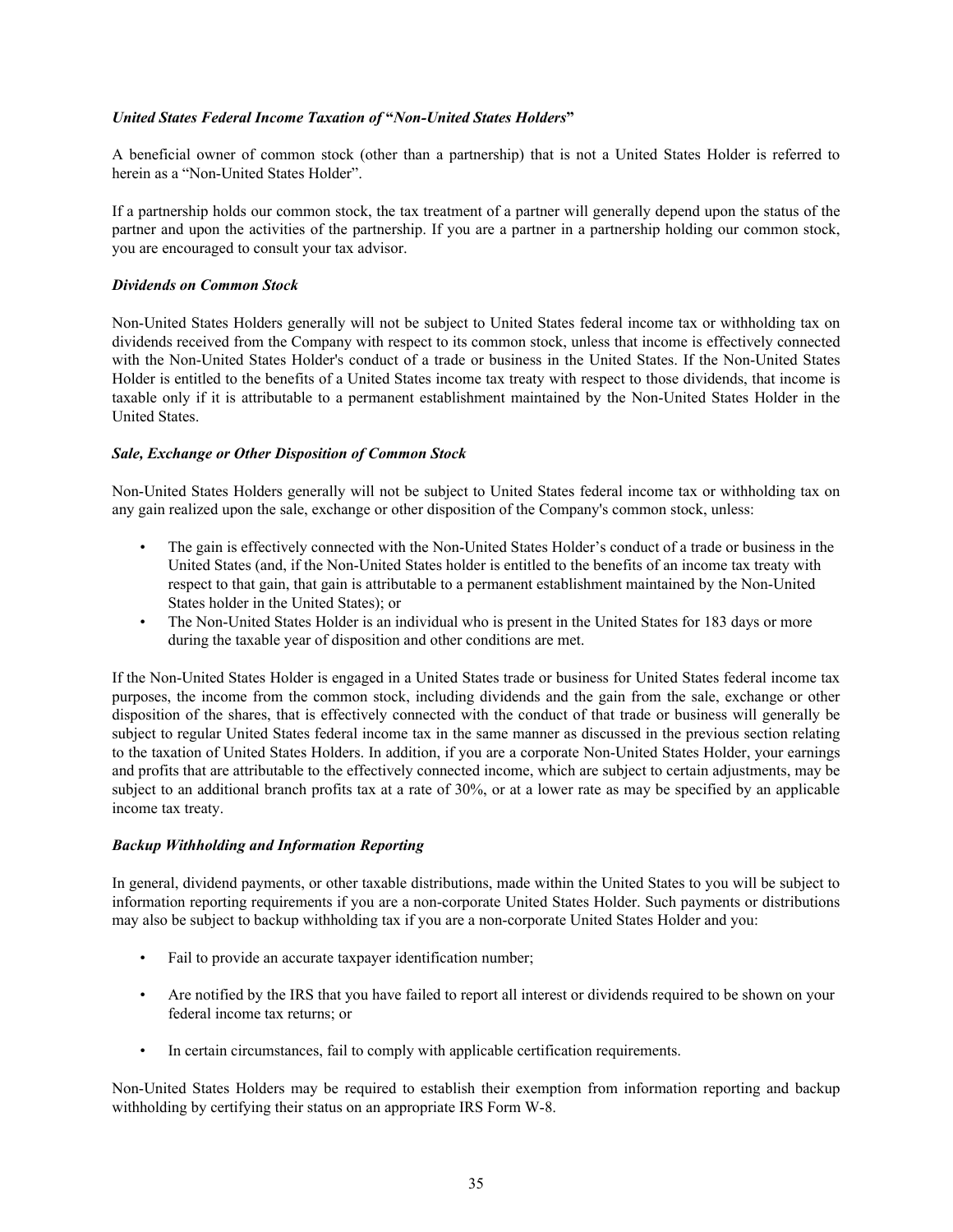### *United States Federal Income Taxation of "Non-United States Holders"*

A beneficial owner of common stock (other than a partnership) that is not a United States Holder is referred to herein as a "Non-United States Holder".

If a partnership holds our common stock, the tax treatment of a partner will generally depend upon the status of the partner and upon the activities of the partnership. If you are a partner in a partnership holding our common stock, you are encouraged to consult your tax advisor.

### *Dividends on Common Stock*

Non-United States Holders generally will not be subject to United States federal income tax or withholding tax on dividends received from the Company with respect to its common stock, unless that income is effectively connected with the Non-United States Holder's conduct of a trade or business in the United States. If the Non-United States Holder is entitled to the benefits of a United States income tax treaty with respect to those dividends, that income is taxable only if it is attributable to a permanent establishment maintained by the Non-United States Holder in the United States.

### *Sale, Exchange or Other Disposition of Common Stock*

Non-United States Holders generally will not be subject to United States federal income tax or withholding tax on any gain realized upon the sale, exchange or other disposition of the Company's common stock, unless:

- The gain is effectively connected with the Non-United States Holder's conduct of a trade or business in the United States (and, if the Non-United States holder is entitled to the benefits of an income tax treaty with respect to that gain, that gain is attributable to a permanent establishment maintained by the Non-United States holder in the United States); or
- The Non-United States Holder is an individual who is present in the United States for 183 days or more during the taxable year of disposition and other conditions are met.

If the Non-United States Holder is engaged in a United States trade or business for United States federal income tax purposes, the income from the common stock, including dividends and the gain from the sale, exchange or other disposition of the shares, that is effectively connected with the conduct of that trade or business will generally be subject to regular United States federal income tax in the same manner as discussed in the previous section relating to the taxation of United States Holders. In addition, if you are a corporate Non-United States Holder, your earnings and profits that are attributable to the effectively connected income, which are subject to certain adjustments, may be subject to an additional branch profits tax at a rate of 30%, or at a lower rate as may be specified by an applicable income tax treaty.

### *Backup Withholding and Information Reporting*

In general, dividend payments, or other taxable distributions, made within the United States to you will be subject to information reporting requirements if you are a non-corporate United States Holder. Such payments or distributions may also be subject to backup withholding tax if you are a non-corporate United States Holder and you:

- Fail to provide an accurate taxpayer identification number;
- Are notified by the IRS that you have failed to report all interest or dividends required to be shown on your federal income tax returns; or
- In certain circumstances, fail to comply with applicable certification requirements.

Non-United States Holders may be required to establish their exemption from information reporting and backup withholding by certifying their status on an appropriate IRS Form W-8.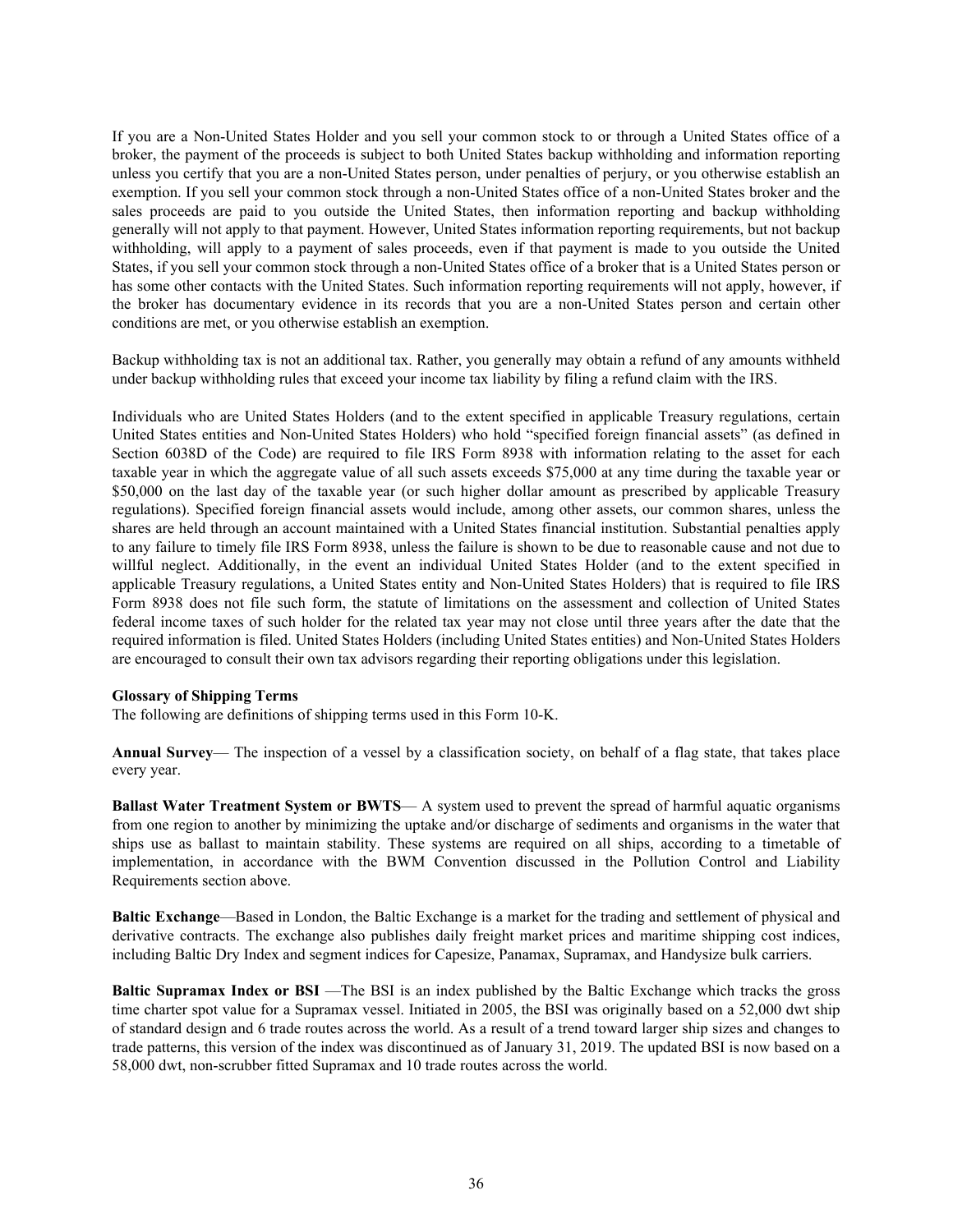If you are a Non-United States Holder and you sell your common stock to or through a United States office of a broker, the payment of the proceeds is subject to both United States backup withholding and information reporting unless you certify that you are a non-United States person, under penalties of perjury, or you otherwise establish an exemption. If you sell your common stock through a non-United States office of a non-United States broker and the sales proceeds are paid to you outside the United States, then information reporting and backup withholding generally will not apply to that payment. However, United States information reporting requirements, but not backup withholding, will apply to a payment of sales proceeds, even if that payment is made to you outside the United States, if you sell your common stock through a non-United States office of a broker that is a United States person or has some other contacts with the United States. Such information reporting requirements will not apply, however, if the broker has documentary evidence in its records that you are a non-United States person and certain other conditions are met, or you otherwise establish an exemption.

Backup withholding tax is not an additional tax. Rather, you generally may obtain a refund of any amounts withheld under backup withholding rules that exceed your income tax liability by filing a refund claim with the IRS.

Individuals who are United States Holders (and to the extent specified in applicable Treasury regulations, certain United States entities and Non-United States Holders) who hold "specified foreign financial assets" (as defined in Section 6038D of the Code) are required to file IRS Form 8938 with information relating to the asset for each taxable year in which the aggregate value of all such assets exceeds $75,000 at any time during the taxable year or $50,000 on the last day of the taxable year (or such higher dollar amount as prescribed by applicable Treasury regulations). Specified foreign financial assets would include, among other assets, our common shares, unless the shares are held through an account maintained with a United States financial institution. Substantial penalties apply to any failure to timely file IRS Form 8938, unless the failure is shown to be due to reasonable cause and not due to willful neglect. Additionally, in the event an individual United States Holder (and to the extent specified in applicable Treasury regulations, a United States entity and Non-United States Holders) that is required to file IRS Form 8938 does not file such form, the statute of limitations on the assessment and collection of United States federal income taxes of such holder for the related tax year may not close until three years after the date that the required information is filed. United States Holders (including United States entities) and Non-United States Holders are encouraged to consult their own tax advisors regarding their reporting obligations under this legislation.

**Glossary of Shipping Terms**

The following are definitions of shipping terms used in this Form 10-K.

**Annual Survey**— The inspection of a vessel by a classification society, on behalf of a flag state, that takes place every year.

**Ballast Water Treatment System or BWTS**— A system used to prevent the spread of harmful aquatic organisms from one region to another by minimizing the uptake and/or discharge of sediments and organisms in the water that ships use as ballast to maintain stability. These systems are required on all ships, according to a timetable of implementation, in accordance with the BWM Convention discussed in the Pollution Control and Liability Requirements section above.

**Baltic Exchange**—Based in London, the Baltic Exchange is a market for the trading and settlement of physical and derivative contracts. The exchange also publishes daily freight market prices and maritime shipping cost indices, including Baltic Dry Index and segment indices for Capesize, Panamax, Supramax, and Handysize bulk carriers.

**Baltic Supramax Index or BSI** —The BSI is an index published by the Baltic Exchange which tracks the gross time charter spot value for a Supramax vessel. Initiated in 2005, the BSI was originally based on a 52,000 dwt ship of standard design and 6 trade routes across the world. As a result of a trend toward larger ship sizes and changes to trade patterns, this version of the index was discontinued as of January 31, 2019. The updated BSI is now based on a 58,000 dwt, non-scrubber fitted Supramax and 10 trade routes across the world.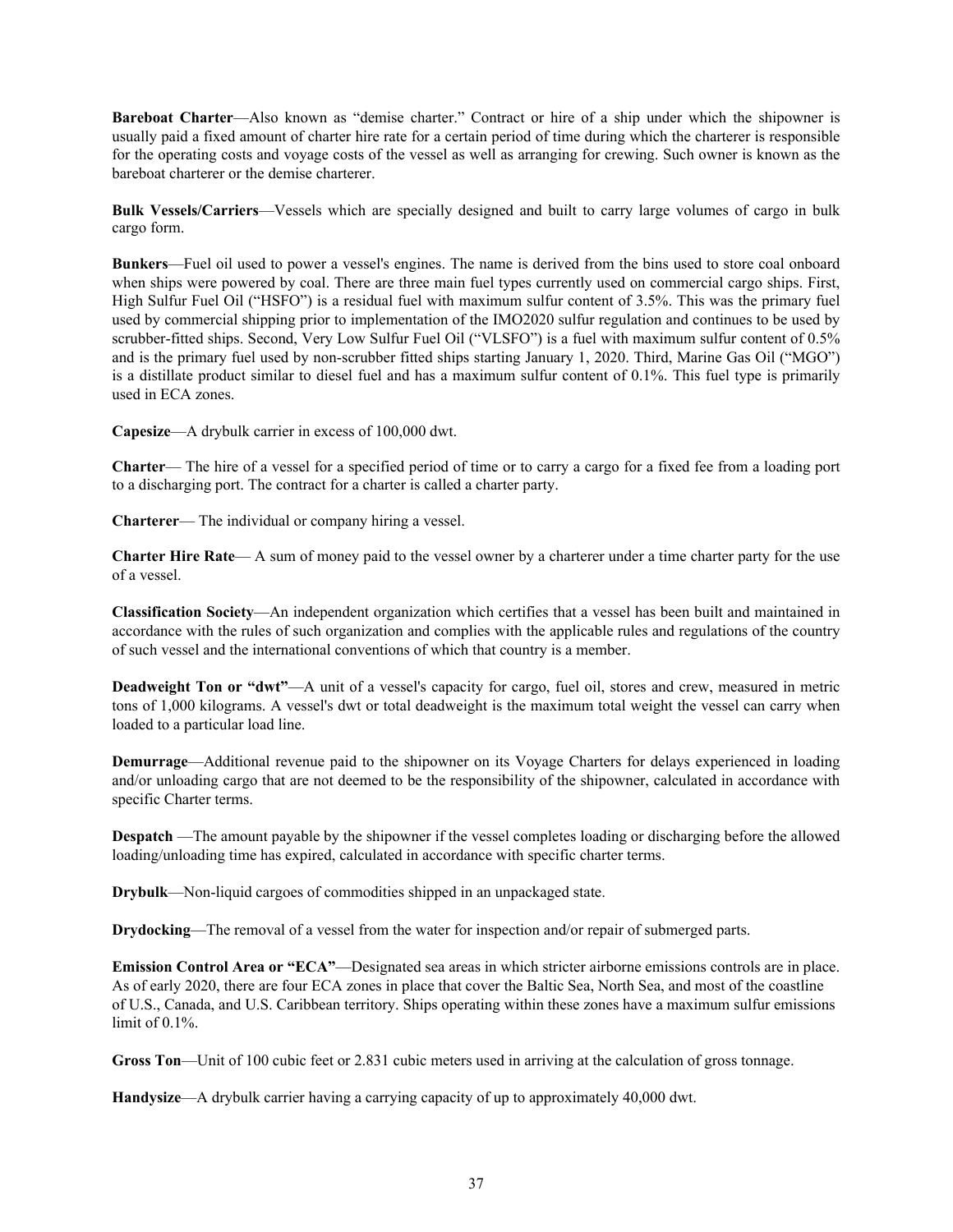**Bareboat Charter**—Also known as "demise charter." Contract or hire of a ship under which the shipowner is usually paid a fixed amount of charter hire rate for a certain period of time during which the charterer is responsible for the operating costs and voyage costs of the vessel as well as arranging for crewing. Such owner is known as the bareboat charterer or the demise charterer.

**Bulk Vessels/Carriers**—Vessels which are specially designed and built to carry large volumes of cargo in bulk cargo form.

**Bunkers**—Fuel oil used to power a vessel's engines. The name is derived from the bins used to store coal onboard when ships were powered by coal. There are three main fuel types currently used on commercial cargo ships. First, High Sulfur Fuel Oil ("HSFO") is a residual fuel with maximum sulfur content of 3.5%. This was the primary fuel used by commercial shipping prior to implementation of the IMO2020 sulfur regulation and continues to be used by scrubber-fitted ships. Second, Very Low Sulfur Fuel Oil ("VLSFO") is a fuel with maximum sulfur content of 0.5% and is the primary fuel used by non-scrubber fitted ships starting January 1, 2020. Third, Marine Gas Oil ("MGO") is a distillate product similar to diesel fuel and has a maximum sulfur content of 0.1%. This fuel type is primarily used in ECA zones.

**Capesize**—A drybulk carrier in excess of 100,000 dwt.

**Charter**— The hire of a vessel for a specified period of time or to carry a cargo for a fixed fee from a loading port to a discharging port. The contract for a charter is called a charter party.

**Charterer**— The individual or company hiring a vessel.

**Charter Hire Rate**— A sum of money paid to the vessel owner by a charterer under a time charter party for the use of a vessel.

**Classification Society**—An independent organization which certifies that a vessel has been built and maintained in accordance with the rules of such organization and complies with the applicable rules and regulations of the country of such vessel and the international conventions of which that country is a member.

**Deadweight Ton or "dwt"**—A unit of a vessel's capacity for cargo, fuel oil, stores and crew, measured in metric tons of 1,000 kilograms. A vessel's dwt or total deadweight is the maximum total weight the vessel can carry when loaded to a particular load line.

**Demurrage**—Additional revenue paid to the shipowner on its Voyage Charters for delays experienced in loading and/or unloading cargo that are not deemed to be the responsibility of the shipowner, calculated in accordance with specific Charter terms.

**Despatch** —The amount payable by the shipowner if the vessel completes loading or discharging before the allowed loading/unloading time has expired, calculated in accordance with specific charter terms.

**Drybulk**—Non-liquid cargoes of commodities shipped in an unpackaged state.

**Drydocking**—The removal of a vessel from the water for inspection and/or repair of submerged parts.

**Emission Control Area or "ECA"**—Designated sea areas in which stricter airborne emissions controls are in place. As of early 2020, there are four ECA zones in place that cover the Baltic Sea, North Sea, and most of the coastline of U.S., Canada, and U.S. Caribbean territory. Ships operating within these zones have a maximum sulfur emissions limit of 0.1%.

**Gross Ton**—Unit of 100 cubic feet or 2.831 cubic meters used in arriving at the calculation of gross tonnage.

**Handysize**—A drybulk carrier having a carrying capacity of up to approximately 40,000 dwt.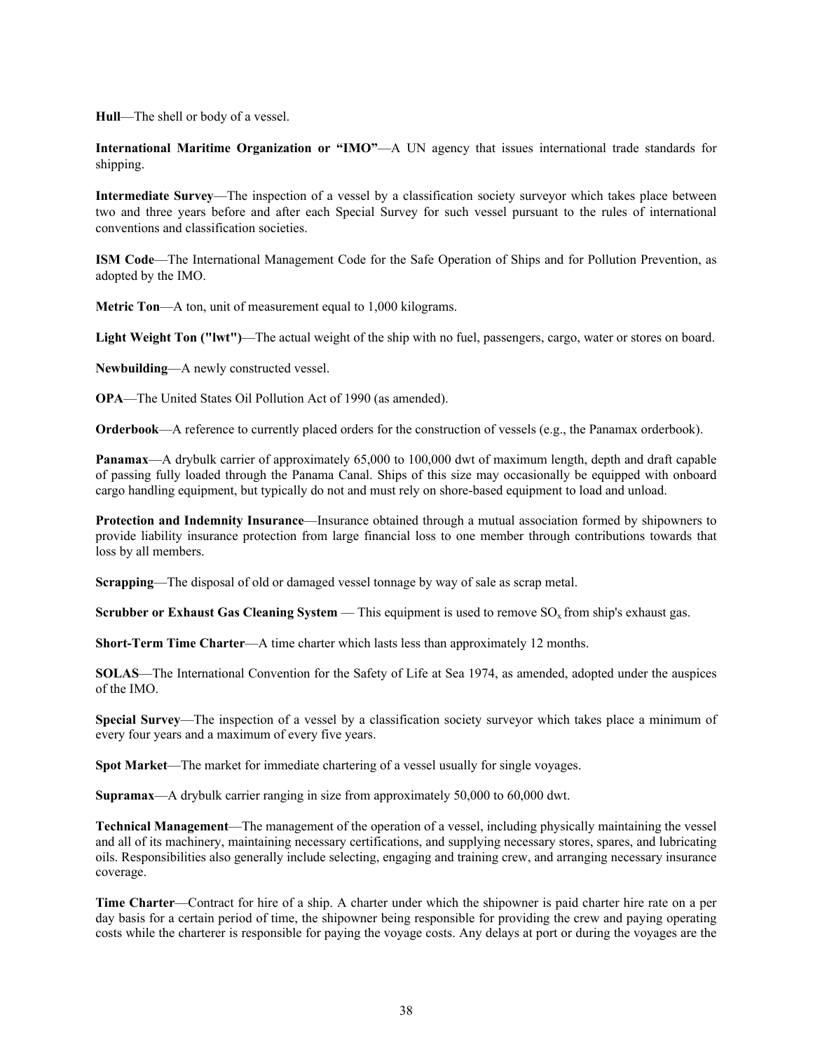**Hull**—The shell or body of a vessel.

**International Maritime Organization or "IMO"**—A UN agency that issues international trade standards for shipping.

**Intermediate Survey**—The inspection of a vessel by a classification society surveyor which takes place between two and three years before and after each Special Survey for such vessel pursuant to the rules of international conventions and classification societies.

**ISM Code**—The International Management Code for the Safe Operation of Ships and for Pollution Prevention, as adopted by the IMO.

**Metric Ton**—A ton, unit of measurement equal to 1,000 kilograms.

**Light Weight Ton ("lwt")**—The actual weight of the ship with no fuel, passengers, cargo, water or stores on board.

**Newbuilding**—A newly constructed vessel.

**OPA**—The United States Oil Pollution Act of 1990 (as amended).

**Orderbook**—A reference to currently placed orders for the construction of vessels (e.g., the Panamax orderbook).

**Panamax**—A drybulk carrier of approximately 65,000 to 100,000 dwt of maximum length, depth and draft capable of passing fully loaded through the Panama Canal. Ships of this size may occasionally be equipped with onboard cargo handling equipment, but typically do not and must rely on shore-based equipment to load and unload.

**Protection and Indemnity Insurance**—Insurance obtained through a mutual association formed by shipowners to provide liability insurance protection from large financial loss to one member through contributions towards that loss by all members.

**Scrapping**—The disposal of old or damaged vessel tonnage by way of sale as scrap metal.

**Scrubber or Exhaust Gas Cleaning System** — This equipment is used to remove $SO_x$ from ship's exhaust gas.

**Short-Term Time Charter**—A time charter which lasts less than approximately 12 months.

**SOLAS**—The International Convention for the Safety of Life at Sea 1974, as amended, adopted under the auspices of the IMO.

**Special Survey**—The inspection of a vessel by a classification society surveyor which takes place a minimum of every four years and a maximum of every five years.

**Spot Market**—The market for immediate chartering of a vessel usually for single voyages.

**Supramax**—A drybulk carrier ranging in size from approximately 50,000 to 60,000 dwt.

**Technical Management**—The management of the operation of a vessel, including physically maintaining the vessel and all of its machinery, maintaining necessary certifications, and supplying necessary stores, spares, and lubricating oils. Responsibilities also generally include selecting, engaging and training crew, and arranging necessary insurance coverage.

**Time Charter**—Contract for hire of a ship. A charter under which the shipowner is paid charter hire rate on a per day basis for a certain period of time, the shipowner being responsible for providing the crew and paying operating costs while the charterer is responsible for paying the voyage costs. Any delays at port or during the voyages are the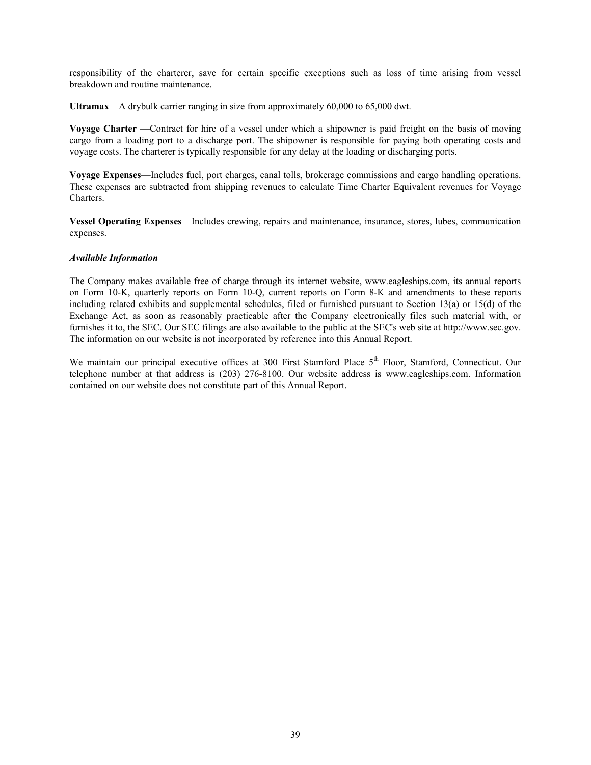responsibility of the charterer, save for certain specific exceptions such as loss of time arising from vessel breakdown and routine maintenance.

**Ultramax**—A drybulk carrier ranging in size from approximately 60,000 to 65,000 dwt.

**Voyage Charter** —Contract for hire of a vessel under which a shipowner is paid freight on the basis of moving cargo from a loading port to a discharge port. The shipowner is responsible for paying both operating costs and voyage costs. The charterer is typically responsible for any delay at the loading or discharging ports.

**Voyage Expenses**—Includes fuel, port charges, canal tolls, brokerage commissions and cargo handling operations. These expenses are subtracted from shipping revenues to calculate Time Charter Equivalent revenues for Voyage Charters.

**Vessel Operating Expenses**—Includes crewing, repairs and maintenance, insurance, stores, lubes, communication expenses.

***Available Information***

The Company makes available free of charge through its internet website, www.eagleships.com, its annual reports on Form 10-K, quarterly reports on Form 10-Q, current reports on Form 8-K and amendments to these reports including related exhibits and supplemental schedules, filed or furnished pursuant to Section 13(a) or 15(d) of the Exchange Act, as soon as reasonably practicable after the Company electronically files such material with, or furnishes it to, the SEC. Our SEC filings are also available to the public at the SEC's web site at http://www.sec.gov. The information on our website is not incorporated by reference into this Annual Report.

We maintain our principal executive offices at 300 First Stamford Place 5th Floor, Stamford, Connecticut. Our telephone number at that address is (203) 276-8100. Our website address is www.eagleships.com. Information contained on our website does not constitute part of this Annual Report.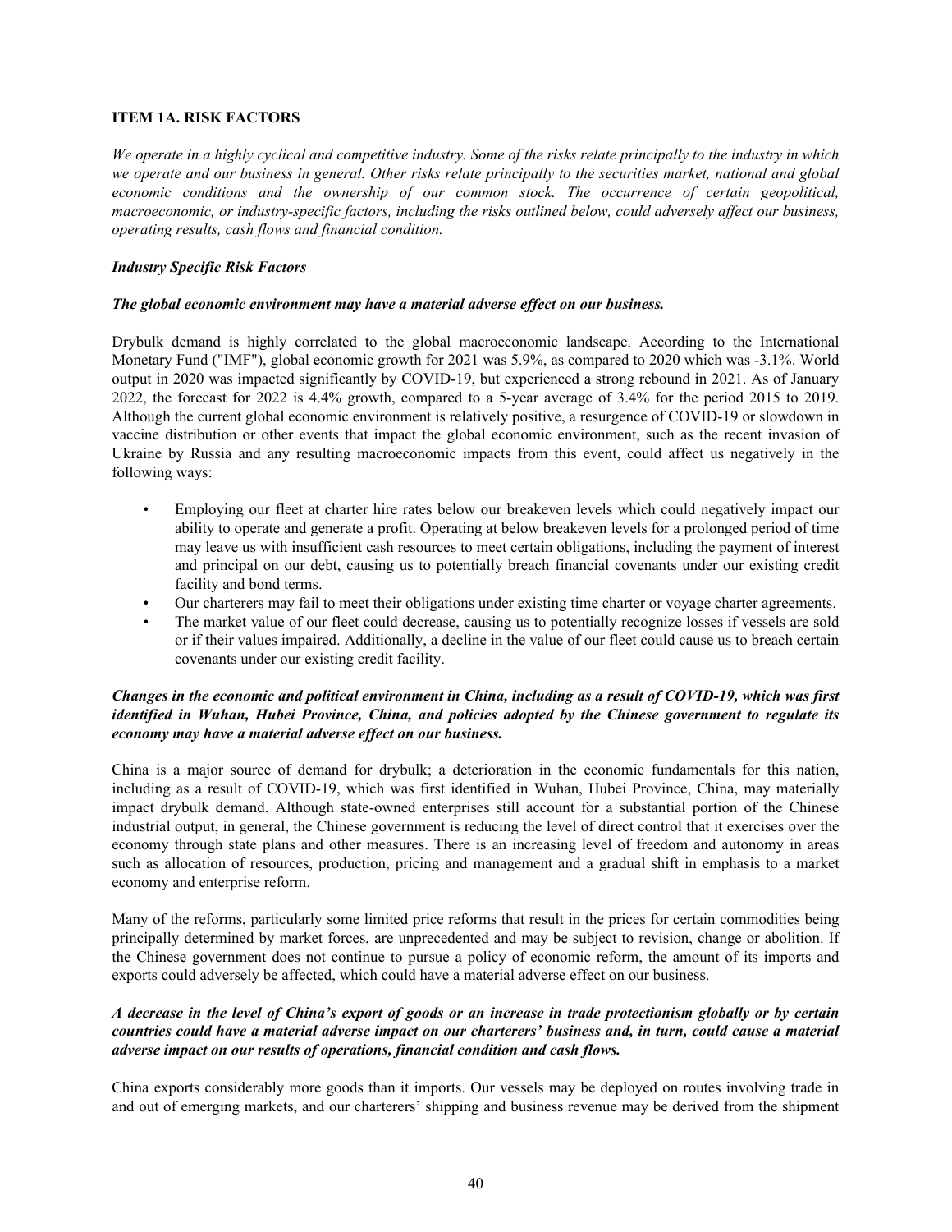## ITEM 1A. RISK FACTORS

*We operate in a highly cyclical and competitive industry. Some of the risks relate principally to the industry in which we operate and our business in general. Other risks relate principally to the securities market, national and global economic conditions and the ownership of our common stock. The occurrence of certain geopolitical, macroeconomic, or industry-specific factors, including the risks outlined below, could adversely affect our business, operating results, cash flows and financial condition.*

### *Industry Specific Risk Factors*

***The global economic environment may have a material adverse effect on our business.***

Drybulk demand is highly correlated to the global macroeconomic landscape. According to the International Monetary Fund ("IMF"), global economic growth for 2021 was 5.9%, as compared to 2020 which was -3.1%. World output in 2020 was impacted significantly by COVID-19, but experienced a strong rebound in 2021. As of January 2022, the forecast for 2022 is 4.4% growth, compared to a 5-year average of 3.4% for the period 2015 to 2019. Although the current global economic environment is relatively positive, a resurgence of COVID-19 or slowdown in vaccine distribution or other events that impact the global economic environment, such as the recent invasion of Ukraine by Russia and any resulting macroeconomic impacts from this event, could affect us negatively in the following ways:

- Employing our fleet at charter hire rates below our breakeven levels which could negatively impact our ability to operate and generate a profit. Operating at below breakeven levels for a prolonged period of time may leave us with insufficient cash resources to meet certain obligations, including the payment of interest and principal on our debt, causing us to potentially breach financial covenants under our existing credit facility and bond terms.
- Our charterers may fail to meet their obligations under existing time charter or voyage charter agreements.
- The market value of our fleet could decrease, causing us to potentially recognize losses if vessels are sold or if their values impaired. Additionally, a decline in the value of our fleet could cause us to breach certain covenants under our existing credit facility.

***Changes in the economic and political environment in China, including as a result of COVID-19, which was first identified in Wuhan, Hubei Province, China, and policies adopted by the Chinese government to regulate its economy may have a material adverse effect on our business.***

China is a major source of demand for drybulk; a deterioration in the economic fundamentals for this nation, including as a result of COVID-19, which was first identified in Wuhan, Hubei Province, China, may materially impact drybulk demand. Although state-owned enterprises still account for a substantial portion of the Chinese industrial output, in general, the Chinese government is reducing the level of direct control that it exercises over the economy through state plans and other measures. There is an increasing level of freedom and autonomy in areas such as allocation of resources, production, pricing and management and a gradual shift in emphasis to a market economy and enterprise reform.

Many of the reforms, particularly some limited price reforms that result in the prices for certain commodities being principally determined by market forces, are unprecedented and may be subject to revision, change or abolition. If the Chinese government does not continue to pursue a policy of economic reform, the amount of its imports and exports could adversely be affected, which could have a material adverse effect on our business.

***A decrease in the level of China's export of goods or an increase in trade protectionism globally or by certain countries could have a material adverse impact on our charterers' business and, in turn, could cause a material adverse impact on our results of operations, financial condition and cash flows.***

China exports considerably more goods than it imports. Our vessels may be deployed on routes involving trade in and out of emerging markets, and our charterers' shipping and business revenue may be derived from the shipment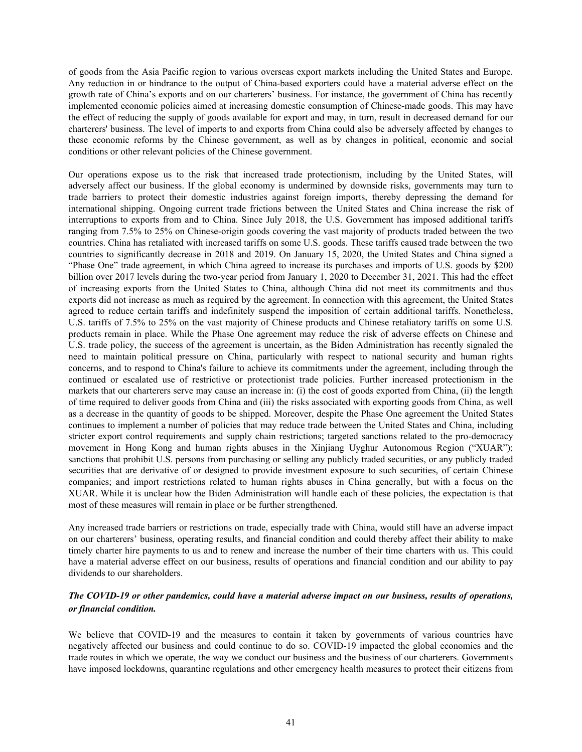of goods from the Asia Pacific region to various overseas export markets including the United States and Europe. Any reduction in or hindrance to the output of China-based exporters could have a material adverse effect on the growth rate of China's exports and on our charterers' business. For instance, the government of China has recently implemented economic policies aimed at increasing domestic consumption of Chinese-made goods. This may have the effect of reducing the supply of goods available for export and may, in turn, result in decreased demand for our charterers' business. The level of imports to and exports from China could also be adversely affected by changes to these economic reforms by the Chinese government, as well as by changes in political, economic and social conditions or other relevant policies of the Chinese government.

Our operations expose us to the risk that increased trade protectionism, including by the United States, will adversely affect our business. If the global economy is undermined by downside risks, governments may turn to trade barriers to protect their domestic industries against foreign imports, thereby depressing the demand for international shipping. Ongoing current trade frictions between the United States and China increase the risk of interruptions to exports from and to China. Since July 2018, the U.S. Government has imposed additional tariffs ranging from 7.5% to 25% on Chinese-origin goods covering the vast majority of products traded between the two countries. China has retaliated with increased tariffs on some U.S. goods. These tariffs caused trade between the two countries to significantly decrease in 2018 and 2019. On January 15, 2020, the United States and China signed a "Phase One" trade agreement, in which China agreed to increase its purchases and imports of U.S. goods by $200 billion over 2017 levels during the two-year period from January 1, 2020 to December 31, 2021. This had the effect of increasing exports from the United States to China, although China did not meet its commitments and thus exports did not increase as much as required by the agreement. In connection with this agreement, the United States agreed to reduce certain tariffs and indefinitely suspend the imposition of certain additional tariffs. Nonetheless, U.S. tariffs of 7.5% to 25% on the vast majority of Chinese products and Chinese retaliatory tariffs on some U.S. products remain in place. While the Phase One agreement may reduce the risk of adverse effects on Chinese and U.S. trade policy, the success of the agreement is uncertain, as the Biden Administration has recently signaled the need to maintain political pressure on China, particularly with respect to national security and human rights concerns, and to respond to China's failure to achieve its commitments under the agreement, including through the continued or escalated use of restrictive or protectionist trade policies. Further increased protectionism in the markets that our charterers serve may cause an increase in: (i) the cost of goods exported from China, (ii) the length of time required to deliver goods from China and (iii) the risks associated with exporting goods from China, as well as a decrease in the quantity of goods to be shipped. Moreover, despite the Phase One agreement the United States continues to implement a number of policies that may reduce trade between the United States and China, including stricter export control requirements and supply chain restrictions; targeted sanctions related to the pro-democracy movement in Hong Kong and human rights abuses in the Xinjiang Uyghur Autonomous Region ("XUAR"); sanctions that prohibit U.S. persons from purchasing or selling any publicly traded securities, or any publicly traded securities that are derivative of or designed to provide investment exposure to such securities, of certain Chinese companies; and import restrictions related to human rights abuses in China generally, but with a focus on the XUAR. While it is unclear how the Biden Administration will handle each of these policies, the expectation is that most of these measures will remain in place or be further strengthened.

Any increased trade barriers or restrictions on trade, especially trade with China, would still have an adverse impact on our charterers' business, operating results, and financial condition and could thereby affect their ability to make timely charter hire payments to us and to renew and increase the number of their time charters with us. This could have a material adverse effect on our business, results of operations and financial condition and our ability to pay dividends to our shareholders.

***The COVID-19 or other pandemics, could have a material adverse impact on our business, results of operations, or financial condition.***

We believe that COVID-19 and the measures to contain it taken by governments of various countries have negatively affected our business and could continue to do so. COVID-19 impacted the global economies and the trade routes in which we operate, the way we conduct our business and the business of our charterers. Governments have imposed lockdowns, quarantine regulations and other emergency health measures to protect their citizens from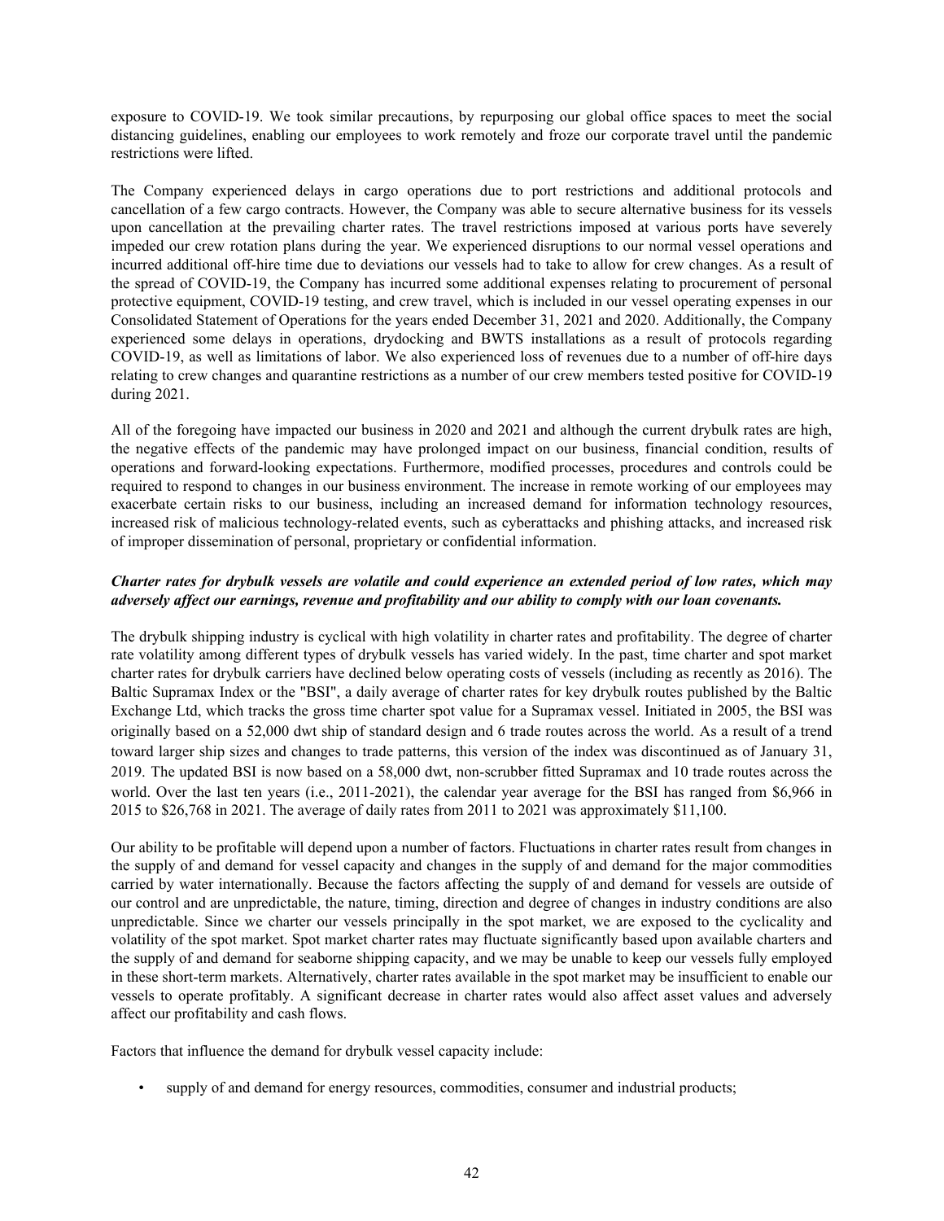exposure to COVID-19. We took similar precautions, by repurposing our global office spaces to meet the social distancing guidelines, enabling our employees to work remotely and froze our corporate travel until the pandemic restrictions were lifted.

The Company experienced delays in cargo operations due to port restrictions and additional protocols and cancellation of a few cargo contracts. However, the Company was able to secure alternative business for its vessels upon cancellation at the prevailing charter rates. The travel restrictions imposed at various ports have severely impeded our crew rotation plans during the year. We experienced disruptions to our normal vessel operations and incurred additional off-hire time due to deviations our vessels had to take to allow for crew changes. As a result of the spread of COVID-19, the Company has incurred some additional expenses relating to procurement of personal protective equipment, COVID-19 testing, and crew travel, which is included in our vessel operating expenses in our Consolidated Statement of Operations for the years ended December 31, 2021 and 2020. Additionally, the Company experienced some delays in operations, drydocking and BWTS installations as a result of protocols regarding COVID-19, as well as limitations of labor. We also experienced loss of revenues due to a number of off-hire days relating to crew changes and quarantine restrictions as a number of our crew members tested positive for COVID-19 during 2021.

All of the foregoing have impacted our business in 2020 and 2021 and although the current drybulk rates are high, the negative effects of the pandemic may have prolonged impact on our business, financial condition, results of operations and forward-looking expectations. Furthermore, modified processes, procedures and controls could be required to respond to changes in our business environment. The increase in remote working of our employees may exacerbate certain risks to our business, including an increased demand for information technology resources, increased risk of malicious technology-related events, such as cyberattacks and phishing attacks, and increased risk of improper dissemination of personal, proprietary or confidential information.

***Charter rates for drybulk vessels are volatile and could experience an extended period of low rates, which may adversely affect our earnings, revenue and profitability and our ability to comply with our loan covenants.***

The drybulk shipping industry is cyclical with high volatility in charter rates and profitability. The degree of charter rate volatility among different types of drybulk vessels has varied widely. In the past, time charter and spot market charter rates for drybulk carriers have declined below operating costs of vessels (including as recently as 2016). The Baltic Supramax Index or the "BSI", a daily average of charter rates for key drybulk routes published by the Baltic Exchange Ltd, which tracks the gross time charter spot value for a Supramax vessel. Initiated in 2005, the BSI was originally based on a 52,000 dwt ship of standard design and 6 trade routes across the world. As a result of a trend toward larger ship sizes and changes to trade patterns, this version of the index was discontinued as of January 31, 2019. The updated BSI is now based on a 58,000 dwt, non-scrubber fitted Supramax and 10 trade routes across the world. Over the last ten years (i.e., 2011-2021), the calendar year average for the BSI has ranged from $6,966 in 2015 to $26,768 in 2021. The average of daily rates from 2011 to 2021 was approximately $11,100.

Our ability to be profitable will depend upon a number of factors. Fluctuations in charter rates result from changes in the supply of and demand for vessel capacity and changes in the supply of and demand for the major commodities carried by water internationally. Because the factors affecting the supply of and demand for vessels are outside of our control and are unpredictable, the nature, timing, direction and degree of changes in industry conditions are also unpredictable. Since we charter our vessels principally in the spot market, we are exposed to the cyclicality and volatility of the spot market. Spot market charter rates may fluctuate significantly based upon available charters and the supply of and demand for seaborne shipping capacity, and we may be unable to keep our vessels fully employed in these short-term markets. Alternatively, charter rates available in the spot market may be insufficient to enable our vessels to operate profitably. A significant decrease in charter rates would also affect asset values and adversely affect our profitability and cash flows.

Factors that influence the demand for drybulk vessel capacity include:

- supply of and demand for energy resources, commodities, consumer and industrial products;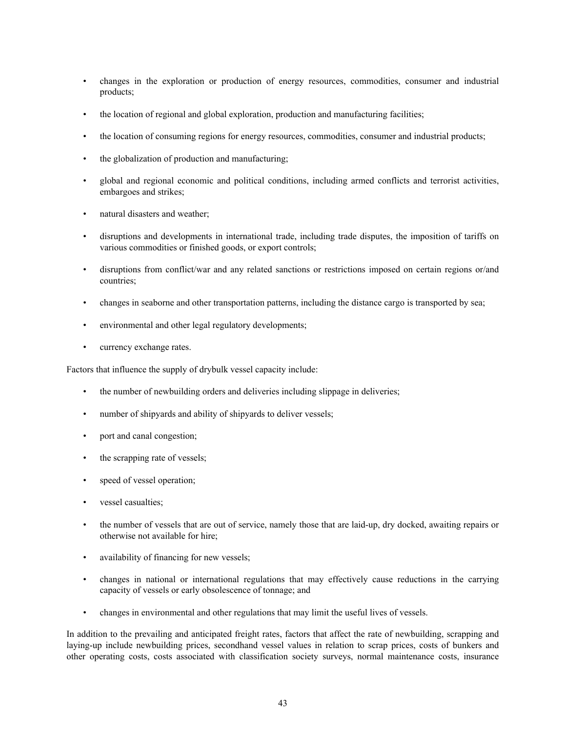- changes in the exploration or production of energy resources, commodities, consumer and industrial products;
- the location of regional and global exploration, production and manufacturing facilities;
- the location of consuming regions for energy resources, commodities, consumer and industrial products;
- the globalization of production and manufacturing;
- global and regional economic and political conditions, including armed conflicts and terrorist activities, embargoes and strikes;
- natural disasters and weather;
- disruptions and developments in international trade, including trade disputes, the imposition of tariffs on various commodities or finished goods, or export controls;
- disruptions from conflict/war and any related sanctions or restrictions imposed on certain regions or/and countries;
- changes in seaborne and other transportation patterns, including the distance cargo is transported by sea;
- environmental and other legal regulatory developments;
- currency exchange rates.

Factors that influence the supply of drybulk vessel capacity include:

- the number of newbuilding orders and deliveries including slippage in deliveries;
- number of shipyards and ability of shipyards to deliver vessels;
- port and canal congestion;
- the scrapping rate of vessels;
- speed of vessel operation;
- vessel casualties;
- the number of vessels that are out of service, namely those that are laid-up, dry docked, awaiting repairs or otherwise not available for hire;
- availability of financing for new vessels;
- changes in national or international regulations that may effectively cause reductions in the carrying capacity of vessels or early obsolescence of tonnage; and
- changes in environmental and other regulations that may limit the useful lives of vessels.

In addition to the prevailing and anticipated freight rates, factors that affect the rate of newbuilding, scrapping and laying-up include newbuilding prices, secondhand vessel values in relation to scrap prices, costs of bunkers and other operating costs, costs associated with classification society surveys, normal maintenance costs, insurance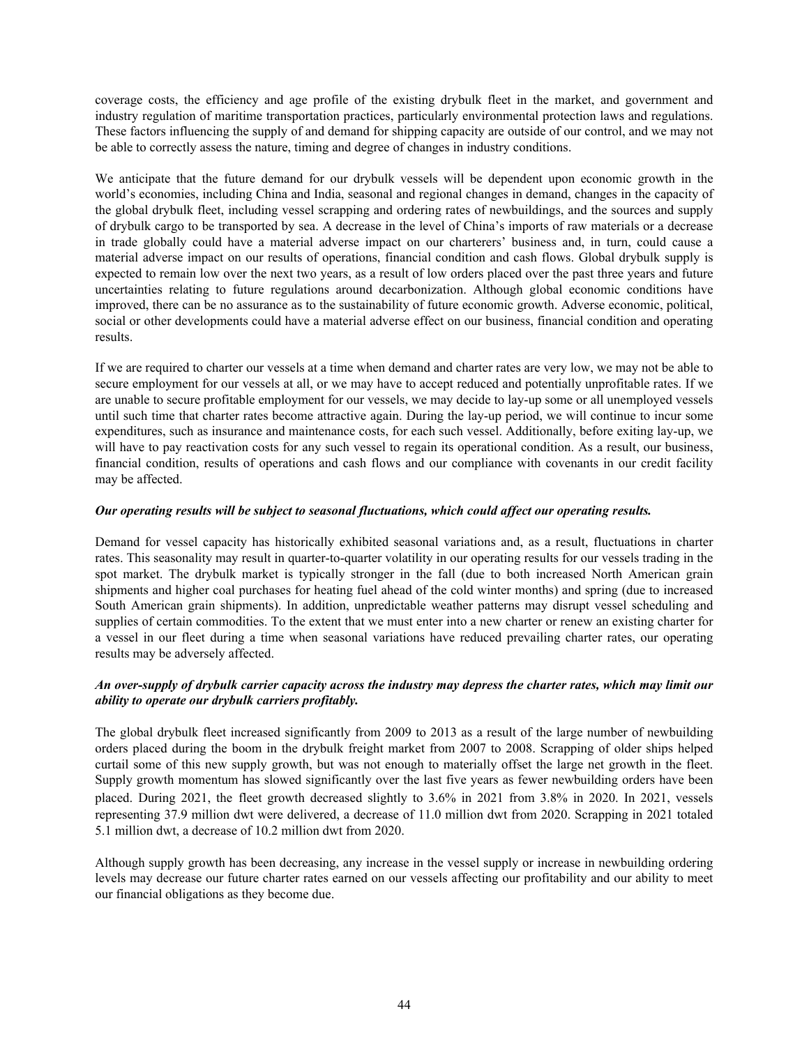coverage costs, the efficiency and age profile of the existing drybulk fleet in the market, and government and industry regulation of maritime transportation practices, particularly environmental protection laws and regulations. These factors influencing the supply of and demand for shipping capacity are outside of our control, and we may not be able to correctly assess the nature, timing and degree of changes in industry conditions.

We anticipate that the future demand for our drybulk vessels will be dependent upon economic growth in the world's economies, including China and India, seasonal and regional changes in demand, changes in the capacity of the global drybulk fleet, including vessel scrapping and ordering rates of newbuildings, and the sources and supply of drybulk cargo to be transported by sea. A decrease in the level of China's imports of raw materials or a decrease in trade globally could have a material adverse impact on our charterers' business and, in turn, could cause a material adverse impact on our results of operations, financial condition and cash flows. Global drybulk supply is expected to remain low over the next two years, as a result of low orders placed over the past three years and future uncertainties relating to future regulations around decarbonization. Although global economic conditions have improved, there can be no assurance as to the sustainability of future economic growth. Adverse economic, political, social or other developments could have a material adverse effect on our business, financial condition and operating results.

If we are required to charter our vessels at a time when demand and charter rates are very low, we may not be able to secure employment for our vessels at all, or we may have to accept reduced and potentially unprofitable rates. If we are unable to secure profitable employment for our vessels, we may decide to lay-up some or all unemployed vessels until such time that charter rates become attractive again. During the lay-up period, we will continue to incur some expenditures, such as insurance and maintenance costs, for each such vessel. Additionally, before exiting lay-up, we will have to pay reactivation costs for any such vessel to regain its operational condition. As a result, our business, financial condition, results of operations and cash flows and our compliance with covenants in our credit facility may be affected.

***Our operating results will be subject to seasonal fluctuations, which could affect our operating results.***

Demand for vessel capacity has historically exhibited seasonal variations and, as a result, fluctuations in charter rates. This seasonality may result in quarter-to-quarter volatility in our operating results for our vessels trading in the spot market. The drybulk market is typically stronger in the fall (due to both increased North American grain shipments and higher coal purchases for heating fuel ahead of the cold winter months) and spring (due to increased South American grain shipments). In addition, unpredictable weather patterns may disrupt vessel scheduling and supplies of certain commodities. To the extent that we must enter into a new charter or renew an existing charter for a vessel in our fleet during a time when seasonal variations have reduced prevailing charter rates, our operating results may be adversely affected.

***An over-supply of drybulk carrier capacity across the industry may depress the charter rates, which may limit our ability to operate our drybulk carriers profitably.***

The global drybulk fleet increased significantly from 2009 to 2013 as a result of the large number of newbuilding orders placed during the boom in the drybulk freight market from 2007 to 2008. Scrapping of older ships helped curtail some of this new supply growth, but was not enough to materially offset the large net growth in the fleet. Supply growth momentum has slowed significantly over the last five years as fewer newbuilding orders have been placed. During 2021, the fleet growth decreased slightly to 3.6% in 2021 from 3.8% in 2020. In 2021, vessels representing 37.9 million dwt were delivered, a decrease of 11.0 million dwt from 2020. Scrapping in 2021 totaled 5.1 million dwt, a decrease of 10.2 million dwt from 2020.

Although supply growth has been decreasing, any increase in the vessel supply or increase in newbuilding ordering levels may decrease our future charter rates earned on our vessels affecting our profitability and our ability to meet our financial obligations as they become due.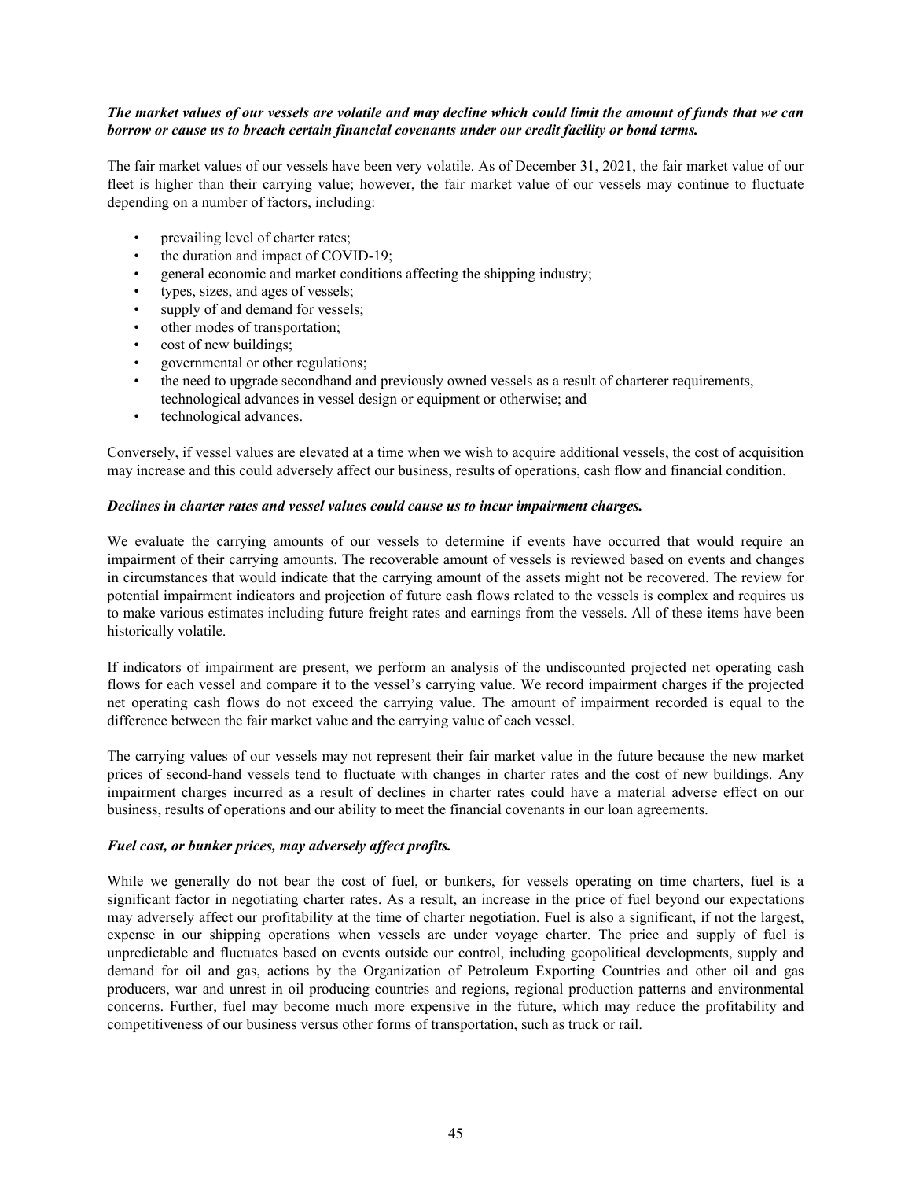***The market values of our vessels are volatile and may decline which could limit the amount of funds that we can borrow or cause us to breach certain financial covenants under our credit facility or bond terms.***

The fair market values of our vessels have been very volatile. As of December 31, 2021, the fair market value of our fleet is higher than their carrying value; however, the fair market value of our vessels may continue to fluctuate depending on a number of factors, including:

- prevailing level of charter rates;
- the duration and impact of COVID-19;
- general economic and market conditions affecting the shipping industry;
- types, sizes, and ages of vessels;
- supply of and demand for vessels;
- other modes of transportation;
- cost of new buildings;
- governmental or other regulations;
- the need to upgrade secondhand and previously owned vessels as a result of charterer requirements, technological advances in vessel design or equipment or otherwise; and
- technological advances.

Conversely, if vessel values are elevated at a time when we wish to acquire additional vessels, the cost of acquisition may increase and this could adversely affect our business, results of operations, cash flow and financial condition.

***Declines in charter rates and vessel values could cause us to incur impairment charges.***

We evaluate the carrying amounts of our vessels to determine if events have occurred that would require an impairment of their carrying amounts. The recoverable amount of vessels is reviewed based on events and changes in circumstances that would indicate that the carrying amount of the assets might not be recovered. The review for potential impairment indicators and projection of future cash flows related to the vessels is complex and requires us to make various estimates including future freight rates and earnings from the vessels. All of these items have been historically volatile.

If indicators of impairment are present, we perform an analysis of the undiscounted projected net operating cash flows for each vessel and compare it to the vessel's carrying value. We record impairment charges if the projected net operating cash flows do not exceed the carrying value. The amount of impairment recorded is equal to the difference between the fair market value and the carrying value of each vessel.

The carrying values of our vessels may not represent their fair market value in the future because the new market prices of second-hand vessels tend to fluctuate with changes in charter rates and the cost of new buildings. Any impairment charges incurred as a result of declines in charter rates could have a material adverse effect on our business, results of operations and our ability to meet the financial covenants in our loan agreements.

***Fuel cost, or bunker prices, may adversely affect profits.***

While we generally do not bear the cost of fuel, or bunkers, for vessels operating on time charters, fuel is a significant factor in negotiating charter rates. As a result, an increase in the price of fuel beyond our expectations may adversely affect our profitability at the time of charter negotiation. Fuel is also a significant, if not the largest, expense in our shipping operations when vessels are under voyage charter. The price and supply of fuel is unpredictable and fluctuates based on events outside our control, including geopolitical developments, supply and demand for oil and gas, actions by the Organization of Petroleum Exporting Countries and other oil and gas producers, war and unrest in oil producing countries and regions, regional production patterns and environmental concerns. Further, fuel may become much more expensive in the future, which may reduce the profitability and competitiveness of our business versus other forms of transportation, such as truck or rail.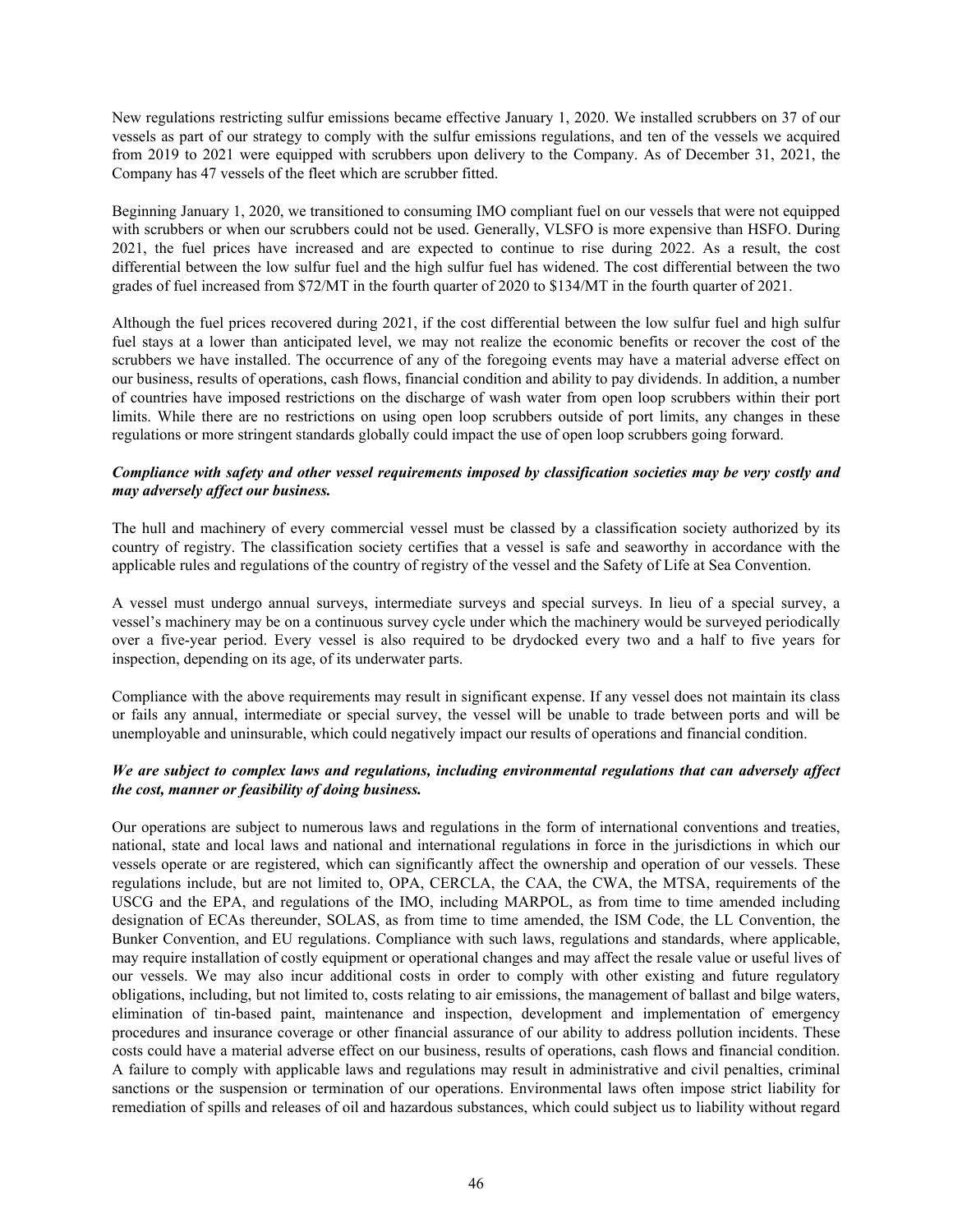New regulations restricting sulfur emissions became effective January 1, 2020. We installed scrubbers on 37 of our vessels as part of our strategy to comply with the sulfur emissions regulations, and ten of the vessels we acquired from 2019 to 2021 were equipped with scrubbers upon delivery to the Company. As of December 31, 2021, the Company has 47 vessels of the fleet which are scrubber fitted.

Beginning January 1, 2020, we transitioned to consuming IMO compliant fuel on our vessels that were not equipped with scrubbers or when our scrubbers could not be used. Generally, VLSFO is more expensive than HSFO. During 2021, the fuel prices have increased and are expected to continue to rise during 2022. As a result, the cost differential between the low sulfur fuel and the high sulfur fuel has widened. The cost differential between the two grades of fuel increased from $72/MT in the fourth quarter of 2020 to $134/MT in the fourth quarter of 2021.

Although the fuel prices recovered during 2021, if the cost differential between the low sulfur fuel and high sulfur fuel stays at a lower than anticipated level, we may not realize the economic benefits or recover the cost of the scrubbers we have installed. The occurrence of any of the foregoing events may have a material adverse effect on our business, results of operations, cash flows, financial condition and ability to pay dividends. In addition, a number of countries have imposed restrictions on the discharge of wash water from open loop scrubbers within their port limits. While there are no restrictions on using open loop scrubbers outside of port limits, any changes in these regulations or more stringent standards globally could impact the use of open loop scrubbers going forward.

***Compliance with safety and other vessel requirements imposed by classification societies may be very costly and may adversely affect our business.***

The hull and machinery of every commercial vessel must be classed by a classification society authorized by its country of registry. The classification society certifies that a vessel is safe and seaworthy in accordance with the applicable rules and regulations of the country of registry of the vessel and the Safety of Life at Sea Convention.

A vessel must undergo annual surveys, intermediate surveys and special surveys. In lieu of a special survey, a vessel's machinery may be on a continuous survey cycle under which the machinery would be surveyed periodically over a five-year period. Every vessel is also required to be drydocked every two and a half to five years for inspection, depending on its age, of its underwater parts.

Compliance with the above requirements may result in significant expense. If any vessel does not maintain its class or fails any annual, intermediate or special survey, the vessel will be unable to trade between ports and will be unemployable and uninsurable, which could negatively impact our results of operations and financial condition.

***We are subject to complex laws and regulations, including environmental regulations that can adversely affect the cost, manner or feasibility of doing business.***

Our operations are subject to numerous laws and regulations in the form of international conventions and treaties, national, state and local laws and national and international regulations in force in the jurisdictions in which our vessels operate or are registered, which can significantly affect the ownership and operation of our vessels. These regulations include, but are not limited to, OPA, CERCLA, the CAA, the CWA, the MTSA, requirements of the USCG and the EPA, and regulations of the IMO, including MARPOL, as from time to time amended including designation of ECAs thereunder, SOLAS, as from time to time amended, the ISM Code, the LL Convention, the Bunker Convention, and EU regulations. Compliance with such laws, regulations and standards, where applicable, may require installation of costly equipment or operational changes and may affect the resale value or useful lives of our vessels. We may also incur additional costs in order to comply with other existing and future regulatory obligations, including, but not limited to, costs relating to air emissions, the management of ballast and bilge waters, elimination of tin-based paint, maintenance and inspection, development and implementation of emergency procedures and insurance coverage or other financial assurance of our ability to address pollution incidents. These costs could have a material adverse effect on our business, results of operations, cash flows and financial condition. A failure to comply with applicable laws and regulations may result in administrative and civil penalties, criminal sanctions or the suspension or termination of our operations. Environmental laws often impose strict liability for remediation of spills and releases of oil and hazardous substances, which could subject us to liability without regard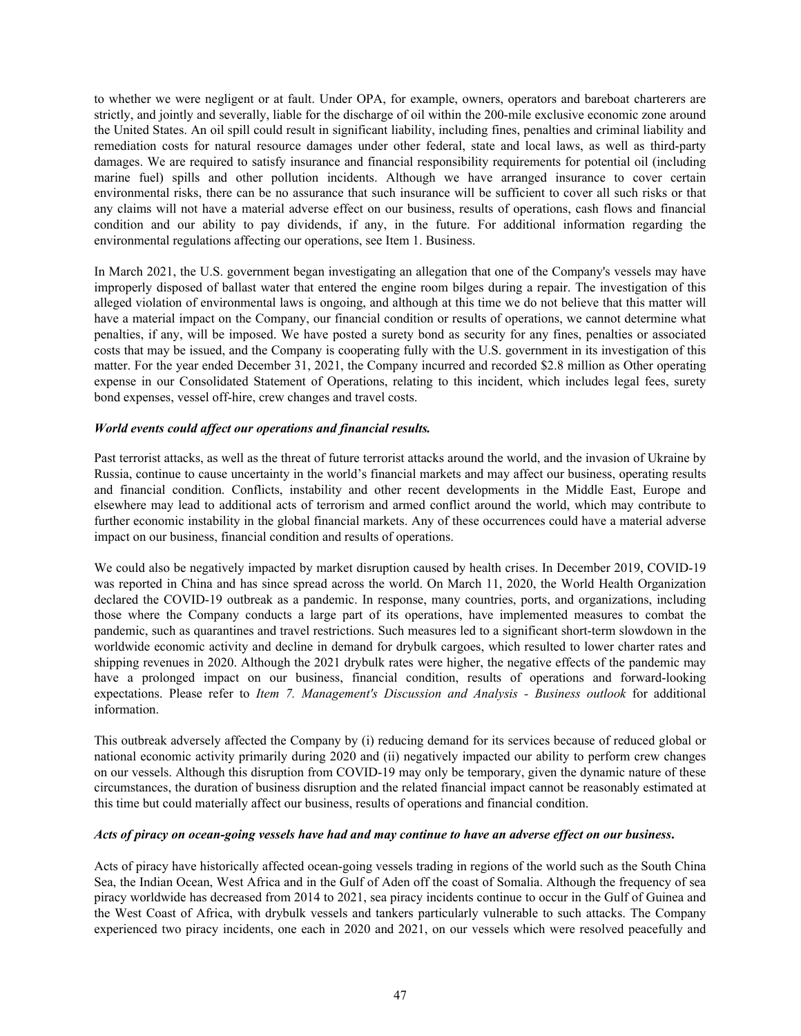to whether we were negligent or at fault. Under OPA, for example, owners, operators and bareboat charterers are strictly, and jointly and severally, liable for the discharge of oil within the 200-mile exclusive economic zone around the United States. An oil spill could result in significant liability, including fines, penalties and criminal liability and remediation costs for natural resource damages under other federal, state and local laws, as well as third-party damages. We are required to satisfy insurance and financial responsibility requirements for potential oil (including marine fuel) spills and other pollution incidents. Although we have arranged insurance to cover certain environmental risks, there can be no assurance that such insurance will be sufficient to cover all such risks or that any claims will not have a material adverse effect on our business, results of operations, cash flows and financial condition and our ability to pay dividends, if any, in the future. For additional information regarding the environmental regulations affecting our operations, see Item 1. Business.

In March 2021, the U.S. government began investigating an allegation that one of the Company's vessels may have improperly disposed of ballast water that entered the engine room bilges during a repair. The investigation of this alleged violation of environmental laws is ongoing, and although at this time we do not believe that this matter will have a material impact on the Company, our financial condition or results of operations, we cannot determine what penalties, if any, will be imposed. We have posted a surety bond as security for any fines, penalties or associated costs that may be issued, and the Company is cooperating fully with the U.S. government in its investigation of this matter. For the year ended December 31, 2021, the Company incurred and recorded $2.8 million as Other operating expense in our Consolidated Statement of Operations, relating to this incident, which includes legal fees, surety bond expenses, vessel off-hire, crew changes and travel costs.

***World events could affect our operations and financial results.***

Past terrorist attacks, as well as the threat of future terrorist attacks around the world, and the invasion of Ukraine by Russia, continue to cause uncertainty in the world's financial markets and may affect our business, operating results and financial condition. Conflicts, instability and other recent developments in the Middle East, Europe and elsewhere may lead to additional acts of terrorism and armed conflict around the world, which may contribute to further economic instability in the global financial markets. Any of these occurrences could have a material adverse impact on our business, financial condition and results of operations.

We could also be negatively impacted by market disruption caused by health crises. In December 2019, COVID-19 was reported in China and has since spread across the world. On March 11, 2020, the World Health Organization declared the COVID-19 outbreak as a pandemic. In response, many countries, ports, and organizations, including those where the Company conducts a large part of its operations, have implemented measures to combat the pandemic, such as quarantines and travel restrictions. Such measures led to a significant short-term slowdown in the worldwide economic activity and decline in demand for drybulk cargoes, which resulted to lower charter rates and shipping revenues in 2020. Although the 2021 drybulk rates were higher, the negative effects of the pandemic may have a prolonged impact on our business, financial condition, results of operations and forward-looking expectations. Please refer to *Item 7. Management's Discussion and Analysis - Business outlook* for additional information.

This outbreak adversely affected the Company by (i) reducing demand for its services because of reduced global or national economic activity primarily during 2020 and (ii) negatively impacted our ability to perform crew changes on our vessels. Although this disruption from COVID-19 may only be temporary, given the dynamic nature of these circumstances, the duration of business disruption and the related financial impact cannot be reasonably estimated at this time but could materially affect our business, results of operations and financial condition.

***Acts of piracy on ocean-going vessels have had and may continue to have an adverse effect on our business.***

Acts of piracy have historically affected ocean-going vessels trading in regions of the world such as the South China Sea, the Indian Ocean, West Africa and in the Gulf of Aden off the coast of Somalia. Although the frequency of sea piracy worldwide has decreased from 2014 to 2021, sea piracy incidents continue to occur in the Gulf of Guinea and the West Coast of Africa, with drybulk vessels and tankers particularly vulnerable to such attacks. The Company experienced two piracy incidents, one each in 2020 and 2021, on our vessels which were resolved peacefully and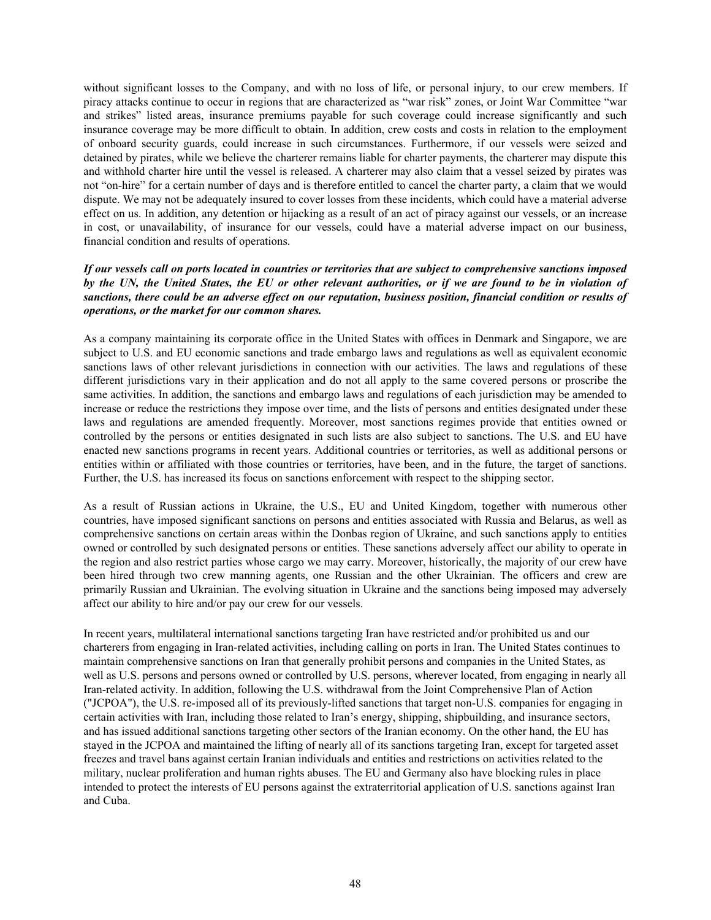without significant losses to the Company, and with no loss of life, or personal injury, to our crew members. If piracy attacks continue to occur in regions that are characterized as "war risk" zones, or Joint War Committee "war and strikes" listed areas, insurance premiums payable for such coverage could increase significantly and such insurance coverage may be more difficult to obtain. In addition, crew costs and costs in relation to the employment of onboard security guards, could increase in such circumstances. Furthermore, if our vessels were seized and detained by pirates, while we believe the charterer remains liable for charter payments, the charterer may dispute this and withhold charter hire until the vessel is released. A charterer may also claim that a vessel seized by pirates was not "on-hire" for a certain number of days and is therefore entitled to cancel the charter party, a claim that we would dispute. We may not be adequately insured to cover losses from these incidents, which could have a material adverse effect on us. In addition, any detention or hijacking as a result of an act of piracy against our vessels, or an increase in cost, or unavailability, of insurance for our vessels, could have a material adverse impact on our business, financial condition and results of operations.

***If our vessels call on ports located in countries or territories that are subject to comprehensive sanctions imposed by the UN, the United States, the EU or other relevant authorities, or if we are found to be in violation of sanctions, there could be an adverse effect on our reputation, business position, financial condition or results of operations, or the market for our common shares.***

As a company maintaining its corporate office in the United States with offices in Denmark and Singapore, we are subject to U.S. and EU economic sanctions and trade embargo laws and regulations as well as equivalent economic sanctions laws of other relevant jurisdictions in connection with our activities. The laws and regulations of these different jurisdictions vary in their application and do not all apply to the same covered persons or proscribe the same activities. In addition, the sanctions and embargo laws and regulations of each jurisdiction may be amended to increase or reduce the restrictions they impose over time, and the lists of persons and entities designated under these laws and regulations are amended frequently. Moreover, most sanctions regimes provide that entities owned or controlled by the persons or entities designated in such lists are also subject to sanctions. The U.S. and EU have enacted new sanctions programs in recent years. Additional countries or territories, as well as additional persons or entities within or affiliated with those countries or territories, have been, and in the future, the target of sanctions. Further, the U.S. has increased its focus on sanctions enforcement with respect to the shipping sector.

As a result of Russian actions in Ukraine, the U.S., EU and United Kingdom, together with numerous other countries, have imposed significant sanctions on persons and entities associated with Russia and Belarus, as well as comprehensive sanctions on certain areas within the Donbas region of Ukraine, and such sanctions apply to entities owned or controlled by such designated persons or entities. These sanctions adversely affect our ability to operate in the region and also restrict parties whose cargo we may carry. Moreover, historically, the majority of our crew have been hired through two crew manning agents, one Russian and the other Ukrainian. The officers and crew are primarily Russian and Ukrainian. The evolving situation in Ukraine and the sanctions being imposed may adversely affect our ability to hire and/or pay our crew for our vessels.

In recent years, multilateral international sanctions targeting Iran have restricted and/or prohibited us and our charterers from engaging in Iran-related activities, including calling on ports in Iran. The United States continues to maintain comprehensive sanctions on Iran that generally prohibit persons and companies in the United States, as well as U.S. persons and persons owned or controlled by U.S. persons, wherever located, from engaging in nearly all Iran-related activity. In addition, following the U.S. withdrawal from the Joint Comprehensive Plan of Action ("JCPOA"), the U.S. re-imposed all of its previously-lifted sanctions that target non-U.S. companies for engaging in certain activities with Iran, including those related to Iran's energy, shipping, shipbuilding, and insurance sectors, and has issued additional sanctions targeting other sectors of the Iranian economy. On the other hand, the EU has stayed in the JCPOA and maintained the lifting of nearly all of its sanctions targeting Iran, except for targeted asset freezes and travel bans against certain Iranian individuals and entities and restrictions on activities related to the military, nuclear proliferation and human rights abuses. The EU and Germany also have blocking rules in place intended to protect the interests of EU persons against the extraterritorial application of U.S. sanctions against Iran and Cuba.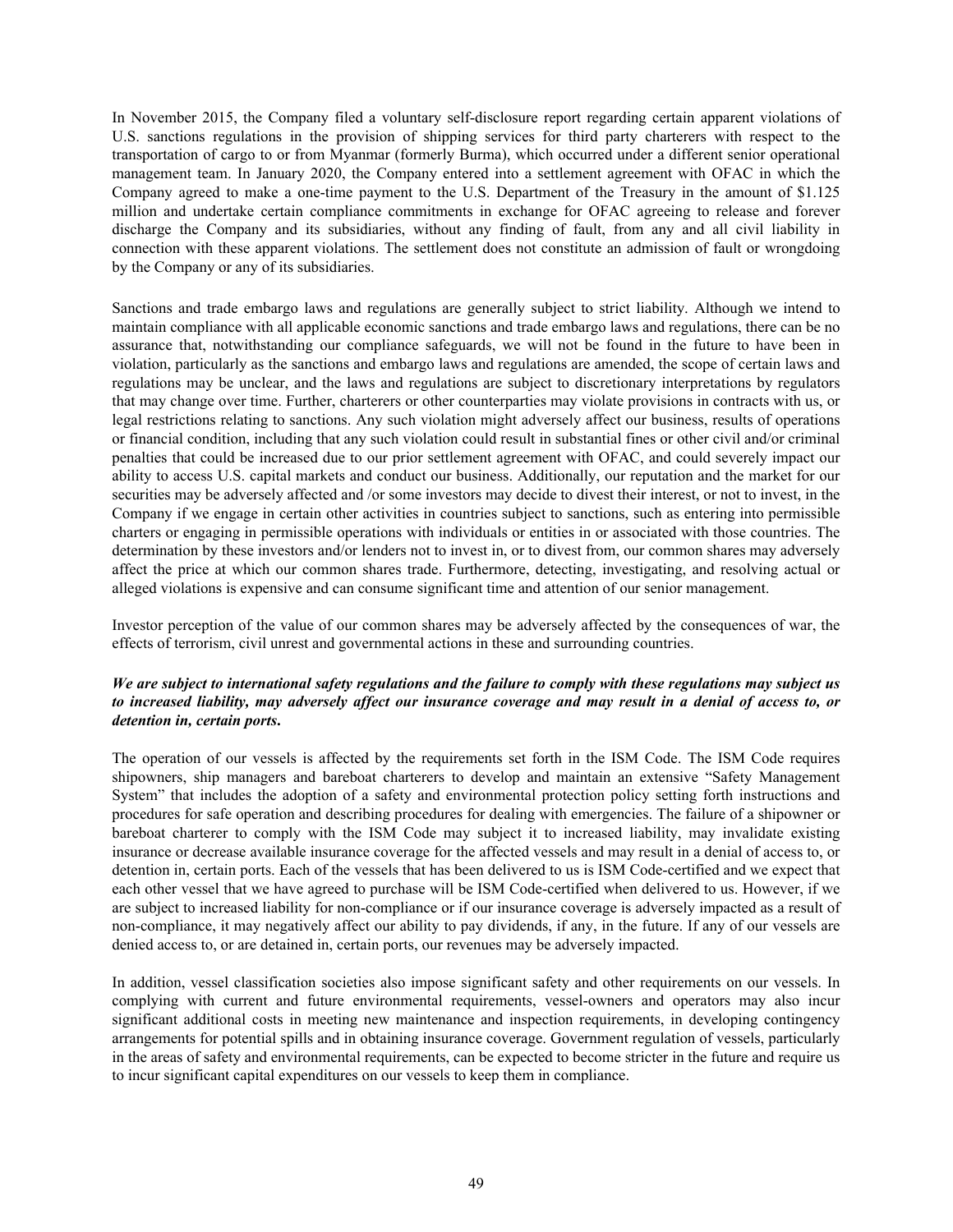In November 2015, the Company filed a voluntary self-disclosure report regarding certain apparent violations of U.S. sanctions regulations in the provision of shipping services for third party charterers with respect to the transportation of cargo to or from Myanmar (formerly Burma), which occurred under a different senior operational management team. In January 2020, the Company entered into a settlement agreement with OFAC in which the Company agreed to make a one-time payment to the U.S. Department of the Treasury in the amount of $1.125 million and undertake certain compliance commitments in exchange for OFAC agreeing to release and forever discharge the Company and its subsidiaries, without any finding of fault, from any and all civil liability in connection with these apparent violations. The settlement does not constitute an admission of fault or wrongdoing by the Company or any of its subsidiaries.

Sanctions and trade embargo laws and regulations are generally subject to strict liability. Although we intend to maintain compliance with all applicable economic sanctions and trade embargo laws and regulations, there can be no assurance that, notwithstanding our compliance safeguards, we will not be found in the future to have been in violation, particularly as the sanctions and embargo laws and regulations are amended, the scope of certain laws and regulations may be unclear, and the laws and regulations are subject to discretionary interpretations by regulators that may change over time. Further, charterers or other counterparties may violate provisions in contracts with us, or legal restrictions relating to sanctions. Any such violation might adversely affect our business, results of operations or financial condition, including that any such violation could result in substantial fines or other civil and/or criminal penalties that could be increased due to our prior settlement agreement with OFAC, and could severely impact our ability to access U.S. capital markets and conduct our business. Additionally, our reputation and the market for our securities may be adversely affected and /or some investors may decide to divest their interest, or not to invest, in the Company if we engage in certain other activities in countries subject to sanctions, such as entering into permissible charters or engaging in permissible operations with individuals or entities in or associated with those countries. The determination by these investors and/or lenders not to invest in, or to divest from, our common shares may adversely affect the price at which our common shares trade. Furthermore, detecting, investigating, and resolving actual or alleged violations is expensive and can consume significant time and attention of our senior management.

Investor perception of the value of our common shares may be adversely affected by the consequences of war, the effects of terrorism, civil unrest and governmental actions in these and surrounding countries.

***We are subject to international safety regulations and the failure to comply with these regulations may subject us to increased liability, may adversely affect our insurance coverage and may result in a denial of access to, or detention in, certain ports.***

The operation of our vessels is affected by the requirements set forth in the ISM Code. The ISM Code requires shipowners, ship managers and bareboat charterers to develop and maintain an extensive "Safety Management System" that includes the adoption of a safety and environmental protection policy setting forth instructions and procedures for safe operation and describing procedures for dealing with emergencies. The failure of a shipowner or bareboat charterer to comply with the ISM Code may subject it to increased liability, may invalidate existing insurance or decrease available insurance coverage for the affected vessels and may result in a denial of access to, or detention in, certain ports. Each of the vessels that has been delivered to us is ISM Code-certified and we expect that each other vessel that we have agreed to purchase will be ISM Code-certified when delivered to us. However, if we are subject to increased liability for non-compliance or if our insurance coverage is adversely impacted as a result of non-compliance, it may negatively affect our ability to pay dividends, if any, in the future. If any of our vessels are denied access to, or are detained in, certain ports, our revenues may be adversely impacted.

In addition, vessel classification societies also impose significant safety and other requirements on our vessels. In complying with current and future environmental requirements, vessel-owners and operators may also incur significant additional costs in meeting new maintenance and inspection requirements, in developing contingency arrangements for potential spills and in obtaining insurance coverage. Government regulation of vessels, particularly in the areas of safety and environmental requirements, can be expected to become stricter in the future and require us to incur significant capital expenditures on our vessels to keep them in compliance.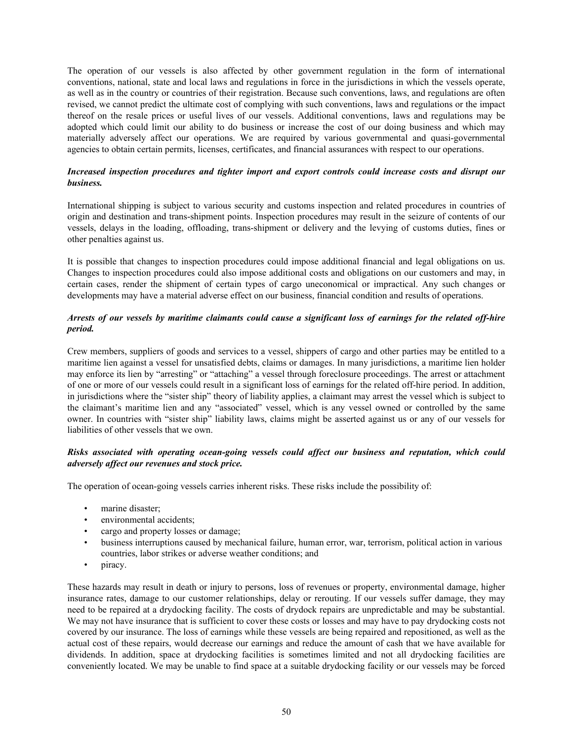The operation of our vessels is also affected by other government regulation in the form of international conventions, national, state and local laws and regulations in force in the jurisdictions in which the vessels operate, as well as in the country or countries of their registration. Because such conventions, laws, and regulations are often revised, we cannot predict the ultimate cost of complying with such conventions, laws and regulations or the impact thereof on the resale prices or useful lives of our vessels. Additional conventions, laws and regulations may be adopted which could limit our ability to do business or increase the cost of our doing business and which may materially adversely affect our operations. We are required by various governmental and quasi-governmental agencies to obtain certain permits, licenses, certificates, and financial assurances with respect to our operations.

***Increased inspection procedures and tighter import and export controls could increase costs and disrupt our business.***

International shipping is subject to various security and customs inspection and related procedures in countries of origin and destination and trans-shipment points. Inspection procedures may result in the seizure of contents of our vessels, delays in the loading, offloading, trans-shipment or delivery and the levying of customs duties, fines or other penalties against us.

It is possible that changes to inspection procedures could impose additional financial and legal obligations on us. Changes to inspection procedures could also impose additional costs and obligations on our customers and may, in certain cases, render the shipment of certain types of cargo uneconomical or impractical. Any such changes or developments may have a material adverse effect on our business, financial condition and results of operations.

***Arrests of our vessels by maritime claimants could cause a significant loss of earnings for the related off-hire period.***

Crew members, suppliers of goods and services to a vessel, shippers of cargo and other parties may be entitled to a maritime lien against a vessel for unsatisfied debts, claims or damages. In many jurisdictions, a maritime lien holder may enforce its lien by "arresting" or "attaching" a vessel through foreclosure proceedings. The arrest or attachment of one or more of our vessels could result in a significant loss of earnings for the related off-hire period. In addition, in jurisdictions where the "sister ship" theory of liability applies, a claimant may arrest the vessel which is subject to the claimant's maritime lien and any "associated" vessel, which is any vessel owned or controlled by the same owner. In countries with "sister ship" liability laws, claims might be asserted against us or any of our vessels for liabilities of other vessels that we own.

***Risks associated with operating ocean-going vessels could affect our business and reputation, which could adversely affect our revenues and stock price.***

The operation of ocean-going vessels carries inherent risks. These risks include the possibility of:

- marine disaster;
- environmental accidents;
- cargo and property losses or damage;
- business interruptions caused by mechanical failure, human error, war, terrorism, political action in various countries, labor strikes or adverse weather conditions; and
- piracy.

These hazards may result in death or injury to persons, loss of revenues or property, environmental damage, higher insurance rates, damage to our customer relationships, delay or rerouting. If our vessels suffer damage, they may need to be repaired at a drydocking facility. The costs of drydock repairs are unpredictable and may be substantial. We may not have insurance that is sufficient to cover these costs or losses and may have to pay drydocking costs not covered by our insurance. The loss of earnings while these vessels are being repaired and repositioned, as well as the actual cost of these repairs, would decrease our earnings and reduce the amount of cash that we have available for dividends. In addition, space at drydocking facilities is sometimes limited and not all drydocking facilities are conveniently located. We may be unable to find space at a suitable drydocking facility or our vessels may be forced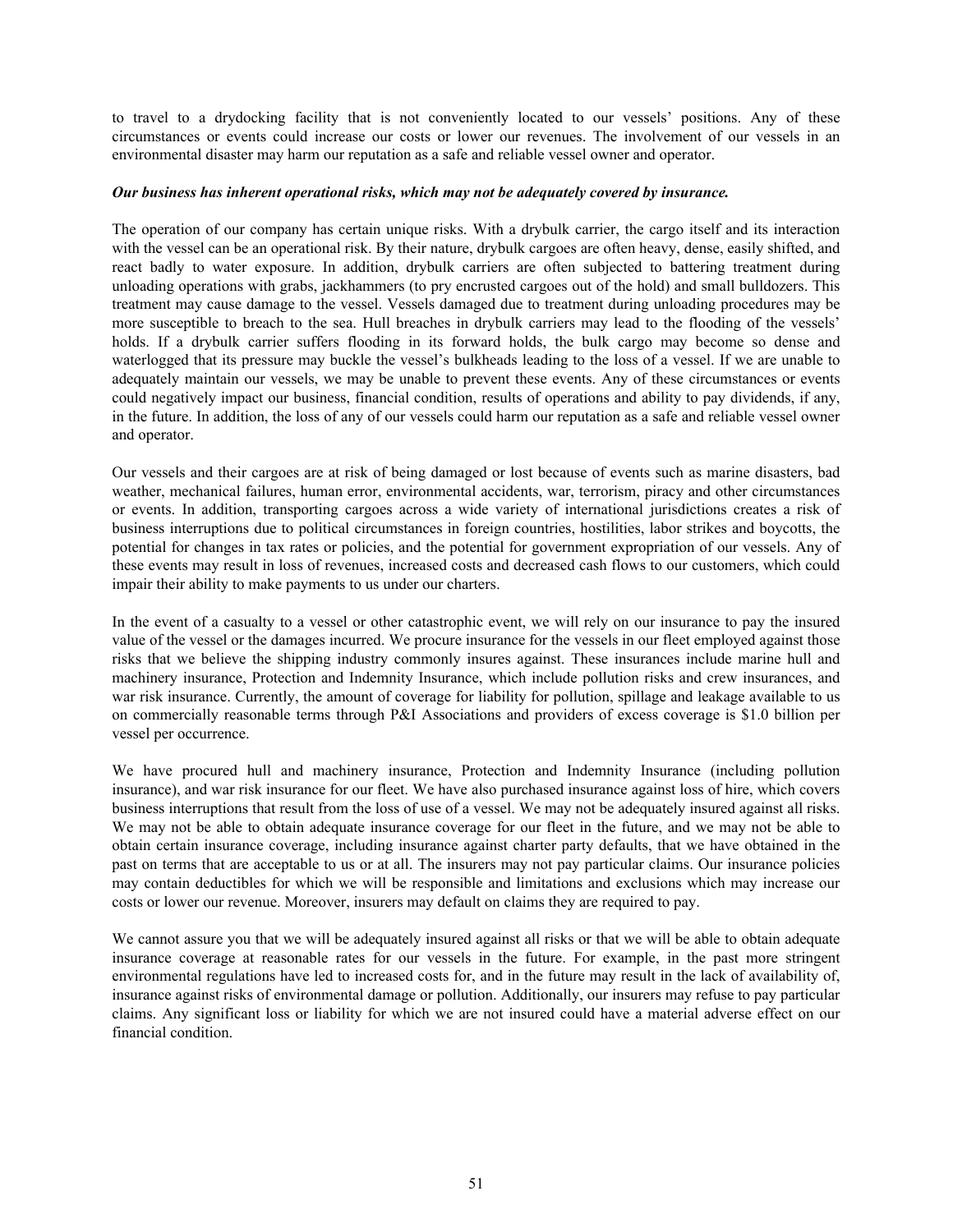to travel to a drydocking facility that is not conveniently located to our vessels' positions. Any of these circumstances or events could increase our costs or lower our revenues. The involvement of our vessels in an environmental disaster may harm our reputation as a safe and reliable vessel owner and operator.

***Our business has inherent operational risks, which may not be adequately covered by insurance.***

The operation of our company has certain unique risks. With a drybulk carrier, the cargo itself and its interaction with the vessel can be an operational risk. By their nature, drybulk cargoes are often heavy, dense, easily shifted, and react badly to water exposure. In addition, drybulk carriers are often subjected to battering treatment during unloading operations with grabs, jackhammers (to pry encrusted cargoes out of the hold) and small bulldozers. This treatment may cause damage to the vessel. Vessels damaged due to treatment during unloading procedures may be more susceptible to breach to the sea. Hull breaches in drybulk carriers may lead to the flooding of the vessels' holds. If a drybulk carrier suffers flooding in its forward holds, the bulk cargo may become so dense and waterlogged that its pressure may buckle the vessel's bulkheads leading to the loss of a vessel. If we are unable to adequately maintain our vessels, we may be unable to prevent these events. Any of these circumstances or events could negatively impact our business, financial condition, results of operations and ability to pay dividends, if any, in the future. In addition, the loss of any of our vessels could harm our reputation as a safe and reliable vessel owner and operator.

Our vessels and their cargoes are at risk of being damaged or lost because of events such as marine disasters, bad weather, mechanical failures, human error, environmental accidents, war, terrorism, piracy and other circumstances or events. In addition, transporting cargoes across a wide variety of international jurisdictions creates a risk of business interruptions due to political circumstances in foreign countries, hostilities, labor strikes and boycotts, the potential for changes in tax rates or policies, and the potential for government expropriation of our vessels. Any of these events may result in loss of revenues, increased costs and decreased cash flows to our customers, which could impair their ability to make payments to us under our charters.

In the event of a casualty to a vessel or other catastrophic event, we will rely on our insurance to pay the insured value of the vessel or the damages incurred. We procure insurance for the vessels in our fleet employed against those risks that we believe the shipping industry commonly insures against. These insurances include marine hull and machinery insurance, Protection and Indemnity Insurance, which include pollution risks and crew insurances, and war risk insurance. Currently, the amount of coverage for liability for pollution, spillage and leakage available to us on commercially reasonable terms through P&I Associations and providers of excess coverage is $1.0 billion per vessel per occurrence.

We have procured hull and machinery insurance, Protection and Indemnity Insurance (including pollution insurance), and war risk insurance for our fleet. We have also purchased insurance against loss of hire, which covers business interruptions that result from the loss of use of a vessel. We may not be adequately insured against all risks. We may not be able to obtain adequate insurance coverage for our fleet in the future, and we may not be able to obtain certain insurance coverage, including insurance against charter party defaults, that we have obtained in the past on terms that are acceptable to us or at all. The insurers may not pay particular claims. Our insurance policies may contain deductibles for which we will be responsible and limitations and exclusions which may increase our costs or lower our revenue. Moreover, insurers may default on claims they are required to pay.

We cannot assure you that we will be adequately insured against all risks or that we will be able to obtain adequate insurance coverage at reasonable rates for our vessels in the future. For example, in the past more stringent environmental regulations have led to increased costs for, and in the future may result in the lack of availability of, insurance against risks of environmental damage or pollution. Additionally, our insurers may refuse to pay particular claims. Any significant loss or liability for which we are not insured could have a material adverse effect on our financial condition.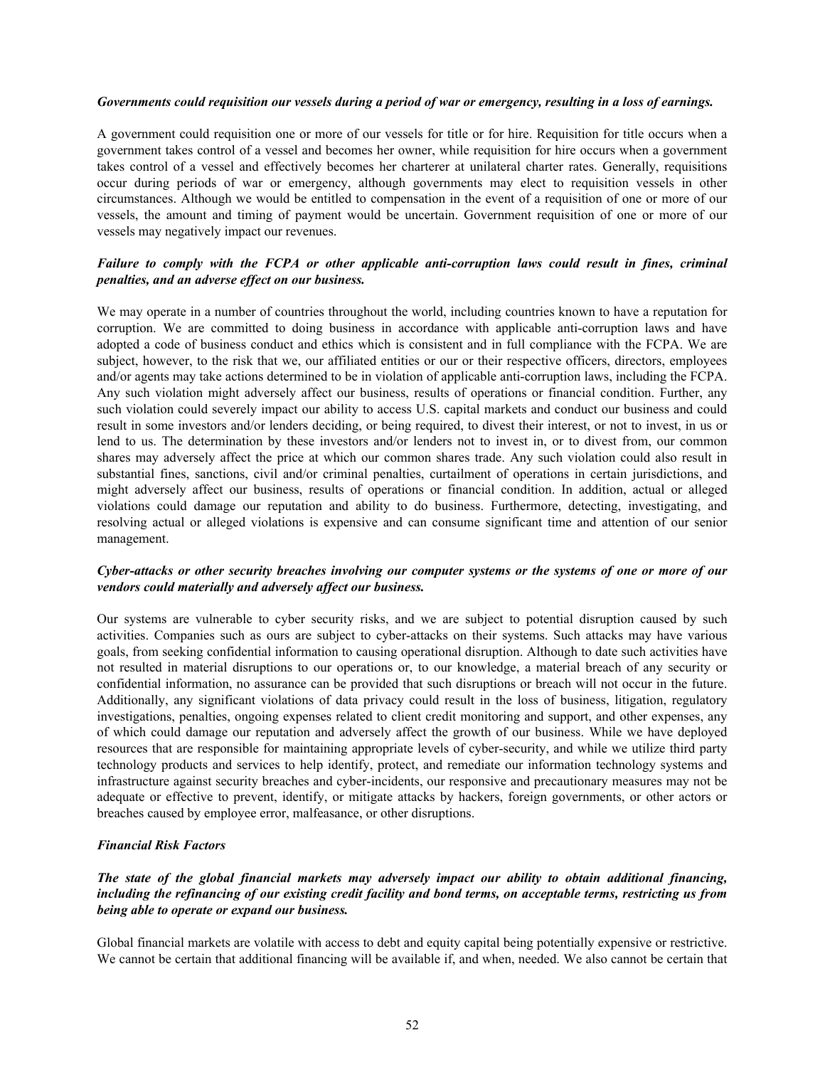*Governments could requisition our vessels during a period of war or emergency, resulting in a loss of earnings.*

A government could requisition one or more of our vessels for title or for hire. Requisition for title occurs when a government takes control of a vessel and becomes her owner, while requisition for hire occurs when a government takes control of a vessel and effectively becomes her charterer at unilateral charter rates. Generally, requisitions occur during periods of war or emergency, although governments may elect to requisition vessels in other circumstances. Although we would be entitled to compensation in the event of a requisition of one or more of our vessels, the amount and timing of payment would be uncertain. Government requisition of one or more of our vessels may negatively impact our revenues.

***Failure to comply with the FCPA or other applicable anti-corruption laws could result in fines, criminal penalties, and an adverse effect on our business.***

We may operate in a number of countries throughout the world, including countries known to have a reputation for corruption. We are committed to doing business in accordance with applicable anti-corruption laws and have adopted a code of business conduct and ethics which is consistent and in full compliance with the FCPA. We are subject, however, to the risk that we, our affiliated entities or our or their respective officers, directors, employees and/or agents may take actions determined to be in violation of applicable anti-corruption laws, including the FCPA. Any such violation might adversely affect our business, results of operations or financial condition. Further, any such violation could severely impact our ability to access U.S. capital markets and conduct our business and could result in some investors and/or lenders deciding, or being required, to divest their interest, or not to invest, in us or lend to us. The determination by these investors and/or lenders not to invest in, or to divest from, our common shares may adversely affect the price at which our common shares trade. Any such violation could also result in substantial fines, sanctions, civil and/or criminal penalties, curtailment of operations in certain jurisdictions, and might adversely affect our business, results of operations or financial condition. In addition, actual or alleged violations could damage our reputation and ability to do business. Furthermore, detecting, investigating, and resolving actual or alleged violations is expensive and can consume significant time and attention of our senior management.

***Cyber-attacks or other security breaches involving our computer systems or the systems of one or more of our vendors could materially and adversely affect our business.***

Our systems are vulnerable to cyber security risks, and we are subject to potential disruption caused by such activities. Companies such as ours are subject to cyber-attacks on their systems. Such attacks may have various goals, from seeking confidential information to causing operational disruption. Although to date such activities have not resulted in material disruptions to our operations or, to our knowledge, a material breach of any security or confidential information, no assurance can be provided that such disruptions or breach will not occur in the future. Additionally, any significant violations of data privacy could result in the loss of business, litigation, regulatory investigations, penalties, ongoing expenses related to client credit monitoring and support, and other expenses, any of which could damage our reputation and adversely affect the growth of our business. While we have deployed resources that are responsible for maintaining appropriate levels of cyber-security, and while we utilize third party technology products and services to help identify, protect, and remediate our information technology systems and infrastructure against security breaches and cyber-incidents, our responsive and precautionary measures may not be adequate or effective to prevent, identify, or mitigate attacks by hackers, foreign governments, or other actors or breaches caused by employee error, malfeasance, or other disruptions.

*Financial Risk Factors*

***The state of the global financial markets may adversely impact our ability to obtain additional financing, including the refinancing of our existing credit facility and bond terms, on acceptable terms, restricting us from being able to operate or expand our business.***

Global financial markets are volatile with access to debt and equity capital being potentially expensive or restrictive. We cannot be certain that additional financing will be available if, and when, needed. We also cannot be certain that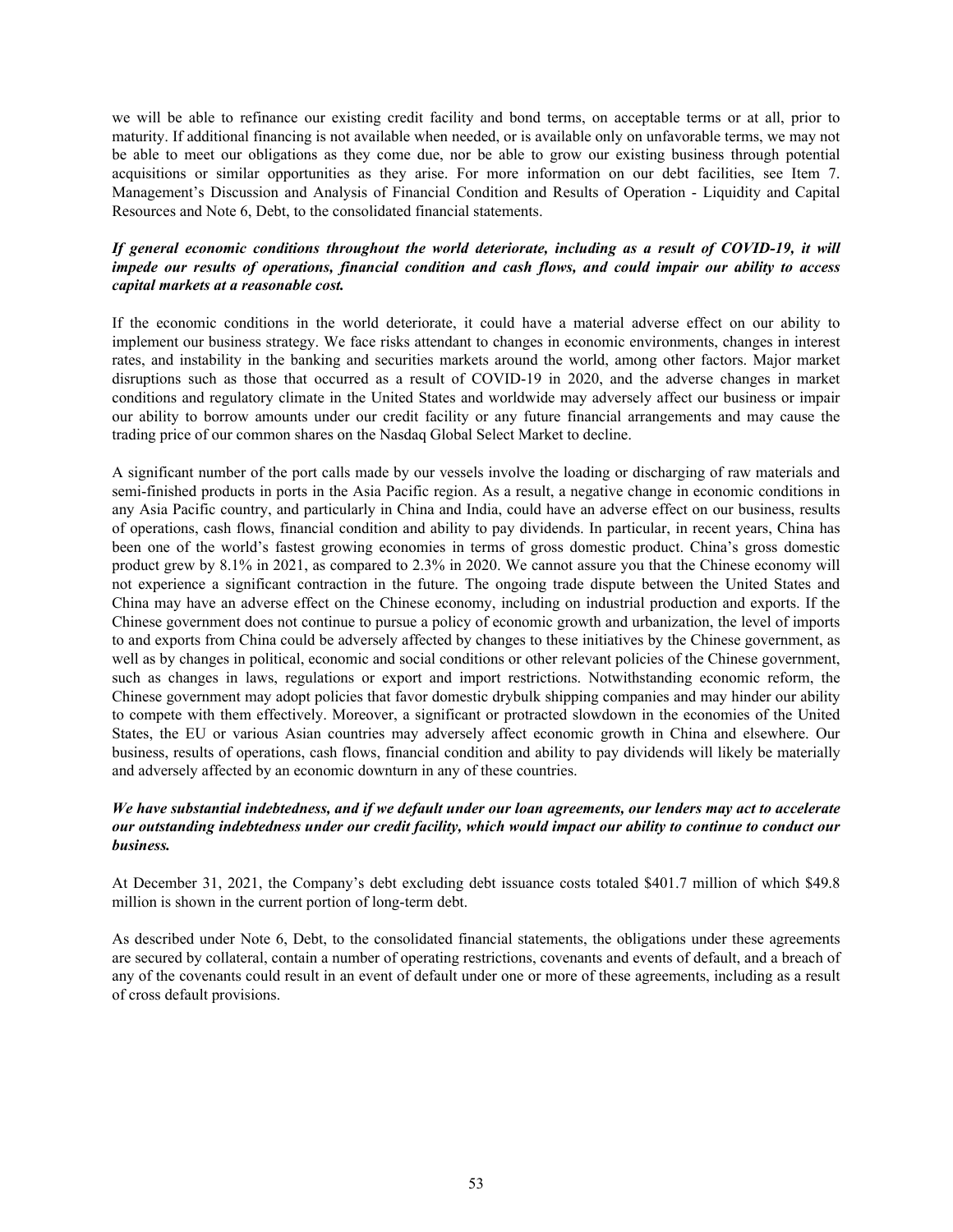we will be able to refinance our existing credit facility and bond terms, on acceptable terms or at all, prior to maturity. If additional financing is not available when needed, or is available only on unfavorable terms, we may not be able to meet our obligations as they come due, nor be able to grow our existing business through potential acquisitions or similar opportunities as they arise. For more information on our debt facilities, see Item 7. Management's Discussion and Analysis of Financial Condition and Results of Operation - Liquidity and Capital Resources and Note 6, Debt, to the consolidated financial statements.

***If general economic conditions throughout the world deteriorate, including as a result of COVID-19, it will impede our results of operations, financial condition and cash flows, and could impair our ability to access capital markets at a reasonable cost.***

If the economic conditions in the world deteriorate, it could have a material adverse effect on our ability to implement our business strategy. We face risks attendant to changes in economic environments, changes in interest rates, and instability in the banking and securities markets around the world, among other factors. Major market disruptions such as those that occurred as a result of COVID-19 in 2020, and the adverse changes in market conditions and regulatory climate in the United States and worldwide may adversely affect our business or impair our ability to borrow amounts under our credit facility or any future financial arrangements and may cause the trading price of our common shares on the Nasdaq Global Select Market to decline.

A significant number of the port calls made by our vessels involve the loading or discharging of raw materials and semi-finished products in ports in the Asia Pacific region. As a result, a negative change in economic conditions in any Asia Pacific country, and particularly in China and India, could have an adverse effect on our business, results of operations, cash flows, financial condition and ability to pay dividends. In particular, in recent years, China has been one of the world's fastest growing economies in terms of gross domestic product. China's gross domestic product grew by 8.1% in 2021, as compared to 2.3% in 2020. We cannot assure you that the Chinese economy will not experience a significant contraction in the future. The ongoing trade dispute between the United States and China may have an adverse effect on the Chinese economy, including on industrial production and exports. If the Chinese government does not continue to pursue a policy of economic growth and urbanization, the level of imports to and exports from China could be adversely affected by changes to these initiatives by the Chinese government, as well as by changes in political, economic and social conditions or other relevant policies of the Chinese government, such as changes in laws, regulations or export and import restrictions. Notwithstanding economic reform, the Chinese government may adopt policies that favor domestic drybulk shipping companies and may hinder our ability to compete with them effectively. Moreover, a significant or protracted slowdown in the economies of the United States, the EU or various Asian countries may adversely affect economic growth in China and elsewhere. Our business, results of operations, cash flows, financial condition and ability to pay dividends will likely be materially and adversely affected by an economic downturn in any of these countries.

***We have substantial indebtedness, and if we default under our loan agreements, our lenders may act to accelerate our outstanding indebtedness under our credit facility, which would impact our ability to continue to conduct our business.***

At December 31, 2021, the Company's debt excluding debt issuance costs totaled $401.7 million of which $49.8 million is shown in the current portion of long-term debt.

As described under Note 6, Debt, to the consolidated financial statements, the obligations under these agreements are secured by collateral, contain a number of operating restrictions, covenants and events of default, and a breach of any of the covenants could result in an event of default under one or more of these agreements, including as a result of cross default provisions.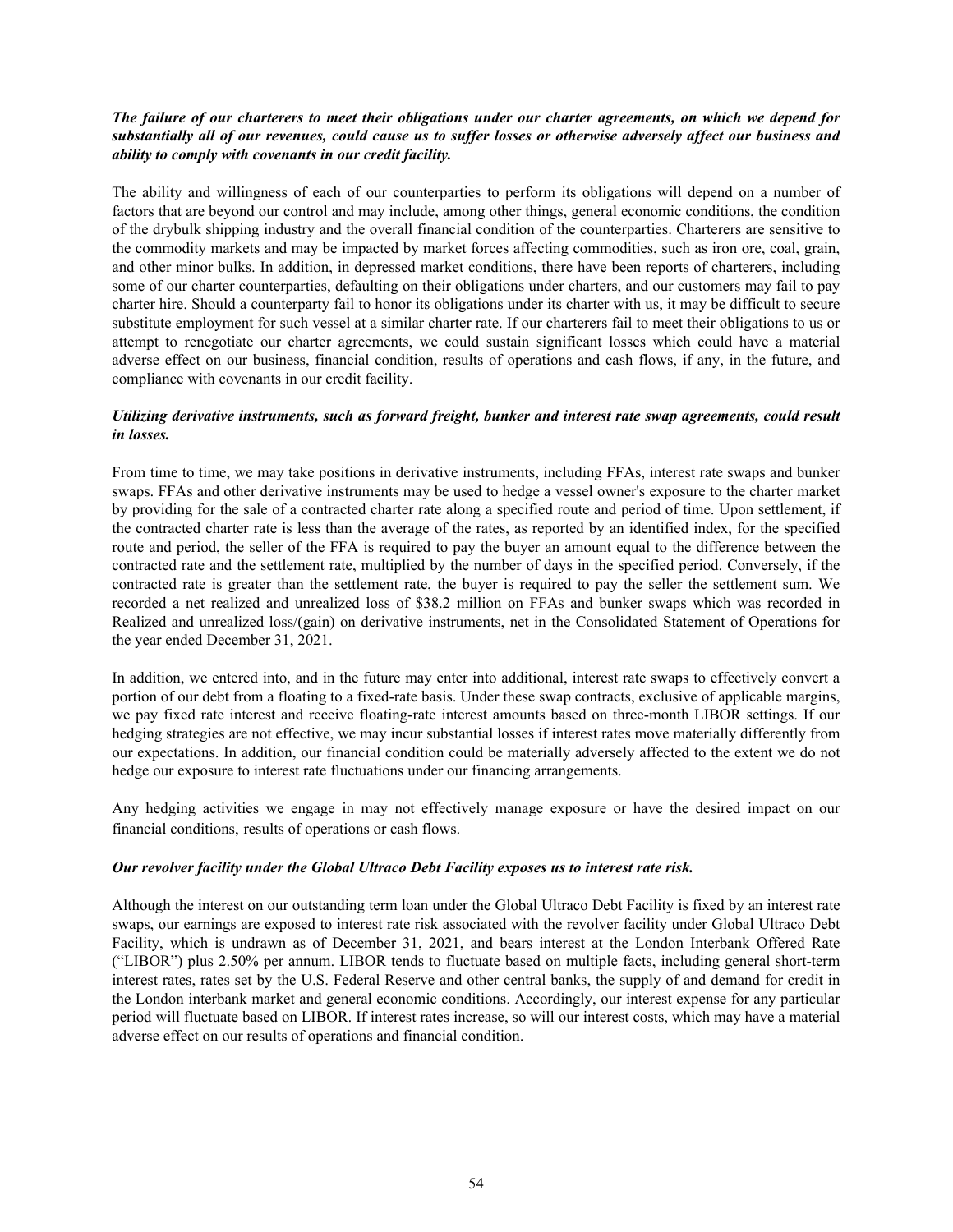***The failure of our charterers to meet their obligations under our charter agreements, on which we depend for substantially all of our revenues, could cause us to suffer losses or otherwise adversely affect our business and ability to comply with covenants in our credit facility.***

The ability and willingness of each of our counterparties to perform its obligations will depend on a number of factors that are beyond our control and may include, among other things, general economic conditions, the condition of the drybulk shipping industry and the overall financial condition of the counterparties. Charterers are sensitive to the commodity markets and may be impacted by market forces affecting commodities, such as iron ore, coal, grain, and other minor bulks. In addition, in depressed market conditions, there have been reports of charterers, including some of our charter counterparties, defaulting on their obligations under charters, and our customers may fail to pay charter hire. Should a counterparty fail to honor its obligations under its charter with us, it may be difficult to secure substitute employment for such vessel at a similar charter rate. If our charterers fail to meet their obligations to us or attempt to renegotiate our charter agreements, we could sustain significant losses which could have a material adverse effect on our business, financial condition, results of operations and cash flows, if any, in the future, and compliance with covenants in our credit facility.

***Utilizing derivative instruments, such as forward freight, bunker and interest rate swap agreements, could result in losses.***

From time to time, we may take positions in derivative instruments, including FFAs, interest rate swaps and bunker swaps. FFAs and other derivative instruments may be used to hedge a vessel owner's exposure to the charter market by providing for the sale of a contracted charter rate along a specified route and period of time. Upon settlement, if the contracted charter rate is less than the average of the rates, as reported by an identified index, for the specified route and period, the seller of the FFA is required to pay the buyer an amount equal to the difference between the contracted rate and the settlement rate, multiplied by the number of days in the specified period. Conversely, if the contracted rate is greater than the settlement rate, the buyer is required to pay the seller the settlement sum. We recorded a net realized and unrealized loss of $38.2 million on FFAs and bunker swaps which was recorded in Realized and unrealized loss/(gain) on derivative instruments, net in the Consolidated Statement of Operations for the year ended December 31, 2021.

In addition, we entered into, and in the future may enter into additional, interest rate swaps to effectively convert a portion of our debt from a floating to a fixed-rate basis. Under these swap contracts, exclusive of applicable margins, we pay fixed rate interest and receive floating-rate interest amounts based on three-month LIBOR settings. If our hedging strategies are not effective, we may incur substantial losses if interest rates move materially differently from our expectations. In addition, our financial condition could be materially adversely affected to the extent we do not hedge our exposure to interest rate fluctuations under our financing arrangements.

Any hedging activities we engage in may not effectively manage exposure or have the desired impact on our financial conditions, results of operations or cash flows.

***Our revolver facility under the Global Ultraco Debt Facility exposes us to interest rate risk.***

Although the interest on our outstanding term loan under the Global Ultraco Debt Facility is fixed by an interest rate swaps, our earnings are exposed to interest rate risk associated with the revolver facility under Global Ultraco Debt Facility, which is undrawn as of December 31, 2021, and bears interest at the London Interbank Offered Rate ("LIBOR") plus 2.50% per annum. LIBOR tends to fluctuate based on multiple facts, including general short-term interest rates, rates set by the U.S. Federal Reserve and other central banks, the supply of and demand for credit in the London interbank market and general economic conditions. Accordingly, our interest expense for any particular period will fluctuate based on LIBOR. If interest rates increase, so will our interest costs, which may have a material adverse effect on our results of operations and financial condition.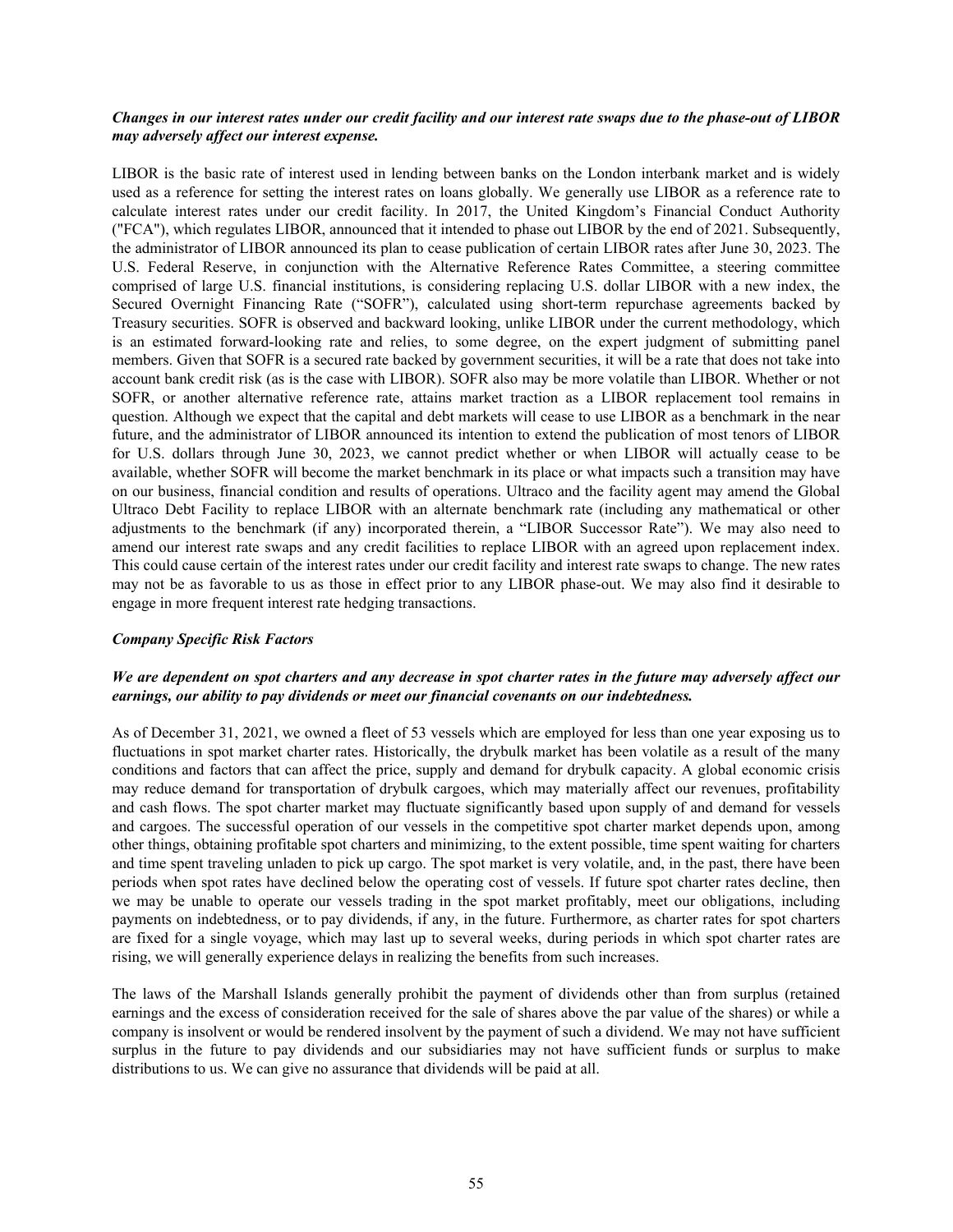***Changes in our interest rates under our credit facility and our interest rate swaps due to the phase-out of LIBOR may adversely affect our interest expense.***

LIBOR is the basic rate of interest used in lending between banks on the London interbank market and is widely used as a reference for setting the interest rates on loans globally. We generally use LIBOR as a reference rate to calculate interest rates under our credit facility. In 2017, the United Kingdom's Financial Conduct Authority ("FCA"), which regulates LIBOR, announced that it intended to phase out LIBOR by the end of 2021. Subsequently, the administrator of LIBOR announced its plan to cease publication of certain LIBOR rates after June 30, 2023. The U.S. Federal Reserve, in conjunction with the Alternative Reference Rates Committee, a steering committee comprised of large U.S. financial institutions, is considering replacing U.S. dollar LIBOR with a new index, the Secured Overnight Financing Rate ("SOFR"), calculated using short-term repurchase agreements backed by Treasury securities. SOFR is observed and backward looking, unlike LIBOR under the current methodology, which is an estimated forward-looking rate and relies, to some degree, on the expert judgment of submitting panel members. Given that SOFR is a secured rate backed by government securities, it will be a rate that does not take into account bank credit risk (as is the case with LIBOR). SOFR also may be more volatile than LIBOR. Whether or not SOFR, or another alternative reference rate, attains market traction as a LIBOR replacement tool remains in question. Although we expect that the capital and debt markets will cease to use LIBOR as a benchmark in the near future, and the administrator of LIBOR announced its intention to extend the publication of most tenors of LIBOR for U.S. dollars through June 30, 2023, we cannot predict whether or when LIBOR will actually cease to be available, whether SOFR will become the market benchmark in its place or what impacts such a transition may have on our business, financial condition and results of operations. Ultraco and the facility agent may amend the Global Ultraco Debt Facility to replace LIBOR with an alternate benchmark rate (including any mathematical or other adjustments to the benchmark (if any) incorporated therein, a "LIBOR Successor Rate"). We may also need to amend our interest rate swaps and any credit facilities to replace LIBOR with an agreed upon replacement index. This could cause certain of the interest rates under our credit facility and interest rate swaps to change. The new rates may not be as favorable to us as those in effect prior to any LIBOR phase-out. We may also find it desirable to engage in more frequent interest rate hedging transactions.

***Company Specific Risk Factors***

***We are dependent on spot charters and any decrease in spot charter rates in the future may adversely affect our earnings, our ability to pay dividends or meet our financial covenants on our indebtedness.***

As of December 31, 2021, we owned a fleet of 53 vessels which are employed for less than one year exposing us to fluctuations in spot market charter rates. Historically, the drybulk market has been volatile as a result of the many conditions and factors that can affect the price, supply and demand for drybulk capacity. A global economic crisis may reduce demand for transportation of drybulk cargoes, which may materially affect our revenues, profitability and cash flows. The spot charter market may fluctuate significantly based upon supply of and demand for vessels and cargoes. The successful operation of our vessels in the competitive spot charter market depends upon, among other things, obtaining profitable spot charters and minimizing, to the extent possible, time spent waiting for charters and time spent traveling unladen to pick up cargo. The spot market is very volatile, and, in the past, there have been periods when spot rates have declined below the operating cost of vessels. If future spot charter rates decline, then we may be unable to operate our vessels trading in the spot market profitably, meet our obligations, including payments on indebtedness, or to pay dividends, if any, in the future. Furthermore, as charter rates for spot charters are fixed for a single voyage, which may last up to several weeks, during periods in which spot charter rates are rising, we will generally experience delays in realizing the benefits from such increases.

The laws of the Marshall Islands generally prohibit the payment of dividends other than from surplus (retained earnings and the excess of consideration received for the sale of shares above the par value of the shares) or while a company is insolvent or would be rendered insolvent by the payment of such a dividend. We may not have sufficient surplus in the future to pay dividends and our subsidiaries may not have sufficient funds or surplus to make distributions to us. We can give no assurance that dividends will be paid at all.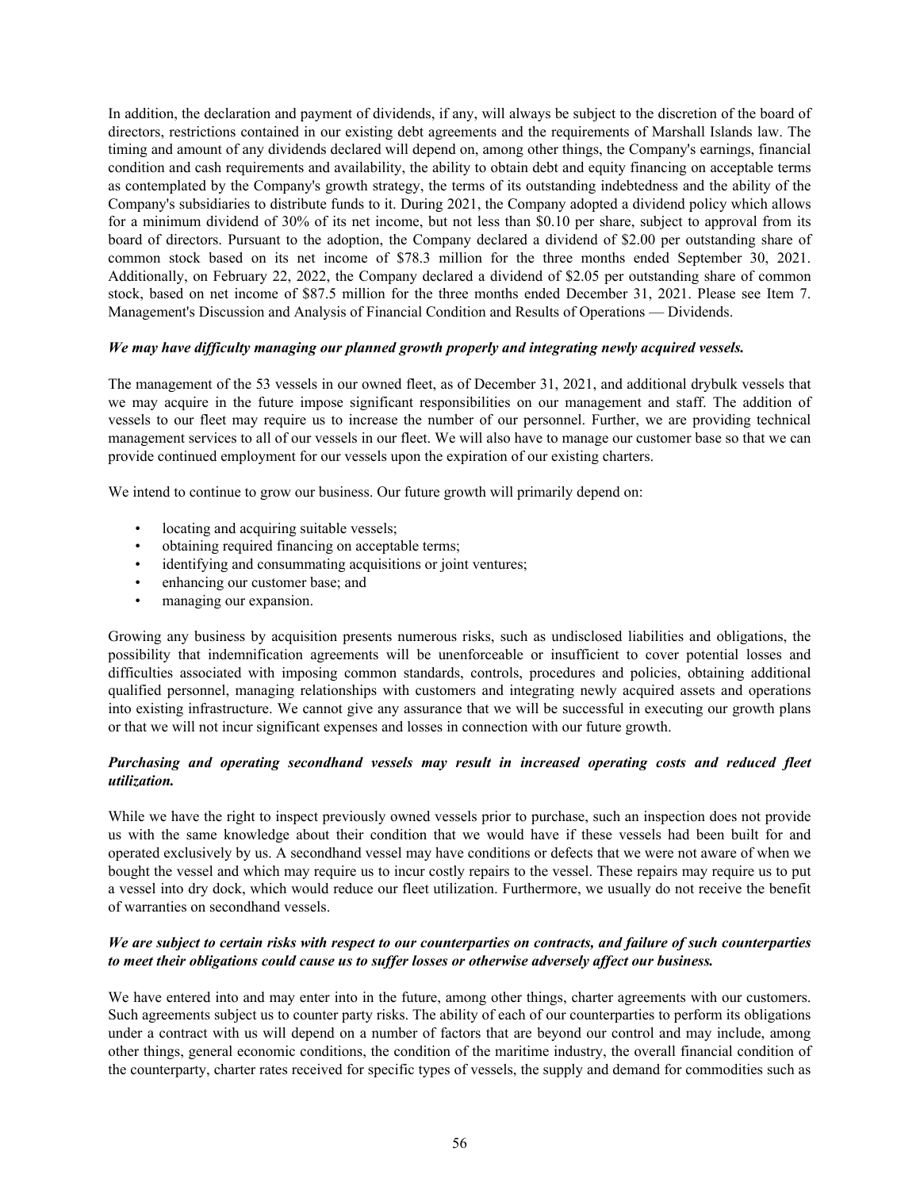In addition, the declaration and payment of dividends, if any, will always be subject to the discretion of the board of directors, restrictions contained in our existing debt agreements and the requirements of Marshall Islands law. The timing and amount of any dividends declared will depend on, among other things, the Company's earnings, financial condition and cash requirements and availability, the ability to obtain debt and equity financing on acceptable terms as contemplated by the Company's growth strategy, the terms of its outstanding indebtedness and the ability of the Company's subsidiaries to distribute funds to it. During 2021, the Company adopted a dividend policy which allows for a minimum dividend of 30% of its net income, but not less than $0.10 per share, subject to approval from its board of directors. Pursuant to the adoption, the Company declared a dividend of $2.00 per outstanding share of common stock based on its net income of $78.3 million for the three months ended September 30, 2021. Additionally, on February 22, 2022, the Company declared a dividend of $2.05 per outstanding share of common stock, based on net income of $87.5 million for the three months ended December 31, 2021. Please see Item 7. Management's Discussion and Analysis of Financial Condition and Results of Operations — Dividends.

***We may have difficulty managing our planned growth properly and integrating newly acquired vessels.***

The management of the 53 vessels in our owned fleet, as of December 31, 2021, and additional drybulk vessels that we may acquire in the future impose significant responsibilities on our management and staff. The addition of vessels to our fleet may require us to increase the number of our personnel. Further, we are providing technical management services to all of our vessels in our fleet. We will also have to manage our customer base so that we can provide continued employment for our vessels upon the expiration of our existing charters.

We intend to continue to grow our business. Our future growth will primarily depend on:

- locating and acquiring suitable vessels;
- obtaining required financing on acceptable terms;
- identifying and consummating acquisitions or joint ventures;
- enhancing our customer base; and
- managing our expansion.

Growing any business by acquisition presents numerous risks, such as undisclosed liabilities and obligations, the possibility that indemnification agreements will be unenforceable or insufficient to cover potential losses and difficulties associated with imposing common standards, controls, procedures and policies, obtaining additional qualified personnel, managing relationships with customers and integrating newly acquired assets and operations into existing infrastructure. We cannot give any assurance that we will be successful in executing our growth plans or that we will not incur significant expenses and losses in connection with our future growth.

***Purchasing and operating secondhand vessels may result in increased operating costs and reduced fleet utilization.***

While we have the right to inspect previously owned vessels prior to purchase, such an inspection does not provide us with the same knowledge about their condition that we would have if these vessels had been built for and operated exclusively by us. A secondhand vessel may have conditions or defects that we were not aware of when we bought the vessel and which may require us to incur costly repairs to the vessel. These repairs may require us to put a vessel into dry dock, which would reduce our fleet utilization. Furthermore, we usually do not receive the benefit of warranties on secondhand vessels.

***We are subject to certain risks with respect to our counterparties on contracts, and failure of such counterparties to meet their obligations could cause us to suffer losses or otherwise adversely affect our business.***

We have entered into and may enter into in the future, among other things, charter agreements with our customers. Such agreements subject us to counter party risks. The ability of each of our counterparties to perform its obligations under a contract with us will depend on a number of factors that are beyond our control and may include, among other things, general economic conditions, the condition of the maritime industry, the overall financial condition of the counterparty, charter rates received for specific types of vessels, the supply and demand for commodities such as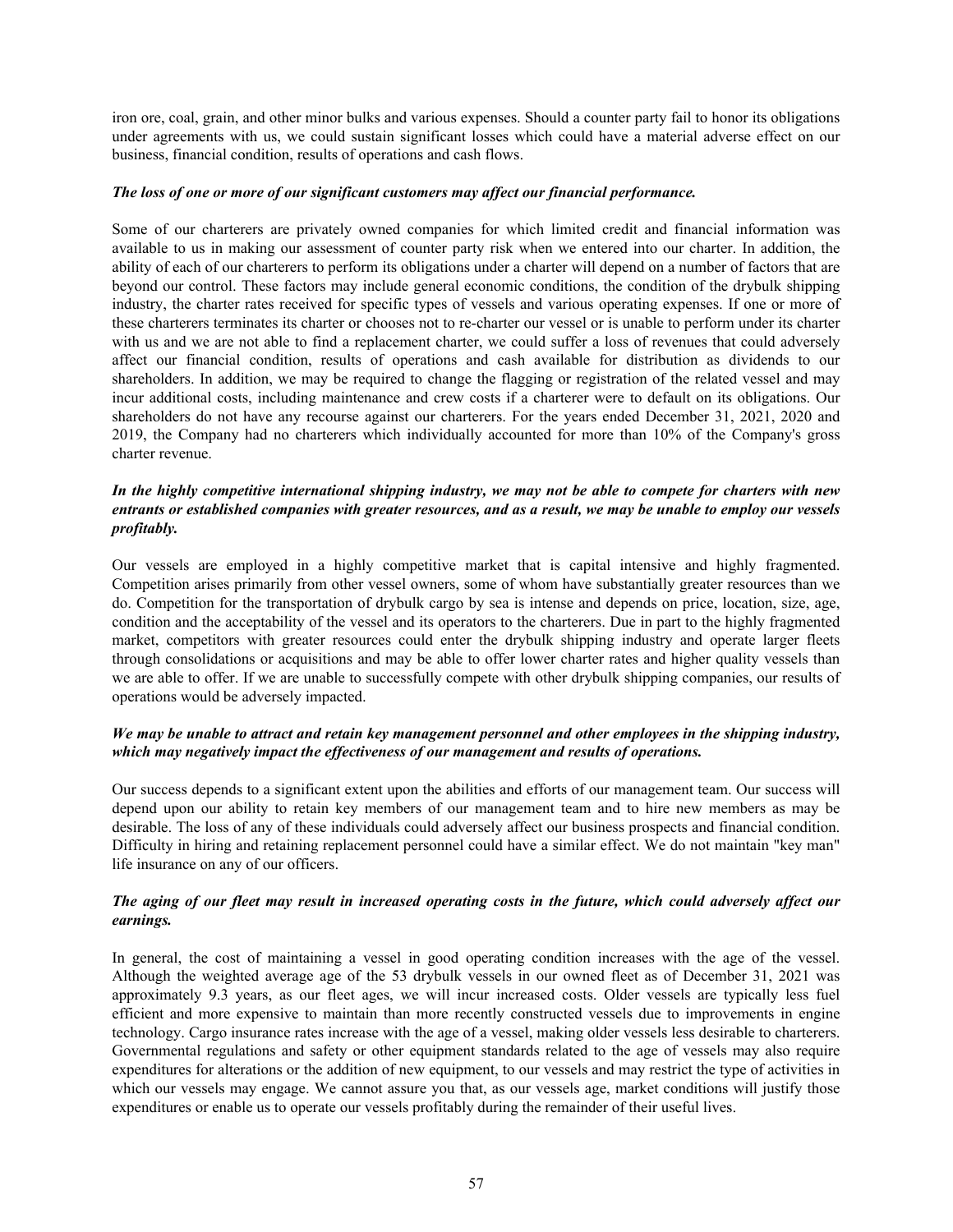iron ore, coal, grain, and other minor bulks and various expenses. Should a counter party fail to honor its obligations under agreements with us, we could sustain significant losses which could have a material adverse effect on our business, financial condition, results of operations and cash flows.

***The loss of one or more of our significant customers may affect our financial performance.***

Some of our charterers are privately owned companies for which limited credit and financial information was available to us in making our assessment of counter party risk when we entered into our charter. In addition, the ability of each of our charterers to perform its obligations under a charter will depend on a number of factors that are beyond our control. These factors may include general economic conditions, the condition of the drybulk shipping industry, the charter rates received for specific types of vessels and various operating expenses. If one or more of these charterers terminates its charter or chooses not to re-charter our vessel or is unable to perform under its charter with us and we are not able to find a replacement charter, we could suffer a loss of revenues that could adversely affect our financial condition, results of operations and cash available for distribution as dividends to our shareholders. In addition, we may be required to change the flagging or registration of the related vessel and may incur additional costs, including maintenance and crew costs if a charterer were to default on its obligations. Our shareholders do not have any recourse against our charterers. For the years ended December 31, 2021, 2020 and 2019, the Company had no charterers which individually accounted for more than 10% of the Company's gross charter revenue.

***In the highly competitive international shipping industry, we may not be able to compete for charters with new entrants or established companies with greater resources, and as a result, we may be unable to employ our vessels profitably.***

Our vessels are employed in a highly competitive market that is capital intensive and highly fragmented. Competition arises primarily from other vessel owners, some of whom have substantially greater resources than we do. Competition for the transportation of drybulk cargo by sea is intense and depends on price, location, size, age, condition and the acceptability of the vessel and its operators to the charterers. Due in part to the highly fragmented market, competitors with greater resources could enter the drybulk shipping industry and operate larger fleets through consolidations or acquisitions and may be able to offer lower charter rates and higher quality vessels than we are able to offer. If we are unable to successfully compete with other drybulk shipping companies, our results of operations would be adversely impacted.

***We may be unable to attract and retain key management personnel and other employees in the shipping industry, which may negatively impact the effectiveness of our management and results of operations.***

Our success depends to a significant extent upon the abilities and efforts of our management team. Our success will depend upon our ability to retain key members of our management team and to hire new members as may be desirable. The loss of any of these individuals could adversely affect our business prospects and financial condition. Difficulty in hiring and retaining replacement personnel could have a similar effect. We do not maintain "key man" life insurance on any of our officers.

***The aging of our fleet may result in increased operating costs in the future, which could adversely affect our earnings.***

In general, the cost of maintaining a vessel in good operating condition increases with the age of the vessel. Although the weighted average age of the 53 drybulk vessels in our owned fleet as of December 31, 2021 was approximately 9.3 years, as our fleet ages, we will incur increased costs. Older vessels are typically less fuel efficient and more expensive to maintain than more recently constructed vessels due to improvements in engine technology. Cargo insurance rates increase with the age of a vessel, making older vessels less desirable to charterers. Governmental regulations and safety or other equipment standards related to the age of vessels may also require expenditures for alterations or the addition of new equipment, to our vessels and may restrict the type of activities in which our vessels may engage. We cannot assure you that, as our vessels age, market conditions will justify those expenditures or enable us to operate our vessels profitably during the remainder of their useful lives.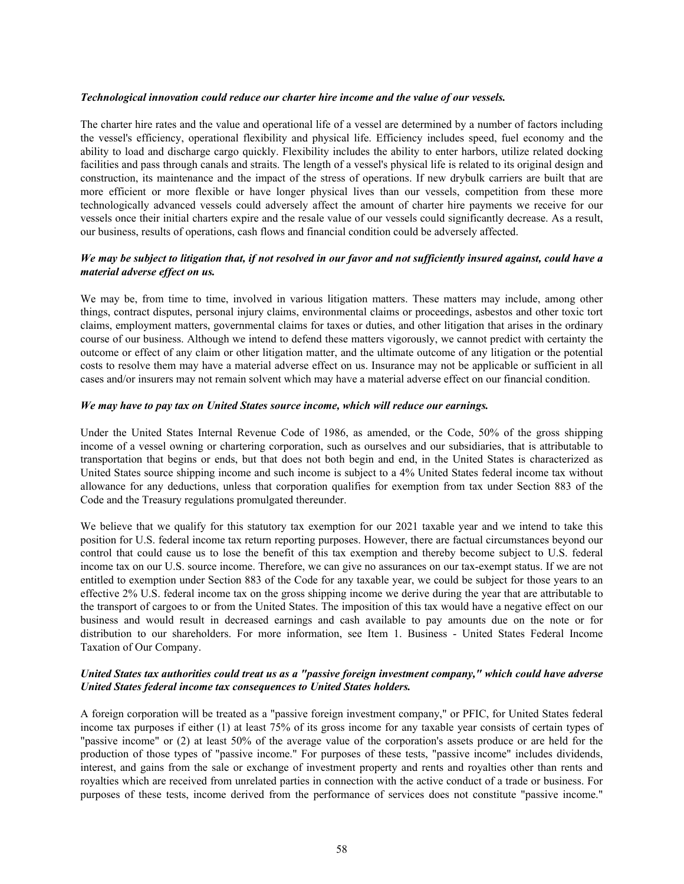*Technological innovation could reduce our charter hire income and the value of our vessels.*

The charter hire rates and the value and operational life of a vessel are determined by a number of factors including the vessel's efficiency, operational flexibility and physical life. Efficiency includes speed, fuel economy and the ability to load and discharge cargo quickly. Flexibility includes the ability to enter harbors, utilize related docking facilities and pass through canals and straits. The length of a vessel's physical life is related to its original design and construction, its maintenance and the impact of the stress of operations. If new drybulk carriers are built that are more efficient or more flexible or have longer physical lives than our vessels, competition from these more technologically advanced vessels could adversely affect the amount of charter hire payments we receive for our vessels once their initial charters expire and the resale value of our vessels could significantly decrease. As a result, our business, results of operations, cash flows and financial condition could be adversely affected.

***We may be subject to litigation that, if not resolved in our favor and not sufficiently insured against, could have a material adverse effect on us.***

We may be, from time to time, involved in various litigation matters. These matters may include, among other things, contract disputes, personal injury claims, environmental claims or proceedings, asbestos and other toxic tort claims, employment matters, governmental claims for taxes or duties, and other litigation that arises in the ordinary course of our business. Although we intend to defend these matters vigorously, we cannot predict with certainty the outcome or effect of any claim or other litigation matter, and the ultimate outcome of any litigation or the potential costs to resolve them may have a material adverse effect on us. Insurance may not be applicable or sufficient in all cases and/or insurers may not remain solvent which may have a material adverse effect on our financial condition.

***We may have to pay tax on United States source income, which will reduce our earnings.***

Under the United States Internal Revenue Code of 1986, as amended, or the Code, 50% of the gross shipping income of a vessel owning or chartering corporation, such as ourselves and our subsidiaries, that is attributable to transportation that begins or ends, but that does not both begin and end, in the United States is characterized as United States source shipping income and such income is subject to a 4% United States federal income tax without allowance for any deductions, unless that corporation qualifies for exemption from tax under Section 883 of the Code and the Treasury regulations promulgated thereunder.

We believe that we qualify for this statutory tax exemption for our 2021 taxable year and we intend to take this position for U.S. federal income tax return reporting purposes. However, there are factual circumstances beyond our control that could cause us to lose the benefit of this tax exemption and thereby become subject to U.S. federal income tax on our U.S. source income. Therefore, we can give no assurances on our tax-exempt status. If we are not entitled to exemption under Section 883 of the Code for any taxable year, we could be subject for those years to an effective 2% U.S. federal income tax on the gross shipping income we derive during the year that are attributable to the transport of cargoes to or from the United States. The imposition of this tax would have a negative effect on our business and would result in decreased earnings and cash available to pay amounts due on the note or for distribution to our shareholders. For more information, see Item 1. Business - United States Federal Income Taxation of Our Company.

***United States tax authorities could treat us as a "passive foreign investment company," which could have adverse United States federal income tax consequences to United States holders.***

A foreign corporation will be treated as a "passive foreign investment company," or PFIC, for United States federal income tax purposes if either (1) at least 75% of its gross income for any taxable year consists of certain types of "passive income" or (2) at least 50% of the average value of the corporation's assets produce or are held for the production of those types of "passive income." For purposes of these tests, "passive income" includes dividends, interest, and gains from the sale or exchange of investment property and rents and royalties other than rents and royalties which are received from unrelated parties in connection with the active conduct of a trade or business. For purposes of these tests, income derived from the performance of services does not constitute "passive income."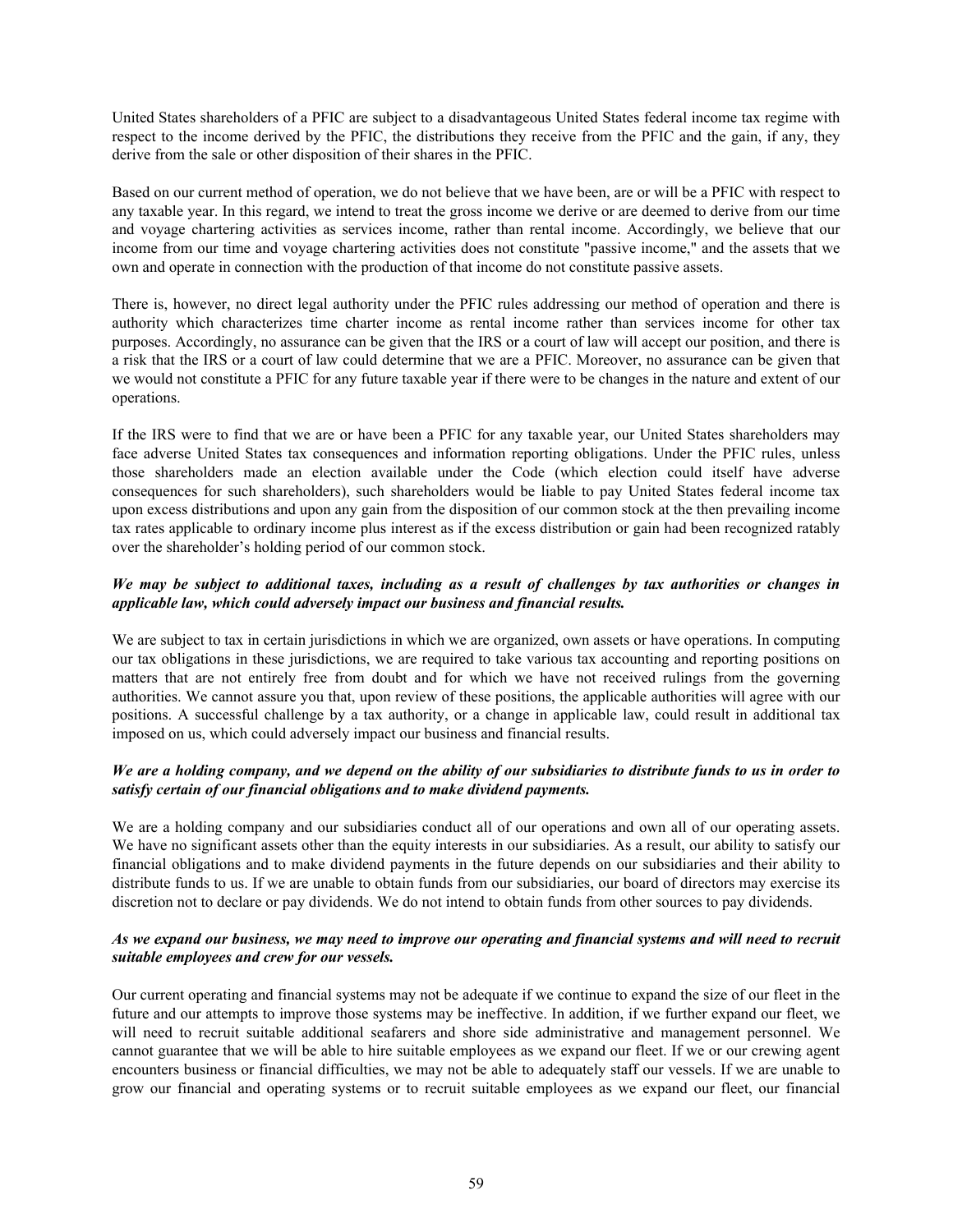United States shareholders of a PFIC are subject to a disadvantageous United States federal income tax regime with respect to the income derived by the PFIC, the distributions they receive from the PFIC and the gain, if any, they derive from the sale or other disposition of their shares in the PFIC.

Based on our current method of operation, we do not believe that we have been, are or will be a PFIC with respect to any taxable year. In this regard, we intend to treat the gross income we derive or are deemed to derive from our time and voyage chartering activities as services income, rather than rental income. Accordingly, we believe that our income from our time and voyage chartering activities does not constitute "passive income," and the assets that we own and operate in connection with the production of that income do not constitute passive assets.

There is, however, no direct legal authority under the PFIC rules addressing our method of operation and there is authority which characterizes time charter income as rental income rather than services income for other tax purposes. Accordingly, no assurance can be given that the IRS or a court of law will accept our position, and there is a risk that the IRS or a court of law could determine that we are a PFIC. Moreover, no assurance can be given that we would not constitute a PFIC for any future taxable year if there were to be changes in the nature and extent of our operations.

If the IRS were to find that we are or have been a PFIC for any taxable year, our United States shareholders may face adverse United States tax consequences and information reporting obligations. Under the PFIC rules, unless those shareholders made an election available under the Code (which election could itself have adverse consequences for such shareholders), such shareholders would be liable to pay United States federal income tax upon excess distributions and upon any gain from the disposition of our common stock at the then prevailing income tax rates applicable to ordinary income plus interest as if the excess distribution or gain had been recognized ratably over the shareholder's holding period of our common stock.

***We may be subject to additional taxes, including as a result of challenges by tax authorities or changes in applicable law, which could adversely impact our business and financial results.***

We are subject to tax in certain jurisdictions in which we are organized, own assets or have operations. In computing our tax obligations in these jurisdictions, we are required to take various tax accounting and reporting positions on matters that are not entirely free from doubt and for which we have not received rulings from the governing authorities. We cannot assure you that, upon review of these positions, the applicable authorities will agree with our positions. A successful challenge by a tax authority, or a change in applicable law, could result in additional tax imposed on us, which could adversely impact our business and financial results.

***We are a holding company, and we depend on the ability of our subsidiaries to distribute funds to us in order to satisfy certain of our financial obligations and to make dividend payments.***

We are a holding company and our subsidiaries conduct all of our operations and own all of our operating assets. We have no significant assets other than the equity interests in our subsidiaries. As a result, our ability to satisfy our financial obligations and to make dividend payments in the future depends on our subsidiaries and their ability to distribute funds to us. If we are unable to obtain funds from our subsidiaries, our board of directors may exercise its discretion not to declare or pay dividends. We do not intend to obtain funds from other sources to pay dividends.

***As we expand our business, we may need to improve our operating and financial systems and will need to recruit suitable employees and crew for our vessels.***

Our current operating and financial systems may not be adequate if we continue to expand the size of our fleet in the future and our attempts to improve those systems may be ineffective. In addition, if we further expand our fleet, we will need to recruit suitable additional seafarers and shore side administrative and management personnel. We cannot guarantee that we will be able to hire suitable employees as we expand our fleet. If we or our crewing agent encounters business or financial difficulties, we may not be able to adequately staff our vessels. If we are unable to grow our financial and operating systems or to recruit suitable employees as we expand our fleet, our financial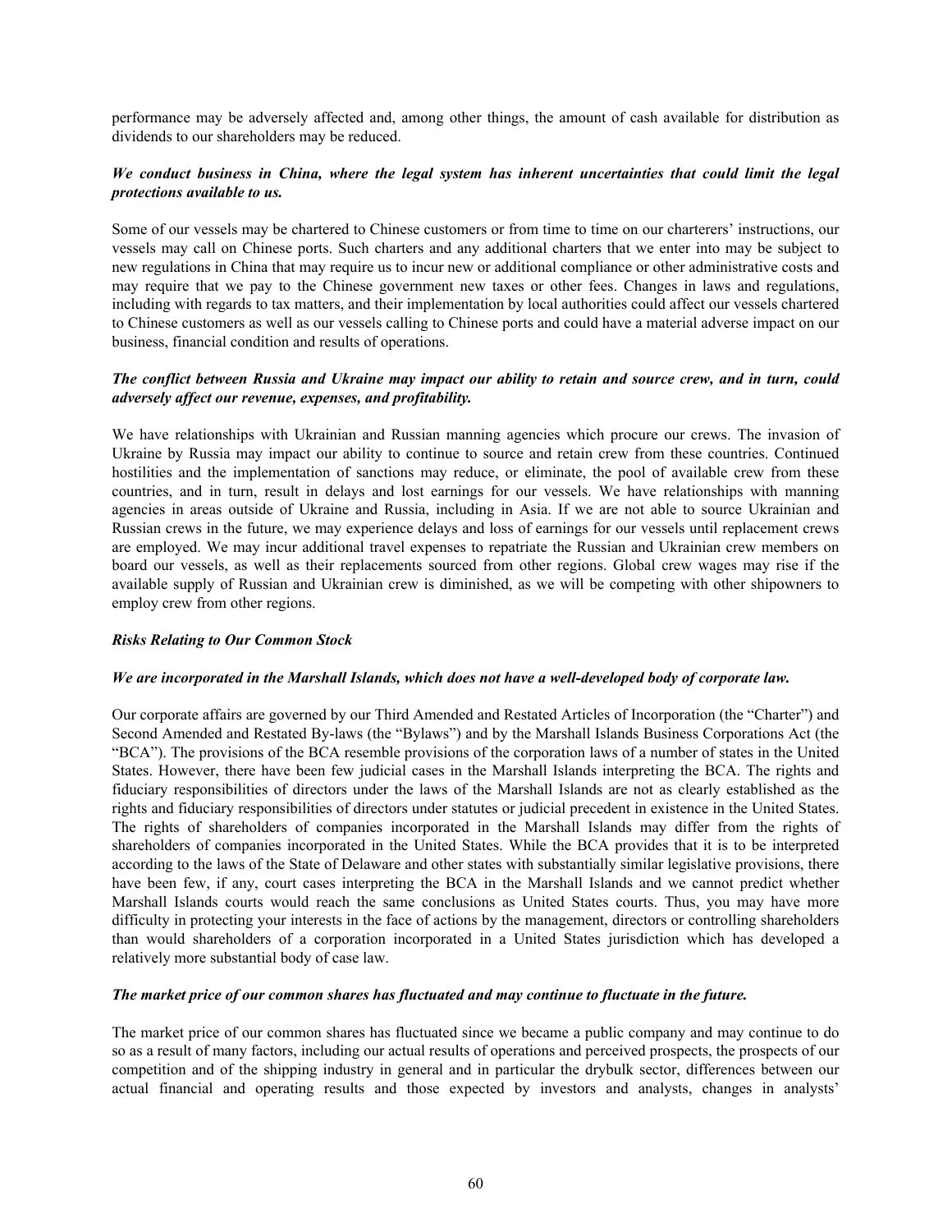performance may be adversely affected and, among other things, the amount of cash available for distribution as dividends to our shareholders may be reduced.

***We conduct business in China, where the legal system has inherent uncertainties that could limit the legal protections available to us.***

Some of our vessels may be chartered to Chinese customers or from time to time on our charterers' instructions, our vessels may call on Chinese ports. Such charters and any additional charters that we enter into may be subject to new regulations in China that may require us to incur new or additional compliance or other administrative costs and may require that we pay to the Chinese government new taxes or other fees. Changes in laws and regulations, including with regards to tax matters, and their implementation by local authorities could affect our vessels chartered to Chinese customers as well as our vessels calling to Chinese ports and could have a material adverse impact on our business, financial condition and results of operations.

***The conflict between Russia and Ukraine may impact our ability to retain and source crew, and in turn, could adversely affect our revenue, expenses, and profitability.***

We have relationships with Ukrainian and Russian manning agencies which procure our crews. The invasion of Ukraine by Russia may impact our ability to continue to source and retain crew from these countries. Continued hostilities and the implementation of sanctions may reduce, or eliminate, the pool of available crew from these countries, and in turn, result in delays and lost earnings for our vessels. We have relationships with manning agencies in areas outside of Ukraine and Russia, including in Asia. If we are not able to source Ukrainian and Russian crews in the future, we may experience delays and loss of earnings for our vessels until replacement crews are employed. We may incur additional travel expenses to repatriate the Russian and Ukrainian crew members on board our vessels, as well as their replacements sourced from other regions. Global crew wages may rise if the available supply of Russian and Ukrainian crew is diminished, as we will be competing with other shipowners to employ crew from other regions.

***Risks Relating to Our Common Stock***

***We are incorporated in the Marshall Islands, which does not have a well-developed body of corporate law.***

Our corporate affairs are governed by our Third Amended and Restated Articles of Incorporation (the "Charter") and Second Amended and Restated By-laws (the "Bylaws") and by the Marshall Islands Business Corporations Act (the "BCA"). The provisions of the BCA resemble provisions of the corporation laws of a number of states in the United States. However, there have been few judicial cases in the Marshall Islands interpreting the BCA. The rights and fiduciary responsibilities of directors under the laws of the Marshall Islands are not as clearly established as the rights and fiduciary responsibilities of directors under statutes or judicial precedent in existence in the United States. The rights of shareholders of companies incorporated in the Marshall Islands may differ from the rights of shareholders of companies incorporated in the United States. While the BCA provides that it is to be interpreted according to the laws of the State of Delaware and other states with substantially similar legislative provisions, there have been few, if any, court cases interpreting the BCA in the Marshall Islands and we cannot predict whether Marshall Islands courts would reach the same conclusions as United States courts. Thus, you may have more difficulty in protecting your interests in the face of actions by the management, directors or controlling shareholders than would shareholders of a corporation incorporated in a United States jurisdiction which has developed a relatively more substantial body of case law.

***The market price of our common shares has fluctuated and may continue to fluctuate in the future.***

The market price of our common shares has fluctuated since we became a public company and may continue to do so as a result of many factors, including our actual results of operations and perceived prospects, the prospects of our competition and of the shipping industry in general and in particular the drybulk sector, differences between our actual financial and operating results and those expected by investors and analysts, changes in analysts'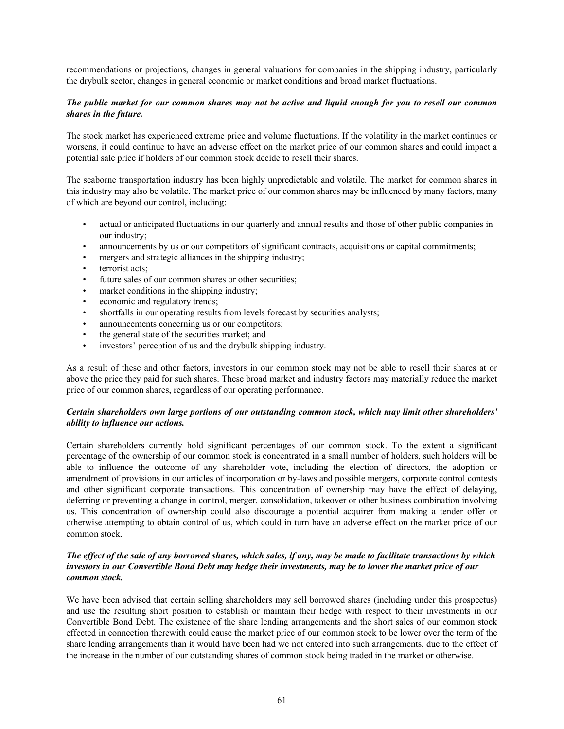recommendations or projections, changes in general valuations for companies in the shipping industry, particularly the drybulk sector, changes in general economic or market conditions and broad market fluctuations.

***The public market for our common shares may not be active and liquid enough for you to resell our common shares in the future.***

The stock market has experienced extreme price and volume fluctuations. If the volatility in the market continues or worsens, it could continue to have an adverse effect on the market price of our common shares and could impact a potential sale price if holders of our common stock decide to resell their shares.

The seaborne transportation industry has been highly unpredictable and volatile. The market for common shares in this industry may also be volatile. The market price of our common shares may be influenced by many factors, many of which are beyond our control, including:

- actual or anticipated fluctuations in our quarterly and annual results and those of other public companies in our industry;
- announcements by us or our competitors of significant contracts, acquisitions or capital commitments;
- mergers and strategic alliances in the shipping industry;
- terrorist acts;
- future sales of our common shares or other securities;
- market conditions in the shipping industry;
- economic and regulatory trends;
- shortfalls in our operating results from levels forecast by securities analysts;
- announcements concerning us or our competitors;
- the general state of the securities market; and
- investors' perception of us and the drybulk shipping industry.

As a result of these and other factors, investors in our common stock may not be able to resell their shares at or above the price they paid for such shares. These broad market and industry factors may materially reduce the market price of our common shares, regardless of our operating performance.

***Certain shareholders own large portions of our outstanding common stock, which may limit other shareholders' ability to influence our actions.***

Certain shareholders currently hold significant percentages of our common stock. To the extent a significant percentage of the ownership of our common stock is concentrated in a small number of holders, such holders will be able to influence the outcome of any shareholder vote, including the election of directors, the adoption or amendment of provisions in our articles of incorporation or by-laws and possible mergers, corporate control contests and other significant corporate transactions. This concentration of ownership may have the effect of delaying, deferring or preventing a change in control, merger, consolidation, takeover or other business combination involving us. This concentration of ownership could also discourage a potential acquirer from making a tender offer or otherwise attempting to obtain control of us, which could in turn have an adverse effect on the market price of our common stock.

***The effect of the sale of any borrowed shares, which sales, if any, may be made to facilitate transactions by which investors in our Convertible Bond Debt may hedge their investments, may be to lower the market price of our common stock.***

We have been advised that certain selling shareholders may sell borrowed shares (including under this prospectus) and use the resulting short position to establish or maintain their hedge with respect to their investments in our Convertible Bond Debt. The existence of the share lending arrangements and the short sales of our common stock effected in connection therewith could cause the market price of our common stock to be lower over the term of the share lending arrangements than it would have been had we not entered into such arrangements, due to the effect of the increase in the number of our outstanding shares of common stock being traded in the market or otherwise.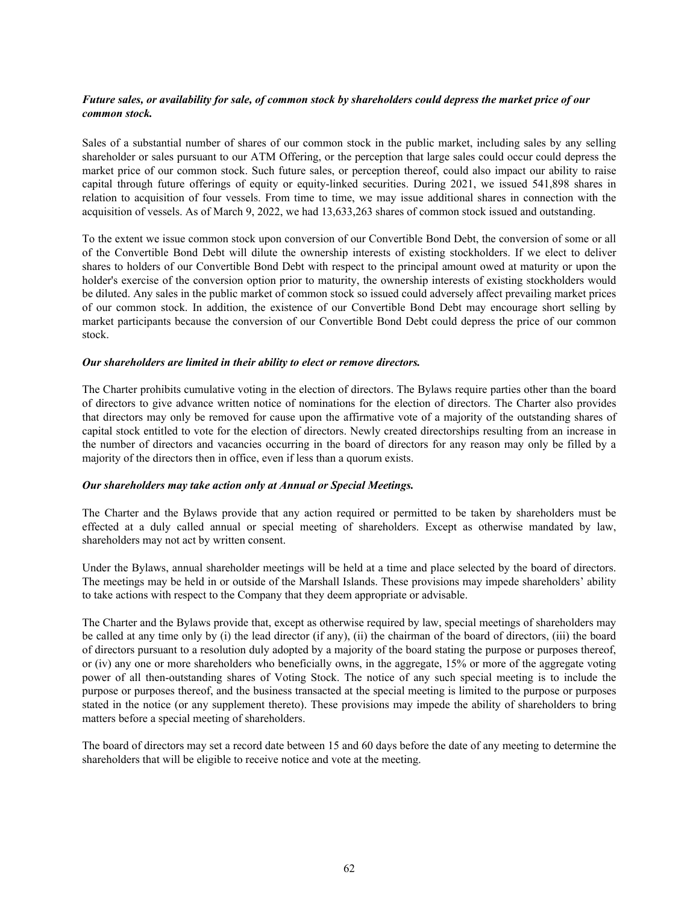***Future sales, or availability for sale, of common stock by shareholders could depress the market price of our common stock.***

Sales of a substantial number of shares of our common stock in the public market, including sales by any selling shareholder or sales pursuant to our ATM Offering, or the perception that large sales could occur could depress the market price of our common stock. Such future sales, or perception thereof, could also impact our ability to raise capital through future offerings of equity or equity-linked securities. During 2021, we issued 541,898 shares in relation to acquisition of four vessels. From time to time, we may issue additional shares in connection with the acquisition of vessels. As of March 9, 2022, we had 13,633,263 shares of common stock issued and outstanding.

To the extent we issue common stock upon conversion of our Convertible Bond Debt, the conversion of some or all of the Convertible Bond Debt will dilute the ownership interests of existing stockholders. If we elect to deliver shares to holders of our Convertible Bond Debt with respect to the principal amount owed at maturity or upon the holder's exercise of the conversion option prior to maturity, the ownership interests of existing stockholders would be diluted. Any sales in the public market of common stock so issued could adversely affect prevailing market prices of our common stock. In addition, the existence of our Convertible Bond Debt may encourage short selling by market participants because the conversion of our Convertible Bond Debt could depress the price of our common stock.

***Our shareholders are limited in their ability to elect or remove directors.***

The Charter prohibits cumulative voting in the election of directors. The Bylaws require parties other than the board of directors to give advance written notice of nominations for the election of directors. The Charter also provides that directors may only be removed for cause upon the affirmative vote of a majority of the outstanding shares of capital stock entitled to vote for the election of directors. Newly created directorships resulting from an increase in the number of directors and vacancies occurring in the board of directors for any reason may only be filled by a majority of the directors then in office, even if less than a quorum exists.

***Our shareholders may take action only at Annual or Special Meetings.***

The Charter and the Bylaws provide that any action required or permitted to be taken by shareholders must be effected at a duly called annual or special meeting of shareholders. Except as otherwise mandated by law, shareholders may not act by written consent.

Under the Bylaws, annual shareholder meetings will be held at a time and place selected by the board of directors. The meetings may be held in or outside of the Marshall Islands. These provisions may impede shareholders' ability to take actions with respect to the Company that they deem appropriate or advisable.

The Charter and the Bylaws provide that, except as otherwise required by law, special meetings of shareholders may be called at any time only by (i) the lead director (if any), (ii) the chairman of the board of directors, (iii) the board of directors pursuant to a resolution duly adopted by a majority of the board stating the purpose or purposes thereof, or (iv) any one or more shareholders who beneficially owns, in the aggregate, 15% or more of the aggregate voting power of all then-outstanding shares of Voting Stock. The notice of any such special meeting is to include the purpose or purposes thereof, and the business transacted at the special meeting is limited to the purpose or purposes stated in the notice (or any supplement thereto). These provisions may impede the ability of shareholders to bring matters before a special meeting of shareholders.

The board of directors may set a record date between 15 and 60 days before the date of any meeting to determine the shareholders that will be eligible to receive notice and vote at the meeting.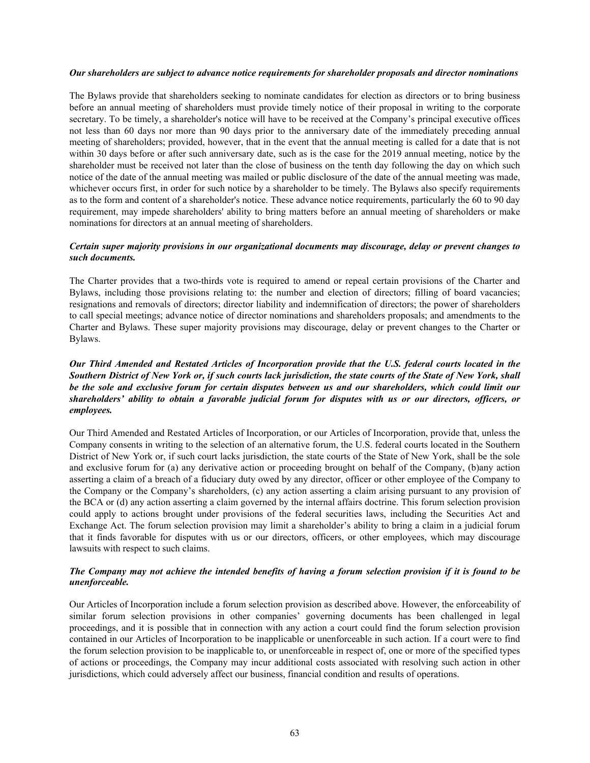***Our shareholders are subject to advance notice requirements for shareholder proposals and director nominations***

The Bylaws provide that shareholders seeking to nominate candidates for election as directors or to bring business before an annual meeting of shareholders must provide timely notice of their proposal in writing to the corporate secretary. To be timely, a shareholder's notice will have to be received at the Company's principal executive offices not less than 60 days nor more than 90 days prior to the anniversary date of the immediately preceding annual meeting of shareholders; provided, however, that in the event that the annual meeting is called for a date that is not within 30 days before or after such anniversary date, such as is the case for the 2019 annual meeting, notice by the shareholder must be received not later than the close of business on the tenth day following the day on which such notice of the date of the annual meeting was mailed or public disclosure of the date of the annual meeting was made, whichever occurs first, in order for such notice by a shareholder to be timely. The Bylaws also specify requirements as to the form and content of a shareholder's notice. These advance notice requirements, particularly the 60 to 90 day requirement, may impede shareholders' ability to bring matters before an annual meeting of shareholders or make nominations for directors at an annual meeting of shareholders.

***Certain super majority provisions in our organizational documents may discourage, delay or prevent changes to such documents.***

The Charter provides that a two-thirds vote is required to amend or repeal certain provisions of the Charter and Bylaws, including those provisions relating to: the number and election of directors; filling of board vacancies; resignations and removals of directors; director liability and indemnification of directors; the power of shareholders to call special meetings; advance notice of director nominations and shareholders proposals; and amendments to the Charter and Bylaws. These super majority provisions may discourage, delay or prevent changes to the Charter or Bylaws.

***Our Third Amended and Restated Articles of Incorporation provide that the U.S. federal courts located in the Southern District of New York or, if such courts lack jurisdiction, the state courts of the State of New York, shall be the sole and exclusive forum for certain disputes between us and our shareholders, which could limit our shareholders' ability to obtain a favorable judicial forum for disputes with us or our directors, officers, or employees.***

Our Third Amended and Restated Articles of Incorporation, or our Articles of Incorporation, provide that, unless the Company consents in writing to the selection of an alternative forum, the U.S. federal courts located in the Southern District of New York or, if such court lacks jurisdiction, the state courts of the State of New York, shall be the sole and exclusive forum for (a) any derivative action or proceeding brought on behalf of the Company, (b)any action asserting a claim of a breach of a fiduciary duty owed by any director, officer or other employee of the Company to the Company or the Company's shareholders, (c) any action asserting a claim arising pursuant to any provision of the BCA or (d) any action asserting a claim governed by the internal affairs doctrine. This forum selection provision could apply to actions brought under provisions of the federal securities laws, including the Securities Act and Exchange Act. The forum selection provision may limit a shareholder's ability to bring a claim in a judicial forum that it finds favorable for disputes with us or our directors, officers, or other employees, which may discourage lawsuits with respect to such claims.

***The Company may not achieve the intended benefits of having a forum selection provision if it is found to be unenforceable.***

Our Articles of Incorporation include a forum selection provision as described above. However, the enforceability of similar forum selection provisions in other companies' governing documents has been challenged in legal proceedings, and it is possible that in connection with any action a court could find the forum selection provision contained in our Articles of Incorporation to be inapplicable or unenforceable in such action. If a court were to find the forum selection provision to be inapplicable to, or unenforceable in respect of, one or more of the specified types of actions or proceedings, the Company may incur additional costs associated with resolving such action in other jurisdictions, which could adversely affect our business, financial condition and results of operations.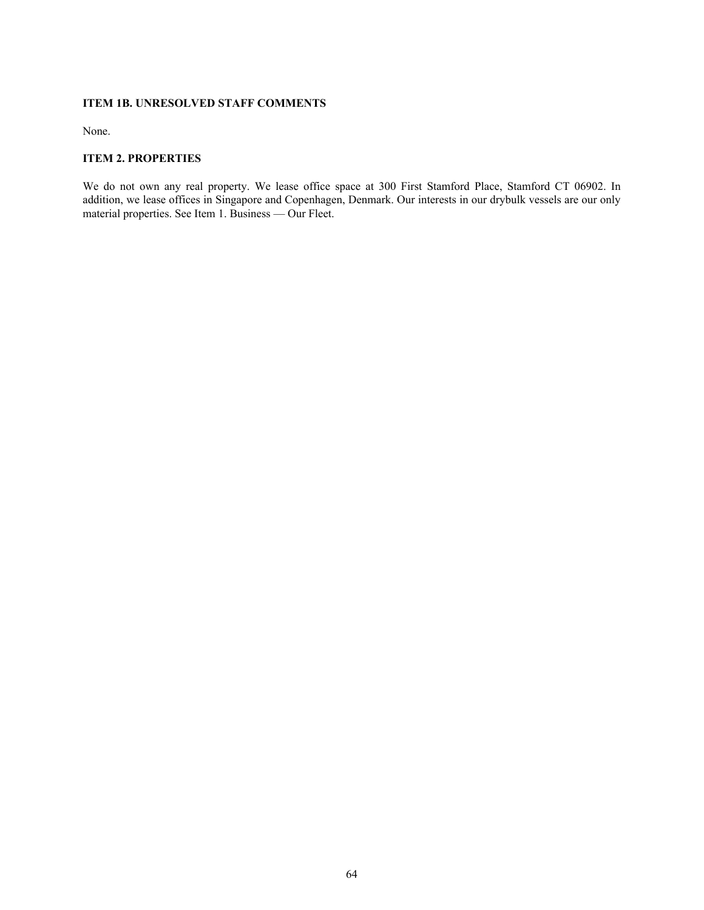### ITEM 1B. UNRESOLVED STAFF COMMENTS

None.

### ITEM 2. PROPERTIES

We do not own any real property. We lease office space at 300 First Stamford Place, Stamford CT 06902. In addition, we lease offices in Singapore and Copenhagen, Denmark. Our interests in our drybulk vessels are our only material properties. See Item 1. Business — Our Fleet.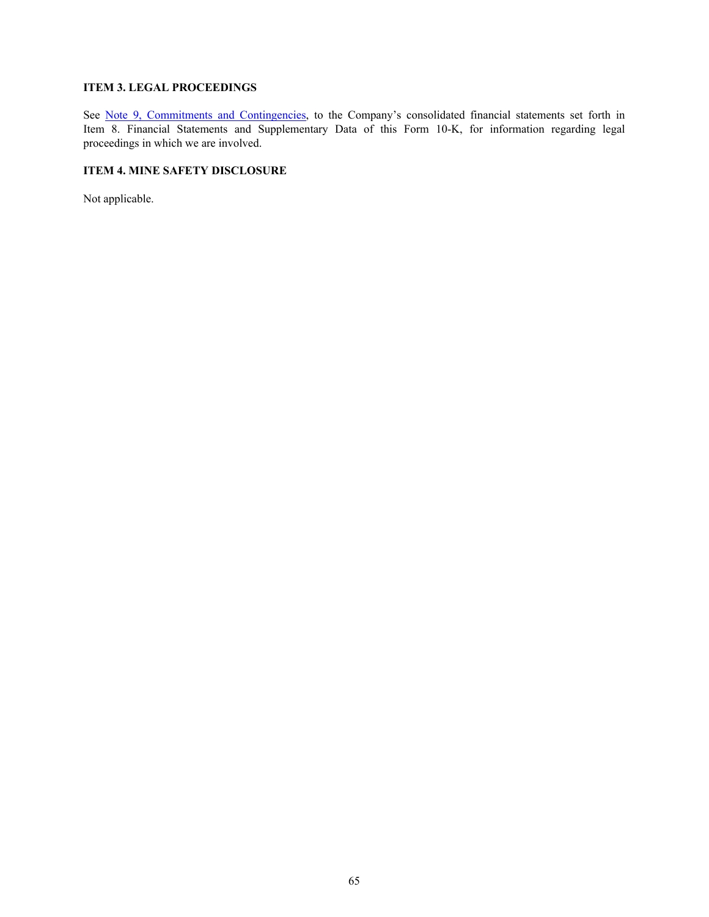## ITEM 3. LEGAL PROCEEDINGS

See Note 9, Commitments and Contingencies, to the Company's consolidated financial statements set forth in Item 8. Financial Statements and Supplementary Data of this Form 10-K, for information regarding legal proceedings in which we are involved.

## ITEM 4. MINE SAFETY DISCLOSURE

Not applicable.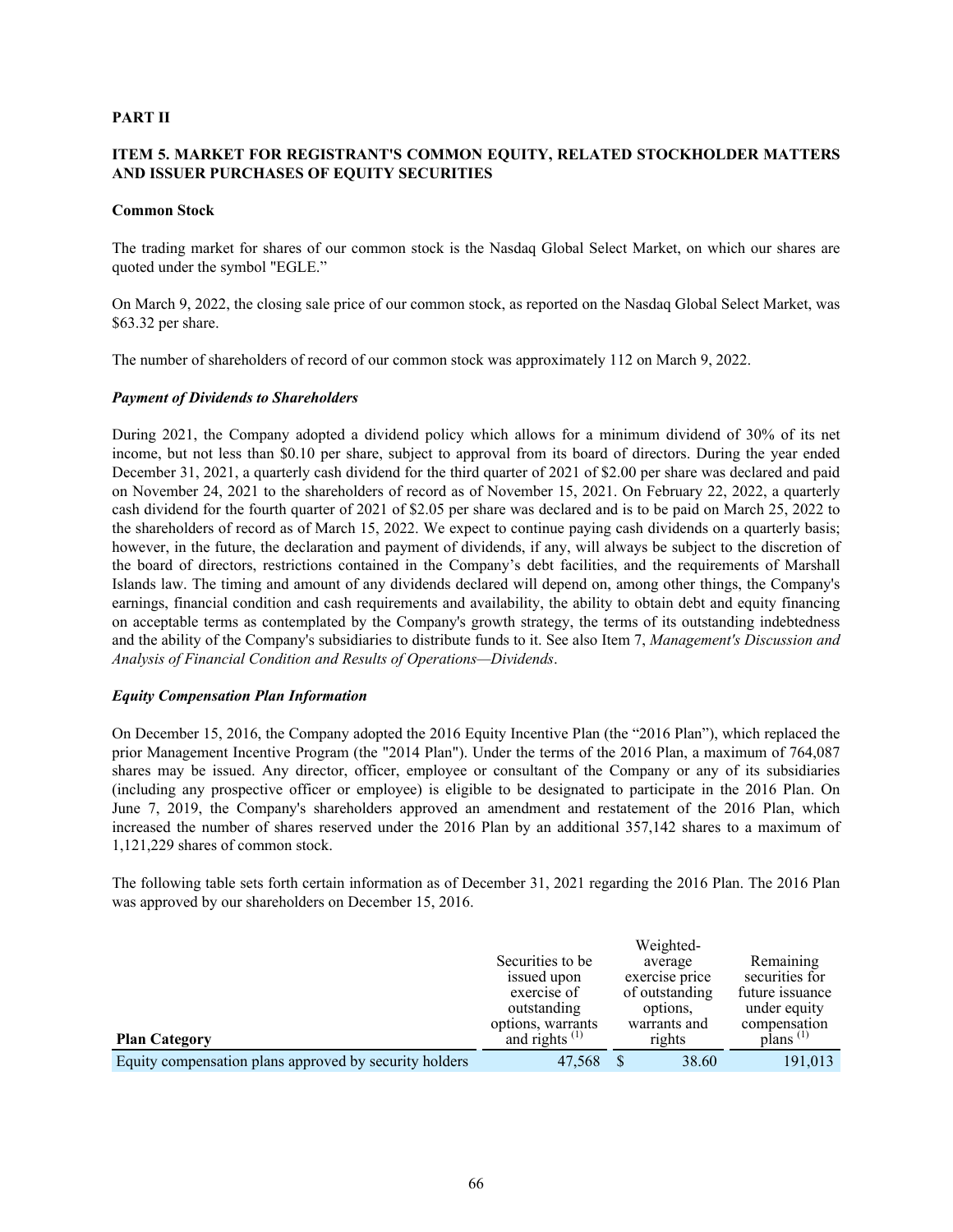# PART II

## ITEM 5. MARKET FOR REGISTRANT'S COMMON EQUITY, RELATED STOCKHOLDER MATTERS AND ISSUER PURCHASES OF EQUITY SECURITIES

### Common Stock

The trading market for shares of our common stock is the Nasdaq Global Select Market, on which our shares are quoted under the symbol "EGLE."

On March 9, 2022, the closing sale price of our common stock, as reported on the Nasdaq Global Select Market, was $63.32 per share.

The number of shareholders of record of our common stock was approximately 112 on March 9, 2022.

### *Payment of Dividends to Shareholders*

During 2021, the Company adopted a dividend policy which allows for a minimum dividend of 30% of its net income, but not less than $0.10 per share, subject to approval from its board of directors. During the year ended December 31, 2021, a quarterly cash dividend for the third quarter of 2021 of $2.00 per share was declared and paid on November 24, 2021 to the shareholders of record as of November 15, 2021. On February 22, 2022, a quarterly cash dividend for the fourth quarter of 2021 of $2.05 per share was declared and is to be paid on March 25, 2022 to the shareholders of record as of March 15, 2022. We expect to continue paying cash dividends on a quarterly basis; however, in the future, the declaration and payment of dividends, if any, will always be subject to the discretion of the board of directors, restrictions contained in the Company's debt facilities, and the requirements of Marshall Islands law. The timing and amount of any dividends declared will depend on, among other things, the Company's earnings, financial condition and cash requirements and availability, the ability to obtain debt and equity financing on acceptable terms as contemplated by the Company's growth strategy, the terms of its outstanding indebtedness and the ability of the Company's subsidiaries to distribute funds to it. See also Item 7, *Management's Discussion and Analysis of Financial Condition and Results of Operations—Dividends*.

### *Equity Compensation Plan Information*

On December 15, 2016, the Company adopted the 2016 Equity Incentive Plan (the "2016 Plan"), which replaced the prior Management Incentive Program (the "2014 Plan"). Under the terms of the 2016 Plan, a maximum of 764,087 shares may be issued. Any director, officer, employee or consultant of the Company or any of its subsidiaries (including any prospective officer or employee) is eligible to be designated to participate in the 2016 Plan. On June 7, 2019, the Company's shareholders approved an amendment and restatement of the 2016 Plan, which increased the number of shares reserved under the 2016 Plan by an additional 357,142 shares to a maximum of 1,121,229 shares of common stock.

The following table sets forth certain information as of December 31, 2021 regarding the 2016 Plan. The 2016 Plan was approved by our shareholders on December 15, 2016.

| Plan Category | Securities to be issued upon exercise of outstanding options, warrants and rights [(1)] | Weighted-average exercise price of outstanding options, warrants and rights | Remaining securities for future issuance under equity compensation plans [(1)] |
|---|---|---|---|
| Equity compensation plans approved by security holders | 47,568 | $ 38.60 | 191,013 |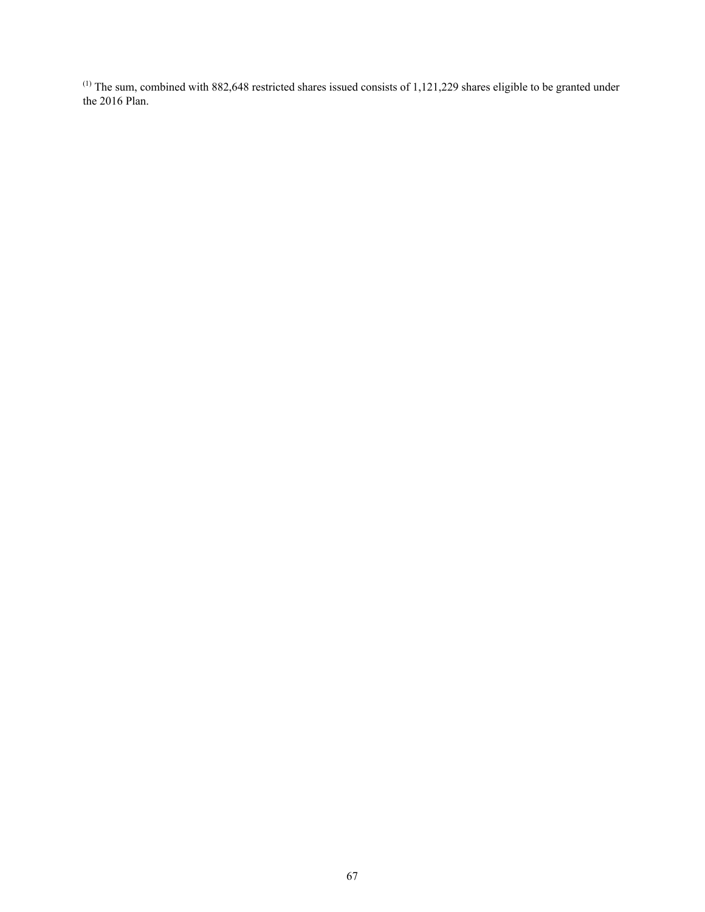[1] The sum, combined with 882,648 restricted shares issued consists of 1,121,229 shares eligible to be granted under the 2016 Plan.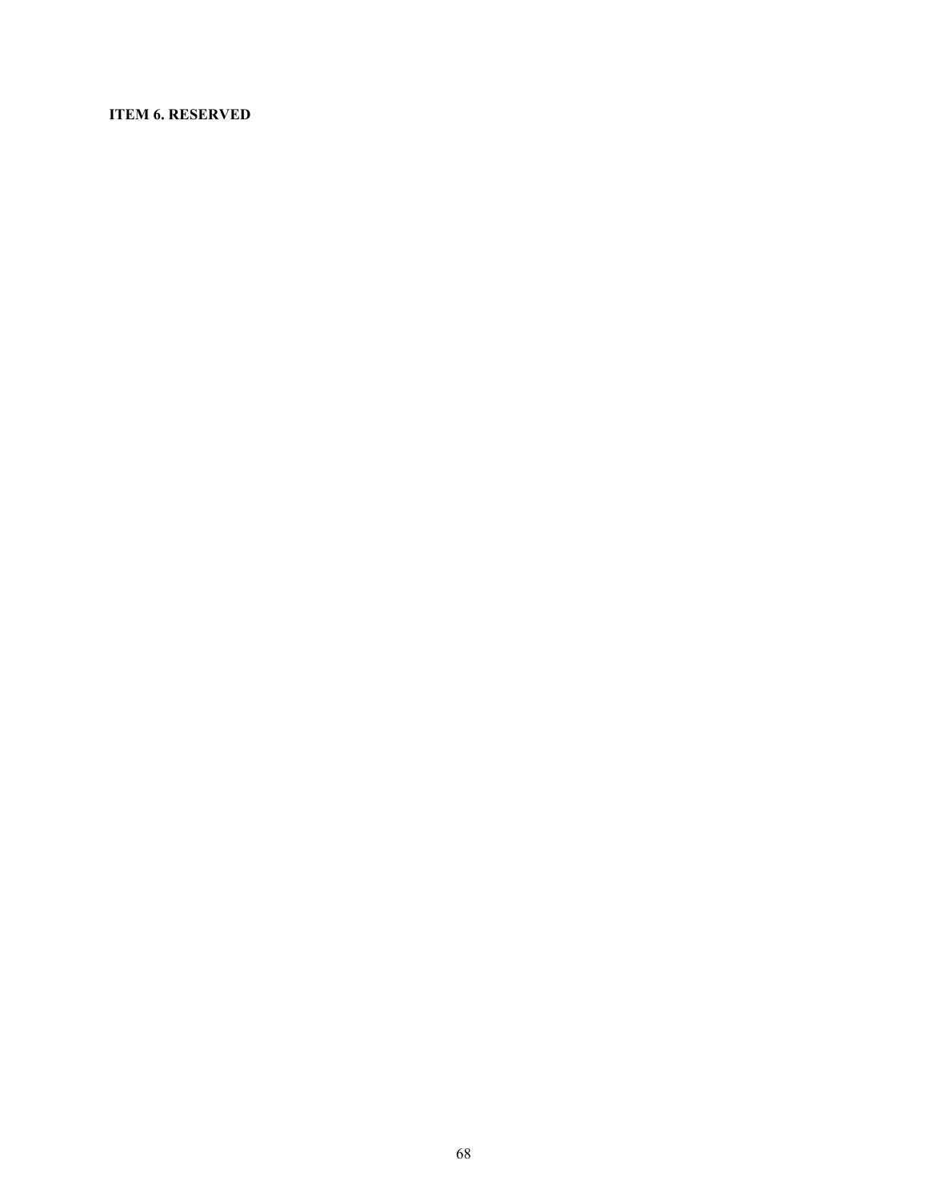**ITEM 6. RESERVED**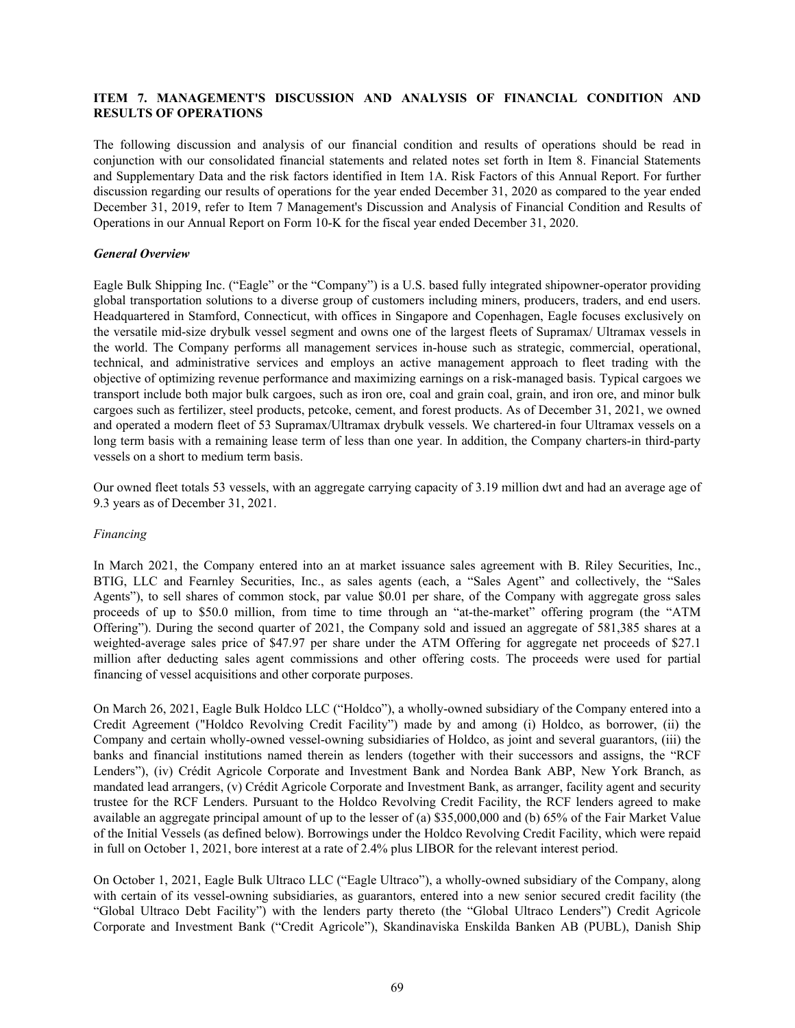## ITEM 7. MANAGEMENT'S DISCUSSION AND ANALYSIS OF FINANCIAL CONDITION AND RESULTS OF OPERATIONS

The following discussion and analysis of our financial condition and results of operations should be read in conjunction with our consolidated financial statements and related notes set forth in Item 8. Financial Statements and Supplementary Data and the risk factors identified in Item 1A. Risk Factors of this Annual Report. For further discussion regarding our results of operations for the year ended December 31, 2020 as compared to the year ended December 31, 2019, refer to Item 7 Management's Discussion and Analysis of Financial Condition and Results of Operations in our Annual Report on Form 10-K for the fiscal year ended December 31, 2020.

### *General Overview*

Eagle Bulk Shipping Inc. ("Eagle" or the "Company") is a U.S. based fully integrated shipowner-operator providing global transportation solutions to a diverse group of customers including miners, producers, traders, and end users. Headquartered in Stamford, Connecticut, with offices in Singapore and Copenhagen, Eagle focuses exclusively on the versatile mid-size drybulk vessel segment and owns one of the largest fleets of Supramax/ Ultramax vessels in the world. The Company performs all management services in-house such as strategic, commercial, operational, technical, and administrative services and employs an active management approach to fleet trading with the objective of optimizing revenue performance and maximizing earnings on a risk-managed basis. Typical cargoes we transport include both major bulk cargoes, such as iron ore, coal and grain coal, grain, and iron ore, and minor bulk cargoes such as fertilizer, steel products, petcoke, cement, and forest products. As of December 31, 2021, we owned and operated a modern fleet of 53 Supramax/Ultramax drybulk vessels. We chartered-in four Ultramax vessels on a long term basis with a remaining lease term of less than one year. In addition, the Company charters-in third-party vessels on a short to medium term basis.

Our owned fleet totals 53 vessels, with an aggregate carrying capacity of 3.19 million dwt and had an average age of 9.3 years as of December 31, 2021.

*Financing*

In March 2021, the Company entered into an at market issuance sales agreement with B. Riley Securities, Inc., BTIG, LLC and Fearnley Securities, Inc., as sales agents (each, a "Sales Agent" and collectively, the "Sales Agents"), to sell shares of common stock, par value $0.01 per share, of the Company with aggregate gross sales proceeds of up to $50.0 million, from time to time through an "at-the-market" offering program (the "ATM Offering"). During the second quarter of 2021, the Company sold and issued an aggregate of 581,385 shares at a weighted-average sales price of $47.97 per share under the ATM Offering for aggregate net proceeds of $27.1 million after deducting sales agent commissions and other offering costs. The proceeds were used for partial financing of vessel acquisitions and other corporate purposes.

On March 26, 2021, Eagle Bulk Holdco LLC ("Holdco"), a wholly-owned subsidiary of the Company entered into a Credit Agreement ("Holdco Revolving Credit Facility") made by and among (i) Holdco, as borrower, (ii) the Company and certain wholly-owned vessel-owning subsidiaries of Holdco, as joint and several guarantors, (iii) the banks and financial institutions named therein as lenders (together with their successors and assigns, the "RCF Lenders"), (iv) Crédit Agricole Corporate and Investment Bank and Nordea Bank ABP, New York Branch, as mandated lead arrangers, (v) Crédit Agricole Corporate and Investment Bank, as arranger, facility agent and security trustee for the RCF Lenders. Pursuant to the Holdco Revolving Credit Facility, the RCF lenders agreed to make available an aggregate principal amount of up to the lesser of (a) $35,000,000 and (b) 65% of the Fair Market Value of the Initial Vessels (as defined below). Borrowings under the Holdco Revolving Credit Facility, which were repaid in full on October 1, 2021, bore interest at a rate of 2.4% plus LIBOR for the relevant interest period.

On October 1, 2021, Eagle Bulk Ultraco LLC ("Eagle Ultraco"), a wholly-owned subsidiary of the Company, along with certain of its vessel-owning subsidiaries, as guarantors, entered into a new senior secured credit facility (the "Global Ultraco Debt Facility") with the lenders party thereto (the "Global Ultraco Lenders") Credit Agricole Corporate and Investment Bank ("Credit Agricole"), Skandinaviska Enskilda Banken AB (PUBL), Danish Ship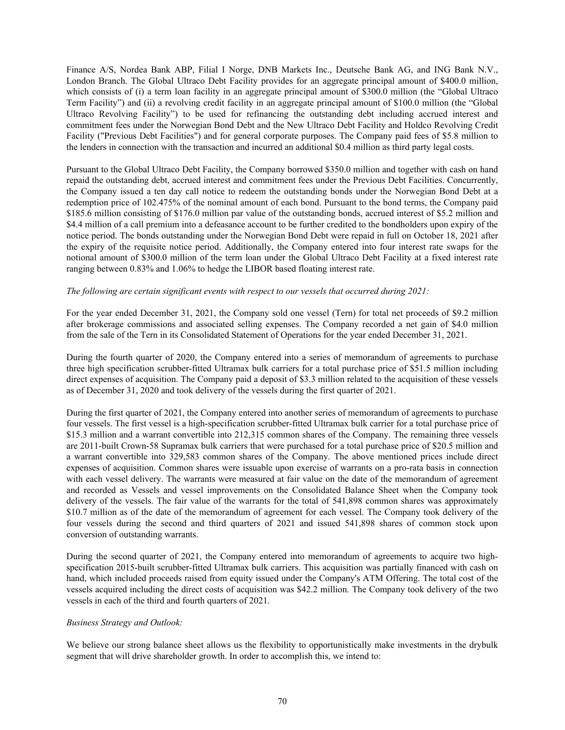Finance A/S, Nordea Bank ABP, Filial I Norge, DNB Markets Inc., Deutsche Bank AG, and ING Bank N.V., London Branch. The Global Ultraco Debt Facility provides for an aggregate principal amount of $400.0 million, which consists of (i) a term loan facility in an aggregate principal amount of $300.0 million (the "Global Ultraco Term Facility") and (ii) a revolving credit facility in an aggregate principal amount of $100.0 million (the "Global Ultraco Revolving Facility") to be used for refinancing the outstanding debt including accrued interest and commitment fees under the Norwegian Bond Debt and the New Ultraco Debt Facility and Holdco Revolving Credit Facility ("Previous Debt Facilities") and for general corporate purposes. The Company paid fees of $5.8 million to the lenders in connection with the transaction and incurred an additional $0.4 million as third party legal costs.

Pursuant to the Global Ultraco Debt Facility, the Company borrowed $350.0 million and together with cash on hand repaid the outstanding debt, accrued interest and commitment fees under the Previous Debt Facilities. Concurrently, the Company issued a ten day call notice to redeem the outstanding bonds under the Norwegian Bond Debt at a redemption price of 102.475% of the nominal amount of each bond. Pursuant to the bond terms, the Company paid $185.6 million consisting of $176.0 million par value of the outstanding bonds, accrued interest of $5.2 million and $4.4 million of a call premium into a defeasance account to be further credited to the bondholders upon expiry of the notice period. The bonds outstanding under the Norwegian Bond Debt were repaid in full on October 18, 2021 after the expiry of the requisite notice period. Additionally, the Company entered into four interest rate swaps for the notional amount of $300.0 million of the term loan under the Global Ultraco Debt Facility at a fixed interest rate ranging between 0.83% and 1.06% to hedge the LIBOR based floating interest rate.

*The following are certain significant events with respect to our vessels that occurred during 2021:*

For the year ended December 31, 2021, the Company sold one vessel (Tern) for total net proceeds of $9.2 million after brokerage commissions and associated selling expenses. The Company recorded a net gain of $4.0 million from the sale of the Tern in its Consolidated Statement of Operations for the year ended December 31, 2021.

During the fourth quarter of 2020, the Company entered into a series of memorandum of agreements to purchase three high specification scrubber-fitted Ultramax bulk carriers for a total purchase price of $51.5 million including direct expenses of acquisition. The Company paid a deposit of $3.3 million related to the acquisition of these vessels as of December 31, 2020 and took delivery of the vessels during the first quarter of 2021.

During the first quarter of 2021, the Company entered into another series of memorandum of agreements to purchase four vessels. The first vessel is a high-specification scrubber-fitted Ultramax bulk carrier for a total purchase price of $15.3 million and a warrant convertible into 212,315 common shares of the Company. The remaining three vessels are 2011-built Crown-58 Supramax bulk carriers that were purchased for a total purchase price of $20.5 million and a warrant convertible into 329,583 common shares of the Company. The above mentioned prices include direct expenses of acquisition. Common shares were issuable upon exercise of warrants on a pro-rata basis in connection with each vessel delivery. The warrants were measured at fair value on the date of the memorandum of agreement and recorded as Vessels and vessel improvements on the Consolidated Balance Sheet when the Company took delivery of the vessels. The fair value of the warrants for the total of 541,898 common shares was approximately $10.7 million as of the date of the memorandum of agreement for each vessel. The Company took delivery of the four vessels during the second and third quarters of 2021 and issued 541,898 shares of common stock upon conversion of outstanding warrants.

During the second quarter of 2021, the Company entered into memorandum of agreements to acquire two high-specification 2015-built scrubber-fitted Ultramax bulk carriers. This acquisition was partially financed with cash on hand, which included proceeds raised from equity issued under the Company's ATM Offering. The total cost of the vessels acquired including the direct costs of acquisition was $42.2 million. The Company took delivery of the two vessels in each of the third and fourth quarters of 2021.

*Business Strategy and Outlook:*

We believe our strong balance sheet allows us the flexibility to opportunistically make investments in the drybulk segment that will drive shareholder growth. In order to accomplish this, we intend to: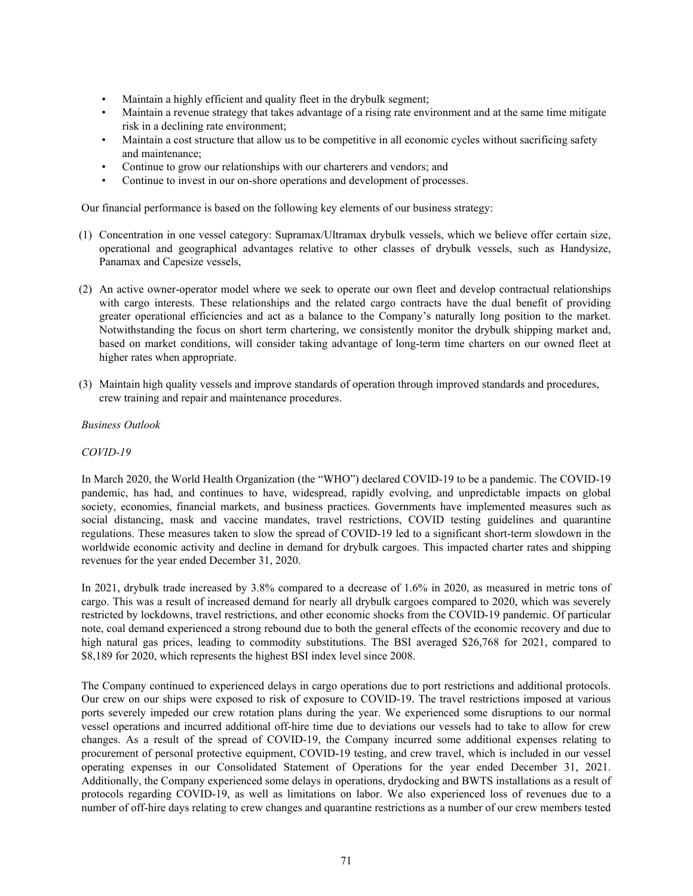- Maintain a highly efficient and quality fleet in the drybulk segment;
- Maintain a revenue strategy that takes advantage of a rising rate environment and at the same time mitigate risk in a declining rate environment;
- Maintain a cost structure that allow us to be competitive in all economic cycles without sacrificing safety and maintenance;
- Continue to grow our relationships with our charterers and vendors; and
- Continue to invest in our on-shore operations and development of processes.

Our financial performance is based on the following key elements of our business strategy:

(1) Concentration in one vessel category: Supramax/Ultramax drybulk vessels, which we believe offer certain size, operational and geographical advantages relative to other classes of drybulk vessels, such as Handysize, Panamax and Capesize vessels,

(2) An active owner-operator model where we seek to operate our own fleet and develop contractual relationships with cargo interests. These relationships and the related cargo contracts have the dual benefit of providing greater operational efficiencies and act as a balance to the Company's naturally long position to the market. Notwithstanding the focus on short term chartering, we consistently monitor the drybulk shipping market and, based on market conditions, will consider taking advantage of long-term time charters on our owned fleet at higher rates when appropriate.

(3) Maintain high quality vessels and improve standards of operation through improved standards and procedures, crew training and repair and maintenance procedures.

*Business Outlook*

*COVID-19*

In March 2020, the World Health Organization (the "WHO") declared COVID-19 to be a pandemic. The COVID-19 pandemic, has had, and continues to have, widespread, rapidly evolving, and unpredictable impacts on global society, economies, financial markets, and business practices. Governments have implemented measures such as social distancing, mask and vaccine mandates, travel restrictions, COVID testing guidelines and quarantine regulations. These measures taken to slow the spread of COVID-19 led to a significant short-term slowdown in the worldwide economic activity and decline in demand for drybulk cargoes. This impacted charter rates and shipping revenues for the year ended December 31, 2020.

In 2021, drybulk trade increased by 3.8% compared to a decrease of 1.6% in 2020, as measured in metric tons of cargo. This was a result of increased demand for nearly all drybulk cargoes compared to 2020, which was severely restricted by lockdowns, travel restrictions, and other economic shocks from the COVID-19 pandemic. Of particular note, coal demand experienced a strong rebound due to both the general effects of the economic recovery and due to high natural gas prices, leading to commodity substitutions. The BSI averaged $26,768 for 2021, compared to $8,189 for 2020, which represents the highest BSI index level since 2008.

The Company continued to experienced delays in cargo operations due to port restrictions and additional protocols. Our crew on our ships were exposed to risk of exposure to COVID-19. The travel restrictions imposed at various ports severely impeded our crew rotation plans during the year. We experienced some disruptions to our normal vessel operations and incurred additional off-hire time due to deviations our vessels had to take to allow for crew changes. As a result of the spread of COVID-19, the Company incurred some additional expenses relating to procurement of personal protective equipment, COVID-19 testing, and crew travel, which is included in our vessel operating expenses in our Consolidated Statement of Operations for the year ended December 31, 2021. Additionally, the Company experienced some delays in operations, drydocking and BWTS installations as a result of protocols regarding COVID-19, as well as limitations on labor. We also experienced loss of revenues due to a number of off-hire days relating to crew changes and quarantine restrictions as a number of our crew members tested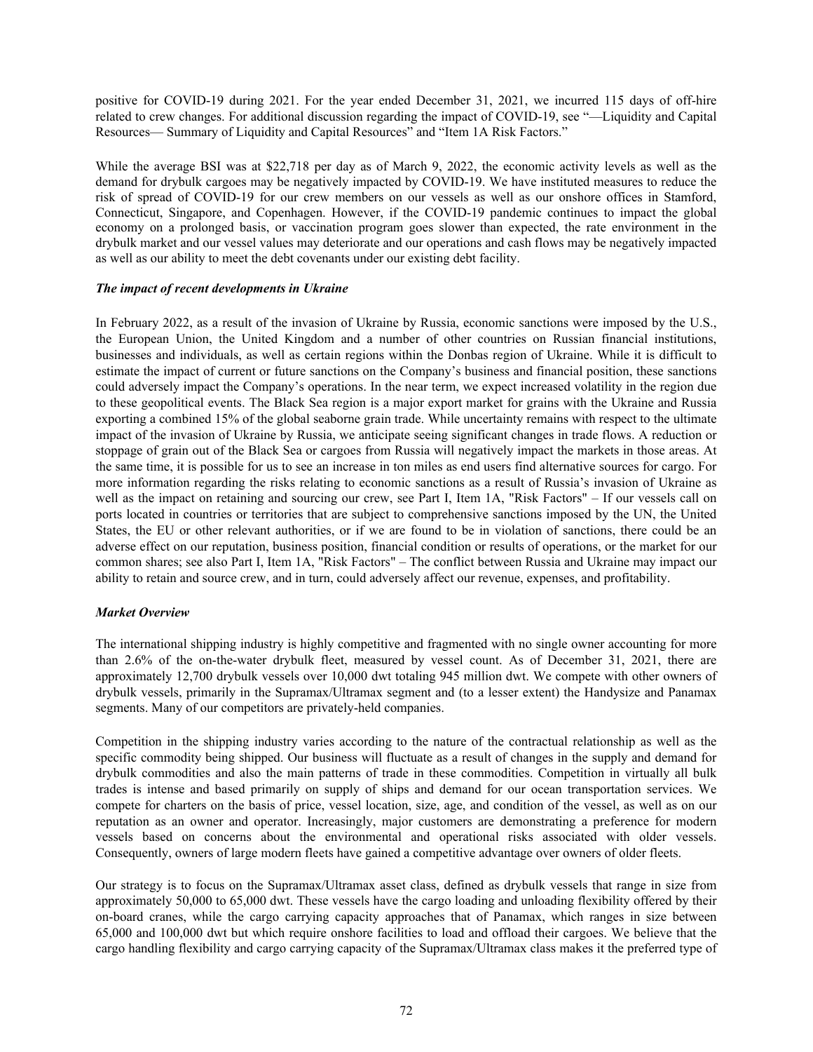positive for COVID-19 during 2021. For the year ended December 31, 2021, we incurred 115 days of off-hire related to crew changes. For additional discussion regarding the impact of COVID-19, see "—Liquidity and Capital Resources— Summary of Liquidity and Capital Resources" and "Item 1A Risk Factors."

While the average BSI was at $22,718 per day as of March 9, 2022, the economic activity levels as well as the demand for drybulk cargoes may be negatively impacted by COVID-19. We have instituted measures to reduce the risk of spread of COVID-19 for our crew members on our vessels as well as our onshore offices in Stamford, Connecticut, Singapore, and Copenhagen. However, if the COVID-19 pandemic continues to impact the global economy on a prolonged basis, or vaccination program goes slower than expected, the rate environment in the drybulk market and our vessel values may deteriorate and our operations and cash flows may be negatively impacted as well as our ability to meet the debt covenants under our existing debt facility.

***The impact of recent developments in Ukraine***

In February 2022, as a result of the invasion of Ukraine by Russia, economic sanctions were imposed by the U.S., the European Union, the United Kingdom and a number of other countries on Russian financial institutions, businesses and individuals, as well as certain regions within the Donbas region of Ukraine. While it is difficult to estimate the impact of current or future sanctions on the Company's business and financial position, these sanctions could adversely impact the Company's operations. In the near term, we expect increased volatility in the region due to these geopolitical events. The Black Sea region is a major export market for grains with the Ukraine and Russia exporting a combined 15% of the global seaborne grain trade. While uncertainty remains with respect to the ultimate impact of the invasion of Ukraine by Russia, we anticipate seeing significant changes in trade flows. A reduction or stoppage of grain out of the Black Sea or cargoes from Russia will negatively impact the markets in those areas. At the same time, it is possible for us to see an increase in ton miles as end users find alternative sources for cargo. For more information regarding the risks relating to economic sanctions as a result of Russia's invasion of Ukraine as well as the impact on retaining and sourcing our crew, see Part I, Item 1A, "Risk Factors" – If our vessels call on ports located in countries or territories that are subject to comprehensive sanctions imposed by the UN, the United States, the EU or other relevant authorities, or if we are found to be in violation of sanctions, there could be an adverse effect on our reputation, business position, financial condition or results of operations, or the market for our common shares; see also Part I, Item 1A, "Risk Factors" – The conflict between Russia and Ukraine may impact our ability to retain and source crew, and in turn, could adversely affect our revenue, expenses, and profitability.

***Market Overview***

The international shipping industry is highly competitive and fragmented with no single owner accounting for more than 2.6% of the on-the-water drybulk fleet, measured by vessel count. As of December 31, 2021, there are approximately 12,700 drybulk vessels over 10,000 dwt totaling 945 million dwt. We compete with other owners of drybulk vessels, primarily in the Supramax/Ultramax segment and (to a lesser extent) the Handysize and Panamax segments. Many of our competitors are privately-held companies.

Competition in the shipping industry varies according to the nature of the contractual relationship as well as the specific commodity being shipped. Our business will fluctuate as a result of changes in the supply and demand for drybulk commodities and also the main patterns of trade in these commodities. Competition in virtually all bulk trades is intense and based primarily on supply of ships and demand for our ocean transportation services. We compete for charters on the basis of price, vessel location, size, age, and condition of the vessel, as well as on our reputation as an owner and operator. Increasingly, major customers are demonstrating a preference for modern vessels based on concerns about the environmental and operational risks associated with older vessels. Consequently, owners of large modern fleets have gained a competitive advantage over owners of older fleets.

Our strategy is to focus on the Supramax/Ultramax asset class, defined as drybulk vessels that range in size from approximately 50,000 to 65,000 dwt. These vessels have the cargo loading and unloading flexibility offered by their on-board cranes, while the cargo carrying capacity approaches that of Panamax, which ranges in size between 65,000 and 100,000 dwt but which require onshore facilities to load and offload their cargoes. We believe that the cargo handling flexibility and cargo carrying capacity of the Supramax/Ultramax class makes it the preferred type of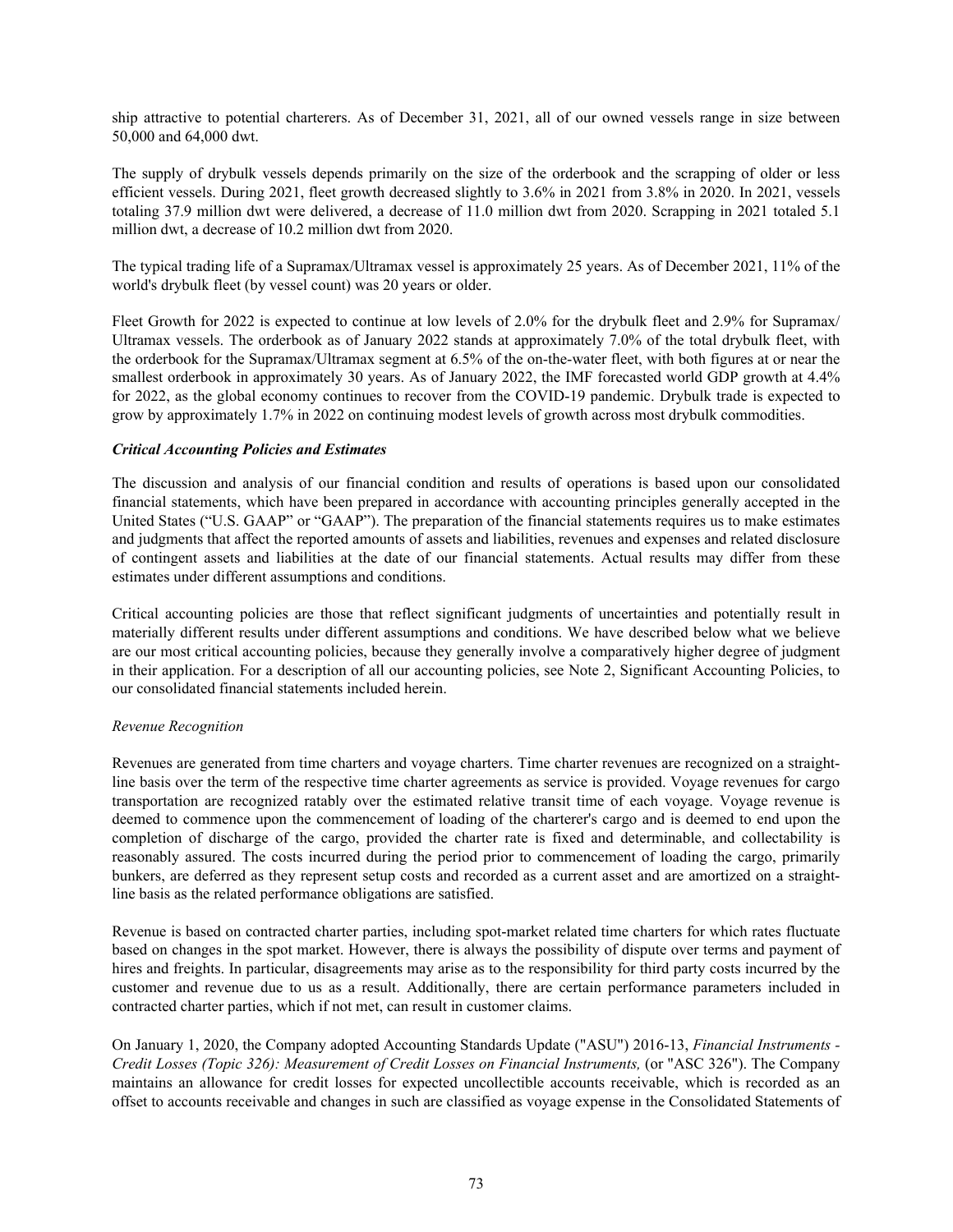ship attractive to potential charterers. As of December 31, 2021, all of our owned vessels range in size between 50,000 and 64,000 dwt.

The supply of drybulk vessels depends primarily on the size of the orderbook and the scrapping of older or less efficient vessels. During 2021, fleet growth decreased slightly to 3.6% in 2021 from 3.8% in 2020. In 2021, vessels totaling 37.9 million dwt were delivered, a decrease of 11.0 million dwt from 2020. Scrapping in 2021 totaled 5.1 million dwt, a decrease of 10.2 million dwt from 2020.

The typical trading life of a Supramax/Ultramax vessel is approximately 25 years. As of December 2021, 11% of the world's drybulk fleet (by vessel count) was 20 years or older.

Fleet Growth for 2022 is expected to continue at low levels of 2.0% for the drybulk fleet and 2.9% for Supramax/Ultramax vessels. The orderbook as of January 2022 stands at approximately 7.0% of the total drybulk fleet, with the orderbook for the Supramax/Ultramax segment at 6.5% of the on-the-water fleet, with both figures at or near the smallest orderbook in approximately 30 years. As of January 2022, the IMF forecasted world GDP growth at 4.4% for 2022, as the global economy continues to recover from the COVID-19 pandemic. Drybulk trade is expected to grow by approximately 1.7% in 2022 on continuing modest levels of growth across most drybulk commodities.

***Critical Accounting Policies and Estimates***

The discussion and analysis of our financial condition and results of operations is based upon our consolidated financial statements, which have been prepared in accordance with accounting principles generally accepted in the United States ("U.S. GAAP" or "GAAP"). The preparation of the financial statements requires us to make estimates and judgments that affect the reported amounts of assets and liabilities, revenues and expenses and related disclosure of contingent assets and liabilities at the date of our financial statements. Actual results may differ from these estimates under different assumptions and conditions.

Critical accounting policies are those that reflect significant judgments of uncertainties and potentially result in materially different results under different assumptions and conditions. We have described below what we believe are our most critical accounting policies, because they generally involve a comparatively higher degree of judgment in their application. For a description of all our accounting policies, see Note 2, Significant Accounting Policies, to our consolidated financial statements included herein.

*Revenue Recognition*

Revenues are generated from time charters and voyage charters. Time charter revenues are recognized on a straight-line basis over the term of the respective time charter agreements as service is provided. Voyage revenues for cargo transportation are recognized ratably over the estimated relative transit time of each voyage. Voyage revenue is deemed to commence upon the commencement of loading of the charterer's cargo and is deemed to end upon the completion of discharge of the cargo, provided the charter rate is fixed and determinable, and collectability is reasonably assured. The costs incurred during the period prior to commencement of loading the cargo, primarily bunkers, are deferred as they represent setup costs and recorded as a current asset and are amortized on a straight-line basis as the related performance obligations are satisfied.

Revenue is based on contracted charter parties, including spot-market related time charters for which rates fluctuate based on changes in the spot market. However, there is always the possibility of dispute over terms and payment of hires and freights. In particular, disagreements may arise as to the responsibility for third party costs incurred by the customer and revenue due to us as a result. Additionally, there are certain performance parameters included in contracted charter parties, which if not met, can result in customer claims.

On January 1, 2020, the Company adopted Accounting Standards Update ("ASU") 2016-13, *Financial Instruments - Credit Losses (Topic 326): Measurement of Credit Losses on Financial Instruments,* (or "ASC 326"). The Company maintains an allowance for credit losses for expected uncollectible accounts receivable, which is recorded as an offset to accounts receivable and changes in such are classified as voyage expense in the Consolidated Statements of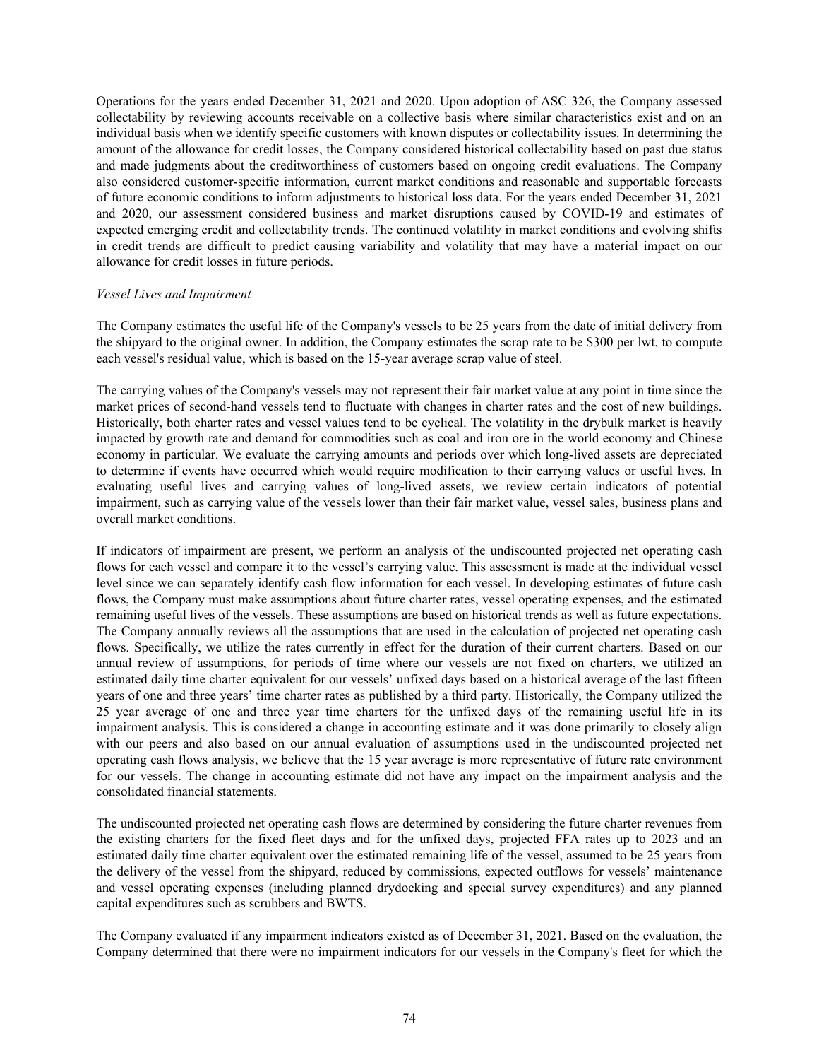Operations for the years ended December 31, 2021 and 2020. Upon adoption of ASC 326, the Company assessed collectability by reviewing accounts receivable on a collective basis where similar characteristics exist and on an individual basis when we identify specific customers with known disputes or collectability issues. In determining the amount of the allowance for credit losses, the Company considered historical collectability based on past due status and made judgments about the creditworthiness of customers based on ongoing credit evaluations. The Company also considered customer-specific information, current market conditions and reasonable and supportable forecasts of future economic conditions to inform adjustments to historical loss data. For the years ended December 31, 2021 and 2020, our assessment considered business and market disruptions caused by COVID-19 and estimates of expected emerging credit and collectability trends. The continued volatility in market conditions and evolving shifts in credit trends are difficult to predict causing variability and volatility that may have a material impact on our allowance for credit losses in future periods.

*Vessel Lives and Impairment*

The Company estimates the useful life of the Company's vessels to be 25 years from the date of initial delivery from the shipyard to the original owner. In addition, the Company estimates the scrap rate to be $300 per lwt, to compute each vessel's residual value, which is based on the 15-year average scrap value of steel.

The carrying values of the Company's vessels may not represent their fair market value at any point in time since the market prices of second-hand vessels tend to fluctuate with changes in charter rates and the cost of new buildings. Historically, both charter rates and vessel values tend to be cyclical. The volatility in the drybulk market is heavily impacted by growth rate and demand for commodities such as coal and iron ore in the world economy and Chinese economy in particular. We evaluate the carrying amounts and periods over which long-lived assets are depreciated to determine if events have occurred which would require modification to their carrying values or useful lives. In evaluating useful lives and carrying values of long-lived assets, we review certain indicators of potential impairment, such as carrying value of the vessels lower than their fair market value, vessel sales, business plans and overall market conditions.

If indicators of impairment are present, we perform an analysis of the undiscounted projected net operating cash flows for each vessel and compare it to the vessel's carrying value. This assessment is made at the individual vessel level since we can separately identify cash flow information for each vessel. In developing estimates of future cash flows, the Company must make assumptions about future charter rates, vessel operating expenses, and the estimated remaining useful lives of the vessels. These assumptions are based on historical trends as well as future expectations. The Company annually reviews all the assumptions that are used in the calculation of projected net operating cash flows. Specifically, we utilize the rates currently in effect for the duration of their current charters. Based on our annual review of assumptions, for periods of time where our vessels are not fixed on charters, we utilized an estimated daily time charter equivalent for our vessels' unfixed days based on a historical average of the last fifteen years of one and three years' time charter rates as published by a third party. Historically, the Company utilized the 25 year average of one and three year time charters for the unfixed days of the remaining useful life in its impairment analysis. This is considered a change in accounting estimate and it was done primarily to closely align with our peers and also based on our annual evaluation of assumptions used in the undiscounted projected net operating cash flows analysis, we believe that the 15 year average is more representative of future rate environment for our vessels. The change in accounting estimate did not have any impact on the impairment analysis and the consolidated financial statements.

The undiscounted projected net operating cash flows are determined by considering the future charter revenues from the existing charters for the fixed fleet days and for the unfixed days, projected FFA rates up to 2023 and an estimated daily time charter equivalent over the estimated remaining life of the vessel, assumed to be 25 years from the delivery of the vessel from the shipyard, reduced by commissions, expected outflows for vessels' maintenance and vessel operating expenses (including planned drydocking and special survey expenditures) and any planned capital expenditures such as scrubbers and BWTS.

The Company evaluated if any impairment indicators existed as of December 31, 2021. Based on the evaluation, the Company determined that there were no impairment indicators for our vessels in the Company's fleet for which the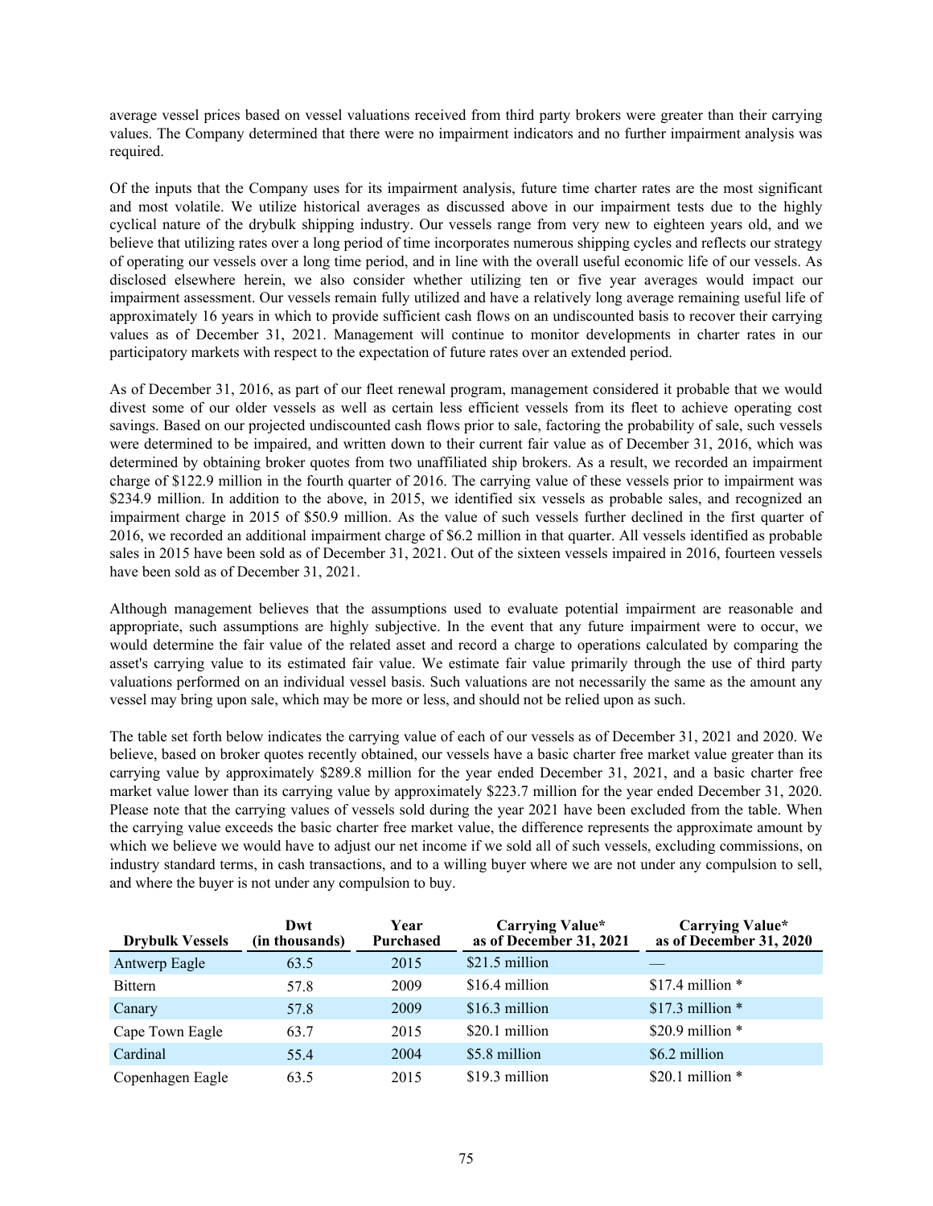average vessel prices based on vessel valuations received from third party brokers were greater than their carrying values. The Company determined that there were no impairment indicators and no further impairment analysis was required.

Of the inputs that the Company uses for its impairment analysis, future time charter rates are the most significant and most volatile. We utilize historical averages as discussed above in our impairment tests due to the highly cyclical nature of the drybulk shipping industry. Our vessels range from very new to eighteen years old, and we believe that utilizing rates over a long period of time incorporates numerous shipping cycles and reflects our strategy of operating our vessels over a long time period, and in line with the overall useful economic life of our vessels. As disclosed elsewhere herein, we also consider whether utilizing ten or five year averages would impact our impairment assessment. Our vessels remain fully utilized and have a relatively long average remaining useful life of approximately 16 years in which to provide sufficient cash flows on an undiscounted basis to recover their carrying values as of December 31, 2021. Management will continue to monitor developments in charter rates in our participatory markets with respect to the expectation of future rates over an extended period.

As of December 31, 2016, as part of our fleet renewal program, management considered it probable that we would divest some of our older vessels as well as certain less efficient vessels from its fleet to achieve operating cost savings. Based on our projected undiscounted cash flows prior to sale, factoring the probability of sale, such vessels were determined to be impaired, and written down to their current fair value as of December 31, 2016, which was determined by obtaining broker quotes from two unaffiliated ship brokers. As a result, we recorded an impairment charge of $122.9 million in the fourth quarter of 2016. The carrying value of these vessels prior to impairment was $234.9 million. In addition to the above, in 2015, we identified six vessels as probable sales, and recognized an impairment charge in 2015 of $50.9 million. As the value of such vessels further declined in the first quarter of 2016, we recorded an additional impairment charge of $6.2 million in that quarter. All vessels identified as probable sales in 2015 have been sold as of December 31, 2021. Out of the sixteen vessels impaired in 2016, fourteen vessels have been sold as of December 31, 2021.

Although management believes that the assumptions used to evaluate potential impairment are reasonable and appropriate, such assumptions are highly subjective. In the event that any future impairment were to occur, we would determine the fair value of the related asset and record a charge to operations calculated by comparing the asset's carrying value to its estimated fair value. We estimate fair value primarily through the use of third party valuations performed on an individual vessel basis. Such valuations are not necessarily the same as the amount any vessel may bring upon sale, which may be more or less, and should not be relied upon as such.

The table set forth below indicates the carrying value of each of our vessels as of December 31, 2021 and 2020. We believe, based on broker quotes recently obtained, our vessels have a basic charter free market value greater than its carrying value by approximately $289.8 million for the year ended December 31, 2021, and a basic charter free market value lower than its carrying value by approximately $223.7 million for the year ended December 31, 2020. Please note that the carrying values of vessels sold during the year 2021 have been excluded from the table. When the carrying value exceeds the basic charter free market value, the difference represents the approximate amount by which we believe we would have to adjust our net income if we sold all of such vessels, excluding commissions, on industry standard terms, in cash transactions, and to a willing buyer where we are not under any compulsion to sell, and where the buyer is not under any compulsion to buy.

| Drybulk Vessels | Dwt (in thousands) | Year Purchased | Carrying Value* as of December 31, 2021 | Carrying Value* as of December 31, 2020 |
|---|---|---|---|---|
| Antwerp Eagle | 63.5 | 2015 | $21.5 million | — |
| Bittern | 57.8 | 2009 | $16.4 million | $17.4 million * |
| Canary | 57.8 | 2009 | $16.3 million | $17.3 million * |
| Cape Town Eagle | 63.7 | 2015 | $20.1 million | $20.9 million * |
| Cardinal | 55.4 | 2004 | $5.8 million | $6.2 million |
| Copenhagen Eagle | 63.5 | 2015 | $19.3 million | $20.1 million * |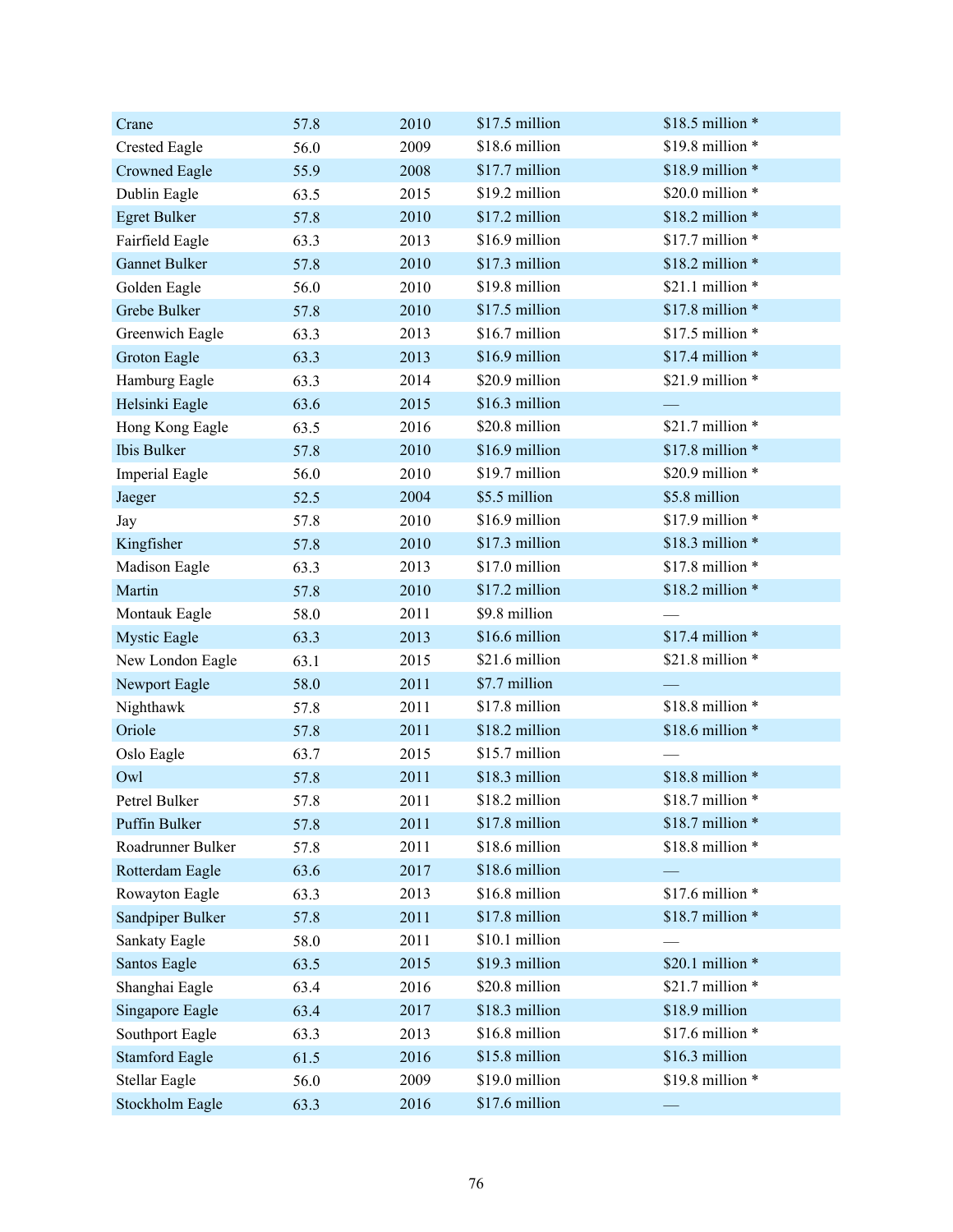| | | | | |
|---|---|---|---|---|
| Crane | 57.8 | 2010 | $17.5 million | $18.5 million * |
| Crested Eagle | 56.0 | 2009 | $18.6 million | $19.8 million * |
| Crowned Eagle | 55.9 | 2008 | $17.7 million | $18.9 million * |
| Dublin Eagle | 63.5 | 2015 | $19.2 million | $20.0 million * |
| Egret Bulker | 57.8 | 2010 | $17.2 million | $18.2 million * |
| Fairfield Eagle | 63.3 | 2013 | $16.9 million | $17.7 million * |
| Gannet Bulker | 57.8 | 2010 | $17.3 million | $18.2 million * |
| Golden Eagle | 56.0 | 2010 | $19.8 million | $21.1 million * |
| Grebe Bulker | 57.8 | 2010 | $17.5 million | $17.8 million * |
| Greenwich Eagle | 63.3 | 2013 | $16.7 million | $17.5 million * |
| Groton Eagle | 63.3 | 2013 | $16.9 million | $17.4 million * |
| Hamburg Eagle | 63.3 | 2014 | $20.9 million | $21.9 million * |
| Helsinki Eagle | 63.6 | 2015 | $16.3 million | — |
| Hong Kong Eagle | 63.5 | 2016 | $20.8 million | $21.7 million * |
| Ibis Bulker | 57.8 | 2010 | $16.9 million | $17.8 million * |
| Imperial Eagle | 56.0 | 2010 | $19.7 million | $20.9 million * |
| Jaeger | 52.5 | 2004 | $5.5 million | $5.8 million |
| Jay | 57.8 | 2010 | $16.9 million | $17.9 million * |
| Kingfisher | 57.8 | 2010 | $17.3 million | $18.3 million * |
| Madison Eagle | 63.3 | 2013 | $17.0 million | $17.8 million * |
| Martin | 57.8 | 2010 | $17.2 million | $18.2 million * |
| Montauk Eagle | 58.0 | 2011 | $9.8 million | — |
| Mystic Eagle | 63.3 | 2013 | $16.6 million | $17.4 million * |
| New London Eagle | 63.1 | 2015 | $21.6 million | $21.8 million * |
| Newport Eagle | 58.0 | 2011 | $7.7 million | — |
| Nighthawk | 57.8 | 2011 | $17.8 million | $18.8 million * |
| Oriole | 57.8 | 2011 | $18.2 million | $18.6 million * |
| Oslo Eagle | 63.7 | 2015 | $15.7 million | — |
| Owl | 57.8 | 2011 | $18.3 million | $18.8 million * |
| Petrel Bulker | 57.8 | 2011 | $18.2 million | $18.7 million * |
| Puffin Bulker | 57.8 | 2011 | $17.8 million | $18.7 million * |
| Roadrunner Bulker | 57.8 | 2011 | $18.6 million | $18.8 million * |
| Rotterdam Eagle | 63.6 | 2017 | $18.6 million | — |
| Rowayton Eagle | 63.3 | 2013 | $16.8 million | $17.6 million * |
| Sandpiper Bulker | 57.8 | 2011 | $17.8 million | $18.7 million * |
| Sankaty Eagle | 58.0 | 2011 | $10.1 million | — |
| Santos Eagle | 63.5 | 2015 | $19.3 million | $20.1 million * |
| Shanghai Eagle | 63.4 | 2016 | $20.8 million | $21.7 million * |
| Singapore Eagle | 63.4 | 2017 | $18.3 million | $18.9 million |
| Southport Eagle | 63.3 | 2013 | $16.8 million | $17.6 million * |
| Stamford Eagle | 61.5 | 2016 | $15.8 million | $16.3 million |
| Stellar Eagle | 56.0 | 2009 | $19.0 million | $19.8 million * |
| Stockholm Eagle | 63.3 | 2016 | $17.6 million | — |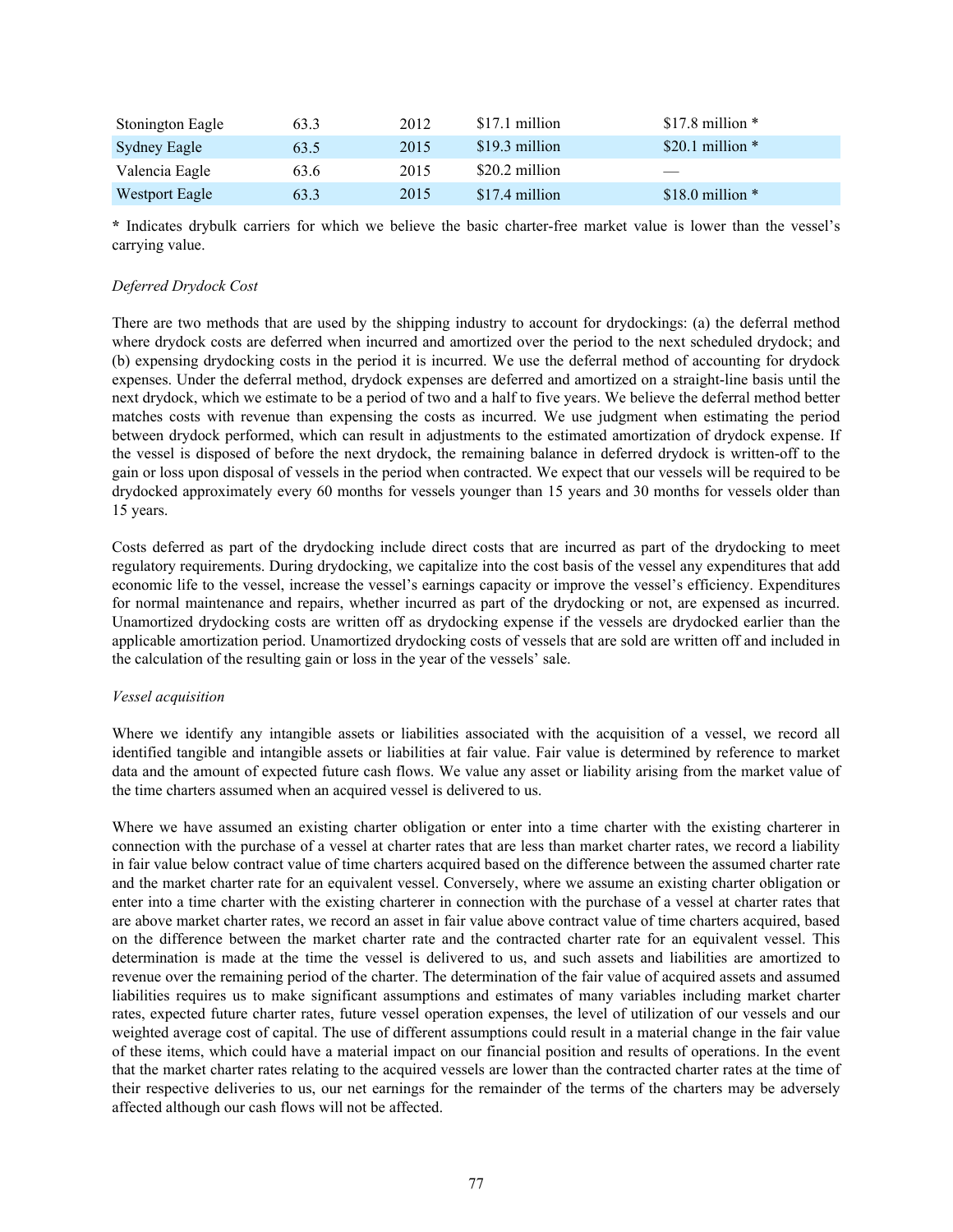| | | | | |
|---|---|---|---|---|
| Stonington Eagle | 63.3 | 2012 | $17.1 million | $17.8 million * |
| Sydney Eagle | 63.5 | 2015 | $19.3 million | $20.1 million * |
| Valencia Eagle | 63.6 | 2015 | $20.2 million | — |
| Westport Eagle | 63.3 | 2015 | $17.4 million | $18.0 million * |

**\*** Indicates drybulk carriers for which we believe the basic charter-free market value is lower than the vessel's carrying value.

*Deferred Drydock Cost*

There are two methods that are used by the shipping industry to account for drydockings: (a) the deferral method where drydock costs are deferred when incurred and amortized over the period to the next scheduled drydock; and (b) expensing drydocking costs in the period it is incurred. We use the deferral method of accounting for drydock expenses. Under the deferral method, drydock expenses are deferred and amortized on a straight-line basis until the next drydock, which we estimate to be a period of two and a half to five years. We believe the deferral method better matches costs with revenue than expensing the costs as incurred. We use judgment when estimating the period between drydock performed, which can result in adjustments to the estimated amortization of drydock expense. If the vessel is disposed of before the next drydock, the remaining balance in deferred drydock is written-off to the gain or loss upon disposal of vessels in the period when contracted. We expect that our vessels will be required to be drydocked approximately every 60 months for vessels younger than 15 years and 30 months for vessels older than 15 years.

Costs deferred as part of the drydocking include direct costs that are incurred as part of the drydocking to meet regulatory requirements. During drydocking, we capitalize into the cost basis of the vessel any expenditures that add economic life to the vessel, increase the vessel's earnings capacity or improve the vessel's efficiency. Expenditures for normal maintenance and repairs, whether incurred as part of the drydocking or not, are expensed as incurred. Unamortized drydocking costs are written off as drydocking expense if the vessels are drydocked earlier than the applicable amortization period. Unamortized drydocking costs of vessels that are sold are written off and included in the calculation of the resulting gain or loss in the year of the vessels' sale.

*Vessel acquisition*

Where we identify any intangible assets or liabilities associated with the acquisition of a vessel, we record all identified tangible and intangible assets or liabilities at fair value. Fair value is determined by reference to market data and the amount of expected future cash flows. We value any asset or liability arising from the market value of the time charters assumed when an acquired vessel is delivered to us.

Where we have assumed an existing charter obligation or enter into a time charter with the existing charterer in connection with the purchase of a vessel at charter rates that are less than market charter rates, we record a liability in fair value below contract value of time charters acquired based on the difference between the assumed charter rate and the market charter rate for an equivalent vessel. Conversely, where we assume an existing charter obligation or enter into a time charter with the existing charterer in connection with the purchase of a vessel at charter rates that are above market charter rates, we record an asset in fair value above contract value of time charters acquired, based on the difference between the market charter rate and the contracted charter rate for an equivalent vessel. This determination is made at the time the vessel is delivered to us, and such assets and liabilities are amortized to revenue over the remaining period of the charter. The determination of the fair value of acquired assets and assumed liabilities requires us to make significant assumptions and estimates of many variables including market charter rates, expected future charter rates, future vessel operation expenses, the level of utilization of our vessels and our weighted average cost of capital. The use of different assumptions could result in a material change in the fair value of these items, which could have a material impact on our financial position and results of operations. In the event that the market charter rates relating to the acquired vessels are lower than the contracted charter rates at the time of their respective deliveries to us, our net earnings for the remainder of the terms of the charters may be adversely affected although our cash flows will not be affected.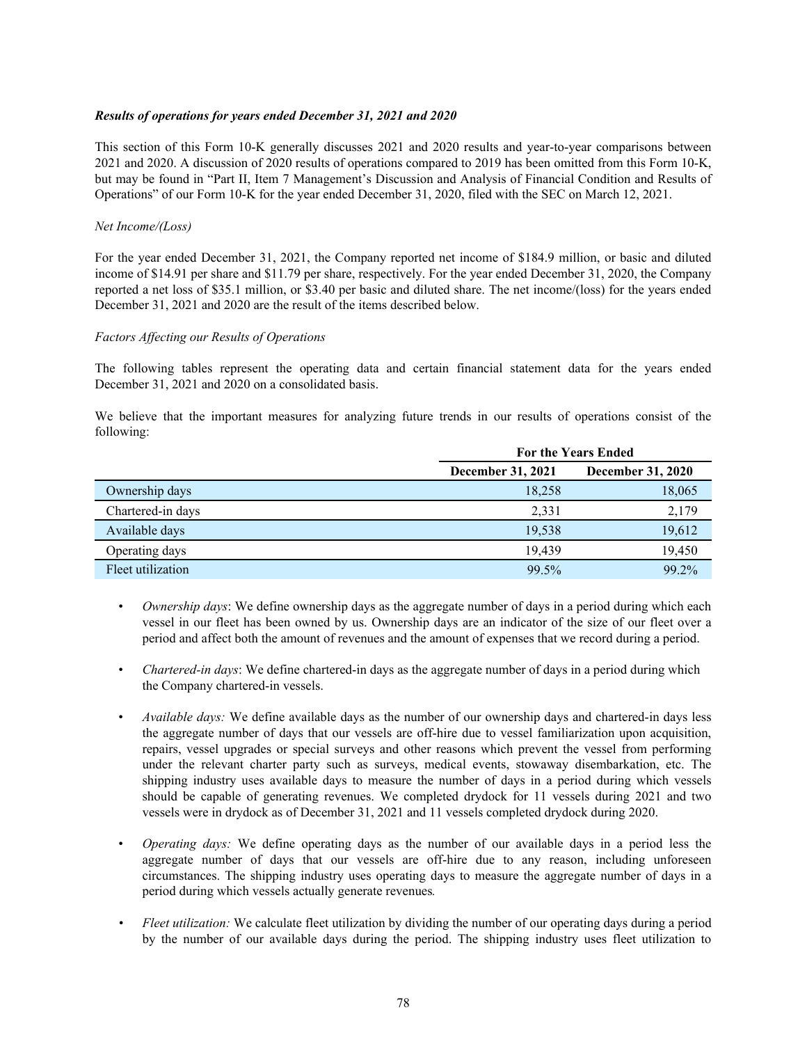***Results of operations for years ended December 31, 2021 and 2020***

This section of this Form 10-K generally discusses 2021 and 2020 results and year-to-year comparisons between 2021 and 2020. A discussion of 2020 results of operations compared to 2019 has been omitted from this Form 10-K, but may be found in "Part II, Item 7 Management's Discussion and Analysis of Financial Condition and Results of Operations" of our Form 10-K for the year ended December 31, 2020, filed with the SEC on March 12, 2021.

*Net Income/(Loss)*

For the year ended December 31, 2021, the Company reported net income of $184.9 million, or basic and diluted income of $14.91 per share and $11.79 per share, respectively. For the year ended December 31, 2020, the Company reported a net loss of $35.1 million, or $3.40 per basic and diluted share. The net income/(loss) for the years ended December 31, 2021 and 2020 are the result of the items described below.

*Factors Affecting our Results of Operations*

The following tables represent the operating data and certain financial statement data for the years ended December 31, 2021 and 2020 on a consolidated basis.

We believe that the important measures for analyzing future trends in our results of operations consist of the following:

| | For the Years Ended | |
|---|---|---|
| | **December 31, 2021** | **December 31, 2020** |
| Ownership days | 18,258 | 18,065 |
| Chartered-in days | 2,331 | 2,179 |
| Available days | 19,538 | 19,612 |
| Operating days | 19,439 | 19,450 |
| Fleet utilization | 99.5% | 99.2% |

- *Ownership days*: We define ownership days as the aggregate number of days in a period during which each vessel in our fleet has been owned by us. Ownership days are an indicator of the size of our fleet over a period and affect both the amount of revenues and the amount of expenses that we record during a period.
- *Chartered-in days*: We define chartered-in days as the aggregate number of days in a period during which the Company chartered-in vessels.
- *Available days:* We define available days as the number of our ownership days and chartered-in days less the aggregate number of days that our vessels are off-hire due to vessel familiarization upon acquisition, repairs, vessel upgrades or special surveys and other reasons which prevent the vessel from performing under the relevant charter party such as surveys, medical events, stowaway disembarkation, etc. The shipping industry uses available days to measure the number of days in a period during which vessels should be capable of generating revenues. We completed drydock for 11 vessels during 2021 and two vessels were in drydock as of December 31, 2021 and 11 vessels completed drydock during 2020.
- *Operating days:* We define operating days as the number of our available days in a period less the aggregate number of days that our vessels are off-hire due to any reason, including unforeseen circumstances. The shipping industry uses operating days to measure the aggregate number of days in a period during which vessels actually generate revenues*.*
- *Fleet utilization:* We calculate fleet utilization by dividing the number of our operating days during a period by the number of our available days during the period. The shipping industry uses fleet utilization to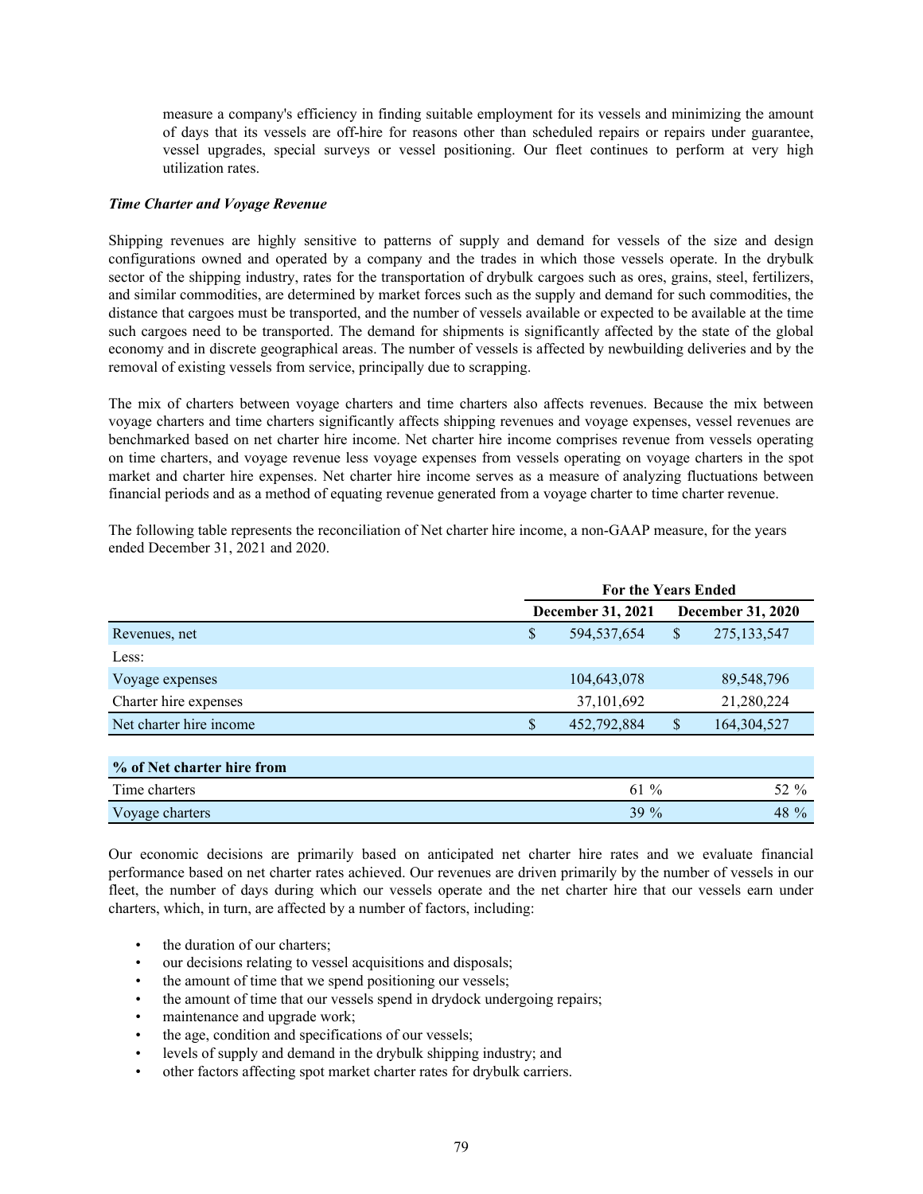measure a company's efficiency in finding suitable employment for its vessels and minimizing the amount of days that its vessels are off-hire for reasons other than scheduled repairs or repairs under guarantee, vessel upgrades, special surveys or vessel positioning. Our fleet continues to perform at very high utilization rates.

***Time Charter and Voyage Revenue***

Shipping revenues are highly sensitive to patterns of supply and demand for vessels of the size and design configurations owned and operated by a company and the trades in which those vessels operate. In the drybulk sector of the shipping industry, rates for the transportation of drybulk cargoes such as ores, grains, steel, fertilizers, and similar commodities, are determined by market forces such as the supply and demand for such commodities, the distance that cargoes must be transported, and the number of vessels available or expected to be available at the time such cargoes need to be transported. The demand for shipments is significantly affected by the state of the global economy and in discrete geographical areas. The number of vessels is affected by newbuilding deliveries and by the removal of existing vessels from service, principally due to scrapping.

The mix of charters between voyage charters and time charters also affects revenues. Because the mix between voyage charters and time charters significantly affects shipping revenues and voyage expenses, vessel revenues are benchmarked based on net charter hire income. Net charter hire income comprises revenue from vessels operating on time charters, and voyage revenue less voyage expenses from vessels operating on voyage charters in the spot market and charter hire expenses. Net charter hire income serves as a measure of analyzing fluctuations between financial periods and as a method of equating revenue generated from a voyage charter to time charter revenue.

The following table represents the reconciliation of Net charter hire income, a non-GAAP measure, for the years ended December 31, 2021 and 2020.

| | For the Years Ended | |
|---|---|---|
| | **December 31, 2021** | **December 31, 2020** |
| Revenues, net | $ 594,537,654 | $ 275,133,547 |
| Less: | | |
| Voyage expenses | 104,643,078 | 89,548,796 |
| Charter hire expenses | 37,101,692 | 21,280,224 |
| Net charter hire income | $ 452,792,884 | $ 164,304,527 |
| **% of Net charter hire from** | | |
| Time charters | 61 % | 52 % |
| Voyage charters | 39 % | 48 % |

Our economic decisions are primarily based on anticipated net charter hire rates and we evaluate financial performance based on net charter rates achieved. Our revenues are driven primarily by the number of vessels in our fleet, the number of days during which our vessels operate and the net charter hire that our vessels earn under charters, which, in turn, are affected by a number of factors, including:

- the duration of our charters;
- our decisions relating to vessel acquisitions and disposals;
- the amount of time that we spend positioning our vessels;
- the amount of time that our vessels spend in drydock undergoing repairs;
- maintenance and upgrade work;
- the age, condition and specifications of our vessels;
- levels of supply and demand in the drybulk shipping industry; and
- other factors affecting spot market charter rates for drybulk carriers.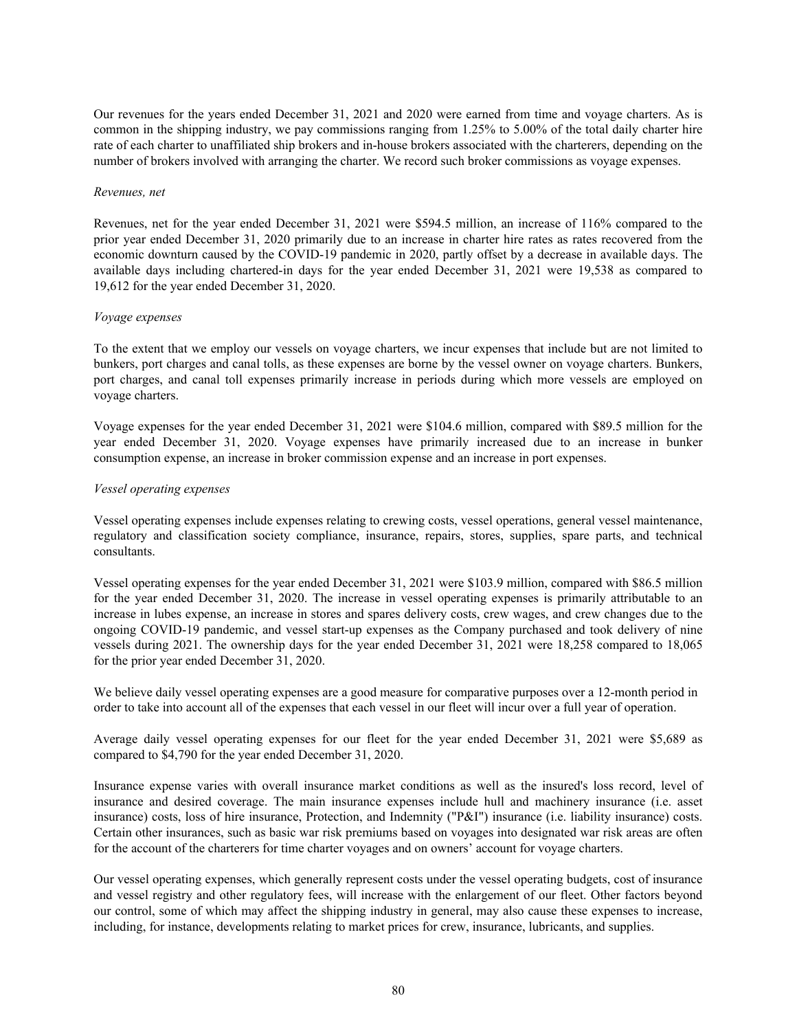Our revenues for the years ended December 31, 2021 and 2020 were earned from time and voyage charters. As is common in the shipping industry, we pay commissions ranging from 1.25% to 5.00% of the total daily charter hire rate of each charter to unaffiliated ship brokers and in-house brokers associated with the charterers, depending on the number of brokers involved with arranging the charter. We record such broker commissions as voyage expenses.

*Revenues, net*

Revenues, net for the year ended December 31, 2021 were $594.5 million, an increase of 116% compared to the prior year ended December 31, 2020 primarily due to an increase in charter hire rates as rates recovered from the economic downturn caused by the COVID-19 pandemic in 2020, partly offset by a decrease in available days. The available days including chartered-in days for the year ended December 31, 2021 were 19,538 as compared to 19,612 for the year ended December 31, 2020.

*Voyage expenses*

To the extent that we employ our vessels on voyage charters, we incur expenses that include but are not limited to bunkers, port charges and canal tolls, as these expenses are borne by the vessel owner on voyage charters. Bunkers, port charges, and canal toll expenses primarily increase in periods during which more vessels are employed on voyage charters.

Voyage expenses for the year ended December 31, 2021 were $104.6 million, compared with $89.5 million for the year ended December 31, 2020. Voyage expenses have primarily increased due to an increase in bunker consumption expense, an increase in broker commission expense and an increase in port expenses.

*Vessel operating expenses*

Vessel operating expenses include expenses relating to crewing costs, vessel operations, general vessel maintenance, regulatory and classification society compliance, insurance, repairs, stores, supplies, spare parts, and technical consultants.

Vessel operating expenses for the year ended December 31, 2021 were $103.9 million, compared with $86.5 million for the year ended December 31, 2020. The increase in vessel operating expenses is primarily attributable to an increase in lubes expense, an increase in stores and spares delivery costs, crew wages, and crew changes due to the ongoing COVID-19 pandemic, and vessel start-up expenses as the Company purchased and took delivery of nine vessels during 2021. The ownership days for the year ended December 31, 2021 were 18,258 compared to 18,065 for the prior year ended December 31, 2020.

We believe daily vessel operating expenses are a good measure for comparative purposes over a 12-month period in order to take into account all of the expenses that each vessel in our fleet will incur over a full year of operation.

Average daily vessel operating expenses for our fleet for the year ended December 31, 2021 were $5,689 as compared to $4,790 for the year ended December 31, 2020.

Insurance expense varies with overall insurance market conditions as well as the insured's loss record, level of insurance and desired coverage. The main insurance expenses include hull and machinery insurance (i.e. asset insurance) costs, loss of hire insurance, Protection, and Indemnity ("P&I") insurance (i.e. liability insurance) costs. Certain other insurances, such as basic war risk premiums based on voyages into designated war risk areas are often for the account of the charterers for time charter voyages and on owners' account for voyage charters.

Our vessel operating expenses, which generally represent costs under the vessel operating budgets, cost of insurance and vessel registry and other regulatory fees, will increase with the enlargement of our fleet. Other factors beyond our control, some of which may affect the shipping industry in general, may also cause these expenses to increase, including, for instance, developments relating to market prices for crew, insurance, lubricants, and supplies.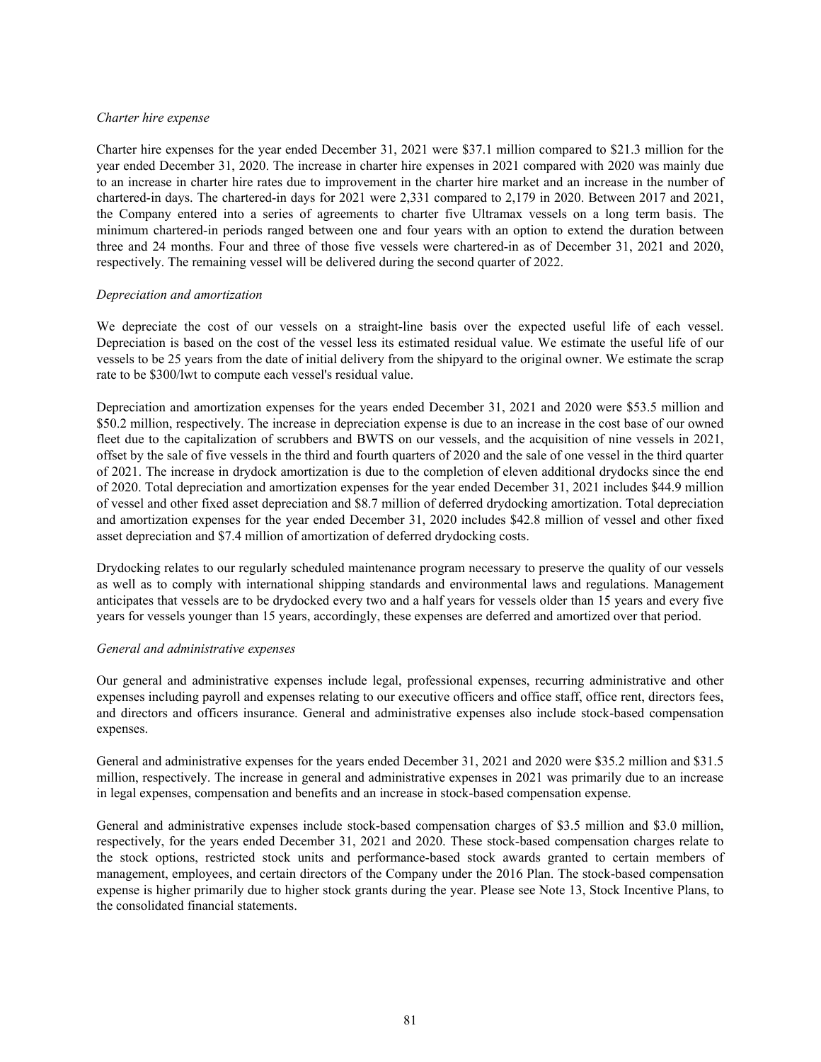*Charter hire expense*

Charter hire expenses for the year ended December 31, 2021 were $37.1 million compared to $21.3 million for the year ended December 31, 2020. The increase in charter hire expenses in 2021 compared with 2020 was mainly due to an increase in charter hire rates due to improvement in the charter hire market and an increase in the number of chartered-in days. The chartered-in days for 2021 were 2,331 compared to 2,179 in 2020. Between 2017 and 2021, the Company entered into a series of agreements to charter five Ultramax vessels on a long term basis. The minimum chartered-in periods ranged between one and four years with an option to extend the duration between three and 24 months. Four and three of those five vessels were chartered-in as of December 31, 2021 and 2020, respectively. The remaining vessel will be delivered during the second quarter of 2022.

*Depreciation and amortization*

We depreciate the cost of our vessels on a straight-line basis over the expected useful life of each vessel. Depreciation is based on the cost of the vessel less its estimated residual value. We estimate the useful life of our vessels to be 25 years from the date of initial delivery from the shipyard to the original owner. We estimate the scrap rate to be $300/lwt to compute each vessel's residual value.

Depreciation and amortization expenses for the years ended December 31, 2021 and 2020 were $53.5 million and $50.2 million, respectively. The increase in depreciation expense is due to an increase in the cost base of our owned fleet due to the capitalization of scrubbers and BWTS on our vessels, and the acquisition of nine vessels in 2021, offset by the sale of five vessels in the third and fourth quarters of 2020 and the sale of one vessel in the third quarter of 2021. The increase in drydock amortization is due to the completion of eleven additional drydocks since the end of 2020. Total depreciation and amortization expenses for the year ended December 31, 2021 includes $44.9 million of vessel and other fixed asset depreciation and $8.7 million of deferred drydocking amortization. Total depreciation and amortization expenses for the year ended December 31, 2020 includes $42.8 million of vessel and other fixed asset depreciation and $7.4 million of amortization of deferred drydocking costs.

Drydocking relates to our regularly scheduled maintenance program necessary to preserve the quality of our vessels as well as to comply with international shipping standards and environmental laws and regulations. Management anticipates that vessels are to be drydocked every two and a half years for vessels older than 15 years and every five years for vessels younger than 15 years, accordingly, these expenses are deferred and amortized over that period.

*General and administrative expenses*

Our general and administrative expenses include legal, professional expenses, recurring administrative and other expenses including payroll and expenses relating to our executive officers and office staff, office rent, directors fees, and directors and officers insurance. General and administrative expenses also include stock-based compensation expenses.

General and administrative expenses for the years ended December 31, 2021 and 2020 were $35.2 million and $31.5 million, respectively. The increase in general and administrative expenses in 2021 was primarily due to an increase in legal expenses, compensation and benefits and an increase in stock-based compensation expense.

General and administrative expenses include stock-based compensation charges of $3.5 million and $3.0 million, respectively, for the years ended December 31, 2021 and 2020. These stock-based compensation charges relate to the stock options, restricted stock units and performance-based stock awards granted to certain members of management, employees, and certain directors of the Company under the 2016 Plan. The stock-based compensation expense is higher primarily due to higher stock grants during the year. Please see Note 13, Stock Incentive Plans, to the consolidated financial statements.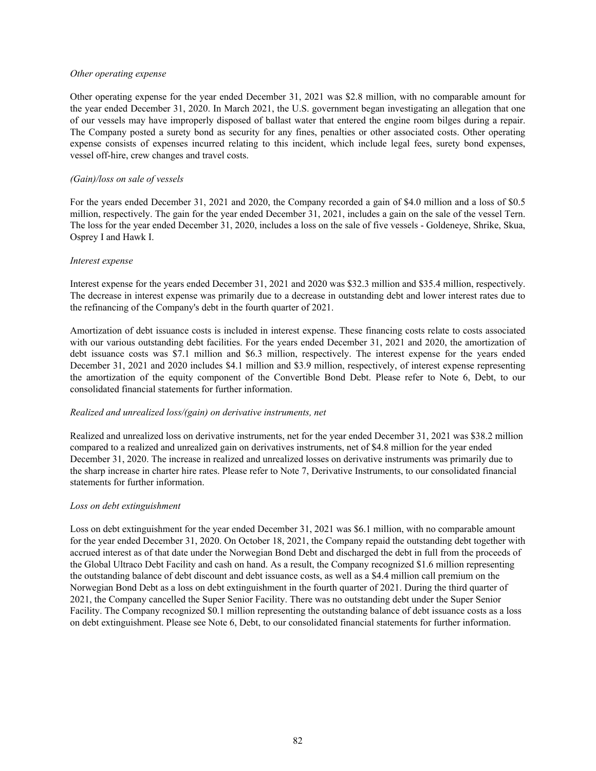*Other operating expense*

Other operating expense for the year ended December 31, 2021 was $2.8 million, with no comparable amount for the year ended December 31, 2020. In March 2021, the U.S. government began investigating an allegation that one of our vessels may have improperly disposed of ballast water that entered the engine room bilges during a repair. The Company posted a surety bond as security for any fines, penalties or other associated costs. Other operating expense consists of expenses incurred relating to this incident, which include legal fees, surety bond expenses, vessel off-hire, crew changes and travel costs.

*(Gain)/loss on sale of vessels*

For the years ended December 31, 2021 and 2020, the Company recorded a gain of $4.0 million and a loss of $0.5 million, respectively. The gain for the year ended December 31, 2021, includes a gain on the sale of the vessel Tern. The loss for the year ended December 31, 2020, includes a loss on the sale of five vessels - Goldeneye, Shrike, Skua, Osprey I and Hawk I.

*Interest expense*

Interest expense for the years ended December 31, 2021 and 2020 was $32.3 million and $35.4 million, respectively. The decrease in interest expense was primarily due to a decrease in outstanding debt and lower interest rates due to the refinancing of the Company's debt in the fourth quarter of 2021.

Amortization of debt issuance costs is included in interest expense. These financing costs relate to costs associated with our various outstanding debt facilities. For the years ended December 31, 2021 and 2020, the amortization of debt issuance costs was $7.1 million and $6.3 million, respectively. The interest expense for the years ended December 31, 2021 and 2020 includes $4.1 million and $3.9 million, respectively, of interest expense representing the amortization of the equity component of the Convertible Bond Debt. Please refer to Note 6, Debt, to our consolidated financial statements for further information.

*Realized and unrealized loss/(gain) on derivative instruments, net*

Realized and unrealized loss on derivative instruments, net for the year ended December 31, 2021 was $38.2 million compared to a realized and unrealized gain on derivatives instruments, net of $4.8 million for the year ended December 31, 2020. The increase in realized and unrealized losses on derivative instruments was primarily due to the sharp increase in charter hire rates. Please refer to Note 7, Derivative Instruments, to our consolidated financial statements for further information.

*Loss on debt extinguishment*

Loss on debt extinguishment for the year ended December 31, 2021 was $6.1 million, with no comparable amount for the year ended December 31, 2020. On October 18, 2021, the Company repaid the outstanding debt together with accrued interest as of that date under the Norwegian Bond Debt and discharged the debt in full from the proceeds of the Global Ultraco Debt Facility and cash on hand. As a result, the Company recognized $1.6 million representing the outstanding balance of debt discount and debt issuance costs, as well as a $4.4 million call premium on the Norwegian Bond Debt as a loss on debt extinguishment in the fourth quarter of 2021. During the third quarter of 2021, the Company cancelled the Super Senior Facility. There was no outstanding debt under the Super Senior Facility. The Company recognized $0.1 million representing the outstanding balance of debt issuance costs as a loss on debt extinguishment. Please see Note 6, Debt, to our consolidated financial statements for further information.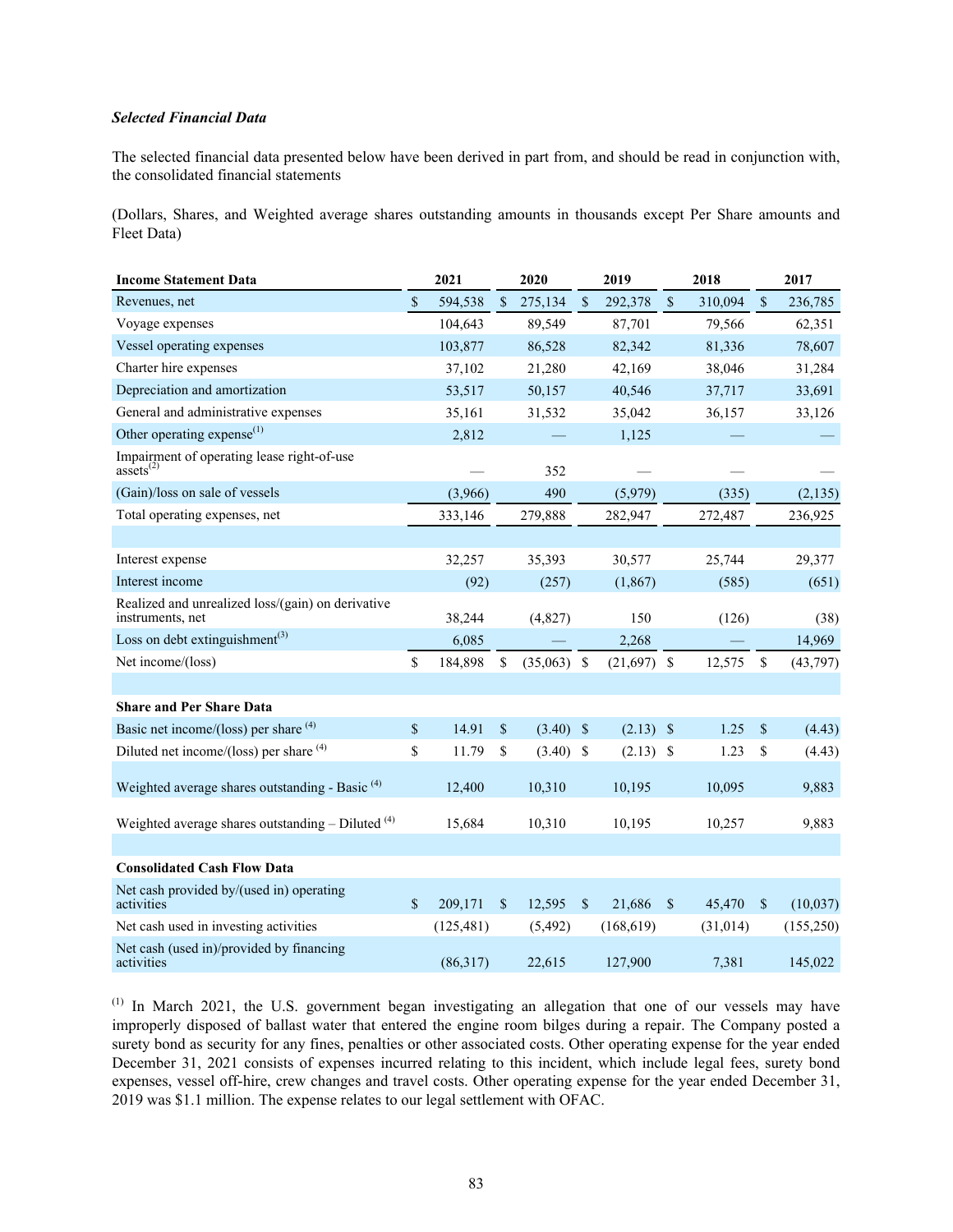***Selected Financial Data***

The selected financial data presented below have been derived in part from, and should be read in conjunction with, the consolidated financial statements

(Dollars, Shares, and Weighted average shares outstanding amounts in thousands except Per Share amounts and Fleet Data)

| **Income Statement Data** | **2021** | **2020** | **2019** | **2018** | **2017** |
|---|---|---|---|---|---|
| Revenues, net | $ 594,538 | $ 275,134 | $ 292,378 | $ 310,094 | $ 236,785 |
| Voyage expenses | 104,643 | 89,549 | 87,701 | 79,566 | 62,351 |
| Vessel operating expenses | 103,877 | 86,528 | 82,342 | 81,336 | 78,607 |
| Charter hire expenses | 37,102 | 21,280 | 42,169 | 38,046 | 31,284 |
| Depreciation and amortization | 53,517 | 50,157 | 40,546 | 37,717 | 33,691 |
| General and administrative expenses | 35,161 | 31,532 | 35,042 | 36,157 | 33,126 |
| Other operating expense[(1)] | 2,812 | — | 1,125 | — | — |
| Impairment of operating lease right-of-use assets[(2)] | — | 352 | — | — | — |
| (Gain)/loss on sale of vessels | (3,966) | 490 | (5,979) | (335) | (2,135) |
| Total operating expenses, net | 333,146 | 279,888 | 282,947 | 272,487 | 236,925 |
| | | | | | |
| Interest expense | 32,257 | 35,393 | 30,577 | 25,744 | 29,377 |
| Interest income | (92) | (257) | (1,867) | (585) | (651) |
| Realized and unrealized loss/(gain) on derivative instruments, net | 38,244 | (4,827) | 150 | (126) | (38) |
| Loss on debt extinguishment[(3)] | 6,085 | — | 2,268 | — | 14,969 |
| Net income/(loss) | $ 184,898 | $ (35,063) | $ (21,697) | $ 12,575 | $ (43,797) |
| | | | | | |
| **Share and Per Share Data** | | | | | |
| Basic net income/(loss) per share [(4)] | $ 14.91 | $ (3.40) | $ (2.13) | $ 1.25 | $ (4.43) |
| Diluted net income/(loss) per share [(4)] | $ 11.79 | $ (3.40) | $ (2.13) | $ 1.23 | $ (4.43) |
| Weighted average shares outstanding - Basic [(4)] | 12,400 | 10,310 | 10,195 | 10,095 | 9,883 |
| Weighted average shares outstanding – Diluted [(4)] | 15,684 | 10,310 | 10,195 | 10,257 | 9,883 |
| | | | | | |
| **Consolidated Cash Flow Data** | | | | | |
| Net cash provided by/(used in) operating activities | $ 209,171 | $ 12,595 | $ 21,686 | $ 45,470 | $ (10,037) |
| Net cash used in investing activities | (125,481) | (5,492) | (168,619) | (31,014) | (155,250) |
| Net cash (used in)/provided by financing activities | (86,317) | 22,615 | 127,900 | 7,381 | 145,022 |

[(1)] In March 2021, the U.S. government began investigating an allegation that one of our vessels may have improperly disposed of ballast water that entered the engine room bilges during a repair. The Company posted a surety bond as security for any fines, penalties or other associated costs. Other operating expense for the year ended December 31, 2021 consists of expenses incurred relating to this incident, which include legal fees, surety bond expenses, vessel off-hire, crew changes and travel costs. Other operating expense for the year ended December 31, 2019 was $1.1 million. The expense relates to our legal settlement with OFAC.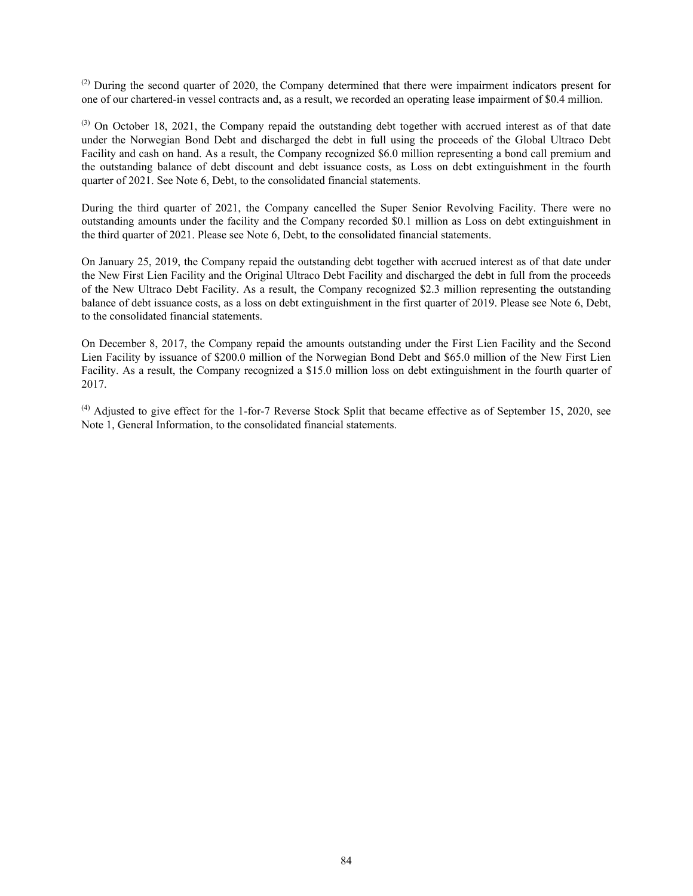[2] During the second quarter of 2020, the Company determined that there were impairment indicators present for one of our chartered-in vessel contracts and, as a result, we recorded an operating lease impairment of $0.4 million.

[3] On October 18, 2021, the Company repaid the outstanding debt together with accrued interest as of that date under the Norwegian Bond Debt and discharged the debt in full using the proceeds of the Global Ultraco Debt Facility and cash on hand. As a result, the Company recognized $6.0 million representing a bond call premium and the outstanding balance of debt discount and debt issuance costs, as Loss on debt extinguishment in the fourth quarter of 2021. See Note 6, Debt, to the consolidated financial statements.

During the third quarter of 2021, the Company cancelled the Super Senior Revolving Facility. There were no outstanding amounts under the facility and the Company recorded $0.1 million as Loss on debt extinguishment in the third quarter of 2021. Please see Note 6, Debt, to the consolidated financial statements.

On January 25, 2019, the Company repaid the outstanding debt together with accrued interest as of that date under the New First Lien Facility and the Original Ultraco Debt Facility and discharged the debt in full from the proceeds of the New Ultraco Debt Facility. As a result, the Company recognized $2.3 million representing the outstanding balance of debt issuance costs, as a loss on debt extinguishment in the first quarter of 2019. Please see Note 6, Debt, to the consolidated financial statements.

On December 8, 2017, the Company repaid the amounts outstanding under the First Lien Facility and the Second Lien Facility by issuance of $200.0 million of the Norwegian Bond Debt and $65.0 million of the New First Lien Facility. As a result, the Company recognized a $15.0 million loss on debt extinguishment in the fourth quarter of 2017.

[4] Adjusted to give effect for the 1-for-7 Reverse Stock Split that became effective as of September 15, 2020, see Note 1, General Information, to the consolidated financial statements.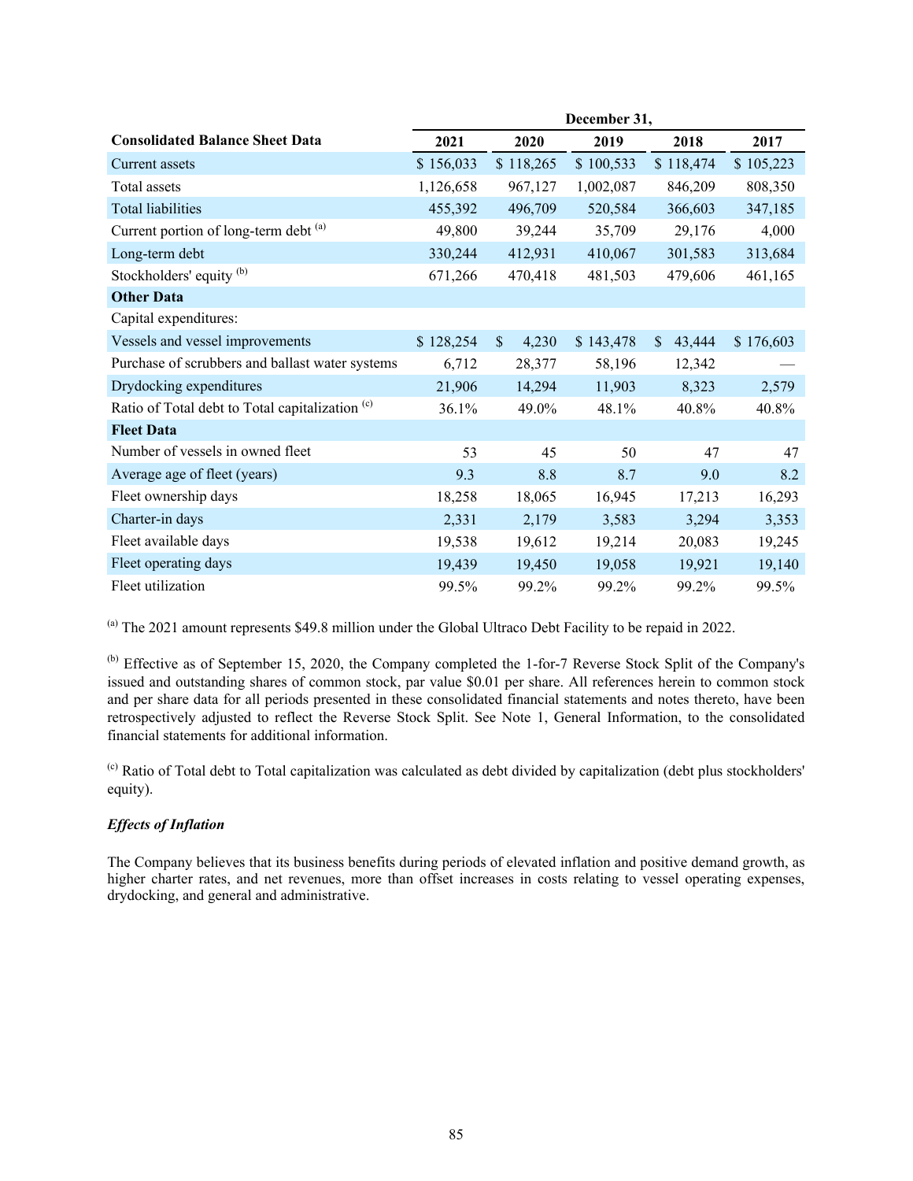| Consolidated Balance Sheet Data | December 31, | | | | |
|---|---|---|---|---|---|
| | 2021 | 2020 | 2019 | 2018 | 2017 |
| Current assets | $ 156,033 | $ 118,265 | $ 100,533 | $ 118,474 | $ 105,223 |
| Total assets | 1,126,658 | 967,127 | 1,002,087 | 846,209 | 808,350 |
| Total liabilities | 455,392 | 496,709 | 520,584 | 366,603 | 347,185 |
| Current portion of long-term debt [(a)] | 49,800 | 39,244 | 35,709 | 29,176 | 4,000 |
| Long-term debt | 330,244 | 412,931 | 410,067 | 301,583 | 313,684 |
| Stockholders' equity [(b)] | 671,266 | 470,418 | 481,503 | 479,606 | 461,165 |
| **Other Data** | | | | | |
| Capital expenditures: | | | | | |
| Vessels and vessel improvements | $ 128,254 | $ 4,230 | $ 143,478 | $ 43,444 | $ 176,603 |
| Purchase of scrubbers and ballast water systems | 6,712 | 28,377 | 58,196 | 12,342 | — |
| Drydocking expenditures | 21,906 | 14,294 | 11,903 | 8,323 | 2,579 |
| Ratio of Total debt to Total capitalization [(c)] | 36.1% | 49.0% | 48.1% | 40.8% | 40.8% |
| **Fleet Data** | | | | | |
| Number of vessels in owned fleet | 53 | 45 | 50 | 47 | 47 |
| Average age of fleet (years) | 9.3 | 8.8 | 8.7 | 9.0 | 8.2 |
| Fleet ownership days | 18,258 | 18,065 | 16,945 | 17,213 | 16,293 |
| Charter-in days | 2,331 | 2,179 | 3,583 | 3,294 | 3,353 |
| Fleet available days | 19,538 | 19,612 | 19,214 | 20,083 | 19,245 |
| Fleet operating days | 19,439 | 19,450 | 19,058 | 19,921 | 19,140 |
| Fleet utilization | 99.5% | 99.2% | 99.2% | 99.2% | 99.5% |

[(a)] The 2021 amount represents $49.8 million under the Global Ultraco Debt Facility to be repaid in 2022.

[(b)] Effective as of September 15, 2020, the Company completed the 1-for-7 Reverse Stock Split of the Company's issued and outstanding shares of common stock, par value $0.01 per share. All references herein to common stock and per share data for all periods presented in these consolidated financial statements and notes thereto, have been retrospectively adjusted to reflect the Reverse Stock Split. See Note 1, General Information, to the consolidated financial statements for additional information.

[(c)] Ratio of Total debt to Total capitalization was calculated as debt divided by capitalization (debt plus stockholders' equity).

***Effects of Inflation***

The Company believes that its business benefits during periods of elevated inflation and positive demand growth, as higher charter rates, and net revenues, more than offset increases in costs relating to vessel operating expenses, drydocking, and general and administrative.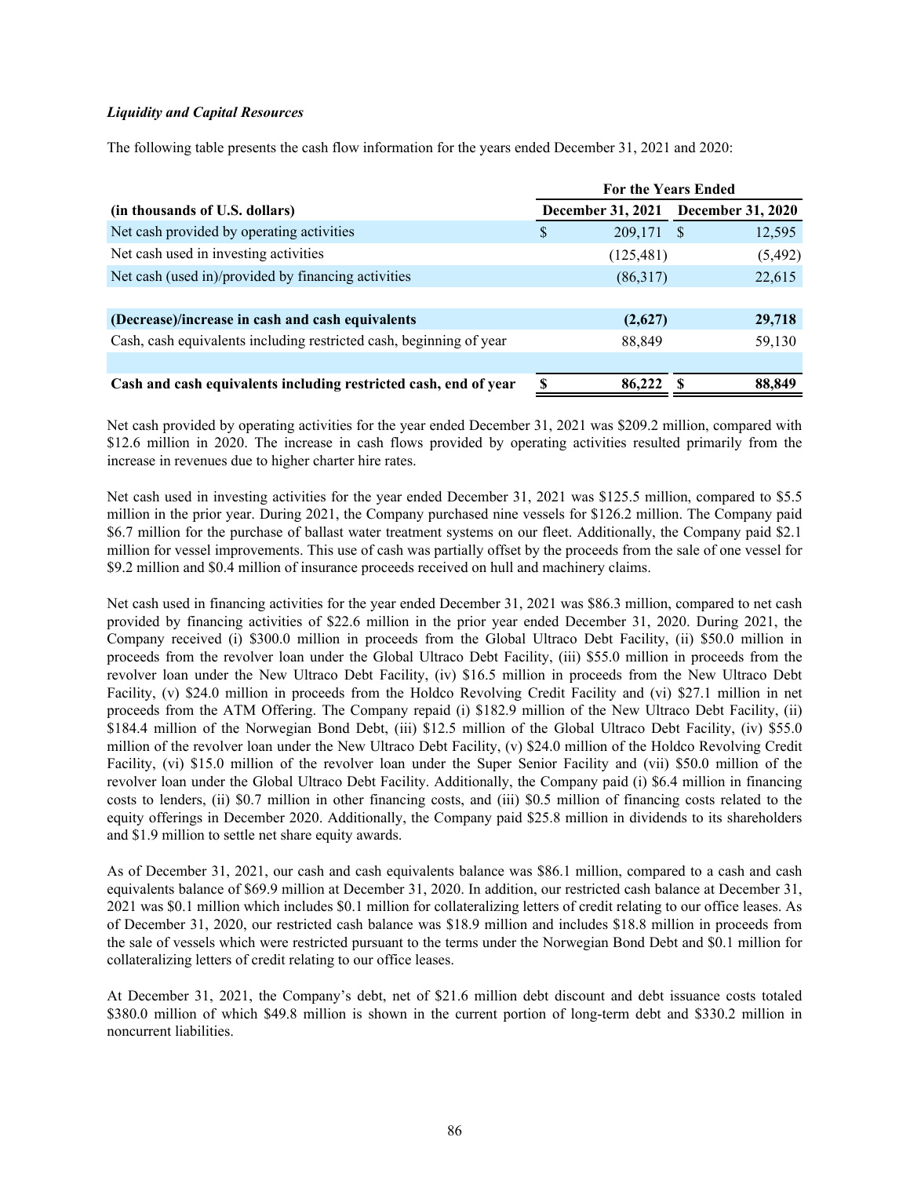***Liquidity and Capital Resources***

The following table presents the cash flow information for the years ended December 31, 2021 and 2020:

| (in thousands of U.S. dollars) | For the Years Ended December 31, 2021 | For the Years Ended December 31, 2020 |
|---|---|---|
| Net cash provided by operating activities | $ 209,171 | $ 12,595 |
| Net cash used in investing activities | (125,481) | (5,492) |
| Net cash (used in)/provided by financing activities | (86,317) | 22,615 |
| | | |
| **(Decrease)/increase in cash and cash equivalents** | **(2,627)** | **29,718** |
| Cash, cash equivalents including restricted cash, beginning of year | 88,849 | 59,130 |
| | | |
| **Cash and cash equivalents including restricted cash, end of year** | **$ 86,222** | **$ 88,849** |

Net cash provided by operating activities for the year ended December 31, 2021 was $209.2 million, compared with $12.6 million in 2020. The increase in cash flows provided by operating activities resulted primarily from the increase in revenues due to higher charter hire rates.

Net cash used in investing activities for the year ended December 31, 2021 was $125.5 million, compared to $5.5 million in the prior year. During 2021, the Company purchased nine vessels for $126.2 million. The Company paid $6.7 million for the purchase of ballast water treatment systems on our fleet. Additionally, the Company paid $2.1 million for vessel improvements. This use of cash was partially offset by the proceeds from the sale of one vessel for $9.2 million and $0.4 million of insurance proceeds received on hull and machinery claims.

Net cash used in financing activities for the year ended December 31, 2021 was $86.3 million, compared to net cash provided by financing activities of $22.6 million in the prior year ended December 31, 2020. During 2021, the Company received (i) $300.0 million in proceeds from the Global Ultraco Debt Facility, (ii) $50.0 million in proceeds from the revolver loan under the Global Ultraco Debt Facility, (iii) $55.0 million in proceeds from the revolver loan under the New Ultraco Debt Facility, (iv) $16.5 million in proceeds from the New Ultraco Debt Facility, (v) $24.0 million in proceeds from the Holdco Revolving Credit Facility and (vi) $27.1 million in net proceeds from the ATM Offering. The Company repaid (i) $182.9 million of the New Ultraco Debt Facility, (ii) $184.4 million of the Norwegian Bond Debt, (iii) $12.5 million of the Global Ultraco Debt Facility, (iv) $55.0 million of the revolver loan under the New Ultraco Debt Facility, (v) $24.0 million of the Holdco Revolving Credit Facility, (vi) $15.0 million of the revolver loan under the Super Senior Facility and (vii) $50.0 million of the revolver loan under the Global Ultraco Debt Facility. Additionally, the Company paid (i) $6.4 million in financing costs to lenders, (ii) $0.7 million in other financing costs, and (iii) $0.5 million of financing costs related to the equity offerings in December 2020. Additionally, the Company paid $25.8 million in dividends to its shareholders and $1.9 million to settle net share equity awards.

As of December 31, 2021, our cash and cash equivalents balance was $86.1 million, compared to a cash and cash equivalents balance of $69.9 million at December 31, 2020. In addition, our restricted cash balance at December 31, 2021 was $0.1 million which includes $0.1 million for collateralizing letters of credit relating to our office leases. As of December 31, 2020, our restricted cash balance was $18.9 million and includes $18.8 million in proceeds from the sale of vessels which were restricted pursuant to the terms under the Norwegian Bond Debt and $0.1 million for collateralizing letters of credit relating to our office leases.

At December 31, 2021, the Company's debt, net of $21.6 million debt discount and debt issuance costs totaled $380.0 million of which $49.8 million is shown in the current portion of long-term debt and $330.2 million in noncurrent liabilities.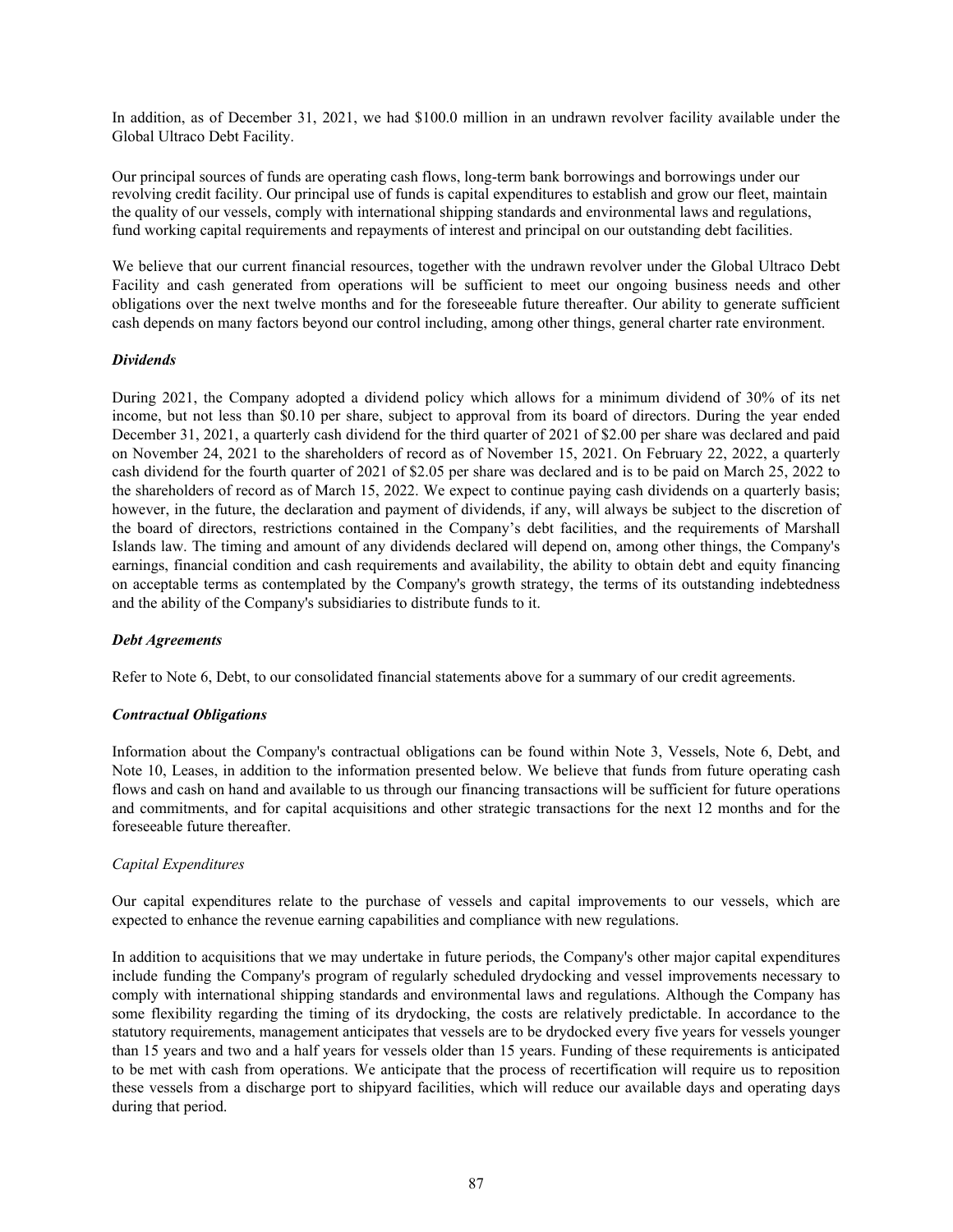In addition, as of December 31, 2021, we had $100.0 million in an undrawn revolver facility available under the Global Ultraco Debt Facility.

Our principal sources of funds are operating cash flows, long-term bank borrowings and borrowings under our revolving credit facility. Our principal use of funds is capital expenditures to establish and grow our fleet, maintain the quality of our vessels, comply with international shipping standards and environmental laws and regulations, fund working capital requirements and repayments of interest and principal on our outstanding debt facilities.

We believe that our current financial resources, together with the undrawn revolver under the Global Ultraco Debt Facility and cash generated from operations will be sufficient to meet our ongoing business needs and other obligations over the next twelve months and for the foreseeable future thereafter. Our ability to generate sufficient cash depends on many factors beyond our control including, among other things, general charter rate environment.

***Dividends***

During 2021, the Company adopted a dividend policy which allows for a minimum dividend of 30% of its net income, but not less than $0.10 per share, subject to approval from its board of directors. During the year ended December 31, 2021, a quarterly cash dividend for the third quarter of 2021 of $2.00 per share was declared and paid on November 24, 2021 to the shareholders of record as of November 15, 2021. On February 22, 2022, a quarterly cash dividend for the fourth quarter of 2021 of $2.05 per share was declared and is to be paid on March 25, 2022 to the shareholders of record as of March 15, 2022. We expect to continue paying cash dividends on a quarterly basis; however, in the future, the declaration and payment of dividends, if any, will always be subject to the discretion of the board of directors, restrictions contained in the Company's debt facilities, and the requirements of Marshall Islands law. The timing and amount of any dividends declared will depend on, among other things, the Company's earnings, financial condition and cash requirements and availability, the ability to obtain debt and equity financing on acceptable terms as contemplated by the Company's growth strategy, the terms of its outstanding indebtedness and the ability of the Company's subsidiaries to distribute funds to it.

***Debt Agreements***

Refer to Note 6, Debt, to our consolidated financial statements above for a summary of our credit agreements.

***Contractual Obligations***

Information about the Company's contractual obligations can be found within Note 3, Vessels, Note 6, Debt, and Note 10, Leases, in addition to the information presented below. We believe that funds from future operating cash flows and cash on hand and available to us through our financing transactions will be sufficient for future operations and commitments, and for capital acquisitions and other strategic transactions for the next 12 months and for the foreseeable future thereafter.

*Capital Expenditures*

Our capital expenditures relate to the purchase of vessels and capital improvements to our vessels, which are expected to enhance the revenue earning capabilities and compliance with new regulations.

In addition to acquisitions that we may undertake in future periods, the Company's other major capital expenditures include funding the Company's program of regularly scheduled drydocking and vessel improvements necessary to comply with international shipping standards and environmental laws and regulations. Although the Company has some flexibility regarding the timing of its drydocking, the costs are relatively predictable. In accordance to the statutory requirements, management anticipates that vessels are to be drydocked every five years for vessels younger than 15 years and two and a half years for vessels older than 15 years. Funding of these requirements is anticipated to be met with cash from operations. We anticipate that the process of recertification will require us to reposition these vessels from a discharge port to shipyard facilities, which will reduce our available days and operating days during that period.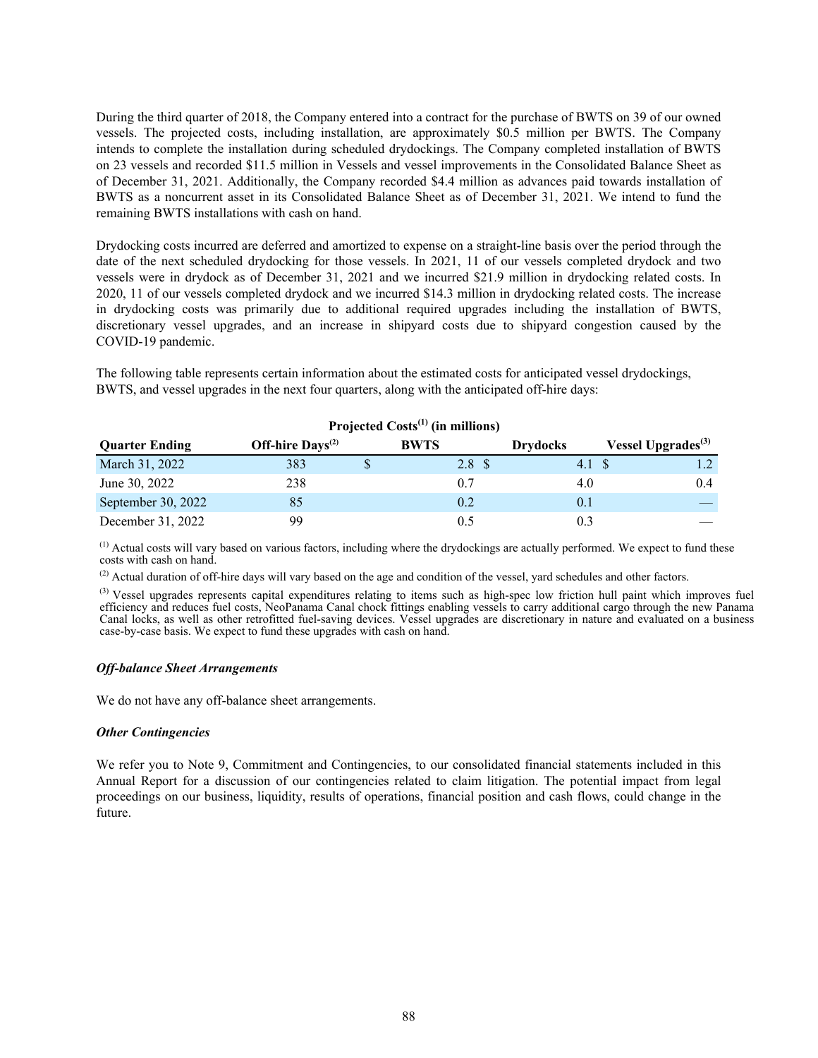During the third quarter of 2018, the Company entered into a contract for the purchase of BWTS on 39 of our owned vessels. The projected costs, including installation, are approximately $0.5 million per BWTS. The Company intends to complete the installation during scheduled drydockings. The Company completed installation of BWTS on 23 vessels and recorded $11.5 million in Vessels and vessel improvements in the Consolidated Balance Sheet as of December 31, 2021. Additionally, the Company recorded $4.4 million as advances paid towards installation of BWTS as a noncurrent asset in its Consolidated Balance Sheet as of December 31, 2021. We intend to fund the remaining BWTS installations with cash on hand.

Drydocking costs incurred are deferred and amortized to expense on a straight-line basis over the period through the date of the next scheduled drydocking for those vessels. In 2021, 11 of our vessels completed drydock and two vessels were in drydock as of December 31, 2021 and we incurred $21.9 million in drydocking related costs. In 2020, 11 of our vessels completed drydock and we incurred $14.3 million in drydocking related costs. The increase in drydocking costs was primarily due to additional required upgrades including the installation of BWTS, discretionary vessel upgrades, and an increase in shipyard costs due to shipyard congestion caused by the COVID-19 pandemic.

The following table represents certain information about the estimated costs for anticipated vessel drydockings, BWTS, and vessel upgrades in the next four quarters, along with the anticipated off-hire days:

| | | Projected Costs[1] (in millions) | | |
|---|---|---|---|---|
| **Quarter Ending** | **Off-hire Days[2]** | **BWTS** | **Drydocks** | **Vessel Upgrades[3]** |
| March 31, 2022 | 383 | $ 2.8 | $ 4.1 | $ 1.2 |
| June 30, 2022 | 238 | 0.7 | 4.0 | 0.4 |
| September 30, 2022 | 85 | 0.2 | 0.1 | — |
| December 31, 2022 | 99 | 0.5 | 0.3 | — |

[1] Actual costs will vary based on various factors, including where the drydockings are actually performed. We expect to fund these costs with cash on hand.

[2] Actual duration of off-hire days will vary based on the age and condition of the vessel, yard schedules and other factors.

[3] Vessel upgrades represents capital expenditures relating to items such as high-spec low friction hull paint which improves fuel efficiency and reduces fuel costs, NeoPanama Canal chock fittings enabling vessels to carry additional cargo through the new Panama Canal locks, as well as other retrofitted fuel-saving devices. Vessel upgrades are discretionary in nature and evaluated on a business case-by-case basis. We expect to fund these upgrades with cash on hand.

***Off-balance Sheet Arrangements***

We do not have any off-balance sheet arrangements.

***Other Contingencies***

We refer you to Note 9, Commitment and Contingencies, to our consolidated financial statements included in this Annual Report for a discussion of our contingencies related to claim litigation. The potential impact from legal proceedings on our business, liquidity, results of operations, financial position and cash flows, could change in the future.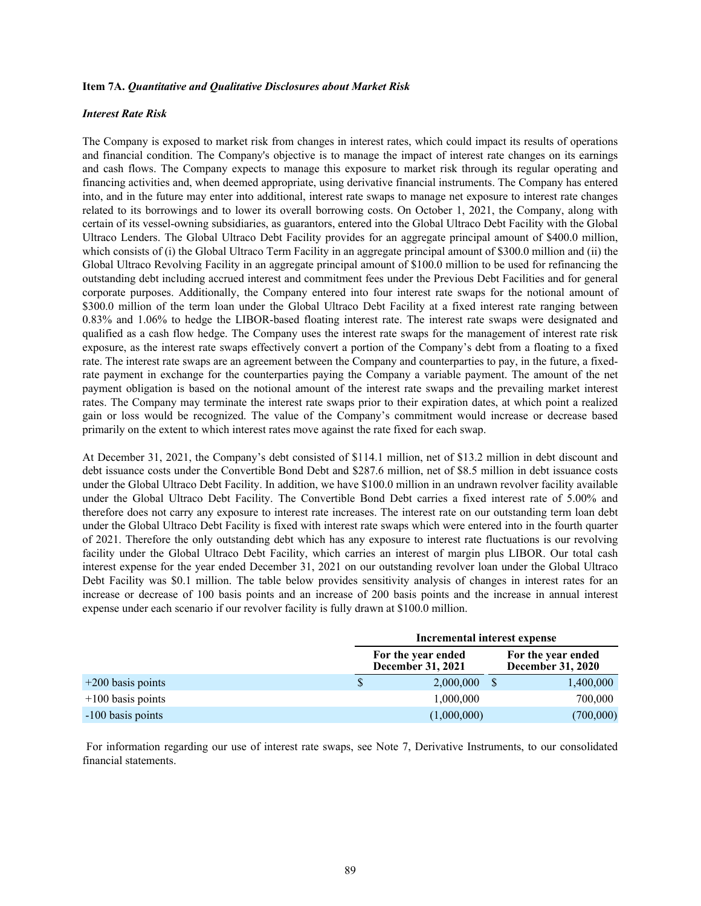**Item 7A.** ***Quantitative and Qualitative Disclosures about Market Risk***

***Interest Rate Risk***

The Company is exposed to market risk from changes in interest rates, which could impact its results of operations and financial condition. The Company's objective is to manage the impact of interest rate changes on its earnings and cash flows. The Company expects to manage this exposure to market risk through its regular operating and financing activities and, when deemed appropriate, using derivative financial instruments. The Company has entered into, and in the future may enter into additional, interest rate swaps to manage net exposure to interest rate changes related to its borrowings and to lower its overall borrowing costs. On October 1, 2021, the Company, along with certain of its vessel-owning subsidiaries, as guarantors, entered into the Global Ultraco Debt Facility with the Global Ultraco Lenders. The Global Ultraco Debt Facility provides for an aggregate principal amount of $400.0 million, which consists of (i) the Global Ultraco Term Facility in an aggregate principal amount of $300.0 million and (ii) the Global Ultraco Revolving Facility in an aggregate principal amount of $100.0 million to be used for refinancing the outstanding debt including accrued interest and commitment fees under the Previous Debt Facilities and for general corporate purposes. Additionally, the Company entered into four interest rate swaps for the notional amount of $300.0 million of the term loan under the Global Ultraco Debt Facility at a fixed interest rate ranging between 0.83% and 1.06% to hedge the LIBOR-based floating interest rate. The interest rate swaps were designated and qualified as a cash flow hedge. The Company uses the interest rate swaps for the management of interest rate risk exposure, as the interest rate swaps effectively convert a portion of the Company's debt from a floating to a fixed rate. The interest rate swaps are an agreement between the Company and counterparties to pay, in the future, a fixed-rate payment in exchange for the counterparties paying the Company a variable payment. The amount of the net payment obligation is based on the notional amount of the interest rate swaps and the prevailing market interest rates. The Company may terminate the interest rate swaps prior to their expiration dates, at which point a realized gain or loss would be recognized. The value of the Company's commitment would increase or decrease based primarily on the extent to which interest rates move against the rate fixed for each swap.

At December 31, 2021, the Company's debt consisted of $114.1 million, net of $13.2 million in debt discount and debt issuance costs under the Convertible Bond Debt and $287.6 million, net of $8.5 million in debt issuance costs under the Global Ultraco Debt Facility. In addition, we have $100.0 million in an undrawn revolver facility available under the Global Ultraco Debt Facility. The Convertible Bond Debt carries a fixed interest rate of 5.00% and therefore does not carry any exposure to interest rate increases. The interest rate on our outstanding term loan debt under the Global Ultraco Debt Facility is fixed with interest rate swaps which were entered into in the fourth quarter of 2021. Therefore the only outstanding debt which has any exposure to interest rate fluctuations is our revolving facility under the Global Ultraco Debt Facility, which carries an interest of margin plus LIBOR. Our total cash interest expense for the year ended December 31, 2021 on our outstanding revolver loan under the Global Ultraco Debt Facility was $0.1 million. The table below provides sensitivity analysis of changes in interest rates for an increase or decrease of 100 basis points and an increase of 200 basis points and the increase in annual interest expense under each scenario if our revolver facility is fully drawn at $100.0 million.

| | Incremental interest expense | |
|---|---|---|
| | **For the year ended December 31, 2021** | **For the year ended December 31, 2020** |
| +200 basis points | $ 2,000,000 | $ 1,400,000 |
| +100 basis points | 1,000,000 | 700,000 |
| -100 basis points | (1,000,000) | (700,000) |

For information regarding our use of interest rate swaps, see Note 7, Derivative Instruments, to our consolidated financial statements.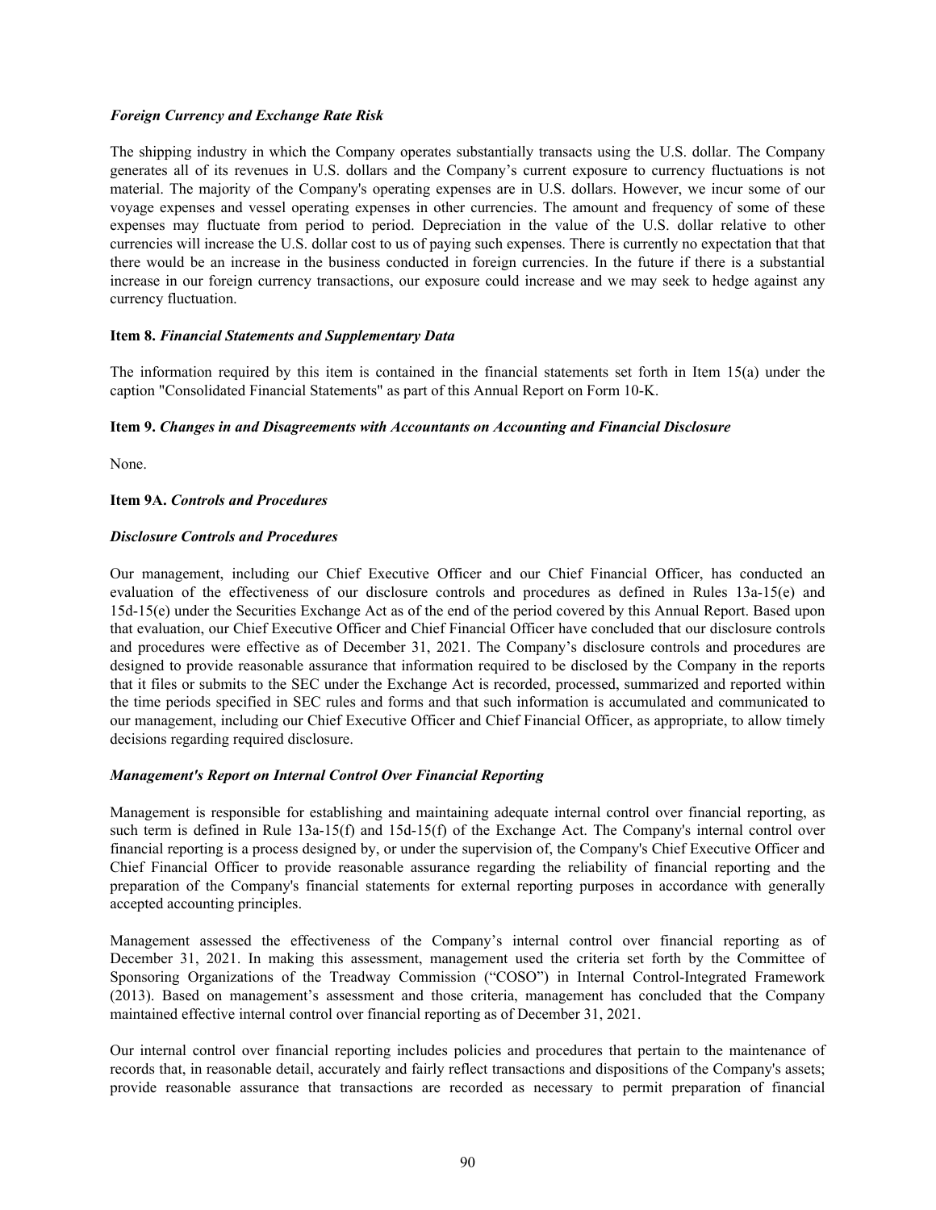***Foreign Currency and Exchange Rate Risk***

The shipping industry in which the Company operates substantially transacts using the U.S. dollar. The Company generates all of its revenues in U.S. dollars and the Company's current exposure to currency fluctuations is not material. The majority of the Company's operating expenses are in U.S. dollars. However, we incur some of our voyage expenses and vessel operating expenses in other currencies. The amount and frequency of some of these expenses may fluctuate from period to period. Depreciation in the value of the U.S. dollar relative to other currencies will increase the U.S. dollar cost to us of paying such expenses. There is currently no expectation that that there would be an increase in the business conducted in foreign currencies. In the future if there is a substantial increase in our foreign currency transactions, our exposure could increase and we may seek to hedge against any currency fluctuation.

**Item 8.** ***Financial Statements and Supplementary Data***

The information required by this item is contained in the financial statements set forth in Item 15(a) under the caption "Consolidated Financial Statements" as part of this Annual Report on Form 10-K.

**Item 9.** ***Changes in and Disagreements with Accountants on Accounting and Financial Disclosure***

None.

**Item 9A.** ***Controls and Procedures***

***Disclosure Controls and Procedures***

Our management, including our Chief Executive Officer and our Chief Financial Officer, has conducted an evaluation of the effectiveness of our disclosure controls and procedures as defined in Rules 13a-15(e) and 15d-15(e) under the Securities Exchange Act as of the end of the period covered by this Annual Report. Based upon that evaluation, our Chief Executive Officer and Chief Financial Officer have concluded that our disclosure controls and procedures were effective as of December 31, 2021. The Company's disclosure controls and procedures are designed to provide reasonable assurance that information required to be disclosed by the Company in the reports that it files or submits to the SEC under the Exchange Act is recorded, processed, summarized and reported within the time periods specified in SEC rules and forms and that such information is accumulated and communicated to our management, including our Chief Executive Officer and Chief Financial Officer, as appropriate, to allow timely decisions regarding required disclosure.

***Management's Report on Internal Control Over Financial Reporting***

Management is responsible for establishing and maintaining adequate internal control over financial reporting, as such term is defined in Rule 13a-15(f) and 15d-15(f) of the Exchange Act. The Company's internal control over financial reporting is a process designed by, or under the supervision of, the Company's Chief Executive Officer and Chief Financial Officer to provide reasonable assurance regarding the reliability of financial reporting and the preparation of the Company's financial statements for external reporting purposes in accordance with generally accepted accounting principles.

Management assessed the effectiveness of the Company's internal control over financial reporting as of December 31, 2021. In making this assessment, management used the criteria set forth by the Committee of Sponsoring Organizations of the Treadway Commission ("COSO") in Internal Control-Integrated Framework (2013). Based on management's assessment and those criteria, management has concluded that the Company maintained effective internal control over financial reporting as of December 31, 2021.

Our internal control over financial reporting includes policies and procedures that pertain to the maintenance of records that, in reasonable detail, accurately and fairly reflect transactions and dispositions of the Company's assets; provide reasonable assurance that transactions are recorded as necessary to permit preparation of financial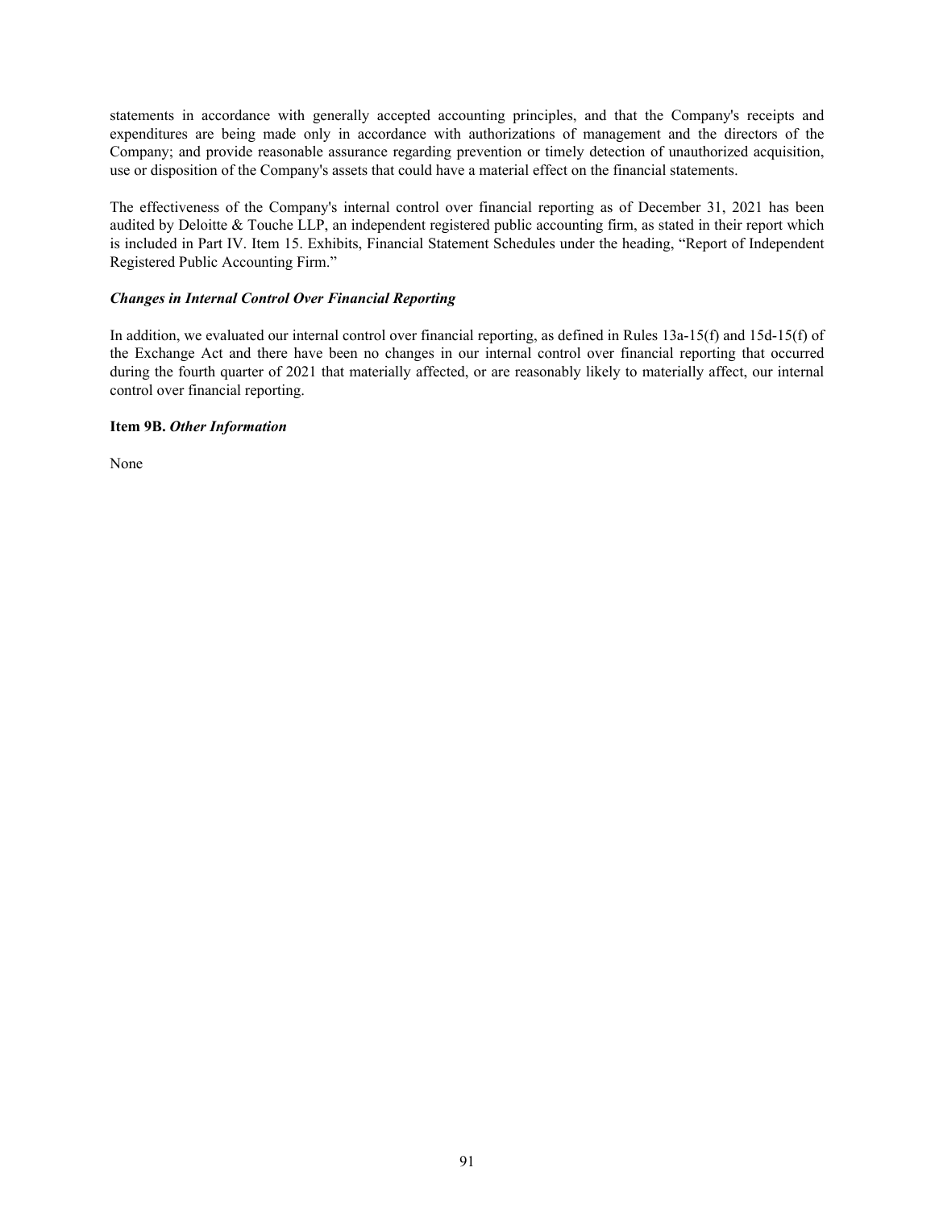statements in accordance with generally accepted accounting principles, and that the Company's receipts and expenditures are being made only in accordance with authorizations of management and the directors of the Company; and provide reasonable assurance regarding prevention or timely detection of unauthorized acquisition, use or disposition of the Company's assets that could have a material effect on the financial statements.

The effectiveness of the Company's internal control over financial reporting as of December 31, 2021 has been audited by Deloitte & Touche LLP, an independent registered public accounting firm, as stated in their report which is included in Part IV. Item 15. Exhibits, Financial Statement Schedules under the heading, "Report of Independent Registered Public Accounting Firm."

***Changes in Internal Control Over Financial Reporting***

In addition, we evaluated our internal control over financial reporting, as defined in Rules 13a-15(f) and 15d-15(f) of the Exchange Act and there have been no changes in our internal control over financial reporting that occurred during the fourth quarter of 2021 that materially affected, or are reasonably likely to materially affect, our internal control over financial reporting.

**Item 9B.** ***Other Information***

None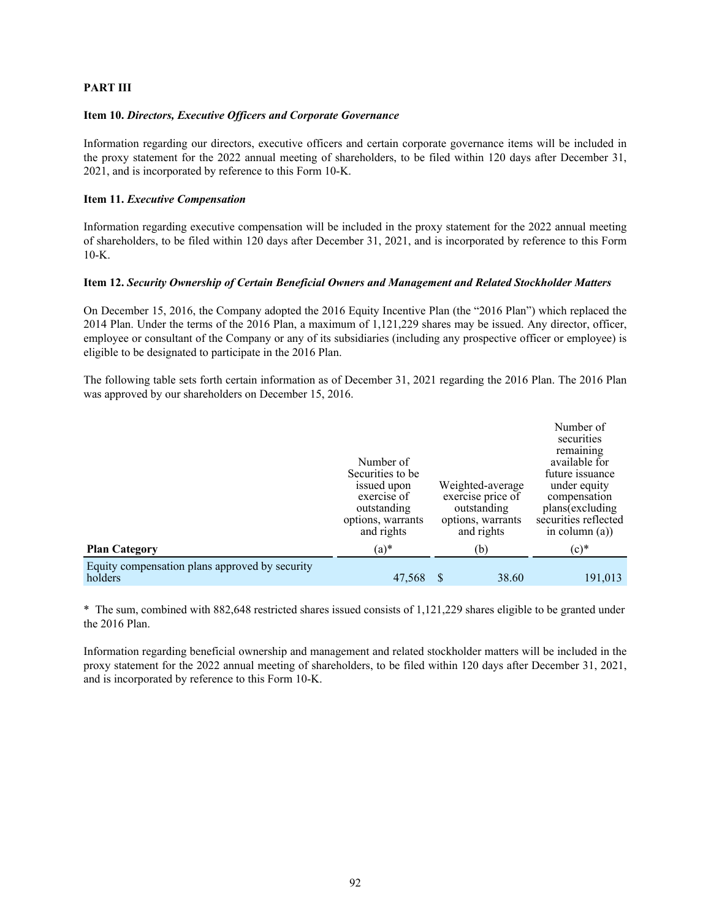## PART III

**Item 10.** ***Directors, Executive Officers and Corporate Governance***

Information regarding our directors, executive officers and certain corporate governance items will be included in the proxy statement for the 2022 annual meeting of shareholders, to be filed within 120 days after December 31, 2021, and is incorporated by reference to this Form 10-K.

**Item 11.** ***Executive Compensation***

Information regarding executive compensation will be included in the proxy statement for the 2022 annual meeting of shareholders, to be filed within 120 days after December 31, 2021, and is incorporated by reference to this Form 10-K.

**Item 12.** ***Security Ownership of Certain Beneficial Owners and Management and Related Stockholder Matters***

On December 15, 2016, the Company adopted the 2016 Equity Incentive Plan (the "2016 Plan") which replaced the 2014 Plan. Under the terms of the 2016 Plan, a maximum of 1,121,229 shares may be issued. Any director, officer, employee or consultant of the Company or any of its subsidiaries (including any prospective officer or employee) is eligible to be designated to participate in the 2016 Plan.

The following table sets forth certain information as of December 31, 2021 regarding the 2016 Plan. The 2016 Plan was approved by our shareholders on December 15, 2016.

| Plan Category | Number of Securities to be issued upon exercise of outstanding options, warrants and rights (a)* | Weighted-average exercise price of outstanding options, warrants and rights (b) | Number of securities remaining available for future issuance under equity compensation plans(excluding securities reflected in column (a)) (c)* |
|---|---|---|---|
| Equity compensation plans approved by security holders | 47,568 | $ 38.60 | 191,013 |

\* The sum, combined with 882,648 restricted shares issued consists of 1,121,229 shares eligible to be granted under the 2016 Plan.

Information regarding beneficial ownership and management and related stockholder matters will be included in the proxy statement for the 2022 annual meeting of shareholders, to be filed within 120 days after December 31, 2021, and is incorporated by reference to this Form 10-K.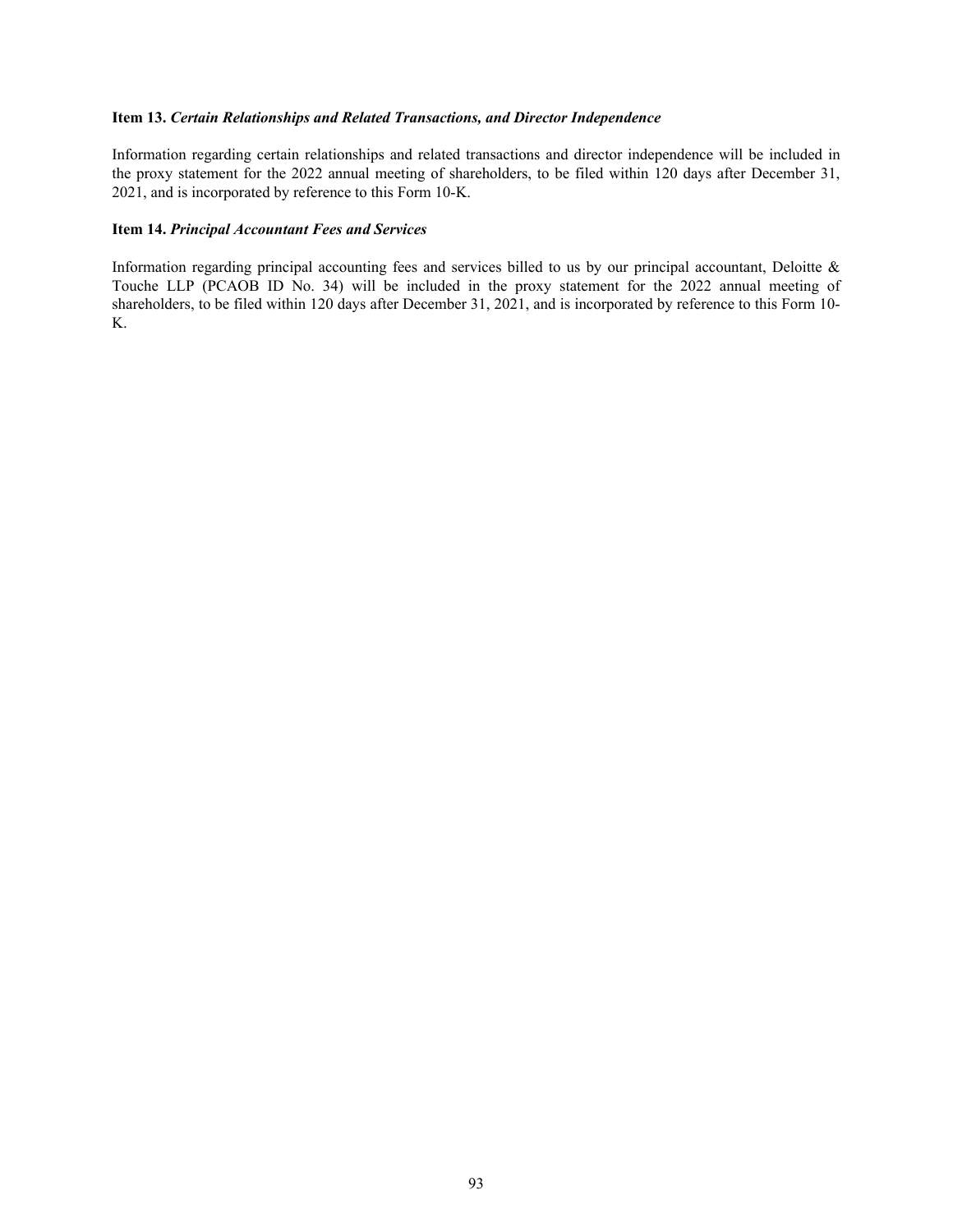**Item 13.** ***Certain Relationships and Related Transactions, and Director Independence***

Information regarding certain relationships and related transactions and director independence will be included in the proxy statement for the 2022 annual meeting of shareholders, to be filed within 120 days after December 31, 2021, and is incorporated by reference to this Form 10-K.

**Item 14.** ***Principal Accountant Fees and Services***

Information regarding principal accounting fees and services billed to us by our principal accountant, Deloitte & Touche LLP (PCAOB ID No. 34) will be included in the proxy statement for the 2022 annual meeting of shareholders, to be filed within 120 days after December 31, 2021, and is incorporated by reference to this Form 10-K.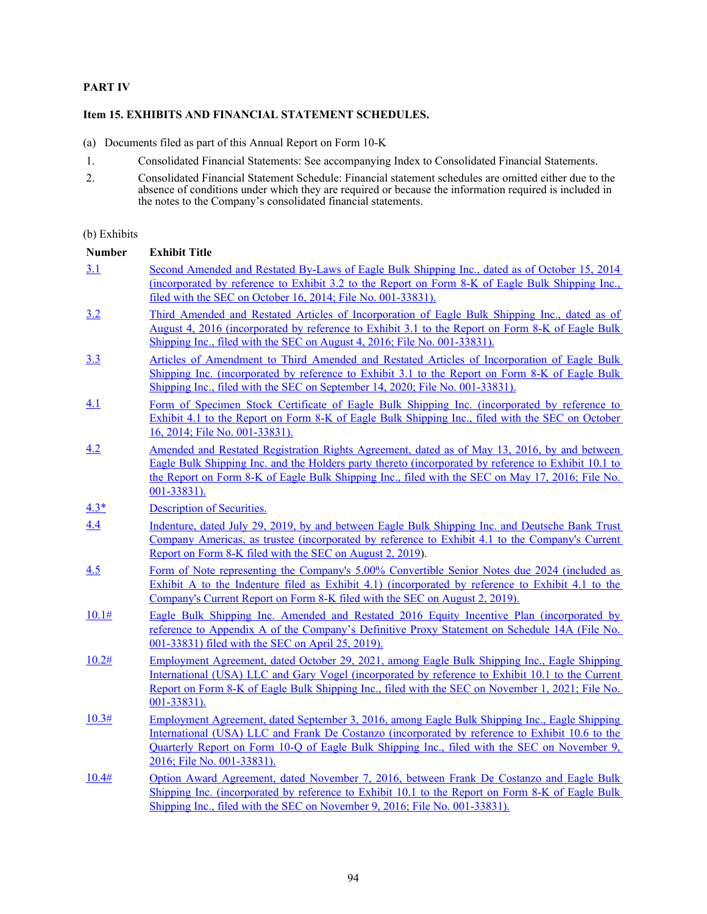**PART IV**

**Item 15. EXHIBITS AND FINANCIAL STATEMENT SCHEDULES.**

(a) Documents filed as part of this Annual Report on Form 10-K

1. Consolidated Financial Statements: See accompanying Index to Consolidated Financial Statements.
2. Consolidated Financial Statement Schedule: Financial statement schedules are omitted either due to the absence of conditions under which they are required or because the information required is included in the notes to the Company's consolidated financial statements.

(b) Exhibits

| Number | Exhibit Title |
|---|---|
| 3.1 | Second Amended and Restated By-Laws of Eagle Bulk Shipping Inc., dated as of October 15, 2014 (incorporated by reference to Exhibit 3.2 to the Report on Form 8-K of Eagle Bulk Shipping Inc., filed with the SEC on October 16, 2014; File No. 001-33831). |
| 3.2 | Third Amended and Restated Articles of Incorporation of Eagle Bulk Shipping Inc., dated as of August 4, 2016 (incorporated by reference to Exhibit 3.1 to the Report on Form 8-K of Eagle Bulk Shipping Inc., filed with the SEC on August 4, 2016; File No. 001-33831). |
| 3.3 | Articles of Amendment to Third Amended and Restated Articles of Incorporation of Eagle Bulk Shipping Inc. (incorporated by reference to Exhibit 3.1 to the Report on Form 8-K of Eagle Bulk Shipping Inc., filed with the SEC on September 14, 2020; File No. 001-33831). |
| 4.1 | Form of Specimen Stock Certificate of Eagle Bulk Shipping Inc. (incorporated by reference to Exhibit 4.1 to the Report on Form 8-K of Eagle Bulk Shipping Inc., filed with the SEC on October 16, 2014; File No. 001-33831). |
| 4.2 | Amended and Restated Registration Rights Agreement, dated as of May 13, 2016, by and between Eagle Bulk Shipping Inc. and the Holders party thereto (incorporated by reference to Exhibit 10.1 to the Report on Form 8-K of Eagle Bulk Shipping Inc., filed with the SEC on May 17, 2016; File No. 001-33831). |
| 4.3* | Description of Securities. |
| 4.4 | Indenture, dated July 29, 2019, by and between Eagle Bulk Shipping Inc. and Deutsche Bank Trust Company Americas, as trustee (incorporated by reference to Exhibit 4.1 to the Company's Current Report on Form 8-K filed with the SEC on August 2, 2019). |
| 4.5 | Form of Note representing the Company's 5.00% Convertible Senior Notes due 2024 (included as Exhibit A to the Indenture filed as Exhibit 4.1) (incorporated by reference to Exhibit 4.1 to the Company's Current Report on Form 8-K filed with the SEC on August 2, 2019). |
| 10.1# | Eagle Bulk Shipping Inc. Amended and Restated 2016 Equity Incentive Plan (incorporated by reference to Appendix A of the Company's Definitive Proxy Statement on Schedule 14A (File No. 001-33831) filed with the SEC on April 25, 2019). |
| 10.2# | Employment Agreement, dated October 29, 2021, among Eagle Bulk Shipping Inc., Eagle Shipping International (USA) LLC and Gary Vogel (incorporated by reference to Exhibit 10.1 to the Current Report on Form 8-K of Eagle Bulk Shipping Inc., filed with the SEC on November 1, 2021; File No. 001-33831). |
| 10.3# | Employment Agreement, dated September 3, 2016, among Eagle Bulk Shipping Inc., Eagle Shipping International (USA) LLC and Frank De Costanzo (incorporated by reference to Exhibit 10.6 to the Quarterly Report on Form 10-Q of Eagle Bulk Shipping Inc., filed with the SEC on November 9, 2016; File No. 001-33831). |
| 10.4# | Option Award Agreement, dated November 7, 2016, between Frank De Costanzo and Eagle Bulk Shipping Inc. (incorporated by reference to Exhibit 10.1 to the Report on Form 8-K of Eagle Bulk Shipping Inc., filed with the SEC on November 9, 2016; File No. 001-33831). |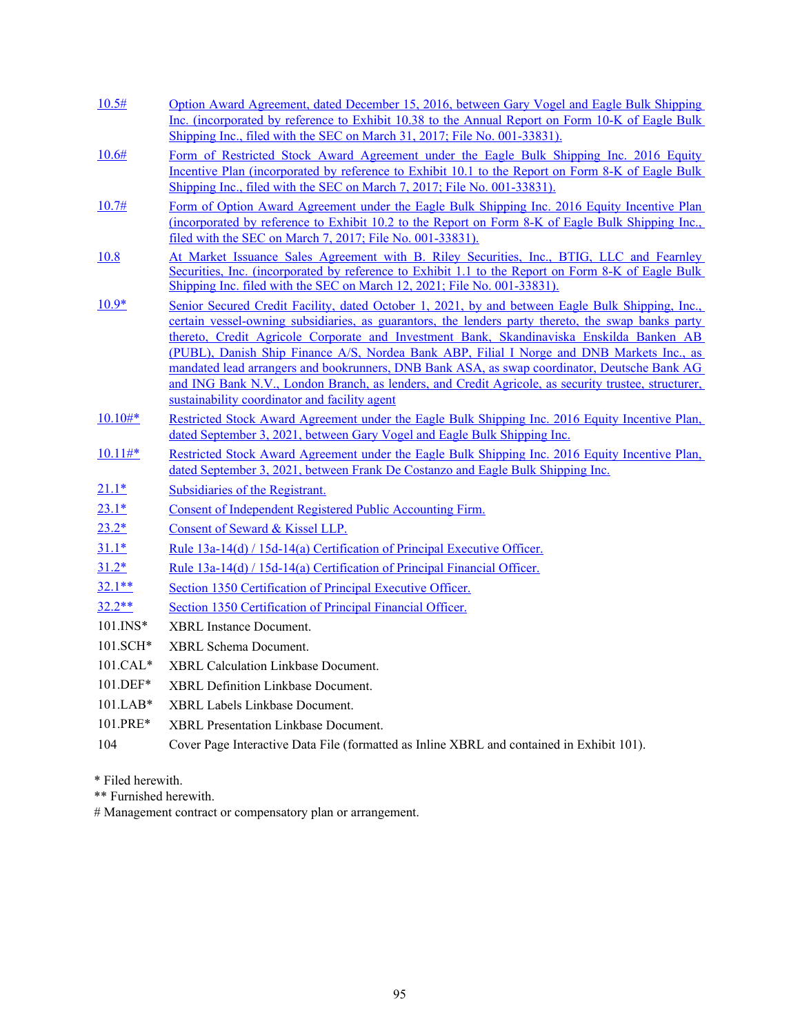| | |
|---|---|
| 10.5# | Option Award Agreement, dated December 15, 2016, between Gary Vogel and Eagle Bulk Shipping Inc. (incorporated by reference to Exhibit 10.38 to the Annual Report on Form 10-K of Eagle Bulk Shipping Inc., filed with the SEC on March 31, 2017; File No. 001-33831). |
| 10.6# | Form of Restricted Stock Award Agreement under the Eagle Bulk Shipping Inc. 2016 Equity Incentive Plan (incorporated by reference to Exhibit 10.1 to the Report on Form 8-K of Eagle Bulk Shipping Inc., filed with the SEC on March 7, 2017; File No. 001-33831). |
| 10.7# | Form of Option Award Agreement under the Eagle Bulk Shipping Inc. 2016 Equity Incentive Plan (incorporated by reference to Exhibit 10.2 to the Report on Form 8-K of Eagle Bulk Shipping Inc., filed with the SEC on March 7, 2017; File No. 001-33831). |
| 10.8 | At Market Issuance Sales Agreement with B. Riley Securities, Inc., BTIG, LLC and Fearnley Securities, Inc. (incorporated by reference to Exhibit 1.1 to the Report on Form 8-K of Eagle Bulk Shipping Inc. filed with the SEC on March 12, 2021; File No. 001-33831). |
| 10.9* | Senior Secured Credit Facility, dated October 1, 2021, by and between Eagle Bulk Shipping, Inc., certain vessel-owning subsidiaries, as guarantors, the lenders party thereto, the swap banks party thereto, Credit Agricole Corporate and Investment Bank, Skandinaviska Enskilda Banken AB (PUBL), Danish Ship Finance A/S, Nordea Bank ABP, Filial I Norge and DNB Markets Inc., as mandated lead arrangers and bookrunners, DNB Bank ASA, as swap coordinator, Deutsche Bank AG and ING Bank N.V., London Branch, as lenders, and Credit Agricole, as security trustee, structurer, sustainability coordinator and facility agent |
| 10.10#* | Restricted Stock Award Agreement under the Eagle Bulk Shipping Inc. 2016 Equity Incentive Plan, dated September 3, 2021, between Gary Vogel and Eagle Bulk Shipping Inc. |
| 10.11#* | Restricted Stock Award Agreement under the Eagle Bulk Shipping Inc. 2016 Equity Incentive Plan, dated September 3, 2021, between Frank De Costanzo and Eagle Bulk Shipping Inc. |
| 21.1* | Subsidiaries of the Registrant. |
| 23.1* | Consent of Independent Registered Public Accounting Firm. |
| 23.2* | Consent of Seward & Kissel LLP. |
| 31.1* | Rule 13a-14(d) / 15d-14(a) Certification of Principal Executive Officer. |
| 31.2* | Rule 13a-14(d) / 15d-14(a) Certification of Principal Financial Officer. |
| 32.1** | Section 1350 Certification of Principal Executive Officer. |
| 32.2** | Section 1350 Certification of Principal Financial Officer. |
| 101.INS* | XBRL Instance Document. |
| 101.SCH* | XBRL Schema Document. |
| 101.CAL* | XBRL Calculation Linkbase Document. |
| 101.DEF* | XBRL Definition Linkbase Document. |
| 101.LAB* | XBRL Labels Linkbase Document. |
| 101.PRE* | XBRL Presentation Linkbase Document. |
| 104 | Cover Page Interactive Data File (formatted as Inline XBRL and contained in Exhibit 101). |

* Filed herewith.
** Furnished herewith.
# Management contract or compensatory plan or arrangement.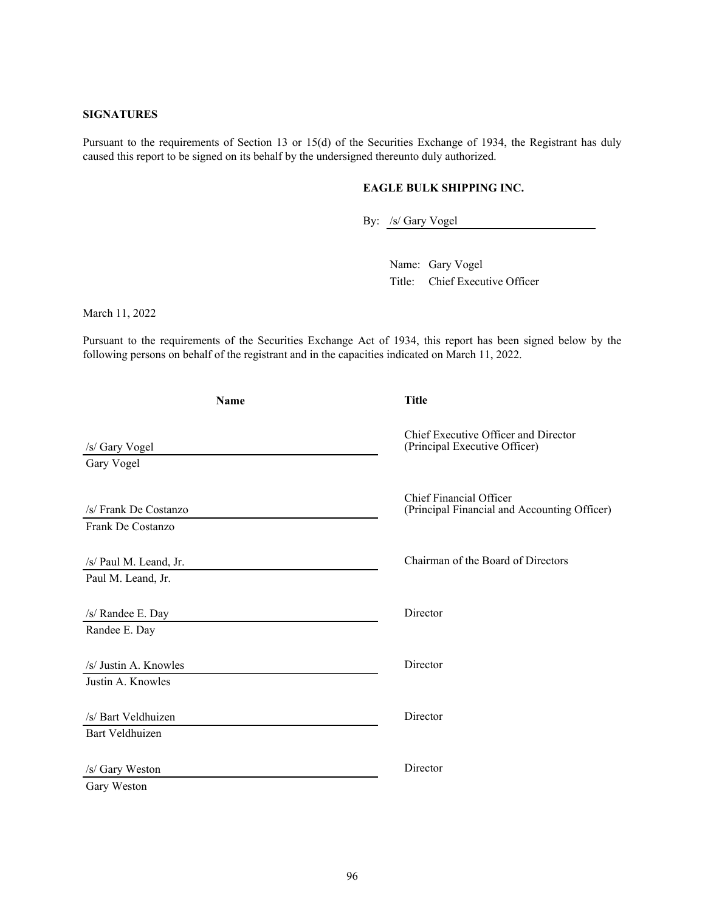**SIGNATURES**

Pursuant to the requirements of Section 13 or 15(d) of the Securities Exchange of 1934, the Registrant has duly caused this report to be signed on its behalf by the undersigned thereunto duly authorized.

**EAGLE BULK SHIPPING INC.**

By: /s/ Gary Vogel

Name: Gary Vogel
Title: Chief Executive Officer

March 11, 2022

Pursuant to the requirements of the Securities Exchange Act of 1934, this report has been signed below by the following persons on behalf of the registrant and in the capacities indicated on March 11, 2022.

| Name | Title |
|---|---|
| /s/ Gary Vogel<br>Gary Vogel | Chief Executive Officer and Director<br>(Principal Executive Officer) |
| /s/ Frank De Costanzo<br>Frank De Costanzo | Chief Financial Officer<br>(Principal Financial and Accounting Officer) |
| /s/ Paul M. Leand, Jr.<br>Paul M. Leand, Jr. | Chairman of the Board of Directors |
| /s/ Randee E. Day<br>Randee E. Day | Director |
| /s/ Justin A. Knowles<br>Justin A. Knowles | Director |
| /s/ Bart Veldhuizen<br>Bart Veldhuizen | Director |
| /s/ Gary Weston<br>Gary Weston | Director |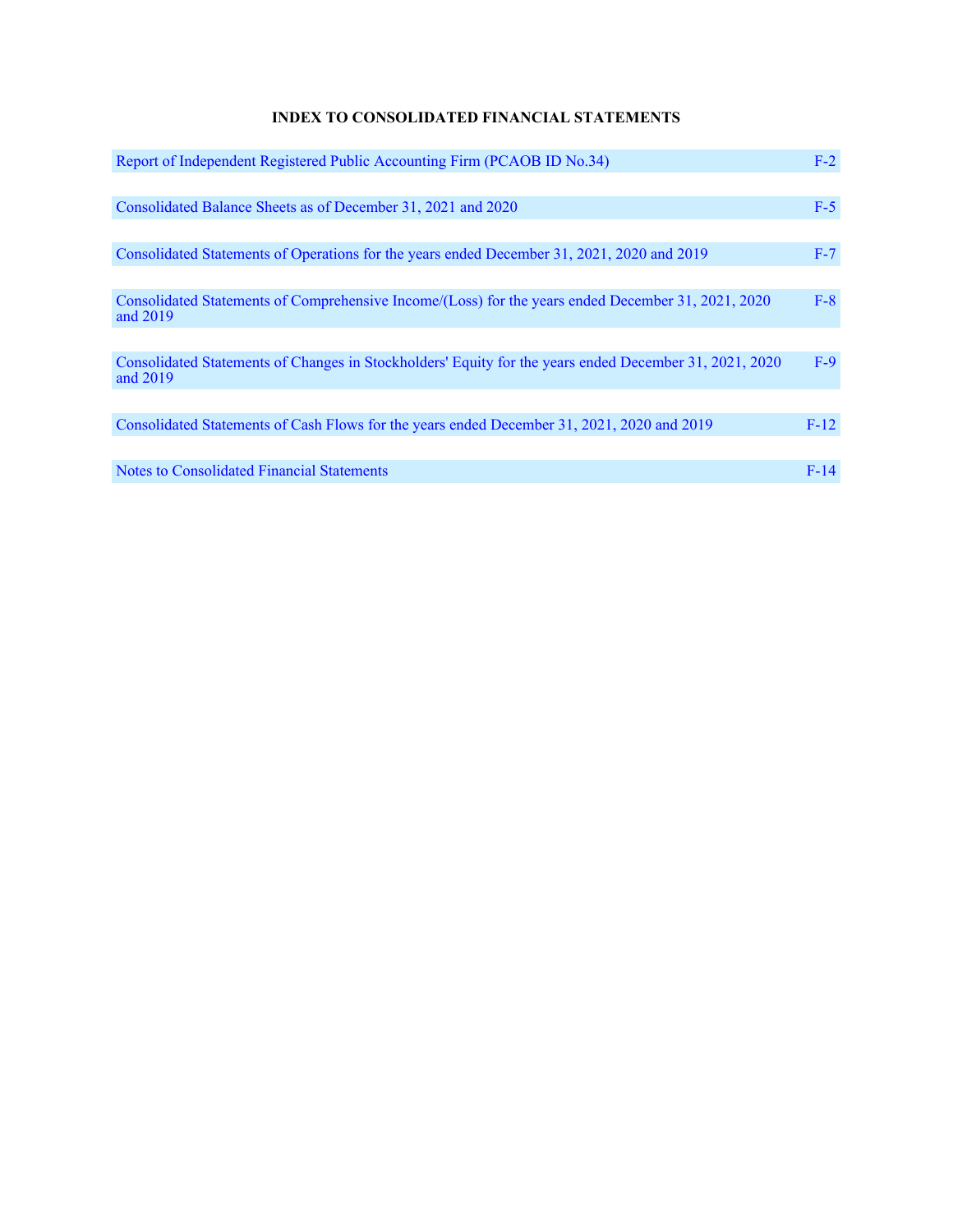# INDEX TO CONSOLIDATED FINANCIAL STATEMENTS

| | |
|---|---|
| Report of Independent Registered Public Accounting Firm (PCAOB ID No.34) | F-2 |
| Consolidated Balance Sheets as of December 31, 2021 and 2020 | F-5 |
| Consolidated Statements of Operations for the years ended December 31, 2021, 2020 and 2019 | F-7 |
| Consolidated Statements of Comprehensive Income/(Loss) for the years ended December 31, 2021, 2020 and 2019 | F-8 |
| Consolidated Statements of Changes in Stockholders' Equity for the years ended December 31, 2021, 2020 and 2019 | F-9 |
| Consolidated Statements of Cash Flows for the years ended December 31, 2021, 2020 and 2019 | F-12 |
| Notes to Consolidated Financial Statements | F-14 |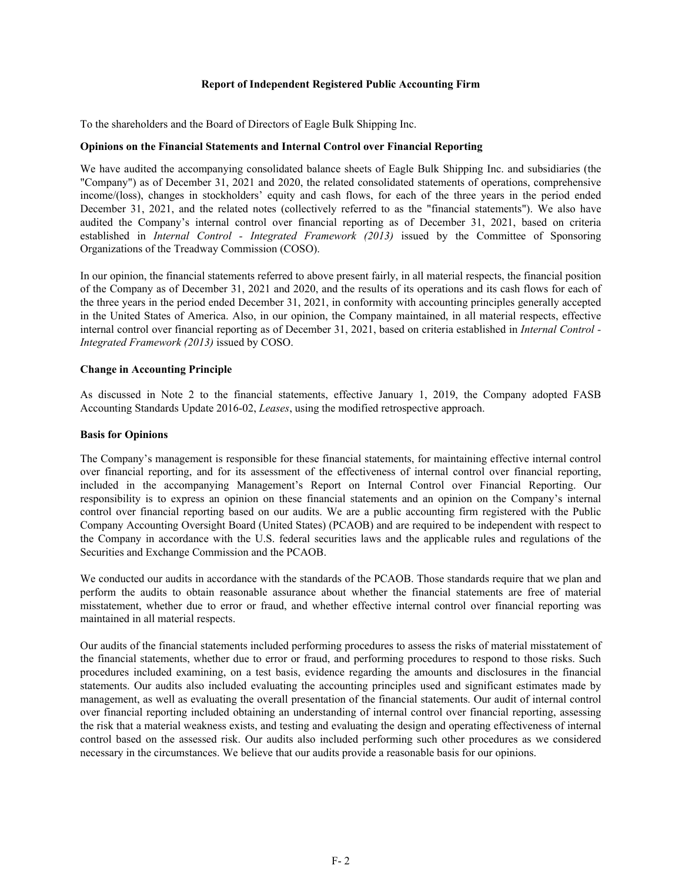# Report of Independent Registered Public Accounting Firm

To the shareholders and the Board of Directors of Eagle Bulk Shipping Inc.

**Opinions on the Financial Statements and Internal Control over Financial Reporting**

We have audited the accompanying consolidated balance sheets of Eagle Bulk Shipping Inc. and subsidiaries (the "Company") as of December 31, 2021 and 2020, the related consolidated statements of operations, comprehensive income/(loss), changes in stockholders' equity and cash flows, for each of the three years in the period ended December 31, 2021, and the related notes (collectively referred to as the "financial statements"). We also have audited the Company's internal control over financial reporting as of December 31, 2021, based on criteria established in *Internal Control - Integrated Framework (2013)* issued by the Committee of Sponsoring Organizations of the Treadway Commission (COSO).

In our opinion, the financial statements referred to above present fairly, in all material respects, the financial position of the Company as of December 31, 2021 and 2020, and the results of its operations and its cash flows for each of the three years in the period ended December 31, 2021, in conformity with accounting principles generally accepted in the United States of America. Also, in our opinion, the Company maintained, in all material respects, effective internal control over financial reporting as of December 31, 2021, based on criteria established in *Internal Control - Integrated Framework (2013)* issued by COSO.

**Change in Accounting Principle**

As discussed in Note 2 to the financial statements, effective January 1, 2019, the Company adopted FASB Accounting Standards Update 2016-02, *Leases*, using the modified retrospective approach.

**Basis for Opinions**

The Company's management is responsible for these financial statements, for maintaining effective internal control over financial reporting, and for its assessment of the effectiveness of internal control over financial reporting, included in the accompanying Management's Report on Internal Control over Financial Reporting. Our responsibility is to express an opinion on these financial statements and an opinion on the Company's internal control over financial reporting based on our audits. We are a public accounting firm registered with the Public Company Accounting Oversight Board (United States) (PCAOB) and are required to be independent with respect to the Company in accordance with the U.S. federal securities laws and the applicable rules and regulations of the Securities and Exchange Commission and the PCAOB.

We conducted our audits in accordance with the standards of the PCAOB. Those standards require that we plan and perform the audits to obtain reasonable assurance about whether the financial statements are free of material misstatement, whether due to error or fraud, and whether effective internal control over financial reporting was maintained in all material respects.

Our audits of the financial statements included performing procedures to assess the risks of material misstatement of the financial statements, whether due to error or fraud, and performing procedures to respond to those risks. Such procedures included examining, on a test basis, evidence regarding the amounts and disclosures in the financial statements. Our audits also included evaluating the accounting principles used and significant estimates made by management, as well as evaluating the overall presentation of the financial statements. Our audit of internal control over financial reporting included obtaining an understanding of internal control over financial reporting, assessing the risk that a material weakness exists, and testing and evaluating the design and operating effectiveness of internal control based on the assessed risk. Our audits also included performing such other procedures as we considered necessary in the circumstances. We believe that our audits provide a reasonable basis for our opinions.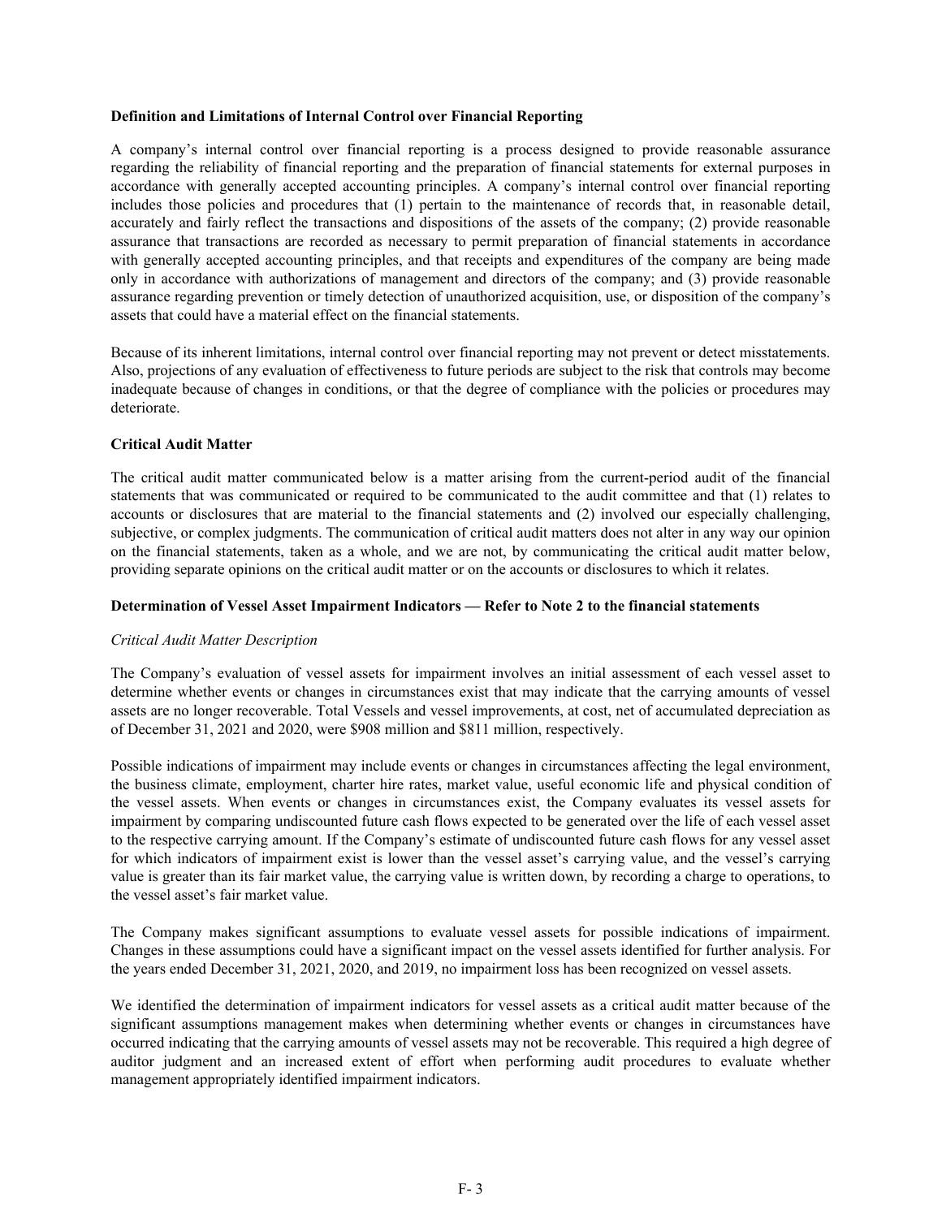**Definition and Limitations of Internal Control over Financial Reporting**

A company's internal control over financial reporting is a process designed to provide reasonable assurance regarding the reliability of financial reporting and the preparation of financial statements for external purposes in accordance with generally accepted accounting principles. A company's internal control over financial reporting includes those policies and procedures that (1) pertain to the maintenance of records that, in reasonable detail, accurately and fairly reflect the transactions and dispositions of the assets of the company; (2) provide reasonable assurance that transactions are recorded as necessary to permit preparation of financial statements in accordance with generally accepted accounting principles, and that receipts and expenditures of the company are being made only in accordance with authorizations of management and directors of the company; and (3) provide reasonable assurance regarding prevention or timely detection of unauthorized acquisition, use, or disposition of the company's assets that could have a material effect on the financial statements.

Because of its inherent limitations, internal control over financial reporting may not prevent or detect misstatements. Also, projections of any evaluation of effectiveness to future periods are subject to the risk that controls may become inadequate because of changes in conditions, or that the degree of compliance with the policies or procedures may deteriorate.

**Critical Audit Matter**

The critical audit matter communicated below is a matter arising from the current-period audit of the financial statements that was communicated or required to be communicated to the audit committee and that (1) relates to accounts or disclosures that are material to the financial statements and (2) involved our especially challenging, subjective, or complex judgments. The communication of critical audit matters does not alter in any way our opinion on the financial statements, taken as a whole, and we are not, by communicating the critical audit matter below, providing separate opinions on the critical audit matter or on the accounts or disclosures to which it relates.

**Determination of Vessel Asset Impairment Indicators — Refer to Note 2 to the financial statements**

*Critical Audit Matter Description*

The Company's evaluation of vessel assets for impairment involves an initial assessment of each vessel asset to determine whether events or changes in circumstances exist that may indicate that the carrying amounts of vessel assets are no longer recoverable. Total Vessels and vessel improvements, at cost, net of accumulated depreciation as of December 31, 2021 and 2020, were $908 million and $811 million, respectively.

Possible indications of impairment may include events or changes in circumstances affecting the legal environment, the business climate, employment, charter hire rates, market value, useful economic life and physical condition of the vessel assets. When events or changes in circumstances exist, the Company evaluates its vessel assets for impairment by comparing undiscounted future cash flows expected to be generated over the life of each vessel asset to the respective carrying amount. If the Company's estimate of undiscounted future cash flows for any vessel asset for which indicators of impairment exist is lower than the vessel asset's carrying value, and the vessel's carrying value is greater than its fair market value, the carrying value is written down, by recording a charge to operations, to the vessel asset's fair market value.

The Company makes significant assumptions to evaluate vessel assets for possible indications of impairment. Changes in these assumptions could have a significant impact on the vessel assets identified for further analysis. For the years ended December 31, 2021, 2020, and 2019, no impairment loss has been recognized on vessel assets.

We identified the determination of impairment indicators for vessel assets as a critical audit matter because of the significant assumptions management makes when determining whether events or changes in circumstances have occurred indicating that the carrying amounts of vessel assets may not be recoverable. This required a high degree of auditor judgment and an increased extent of effort when performing audit procedures to evaluate whether management appropriately identified impairment indicators.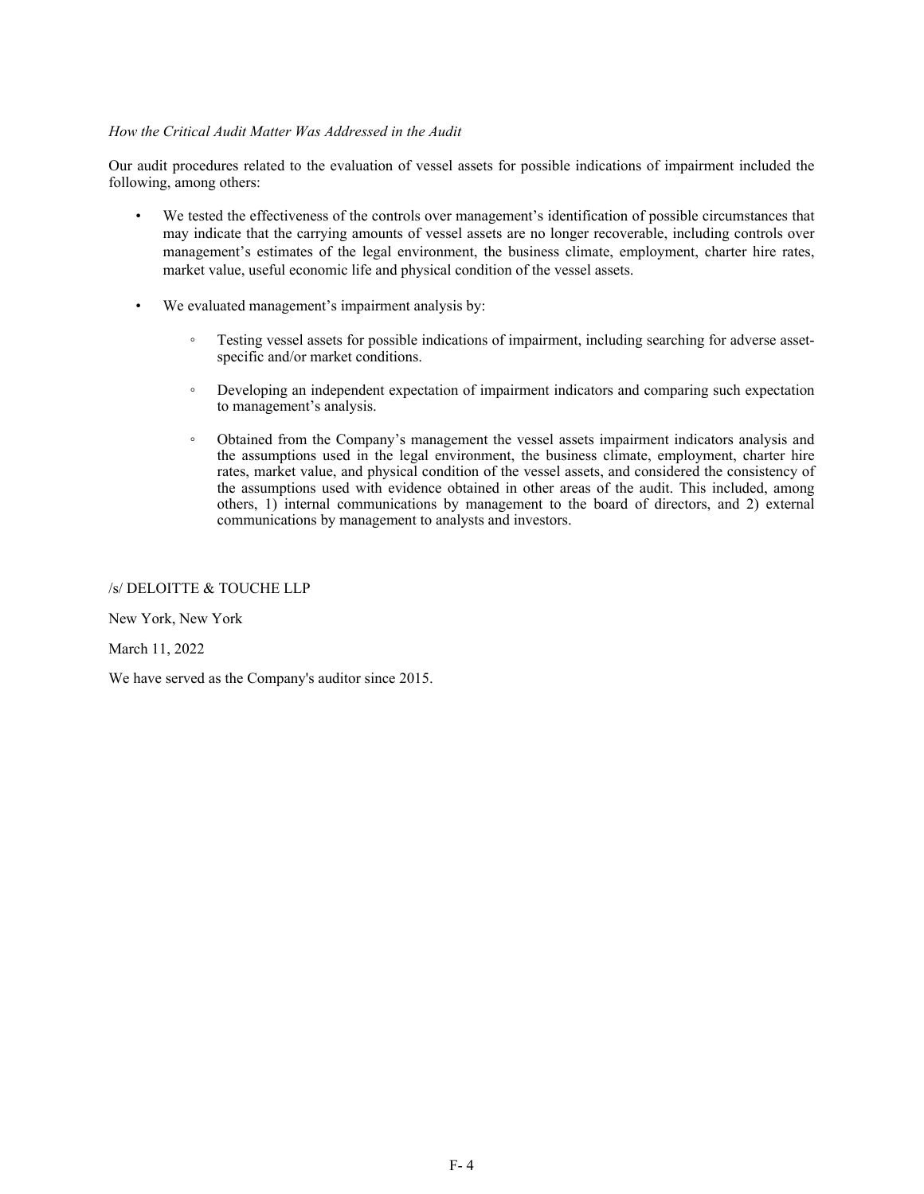*How the Critical Audit Matter Was Addressed in the Audit*

Our audit procedures related to the evaluation of vessel assets for possible indications of impairment included the following, among others:

- We tested the effectiveness of the controls over management's identification of possible circumstances that may indicate that the carrying amounts of vessel assets are no longer recoverable, including controls over management's estimates of the legal environment, the business climate, employment, charter hire rates, market value, useful economic life and physical condition of the vessel assets.

- We evaluated management's impairment analysis by:

    - Testing vessel assets for possible indications of impairment, including searching for adverse asset-specific and/or market conditions.

    - Developing an independent expectation of impairment indicators and comparing such expectation to management's analysis.

    - Obtained from the Company's management the vessel assets impairment indicators analysis and the assumptions used in the legal environment, the business climate, employment, charter hire rates, market value, and physical condition of the vessel assets, and considered the consistency of the assumptions used with evidence obtained in other areas of the audit. This included, among others, 1) internal communications by management to the board of directors, and 2) external communications by management to analysts and investors.

/s/ DELOITTE & TOUCHE LLP

New York, New York

March 11, 2022

We have served as the Company's auditor since 2015.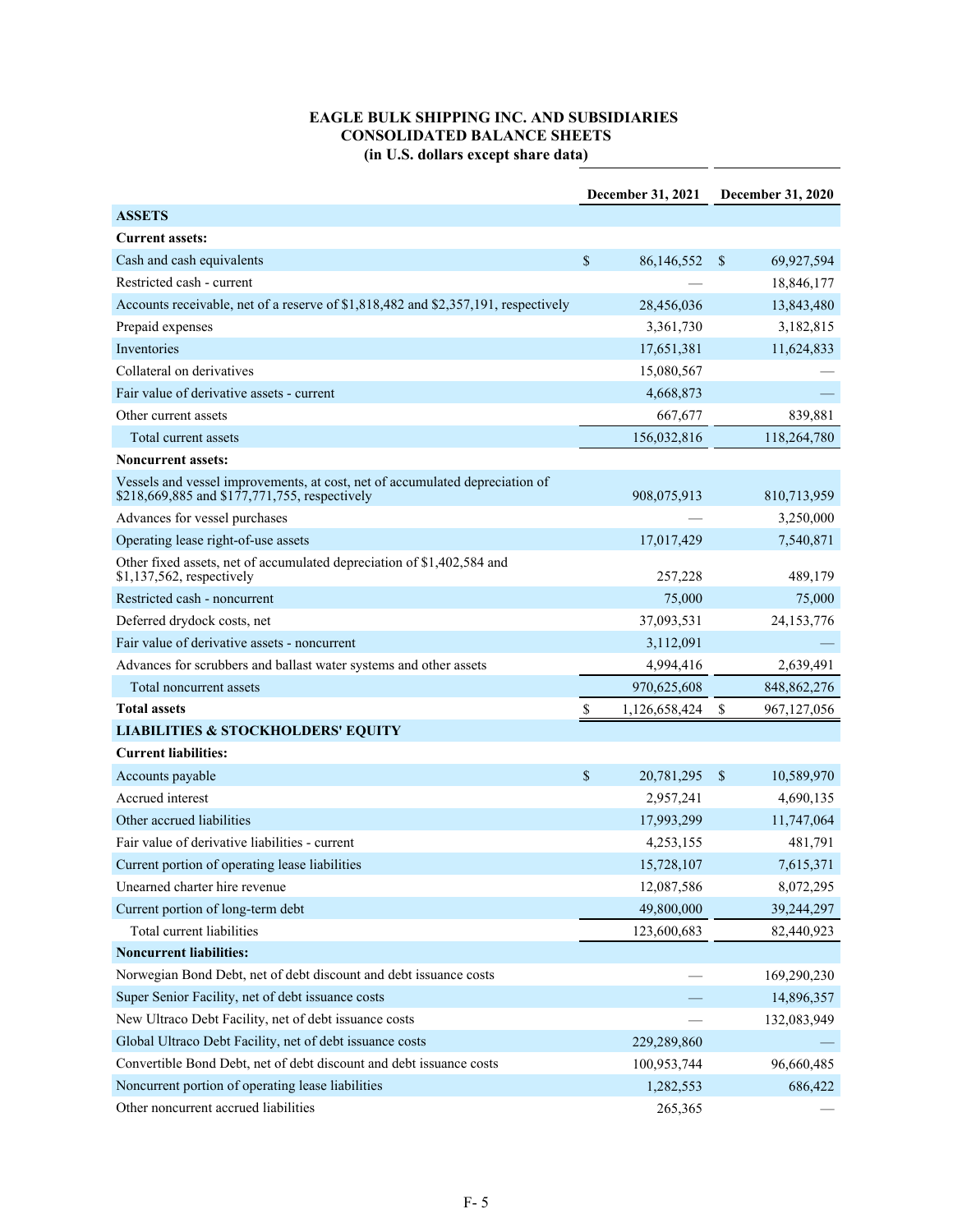# EAGLE BULK SHIPPING INC. AND SUBSIDIARIES
## CONSOLIDATED BALANCE SHEETS
### (in U.S. dollars except share data)

| | December 31, 2021 | December 31, 2020 |
|---|---|---|
| **ASSETS** | | |
| **Current assets:** | | |
| Cash and cash equivalents | $ 86,146,552 | $ 69,927,594 |
| Restricted cash - current | — | 18,846,177 |
| Accounts receivable, net of a reserve of $1,818,482 and $2,357,191, respectively | 28,456,036 | 13,843,480 |
| Prepaid expenses | 3,361,730 | 3,182,815 |
| Inventories | 17,651,381 | 11,624,833 |
| Collateral on derivatives | 15,080,567 | — |
| Fair value of derivative assets - current | 4,668,873 | — |
| Other current assets | 667,677 | 839,881 |
| Total current assets | 156,032,816 | 118,264,780 |
| **Noncurrent assets:** | | |
| Vessels and vessel improvements, at cost, net of accumulated depreciation of $218,669,885 and $177,771,755, respectively | 908,075,913 | 810,713,959 |
| Advances for vessel purchases | — | 3,250,000 |
| Operating lease right-of-use assets | 17,017,429 | 7,540,871 |
| Other fixed assets, net of accumulated depreciation of $1,402,584 and $1,137,562, respectively | 257,228 | 489,179 |
| Restricted cash - noncurrent | 75,000 | 75,000 |
| Deferred drydock costs, net | 37,093,531 | 24,153,776 |
| Fair value of derivative assets - noncurrent | 3,112,091 | — |
| Advances for scrubbers and ballast water systems and other assets | 4,994,416 | 2,639,491 |
| Total noncurrent assets | 970,625,608 | 848,862,276 |
| **Total assets** | $ 1,126,658,424 | $ 967,127,056 |
| **LIABILITIES & STOCKHOLDERS' EQUITY** | | |
| **Current liabilities:** | | |
| Accounts payable | $ 20,781,295 | $ 10,589,970 |
| Accrued interest | 2,957,241 | 4,690,135 |
| Other accrued liabilities | 17,993,299 | 11,747,064 |
| Fair value of derivative liabilities - current | 4,253,155 | 481,791 |
| Current portion of operating lease liabilities | 15,728,107 | 7,615,371 |
| Unearned charter hire revenue | 12,087,586 | 8,072,295 |
| Current portion of long-term debt | 49,800,000 | 39,244,297 |
| Total current liabilities | 123,600,683 | 82,440,923 |
| **Noncurrent liabilities:** | | |
| Norwegian Bond Debt, net of debt discount and debt issuance costs | — | 169,290,230 |
| Super Senior Facility, net of debt issuance costs | — | 14,896,357 |
| New Ultraco Debt Facility, net of debt issuance costs | — | 132,083,949 |
| Global Ultraco Debt Facility, net of debt issuance costs | 229,289,860 | — |
| Convertible Bond Debt, net of debt discount and debt issuance costs | 100,953,744 | 96,660,485 |
| Noncurrent portion of operating lease liabilities | 1,282,553 | 686,422 |
| Other noncurrent accrued liabilities | 265,365 | — |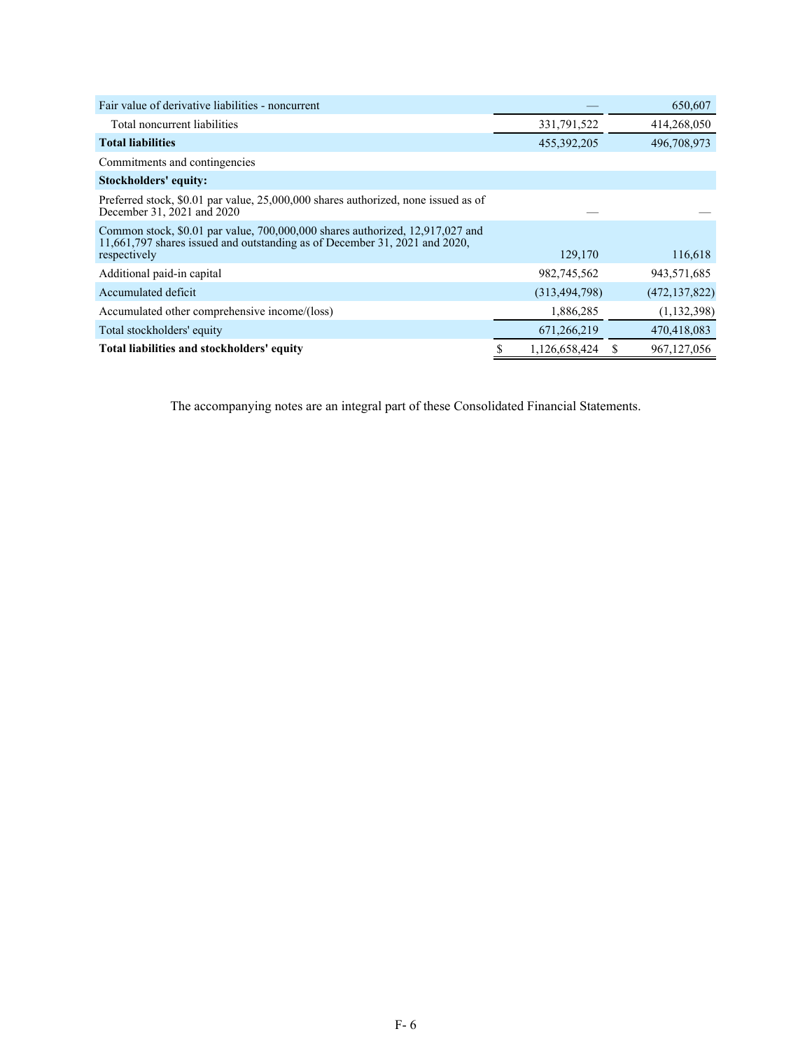| | | |
|---|---|---|
| Fair value of derivative liabilities - noncurrent | — | 650,607 |
| Total noncurrent liabilities | 331,791,522 | 414,268,050 |
| **Total liabilities** | 455,392,205 | 496,708,973 |
| Commitments and contingencies | | |
| **Stockholders' equity:** | | |
| Preferred stock, $0.01 par value, 25,000,000 shares authorized, none issued as of December 31, 2021 and 2020 | — | — |
| Common stock, $0.01 par value, 700,000,000 shares authorized, 12,917,027 and 11,661,797 shares issued and outstanding as of December 31, 2021 and 2020, respectively | 129,170 | 116,618 |
| Additional paid-in capital | 982,745,562 | 943,571,685 |
| Accumulated deficit | (313,494,798) | (472,137,822) |
| Accumulated other comprehensive income/(loss) | 1,886,285 | (1,132,398) |
| Total stockholders' equity | 671,266,219 | 470,418,083 |
| **Total liabilities and stockholders' equity** | $ 1,126,658,424 | $ 967,127,056 |

The accompanying notes are an integral part of these Consolidated Financial Statements.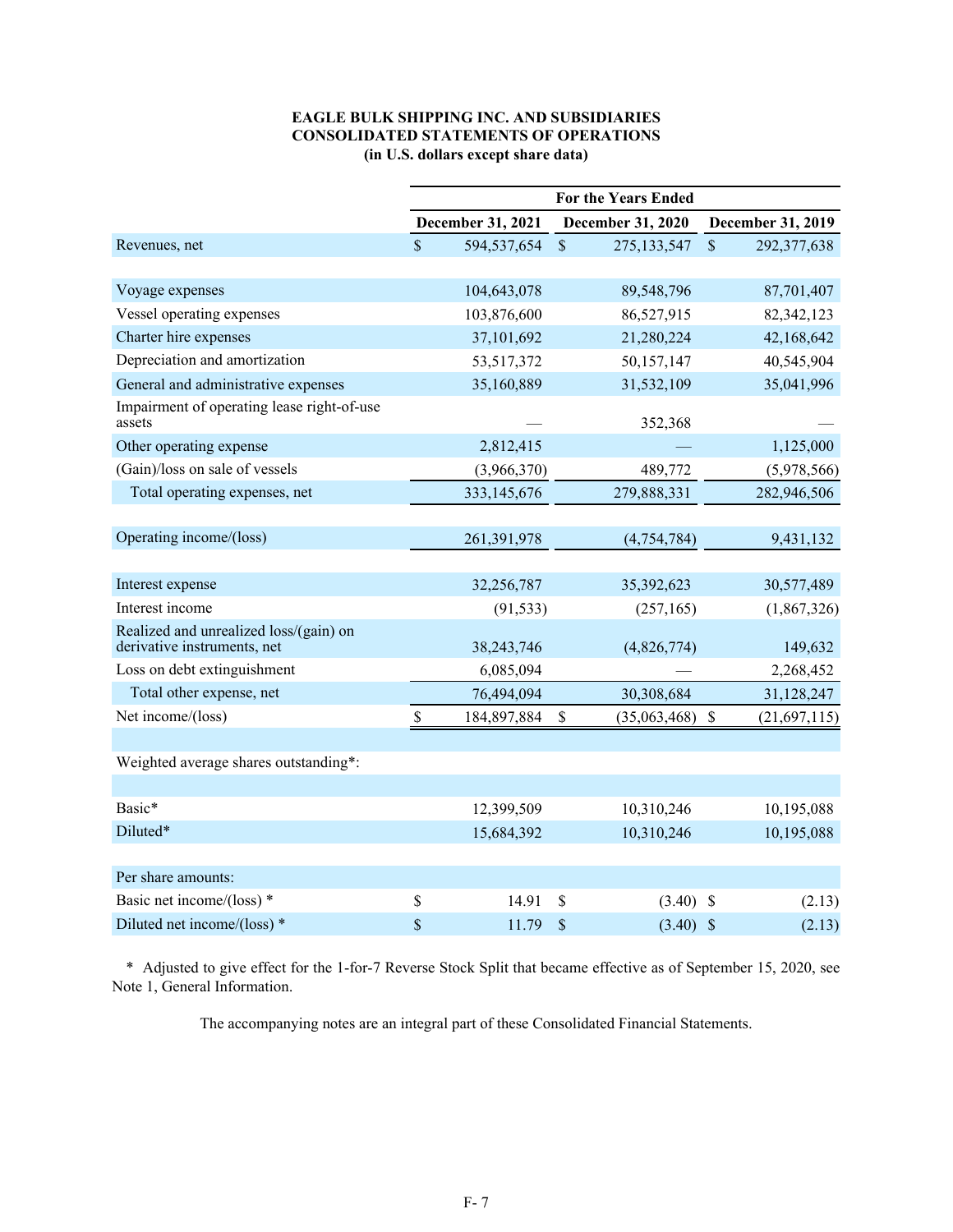**EAGLE BULK SHIPPING INC. AND SUBSIDIARIES**
**CONSOLIDATED STATEMENTS OF OPERATIONS**
**(in U.S. dollars except share data)**

| | For the Years Ended | | |
|---|---|---|---|
| | December 31, 2021 | December 31, 2020 | December 31, 2019 |
| Revenues, net | $ 594,537,654 | $ 275,133,547 | $ 292,377,638 |
| | | | |
| Voyage expenses | 104,643,078 | 89,548,796 | 87,701,407 |
| Vessel operating expenses | 103,876,600 | 86,527,915 | 82,342,123 |
| Charter hire expenses | 37,101,692 | 21,280,224 | 42,168,642 |
| Depreciation and amortization | 53,517,372 | 50,157,147 | 40,545,904 |
| General and administrative expenses | 35,160,889 | 31,532,109 | 35,041,996 |
| Impairment of operating lease right-of-use assets | — | 352,368 | — |
| Other operating expense | 2,812,415 | — | 1,125,000 |
| (Gain)/loss on sale of vessels | (3,966,370) | 489,772 | (5,978,566) |
| Total operating expenses, net | 333,145,676 | 279,888,331 | 282,946,506 |
| | | | |
| Operating income/(loss) | 261,391,978 | (4,754,784) | 9,431,132 |
| | | | |
| Interest expense | 32,256,787 | 35,392,623 | 30,577,489 |
| Interest income | (91,533) | (257,165) | (1,867,326) |
| Realized and unrealized loss/(gain) on derivative instruments, net | 38,243,746 | (4,826,774) | 149,632 |
| Loss on debt extinguishment | 6,085,094 | — | 2,268,452 |
| Total other expense, net | 76,494,094 | 30,308,684 | 31,128,247 |
| Net income/(loss) | $ 184,897,884 | $ (35,063,468) | $ (21,697,115) |
| | | | |
| Weighted average shares outstanding*: | | | |
| | | | |
| Basic* | 12,399,509 | 10,310,246 | 10,195,088 |
| Diluted* | 15,684,392 | 10,310,246 | 10,195,088 |
| | | | |
| Per share amounts: | | | |
| Basic net income/(loss) * | $ 14.91 | $ (3.40) | $ (2.13) |
| Diluted net income/(loss) * | $ 11.79 | $ (3.40) | $ (2.13) |

\* Adjusted to give effect for the 1-for-7 Reverse Stock Split that became effective as of September 15, 2020, see Note 1, General Information.

The accompanying notes are an integral part of these Consolidated Financial Statements.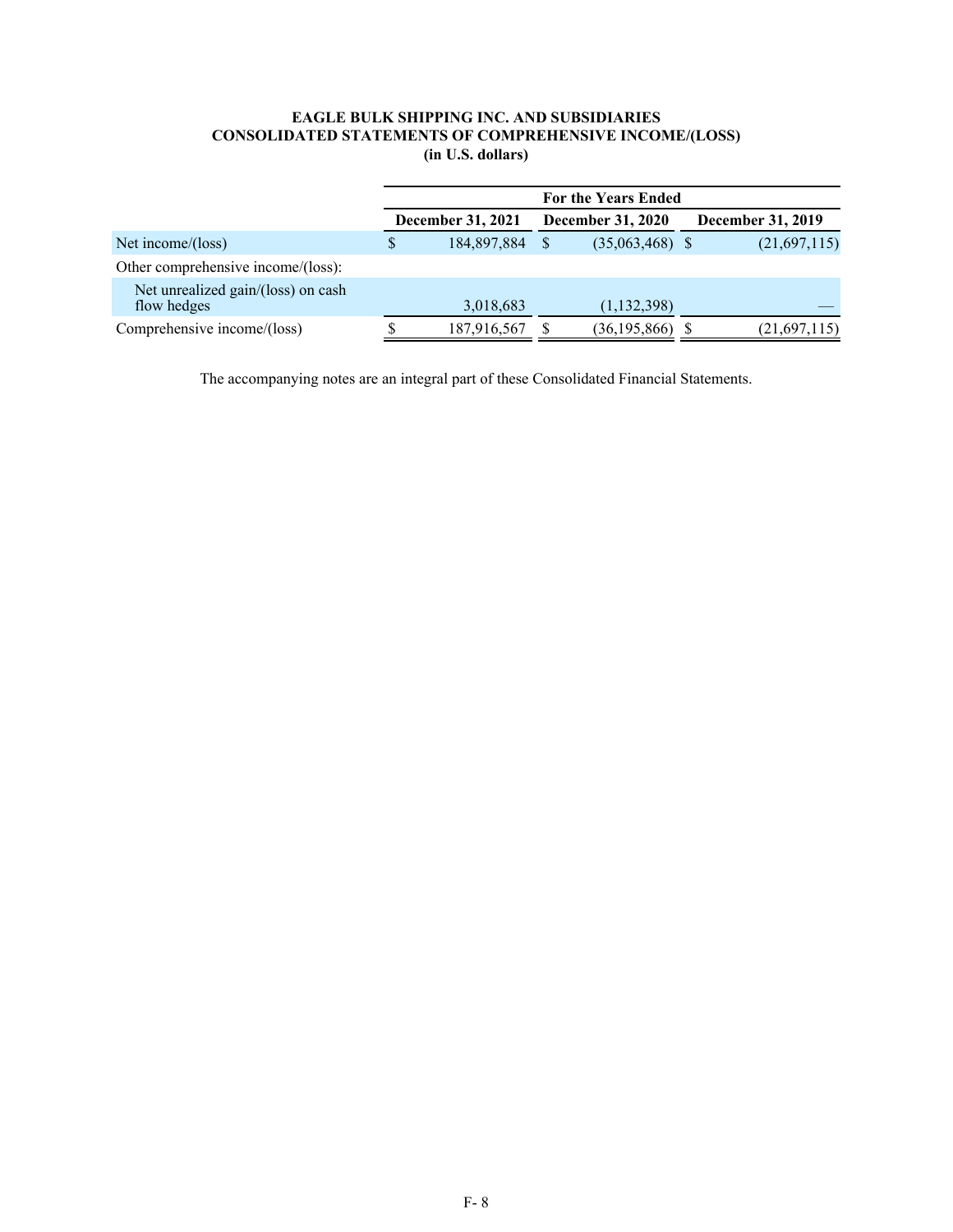**EAGLE BULK SHIPPING INC. AND SUBSIDIARIES**
**CONSOLIDATED STATEMENTS OF COMPREHENSIVE INCOME/(LOSS)**
**(in U.S. dollars)**

| | For the Years Ended | | |
|---|---|---|---|
| | December 31, 2021 | December 31, 2020 | December 31, 2019 |
| Net income/(loss) | $ 184,897,884 | $ (35,063,468) | $ (21,697,115) |
| Other comprehensive income/(loss): | | | |
| Net unrealized gain/(loss) on cash flow hedges | 3,018,683 | (1,132,398) | — |
| Comprehensive income/(loss) | $ 187,916,567 | $ (36,195,866) | $ (21,697,115) |

The accompanying notes are an integral part of these Consolidated Financial Statements.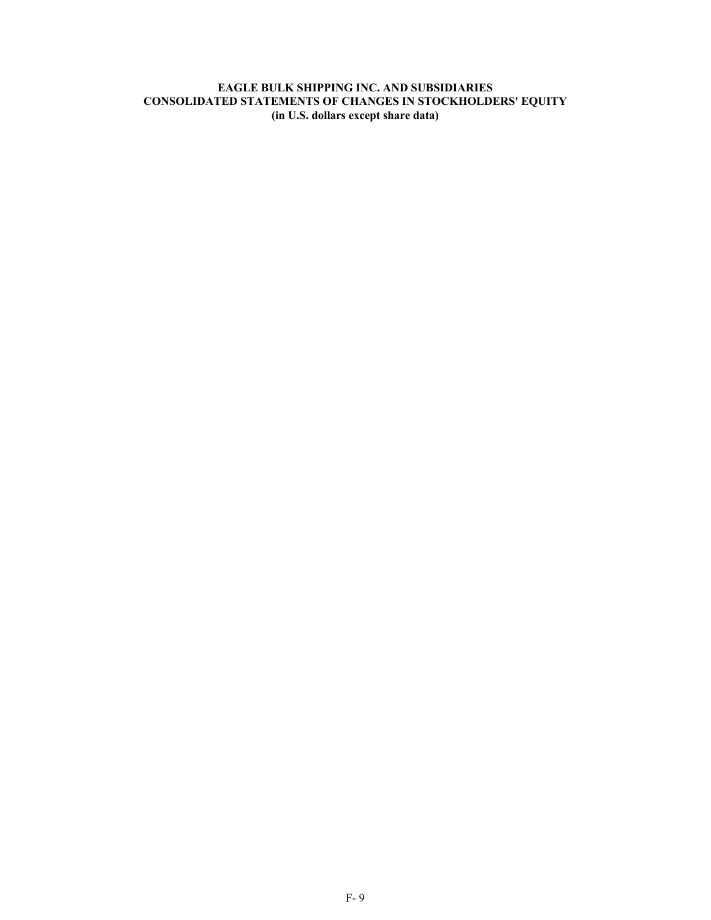**EAGLE BULK SHIPPING INC. AND SUBSIDIARIES**
**CONSOLIDATED STATEMENTS OF CHANGES IN STOCKHOLDERS' EQUITY**
**(in U.S. dollars except share data)**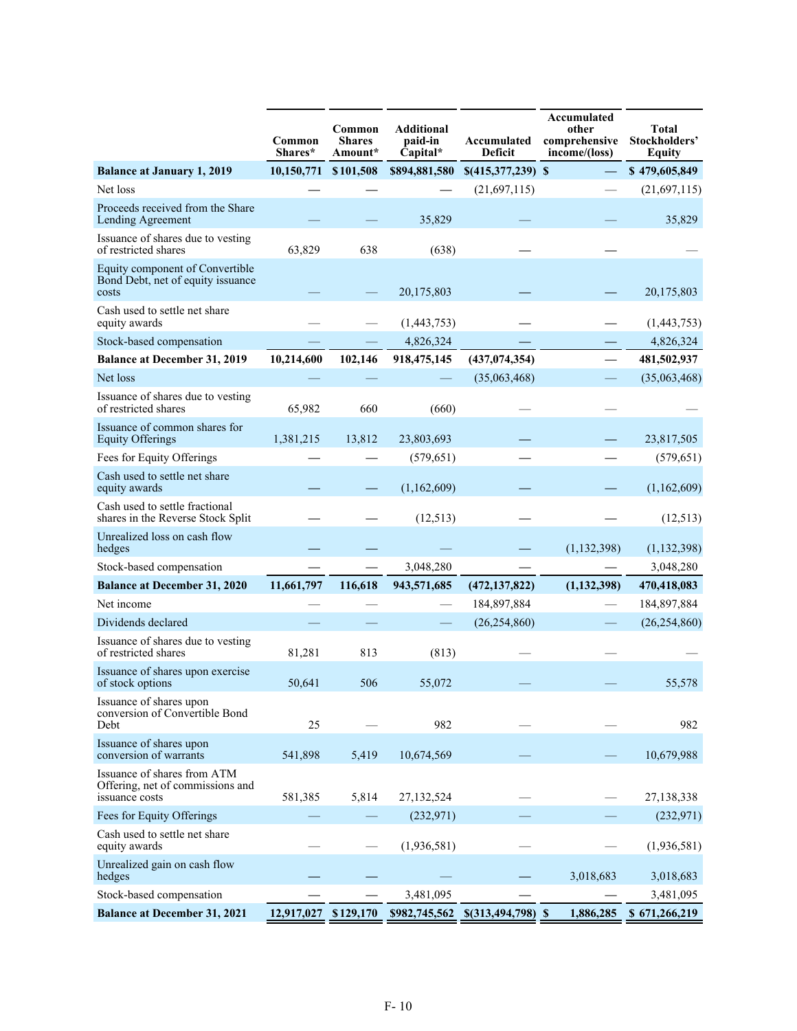| | Common Shares* | Common Shares Amount* | Additional paid-in Capital* | Accumulated Deficit | Accumulated other comprehensive income/(loss) | Total Stockholders' Equity |
|---|---|---|---|---|---|---|
| **Balance at January 1, 2019** | **10,150,771** | **$ 101,508** | **$894,881,580** | **$(415,377,239)** | **$ —** | **$ 479,605,849** |
| Net loss | — | — | — | (21,697,115) | — | (21,697,115) |
| Proceeds received from the Share Lending Agreement | — | — | 35,829 | — | — | 35,829 |
| Issuance of shares due to vesting of restricted shares | 63,829 | 638 | (638) | — | — | — |
| Equity component of Convertible Bond Debt, net of equity issuance costs | — | — | 20,175,803 | — | — | 20,175,803 |
| Cash used to settle net share equity awards | — | — | (1,443,753) | — | — | (1,443,753) |
| Stock-based compensation | — | — | 4,826,324 | — | — | 4,826,324 |
| **Balance at December 31, 2019** | **10,214,600** | **102,146** | **918,475,145** | **(437,074,354)** | **—** | **481,502,937** |
| Net loss | — | — | — | (35,063,468) | — | (35,063,468) |
| Issuance of shares due to vesting of restricted shares | 65,982 | 660 | (660) | — | — | — |
| Issuance of common shares for Equity Offerings | 1,381,215 | 13,812 | 23,803,693 | — | — | 23,817,505 |
| Fees for Equity Offerings | — | — | (579,651) | — | — | (579,651) |
| Cash used to settle net share equity awards | — | — | (1,162,609) | — | — | (1,162,609) |
| Cash used to settle fractional shares in the Reverse Stock Split | — | — | (12,513) | — | — | (12,513) |
| Unrealized loss on cash flow hedges | — | — | — | — | (1,132,398) | (1,132,398) |
| Stock-based compensation | — | — | 3,048,280 | — | — | 3,048,280 |
| **Balance at December 31, 2020** | **11,661,797** | **116,618** | **943,571,685** | **(472,137,822)** | **(1,132,398)** | **470,418,083** |
| Net income | — | — | — | 184,897,884 | — | 184,897,884 |
| Dividends declared | — | — | — | (26,254,860) | — | (26,254,860) |
| Issuance of shares due to vesting of restricted shares | 81,281 | 813 | (813) | — | — | — |
| Issuance of shares upon exercise of stock options | 50,641 | 506 | 55,072 | — | — | 55,578 |
| Issuance of shares upon conversion of Convertible Bond Debt | 25 | — | 982 | — | — | 982 |
| Issuance of shares upon conversion of warrants | 541,898 | 5,419 | 10,674,569 | — | — | 10,679,988 |
| Issuance of shares from ATM Offering, net of commissions and issuance costs | 581,385 | 5,814 | 27,132,524 | — | — | 27,138,338 |
| Fees for Equity Offerings | — | — | (232,971) | — | — | (232,971) |
| Cash used to settle net share equity awards | — | — | (1,936,581) | — | — | (1,936,581) |
| Unrealized gain on cash flow hedges | — | — | — | — | 3,018,683 | 3,018,683 |
| Stock-based compensation | — | — | 3,481,095 | — | — | 3,481,095 |
| **Balance at December 31, 2021** | **12,917,027** | **$ 129,170** | **$982,745,562** | **$(313,494,798)** | **$ 1,886,285** | **$ 671,266,219** |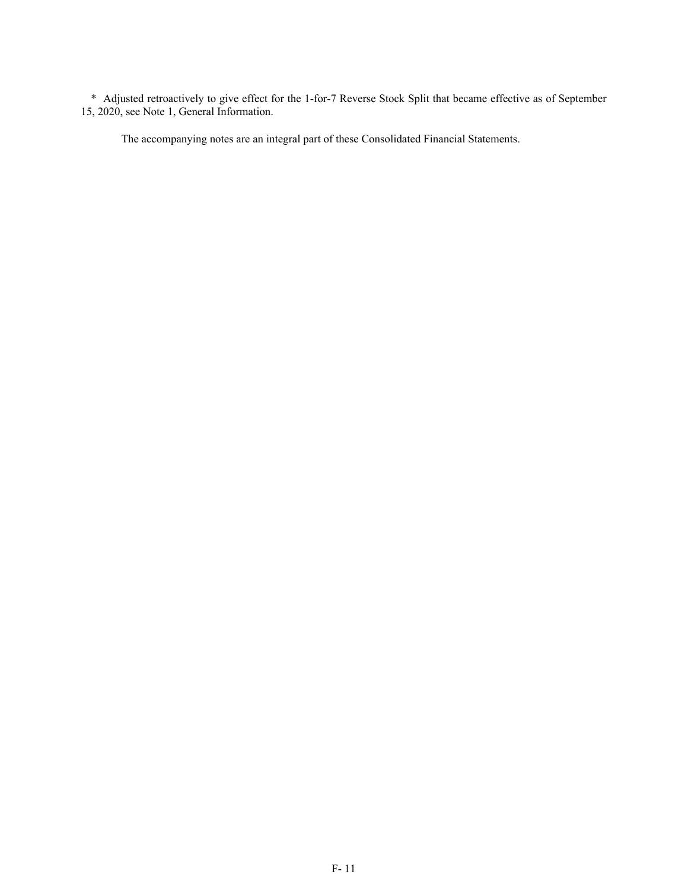* Adjusted retroactively to give effect for the 1-for-7 Reverse Stock Split that became effective as of September 15, 2020, see Note 1, General Information.

The accompanying notes are an integral part of these Consolidated Financial Statements.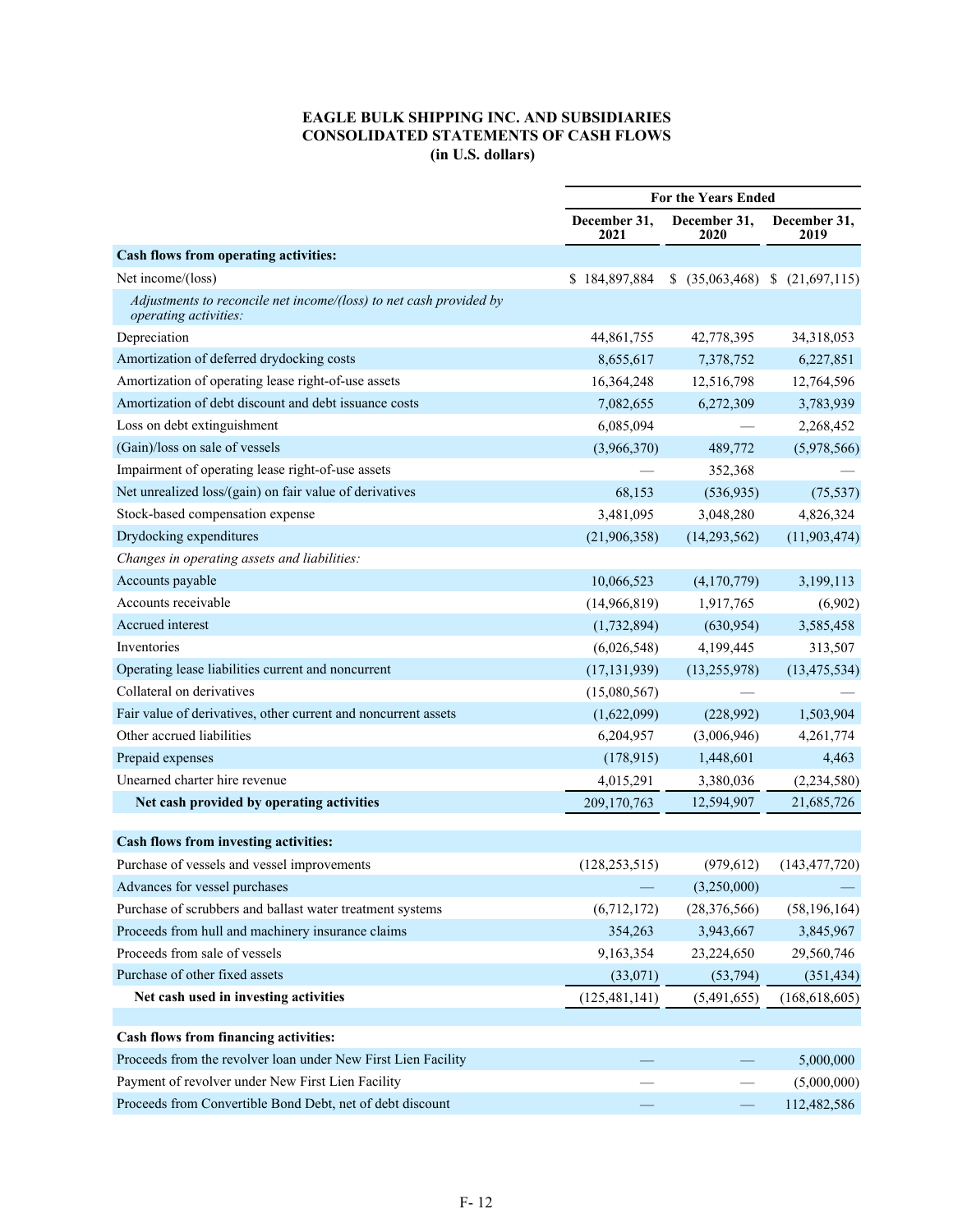# EAGLE BULK SHIPPING INC. AND SUBSIDIARIES
## CONSOLIDATED STATEMENTS OF CASH FLOWS
### (in U.S. dollars)

| | For the Years Ended | | |
|---|---|---|---|
| | December 31, 2021 | December 31, 2020 | December 31, 2019 |
| **Cash flows from operating activities:** | | | |
| Net income/(loss) | $ 184,897,884 | $ (35,063,468) | $ (21,697,115) |
| *Adjustments to reconcile net income/(loss) to net cash provided by operating activities:* | | | |
| Depreciation | 44,861,755 | 42,778,395 | 34,318,053 |
| Amortization of deferred drydocking costs | 8,655,617 | 7,378,752 | 6,227,851 |
| Amortization of operating lease right-of-use assets | 16,364,248 | 12,516,798 | 12,764,596 |
| Amortization of debt discount and debt issuance costs | 7,082,655 | 6,272,309 | 3,783,939 |
| Loss on debt extinguishment | 6,085,094 | — | 2,268,452 |
| (Gain)/loss on sale of vessels | (3,966,370) | 489,772 | (5,978,566) |
| Impairment of operating lease right-of-use assets | — | 352,368 | — |
| Net unrealized loss/(gain) on fair value of derivatives | 68,153 | (536,935) | (75,537) |
| Stock-based compensation expense | 3,481,095 | 3,048,280 | 4,826,324 |
| Drydocking expenditures | (21,906,358) | (14,293,562) | (11,903,474) |
| *Changes in operating assets and liabilities:* | | | |
| Accounts payable | 10,066,523 | (4,170,779) | 3,199,113 |
| Accounts receivable | (14,966,819) | 1,917,765 | (6,902) |
| Accrued interest | (1,732,894) | (630,954) | 3,585,458 |
| Inventories | (6,026,548) | 4,199,445 | 313,507 |
| Operating lease liabilities current and noncurrent | (17,131,939) | (13,255,978) | (13,475,534) |
| Collateral on derivatives | (15,080,567) | — | — |
| Fair value of derivatives, other current and noncurrent assets | (1,622,099) | (228,992) | 1,503,904 |
| Other accrued liabilities | 6,204,957 | (3,006,946) | 4,261,774 |
| Prepaid expenses | (178,915) | 1,448,601 | 4,463 |
| Unearned charter hire revenue | 4,015,291 | 3,380,036 | (2,234,580) |
| **Net cash provided by operating activities** | 209,170,763 | 12,594,907 | 21,685,726 |
| | | | |
| **Cash flows from investing activities:** | | | |
| Purchase of vessels and vessel improvements | (128,253,515) | (979,612) | (143,477,720) |
| Advances for vessel purchases | — | (3,250,000) | — |
| Purchase of scrubbers and ballast water treatment systems | (6,712,172) | (28,376,566) | (58,196,164) |
| Proceeds from hull and machinery insurance claims | 354,263 | 3,943,667 | 3,845,967 |
| Proceeds from sale of vessels | 9,163,354 | 23,224,650 | 29,560,746 |
| Purchase of other fixed assets | (33,071) | (53,794) | (351,434) |
| **Net cash used in investing activities** | (125,481,141) | (5,491,655) | (168,618,605) |
| | | | |
| **Cash flows from financing activities:** | | | |
| Proceeds from the revolver loan under New First Lien Facility | — | — | 5,000,000 |
| Payment of revolver under New First Lien Facility | — | — | (5,000,000) |
| Proceeds from Convertible Bond Debt, net of debt discount | — | — | 112,482,586 |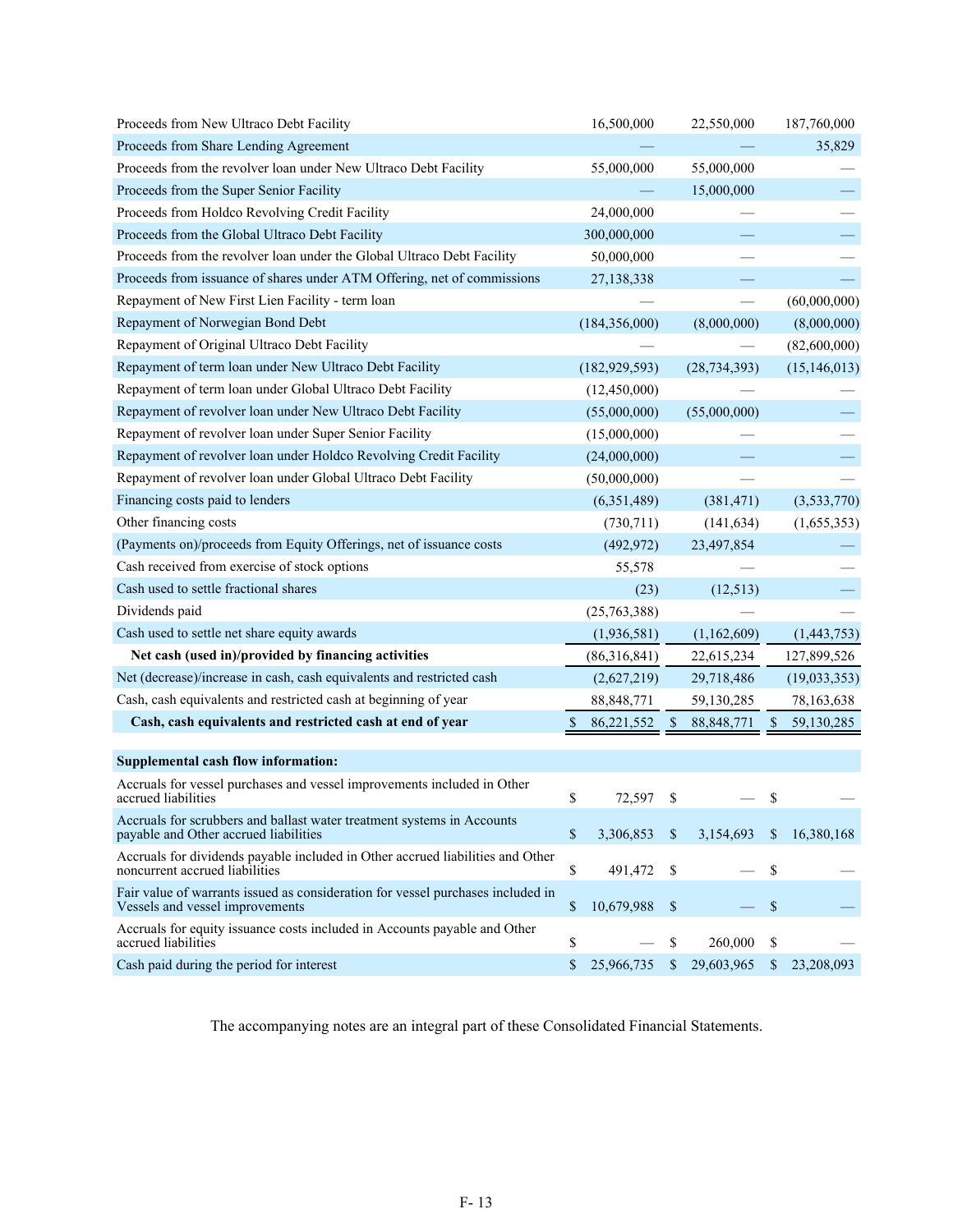| | | | |
|---|---|---|---|
| Proceeds from New Ultraco Debt Facility | 16,500,000 | 22,550,000 | 187,760,000 |
| Proceeds from Share Lending Agreement | — | — | 35,829 |
| Proceeds from the revolver loan under New Ultraco Debt Facility | 55,000,000 | 55,000,000 | — |
| Proceeds from the Super Senior Facility | — | 15,000,000 | — |
| Proceeds from Holdco Revolving Credit Facility | 24,000,000 | — | — |
| Proceeds from the Global Ultraco Debt Facility | 300,000,000 | — | — |
| Proceeds from the revolver loan under the Global Ultraco Debt Facility | 50,000,000 | — | — |
| Proceeds from issuance of shares under ATM Offering, net of commissions | 27,138,338 | — | — |
| Repayment of New First Lien Facility - term loan | — | — | (60,000,000) |
| Repayment of Norwegian Bond Debt | (184,356,000) | (8,000,000) | (8,000,000) |
| Repayment of Original Ultraco Debt Facility | — | — | (82,600,000) |
| Repayment of term loan under New Ultraco Debt Facility | (182,929,593) | (28,734,393) | (15,146,013) |
| Repayment of term loan under Global Ultraco Debt Facility | (12,450,000) | — | — |
| Repayment of revolver loan under New Ultraco Debt Facility | (55,000,000) | (55,000,000) | — |
| Repayment of revolver loan under Super Senior Facility | (15,000,000) | — | — |
| Repayment of revolver loan under Holdco Revolving Credit Facility | (24,000,000) | — | — |
| Repayment of revolver loan under Global Ultraco Debt Facility | (50,000,000) | — | — |
| Financing costs paid to lenders | (6,351,489) | (381,471) | (3,533,770) |
| Other financing costs | (730,711) | (141,634) | (1,655,353) |
| (Payments on)/proceeds from Equity Offerings, net of issuance costs | (492,972) | 23,497,854 | — |
| Cash received from exercise of stock options | 55,578 | — | — |
| Cash used to settle fractional shares | (23) | (12,513) | — |
| Dividends paid | (25,763,388) | — | — |
| Cash used to settle net share equity awards | (1,936,581) | (1,162,609) | (1,443,753) |
| **Net cash (used in)/provided by financing activities** | (86,316,841) | 22,615,234 | 127,899,526 |
| Net (decrease)/increase in cash, cash equivalents and restricted cash | (2,627,219) | 29,718,486 | (19,033,353) |
| Cash, cash equivalents and restricted cash at beginning of year | 88,848,771 | 59,130,285 | 78,163,638 |
| **Cash, cash equivalents and restricted cash at end of year** | $ 86,221,552 | $ 88,848,771 | $ 59,130,285 |
| | | | |
| **Supplemental cash flow information:** | | | |
| Accruals for vessel purchases and vessel improvements included in Other accrued liabilities | $ 72,597 | $ — | $ — |
| Accruals for scrubbers and ballast water treatment systems in Accounts payable and Other accrued liabilities | $ 3,306,853 | $ 3,154,693 | $ 16,380,168 |
| Accruals for dividends payable included in Other accrued liabilities and Other noncurrent accrued liabilities | $ 491,472 | $ — | $ — |
| Fair value of warrants issued as consideration for vessel purchases included in Vessels and vessel improvements | $ 10,679,988 | $ — | $ — |
| Accruals for equity issuance costs included in Accounts payable and Other accrued liabilities | $ — | $ 260,000 | $ — |
| Cash paid during the period for interest | $ 25,966,735 | $ 29,603,965 | $ 23,208,093 |

The accompanying notes are an integral part of these Consolidated Financial Statements.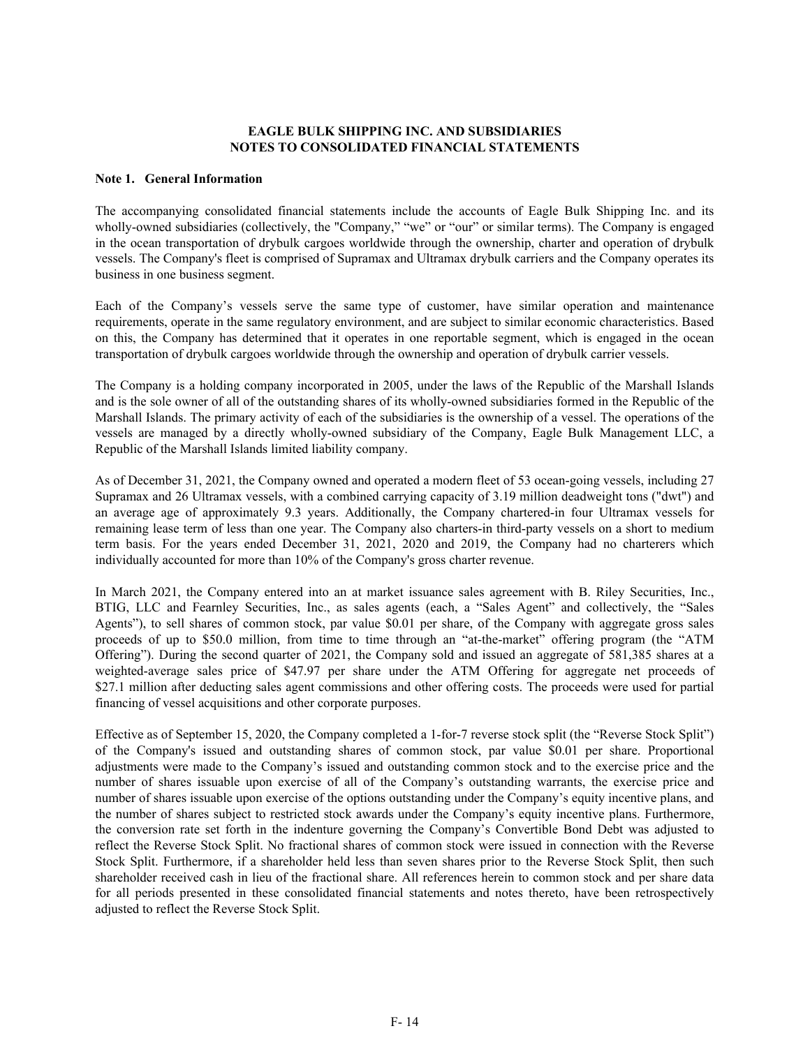# EAGLE BULK SHIPPING INC. AND SUBSIDIARIES
## NOTES TO CONSOLIDATED FINANCIAL STATEMENTS

**Note 1. General Information**

The accompanying consolidated financial statements include the accounts of Eagle Bulk Shipping Inc. and its wholly-owned subsidiaries (collectively, the "Company," "we" or "our" or similar terms). The Company is engaged in the ocean transportation of drybulk cargoes worldwide through the ownership, charter and operation of drybulk vessels. The Company's fleet is comprised of Supramax and Ultramax drybulk carriers and the Company operates its business in one business segment.

Each of the Company's vessels serve the same type of customer, have similar operation and maintenance requirements, operate in the same regulatory environment, and are subject to similar economic characteristics. Based on this, the Company has determined that it operates in one reportable segment, which is engaged in the ocean transportation of drybulk cargoes worldwide through the ownership and operation of drybulk carrier vessels.

The Company is a holding company incorporated in 2005, under the laws of the Republic of the Marshall Islands and is the sole owner of all of the outstanding shares of its wholly-owned subsidiaries formed in the Republic of the Marshall Islands. The primary activity of each of the subsidiaries is the ownership of a vessel. The operations of the vessels are managed by a directly wholly-owned subsidiary of the Company, Eagle Bulk Management LLC, a Republic of the Marshall Islands limited liability company.

As of December 31, 2021, the Company owned and operated a modern fleet of 53 ocean-going vessels, including 27 Supramax and 26 Ultramax vessels, with a combined carrying capacity of 3.19 million deadweight tons ("dwt") and an average age of approximately 9.3 years. Additionally, the Company chartered-in four Ultramax vessels for remaining lease term of less than one year. The Company also charters-in third-party vessels on a short to medium term basis. For the years ended December 31, 2021, 2020 and 2019, the Company had no charterers which individually accounted for more than 10% of the Company's gross charter revenue.

In March 2021, the Company entered into an at market issuance sales agreement with B. Riley Securities, Inc., BTIG, LLC and Fearnley Securities, Inc., as sales agents (each, a "Sales Agent" and collectively, the "Sales Agents"), to sell shares of common stock, par value $0.01 per share, of the Company with aggregate gross sales proceeds of up to $50.0 million, from time to time through an "at-the-market" offering program (the "ATM Offering"). During the second quarter of 2021, the Company sold and issued an aggregate of 581,385 shares at a weighted-average sales price of $47.97 per share under the ATM Offering for aggregate net proceeds of $27.1 million after deducting sales agent commissions and other offering costs. The proceeds were used for partial financing of vessel acquisitions and other corporate purposes.

Effective as of September 15, 2020, the Company completed a 1-for-7 reverse stock split (the "Reverse Stock Split") of the Company's issued and outstanding shares of common stock, par value $0.01 per share. Proportional adjustments were made to the Company's issued and outstanding common stock and to the exercise price and the number of shares issuable upon exercise of all of the Company's outstanding warrants, the exercise price and number of shares issuable upon exercise of the options outstanding under the Company's equity incentive plans, and the number of shares subject to restricted stock awards under the Company's equity incentive plans. Furthermore, the conversion rate set forth in the indenture governing the Company's Convertible Bond Debt was adjusted to reflect the Reverse Stock Split. No fractional shares of common stock were issued in connection with the Reverse Stock Split. Furthermore, if a shareholder held less than seven shares prior to the Reverse Stock Split, then such shareholder received cash in lieu of the fractional share. All references herein to common stock and per share data for all periods presented in these consolidated financial statements and notes thereto, have been retrospectively adjusted to reflect the Reverse Stock Split.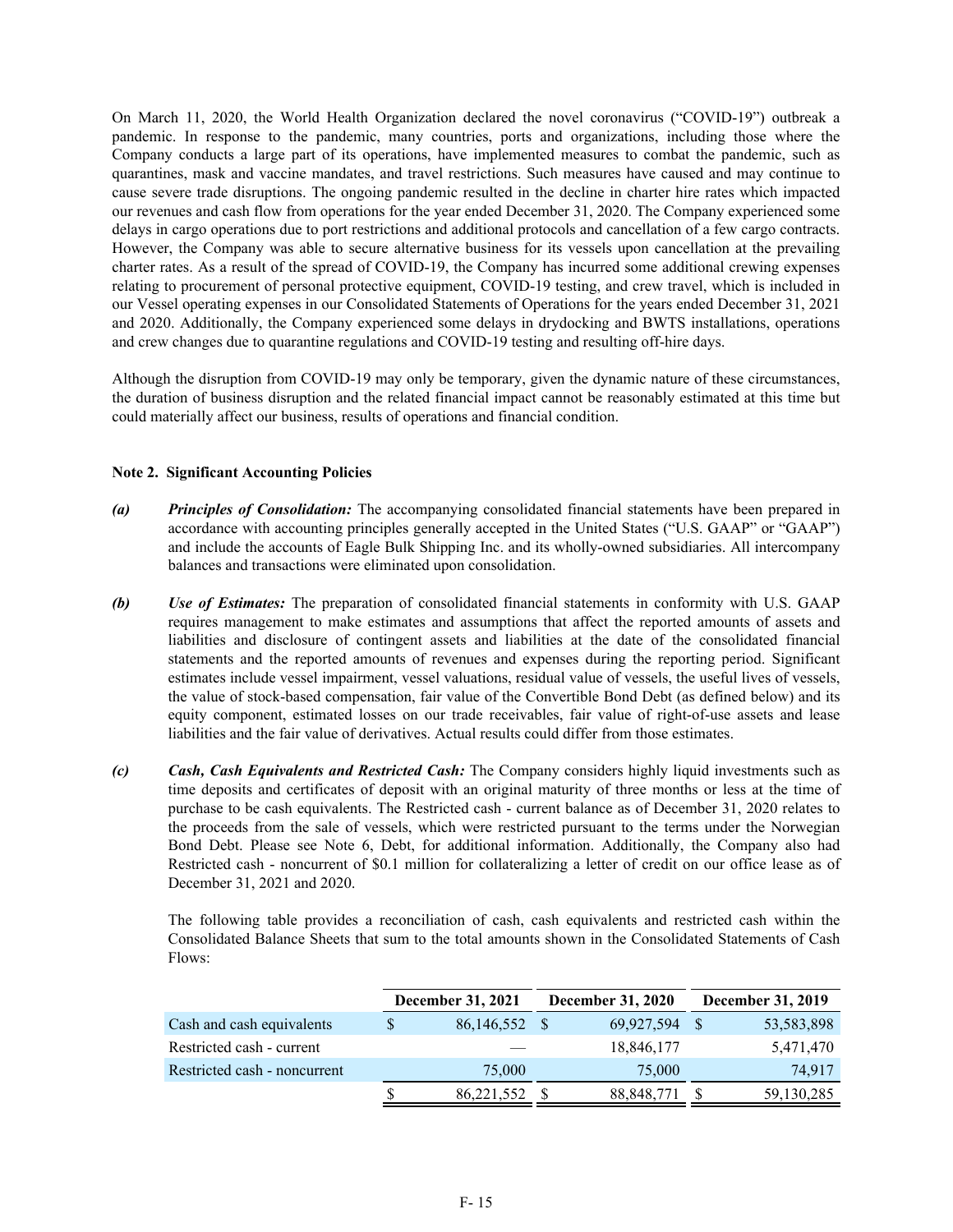On March 11, 2020, the World Health Organization declared the novel coronavirus ("COVID-19") outbreak a pandemic. In response to the pandemic, many countries, ports and organizations, including those where the Company conducts a large part of its operations, have implemented measures to combat the pandemic, such as quarantines, mask and vaccine mandates, and travel restrictions. Such measures have caused and may continue to cause severe trade disruptions. The ongoing pandemic resulted in the decline in charter hire rates which impacted our revenues and cash flow from operations for the year ended December 31, 2020. The Company experienced some delays in cargo operations due to port restrictions and additional protocols and cancellation of a few cargo contracts. However, the Company was able to secure alternative business for its vessels upon cancellation at the prevailing charter rates. As a result of the spread of COVID-19, the Company has incurred some additional crewing expenses relating to procurement of personal protective equipment, COVID-19 testing, and crew travel, which is included in our Vessel operating expenses in our Consolidated Statements of Operations for the years ended December 31, 2021 and 2020. Additionally, the Company experienced some delays in drydocking and BWTS installations, operations and crew changes due to quarantine regulations and COVID-19 testing and resulting off-hire days.

Although the disruption from COVID-19 may only be temporary, given the dynamic nature of these circumstances, the duration of business disruption and the related financial impact cannot be reasonably estimated at this time but could materially affect our business, results of operations and financial condition.

**Note 2. Significant Accounting Policies**

***(a)*** ***Principles of Consolidation:*** The accompanying consolidated financial statements have been prepared in accordance with accounting principles generally accepted in the United States ("U.S. GAAP" or "GAAP") and include the accounts of Eagle Bulk Shipping Inc. and its wholly-owned subsidiaries. All intercompany balances and transactions were eliminated upon consolidation.

***(b)*** ***Use of Estimates:*** The preparation of consolidated financial statements in conformity with U.S. GAAP requires management to make estimates and assumptions that affect the reported amounts of assets and liabilities and disclosure of contingent assets and liabilities at the date of the consolidated financial statements and the reported amounts of revenues and expenses during the reporting period. Significant estimates include vessel impairment, vessel valuations, residual value of vessels, the useful lives of vessels, the value of stock-based compensation, fair value of the Convertible Bond Debt (as defined below) and its equity component, estimated losses on our trade receivables, fair value of right-of-use assets and lease liabilities and the fair value of derivatives. Actual results could differ from those estimates.

***(c)*** ***Cash, Cash Equivalents and Restricted Cash:*** The Company considers highly liquid investments such as time deposits and certificates of deposit with an original maturity of three months or less at the time of purchase to be cash equivalents. The Restricted cash - current balance as of December 31, 2020 relates to the proceeds from the sale of vessels, which were restricted pursuant to the terms under the Norwegian Bond Debt. Please see Note 6, Debt, for additional information. Additionally, the Company also had Restricted cash - noncurrent of \$0.1 million for collateralizing a letter of credit on our office lease as of December 31, 2021 and 2020.

The following table provides a reconciliation of cash, cash equivalents and restricted cash within the Consolidated Balance Sheets that sum to the total amounts shown in the Consolidated Statements of Cash Flows:

| | December 31, 2021 | December 31, 2020 | December 31, 2019 |
|---|---|---|---|
| Cash and cash equivalents | $ 86,146,552 | $ 69,927,594 | $ 53,583,898 |
| Restricted cash - current | — | 18,846,177 | 5,471,470 |
| Restricted cash - noncurrent | 75,000 | 75,000 | 74,917 |
| | $ 86,221,552 | $ 88,848,771 | $ 59,130,285 |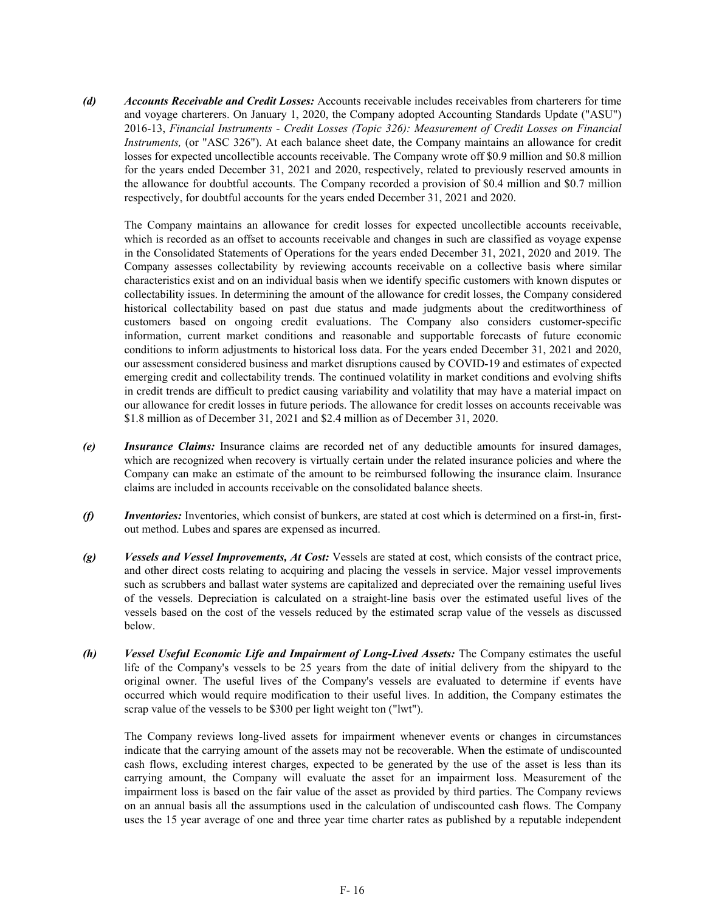*(d)* ***Accounts Receivable and Credit Losses:*** Accounts receivable includes receivables from charterers for time and voyage charterers. On January 1, 2020, the Company adopted Accounting Standards Update ("ASU") 2016-13, *Financial Instruments - Credit Losses (Topic 326): Measurement of Credit Losses on Financial Instruments,* (or "ASC 326"). At each balance sheet date, the Company maintains an allowance for credit losses for expected uncollectible accounts receivable. The Company wrote off $0.9 million and $0.8 million for the years ended December 31, 2021 and 2020, respectively, related to previously reserved amounts in the allowance for doubtful accounts. The Company recorded a provision of $0.4 million and $0.7 million respectively, for doubtful accounts for the years ended December 31, 2021 and 2020.

The Company maintains an allowance for credit losses for expected uncollectible accounts receivable, which is recorded as an offset to accounts receivable and changes in such are classified as voyage expense in the Consolidated Statements of Operations for the years ended December 31, 2021, 2020 and 2019. The Company assesses collectability by reviewing accounts receivable on a collective basis where similar characteristics exist and on an individual basis when we identify specific customers with known disputes or collectability issues. In determining the amount of the allowance for credit losses, the Company considered historical collectability based on past due status and made judgments about the creditworthiness of customers based on ongoing credit evaluations. The Company also considers customer-specific information, current market conditions and reasonable and supportable forecasts of future economic conditions to inform adjustments to historical loss data. For the years ended December 31, 2021 and 2020, our assessment considered business and market disruptions caused by COVID-19 and estimates of expected emerging credit and collectability trends. The continued volatility in market conditions and evolving shifts in credit trends are difficult to predict causing variability and volatility that may have a material impact on our allowance for credit losses in future periods. The allowance for credit losses on accounts receivable was $1.8 million as of December 31, 2021 and $2.4 million as of December 31, 2020.

*(e)* ***Insurance Claims:*** Insurance claims are recorded net of any deductible amounts for insured damages, which are recognized when recovery is virtually certain under the related insurance policies and where the Company can make an estimate of the amount to be reimbursed following the insurance claim. Insurance claims are included in accounts receivable on the consolidated balance sheets.

*(f)* ***Inventories:*** Inventories, which consist of bunkers, are stated at cost which is determined on a first-in, first-out method. Lubes and spares are expensed as incurred.

*(g)* ***Vessels and Vessel Improvements, At Cost:*** Vessels are stated at cost, which consists of the contract price, and other direct costs relating to acquiring and placing the vessels in service. Major vessel improvements such as scrubbers and ballast water systems are capitalized and depreciated over the remaining useful lives of the vessels. Depreciation is calculated on a straight-line basis over the estimated useful lives of the vessels based on the cost of the vessels reduced by the estimated scrap value of the vessels as discussed below.

*(h)* ***Vessel Useful Economic Life and Impairment of Long-Lived Assets:*** The Company estimates the useful life of the Company's vessels to be 25 years from the date of initial delivery from the shipyard to the original owner. The useful lives of the Company's vessels are evaluated to determine if events have occurred which would require modification to their useful lives. In addition, the Company estimates the scrap value of the vessels to be $300 per light weight ton ("lwt").

The Company reviews long-lived assets for impairment whenever events or changes in circumstances indicate that the carrying amount of the assets may not be recoverable. When the estimate of undiscounted cash flows, excluding interest charges, expected to be generated by the use of the asset is less than its carrying amount, the Company will evaluate the asset for an impairment loss. Measurement of the impairment loss is based on the fair value of the asset as provided by third parties. The Company reviews on an annual basis all the assumptions used in the calculation of undiscounted cash flows. The Company uses the 15 year average of one and three year time charter rates as published by a reputable independent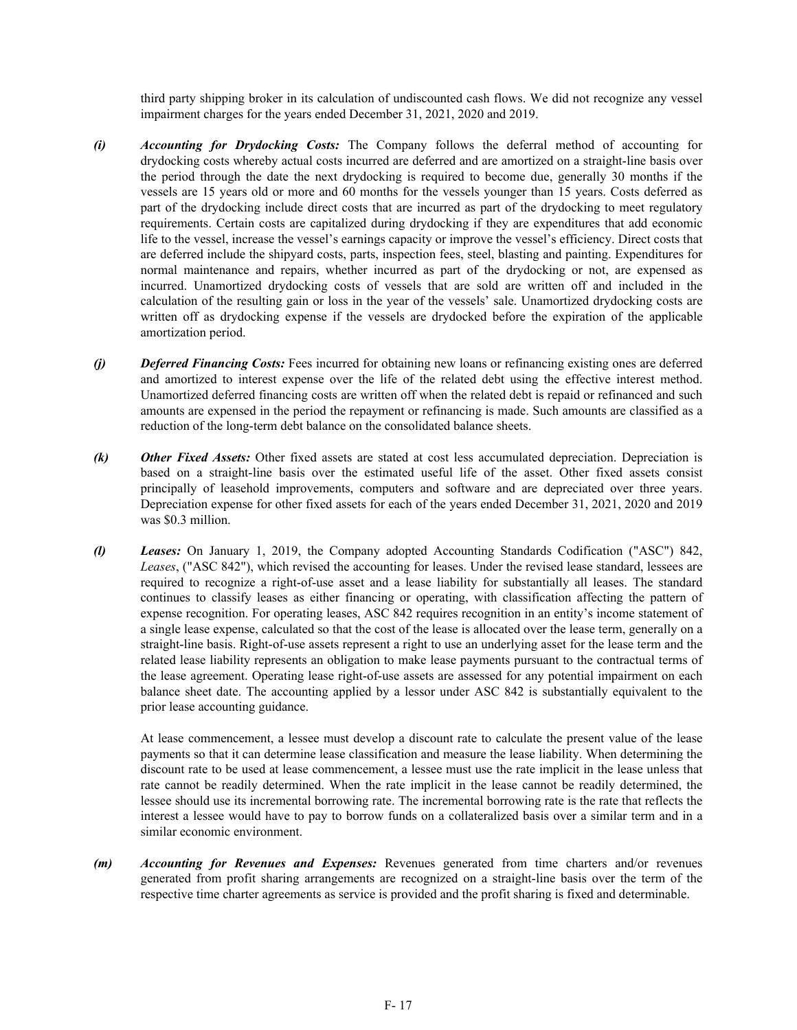third party shipping broker in its calculation of undiscounted cash flows. We did not recognize any vessel impairment charges for the years ended December 31, 2021, 2020 and 2019.

***(i) Accounting for Drydocking Costs:*** The Company follows the deferral method of accounting for drydocking costs whereby actual costs incurred are deferred and are amortized on a straight-line basis over the period through the date the next drydocking is required to become due, generally 30 months if the vessels are 15 years old or more and 60 months for the vessels younger than 15 years. Costs deferred as part of the drydocking include direct costs that are incurred as part of the drydocking to meet regulatory requirements. Certain costs are capitalized during drydocking if they are expenditures that add economic life to the vessel, increase the vessel's earnings capacity or improve the vessel's efficiency. Direct costs that are deferred include the shipyard costs, parts, inspection fees, steel, blasting and painting. Expenditures for normal maintenance and repairs, whether incurred as part of the drydocking or not, are expensed as incurred. Unamortized drydocking costs of vessels that are sold are written off and included in the calculation of the resulting gain or loss in the year of the vessels' sale. Unamortized drydocking costs are written off as drydocking expense if the vessels are drydocked before the expiration of the applicable amortization period.

***(j) Deferred Financing Costs:*** Fees incurred for obtaining new loans or refinancing existing ones are deferred and amortized to interest expense over the life of the related debt using the effective interest method. Unamortized deferred financing costs are written off when the related debt is repaid or refinanced and such amounts are expensed in the period the repayment or refinancing is made. Such amounts are classified as a reduction of the long-term debt balance on the consolidated balance sheets.

***(k) Other Fixed Assets:*** Other fixed assets are stated at cost less accumulated depreciation. Depreciation is based on a straight-line basis over the estimated useful life of the asset. Other fixed assets consist principally of leasehold improvements, computers and software and are depreciated over three years. Depreciation expense for other fixed assets for each of the years ended December 31, 2021, 2020 and 2019 was $0.3 million.

***(l) Leases:*** On January 1, 2019, the Company adopted Accounting Standards Codification ("ASC") 842, *Leases*, ("ASC 842"), which revised the accounting for leases. Under the revised lease standard, lessees are required to recognize a right-of-use asset and a lease liability for substantially all leases. The standard continues to classify leases as either financing or operating, with classification affecting the pattern of expense recognition. For operating leases, ASC 842 requires recognition in an entity's income statement of a single lease expense, calculated so that the cost of the lease is allocated over the lease term, generally on a straight-line basis. Right-of-use assets represent a right to use an underlying asset for the lease term and the related lease liability represents an obligation to make lease payments pursuant to the contractual terms of the lease agreement. Operating lease right-of-use assets are assessed for any potential impairment on each balance sheet date. The accounting applied by a lessor under ASC 842 is substantially equivalent to the prior lease accounting guidance.

At lease commencement, a lessee must develop a discount rate to calculate the present value of the lease payments so that it can determine lease classification and measure the lease liability. When determining the discount rate to be used at lease commencement, a lessee must use the rate implicit in the lease unless that rate cannot be readily determined. When the rate implicit in the lease cannot be readily determined, the lessee should use its incremental borrowing rate. The incremental borrowing rate is the rate that reflects the interest a lessee would have to pay to borrow funds on a collateralized basis over a similar term and in a similar economic environment.

***(m) Accounting for Revenues and Expenses:*** Revenues generated from time charters and/or revenues generated from profit sharing arrangements are recognized on a straight-line basis over the term of the respective time charter agreements as service is provided and the profit sharing is fixed and determinable.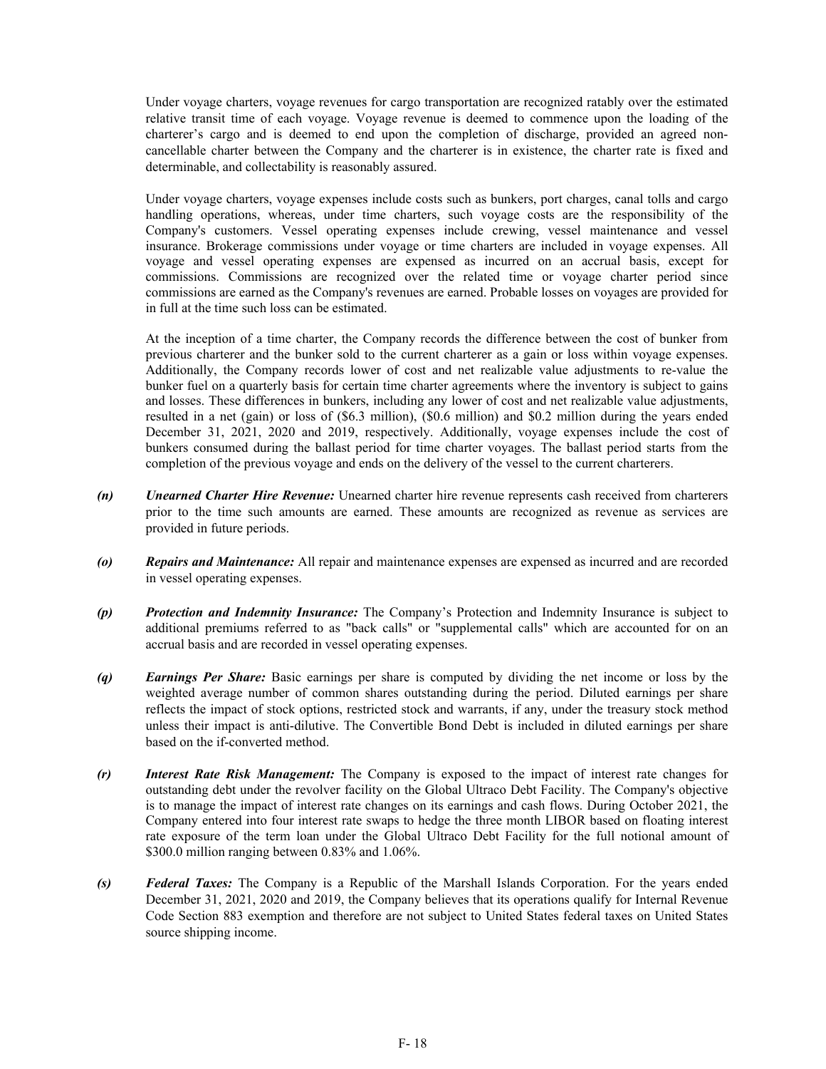Under voyage charters, voyage revenues for cargo transportation are recognized ratably over the estimated relative transit time of each voyage. Voyage revenue is deemed to commence upon the loading of the charterer's cargo and is deemed to end upon the completion of discharge, provided an agreed non-cancellable charter between the Company and the charterer is in existence, the charter rate is fixed and determinable, and collectability is reasonably assured.

Under voyage charters, voyage expenses include costs such as bunkers, port charges, canal tolls and cargo handling operations, whereas, under time charters, such voyage costs are the responsibility of the Company's customers. Vessel operating expenses include crewing, vessel maintenance and vessel insurance. Brokerage commissions under voyage or time charters are included in voyage expenses. All voyage and vessel operating expenses are expensed as incurred on an accrual basis, except for commissions. Commissions are recognized over the related time or voyage charter period since commissions are earned as the Company's revenues are earned. Probable losses on voyages are provided for in full at the time such loss can be estimated.

At the inception of a time charter, the Company records the difference between the cost of bunker from previous charterer and the bunker sold to the current charterer as a gain or loss within voyage expenses. Additionally, the Company records lower of cost and net realizable value adjustments to re-value the bunker fuel on a quarterly basis for certain time charter agreements where the inventory is subject to gains and losses. These differences in bunkers, including any lower of cost and net realizable value adjustments, resulted in a net (gain) or loss of ($6.3 million), ($0.6 million) and $0.2 million during the years ended December 31, 2021, 2020 and 2019, respectively. Additionally, voyage expenses include the cost of bunkers consumed during the ballast period for time charter voyages. The ballast period starts from the completion of the previous voyage and ends on the delivery of the vessel to the current charterers.

***(n)*** ***Unearned Charter Hire Revenue:*** Unearned charter hire revenue represents cash received from charterers prior to the time such amounts are earned. These amounts are recognized as revenue as services are provided in future periods.

***(o)*** ***Repairs and Maintenance:*** All repair and maintenance expenses are expensed as incurred and are recorded in vessel operating expenses.

***(p)*** ***Protection and Indemnity Insurance:*** The Company's Protection and Indemnity Insurance is subject to additional premiums referred to as "back calls" or "supplemental calls" which are accounted for on an accrual basis and are recorded in vessel operating expenses.

***(q)*** ***Earnings Per Share:*** Basic earnings per share is computed by dividing the net income or loss by the weighted average number of common shares outstanding during the period. Diluted earnings per share reflects the impact of stock options, restricted stock and warrants, if any, under the treasury stock method unless their impact is anti-dilutive. The Convertible Bond Debt is included in diluted earnings per share based on the if-converted method.

***(r)*** ***Interest Rate Risk Management:*** The Company is exposed to the impact of interest rate changes for outstanding debt under the revolver facility on the Global Ultraco Debt Facility. The Company's objective is to manage the impact of interest rate changes on its earnings and cash flows. During October 2021, the Company entered into four interest rate swaps to hedge the three month LIBOR based on floating interest rate exposure of the term loan under the Global Ultraco Debt Facility for the full notional amount of $300.0 million ranging between 0.83% and 1.06%.

***(s)*** ***Federal Taxes:*** The Company is a Republic of the Marshall Islands Corporation. For the years ended December 31, 2021, 2020 and 2019, the Company believes that its operations qualify for Internal Revenue Code Section 883 exemption and therefore are not subject to United States federal taxes on United States source shipping income.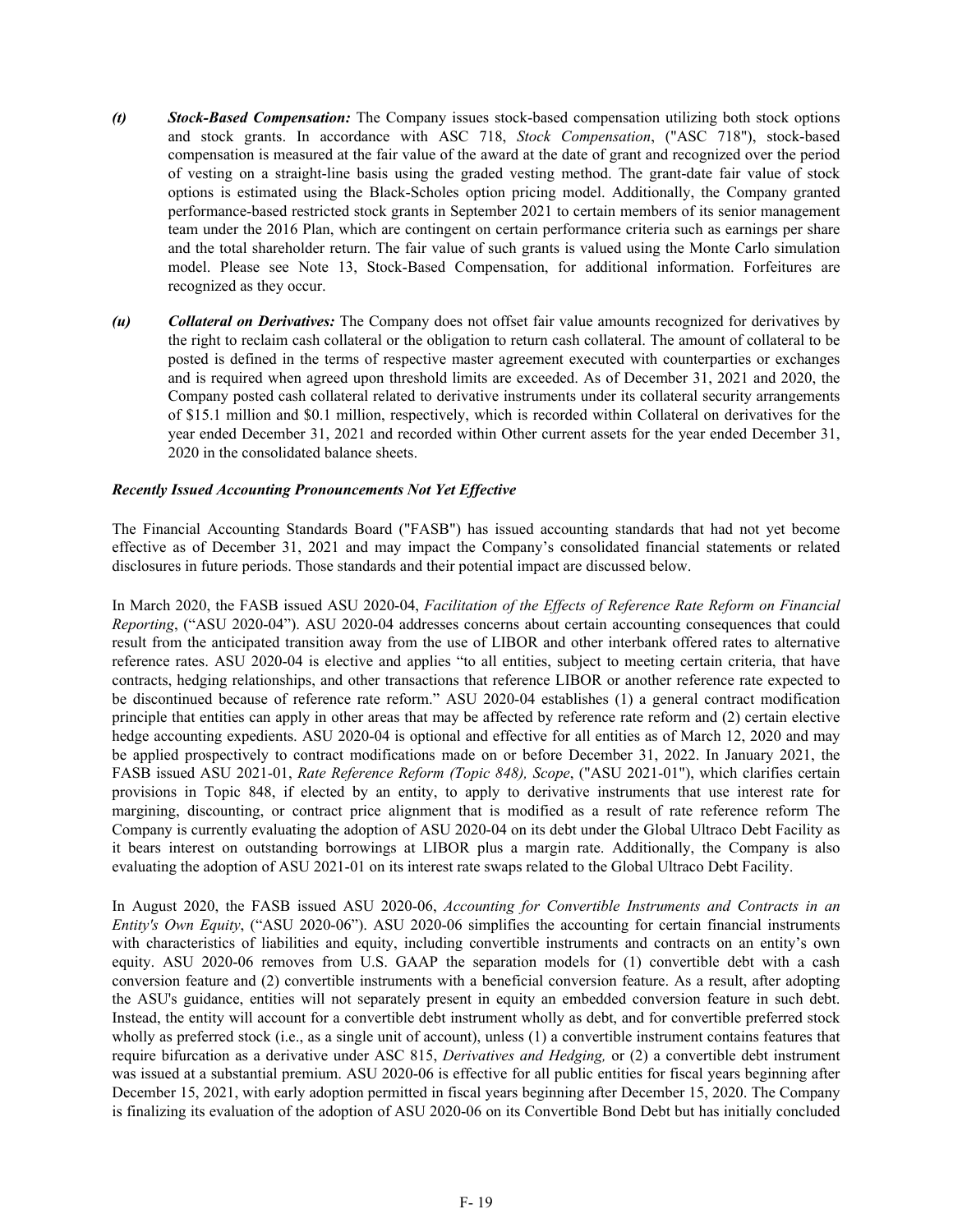*(t)* ***Stock-Based Compensation:*** The Company issues stock-based compensation utilizing both stock options and stock grants. In accordance with ASC 718, *Stock Compensation*, ("ASC 718"), stock-based compensation is measured at the fair value of the award at the date of grant and recognized over the period of vesting on a straight-line basis using the graded vesting method. The grant-date fair value of stock options is estimated using the Black-Scholes option pricing model. Additionally, the Company granted performance-based restricted stock grants in September 2021 to certain members of its senior management team under the 2016 Plan, which are contingent on certain performance criteria such as earnings per share and the total shareholder return. The fair value of such grants is valued using the Monte Carlo simulation model. Please see Note 13, Stock-Based Compensation, for additional information. Forfeitures are recognized as they occur.

*(u)* ***Collateral on Derivatives:*** The Company does not offset fair value amounts recognized for derivatives by the right to reclaim cash collateral or the obligation to return cash collateral. The amount of collateral to be posted is defined in the terms of respective master agreement executed with counterparties or exchanges and is required when agreed upon threshold limits are exceeded. As of December 31, 2021 and 2020, the Company posted cash collateral related to derivative instruments under its collateral security arrangements of $15.1 million and $0.1 million, respectively, which is recorded within Collateral on derivatives for the year ended December 31, 2021 and recorded within Other current assets for the year ended December 31, 2020 in the consolidated balance sheets.

***Recently Issued Accounting Pronouncements Not Yet Effective***

The Financial Accounting Standards Board ("FASB") has issued accounting standards that had not yet become effective as of December 31, 2021 and may impact the Company's consolidated financial statements or related disclosures in future periods. Those standards and their potential impact are discussed below.

In March 2020, the FASB issued ASU 2020-04, *Facilitation of the Effects of Reference Rate Reform on Financial Reporting*, ("ASU 2020-04"). ASU 2020-04 addresses concerns about certain accounting consequences that could result from the anticipated transition away from the use of LIBOR and other interbank offered rates to alternative reference rates. ASU 2020-04 is elective and applies "to all entities, subject to meeting certain criteria, that have contracts, hedging relationships, and other transactions that reference LIBOR or another reference rate expected to be discontinued because of reference rate reform." ASU 2020-04 establishes (1) a general contract modification principle that entities can apply in other areas that may be affected by reference rate reform and (2) certain elective hedge accounting expedients. ASU 2020-04 is optional and effective for all entities as of March 12, 2020 and may be applied prospectively to contract modifications made on or before December 31, 2022. In January 2021, the FASB issued ASU 2021-01, *Rate Reference Reform (Topic 848), Scope*, ("ASU 2021-01"), which clarifies certain provisions in Topic 848, if elected by an entity, to apply to derivative instruments that use interest rate for margining, discounting, or contract price alignment that is modified as a result of rate reference reform The Company is currently evaluating the adoption of ASU 2020-04 on its debt under the Global Ultraco Debt Facility as it bears interest on outstanding borrowings at LIBOR plus a margin rate. Additionally, the Company is also evaluating the adoption of ASU 2021-01 on its interest rate swaps related to the Global Ultraco Debt Facility.

In August 2020, the FASB issued ASU 2020-06, *Accounting for Convertible Instruments and Contracts in an Entity's Own Equity*, ("ASU 2020-06"). ASU 2020-06 simplifies the accounting for certain financial instruments with characteristics of liabilities and equity, including convertible instruments and contracts on an entity's own equity. ASU 2020-06 removes from U.S. GAAP the separation models for (1) convertible debt with a cash conversion feature and (2) convertible instruments with a beneficial conversion feature. As a result, after adopting the ASU's guidance, entities will not separately present in equity an embedded conversion feature in such debt. Instead, the entity will account for a convertible debt instrument wholly as debt, and for convertible preferred stock wholly as preferred stock (i.e., as a single unit of account), unless (1) a convertible instrument contains features that require bifurcation as a derivative under ASC 815, *Derivatives and Hedging,* or (2) a convertible debt instrument was issued at a substantial premium. ASU 2020-06 is effective for all public entities for fiscal years beginning after December 15, 2021, with early adoption permitted in fiscal years beginning after December 15, 2020. The Company is finalizing its evaluation of the adoption of ASU 2020-06 on its Convertible Bond Debt but has initially concluded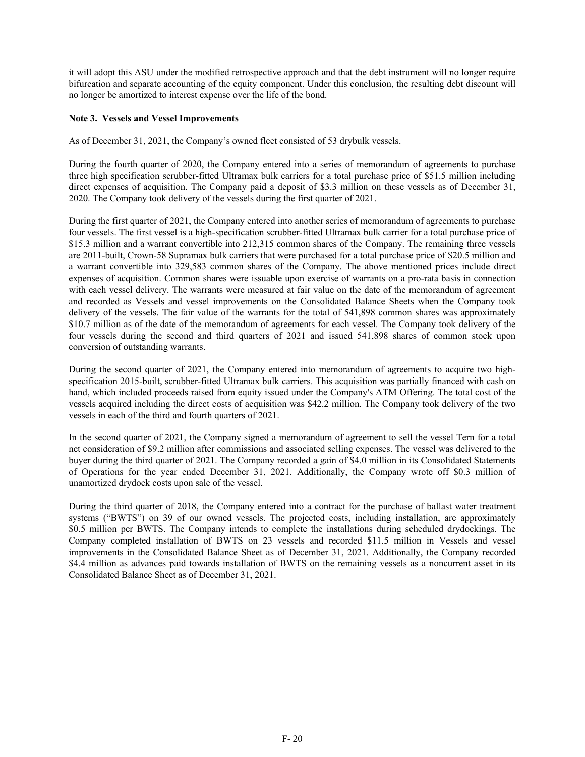it will adopt this ASU under the modified retrospective approach and that the debt instrument will no longer require bifurcation and separate accounting of the equity component. Under this conclusion, the resulting debt discount will no longer be amortized to interest expense over the life of the bond.

**Note 3. Vessels and Vessel Improvements**

As of December 31, 2021, the Company's owned fleet consisted of 53 drybulk vessels.

During the fourth quarter of 2020, the Company entered into a series of memorandum of agreements to purchase three high specification scrubber-fitted Ultramax bulk carriers for a total purchase price of $51.5 million including direct expenses of acquisition. The Company paid a deposit of $3.3 million on these vessels as of December 31, 2020. The Company took delivery of the vessels during the first quarter of 2021.

During the first quarter of 2021, the Company entered into another series of memorandum of agreements to purchase four vessels. The first vessel is a high-specification scrubber-fitted Ultramax bulk carrier for a total purchase price of $15.3 million and a warrant convertible into 212,315 common shares of the Company. The remaining three vessels are 2011-built, Crown-58 Supramax bulk carriers that were purchased for a total purchase price of $20.5 million and a warrant convertible into 329,583 common shares of the Company. The above mentioned prices include direct expenses of acquisition. Common shares were issuable upon exercise of warrants on a pro-rata basis in connection with each vessel delivery. The warrants were measured at fair value on the date of the memorandum of agreement and recorded as Vessels and vessel improvements on the Consolidated Balance Sheets when the Company took delivery of the vessels. The fair value of the warrants for the total of 541,898 common shares was approximately $10.7 million as of the date of the memorandum of agreements for each vessel. The Company took delivery of the four vessels during the second and third quarters of 2021 and issued 541,898 shares of common stock upon conversion of outstanding warrants.

During the second quarter of 2021, the Company entered into memorandum of agreements to acquire two high-specification 2015-built, scrubber-fitted Ultramax bulk carriers. This acquisition was partially financed with cash on hand, which included proceeds raised from equity issued under the Company's ATM Offering. The total cost of the vessels acquired including the direct costs of acquisition was $42.2 million. The Company took delivery of the two vessels in each of the third and fourth quarters of 2021.

In the second quarter of 2021, the Company signed a memorandum of agreement to sell the vessel Tern for a total net consideration of $9.2 million after commissions and associated selling expenses. The vessel was delivered to the buyer during the third quarter of 2021. The Company recorded a gain of $4.0 million in its Consolidated Statements of Operations for the year ended December 31, 2021. Additionally, the Company wrote off $0.3 million of unamortized drydock costs upon sale of the vessel.

During the third quarter of 2018, the Company entered into a contract for the purchase of ballast water treatment systems ("BWTS") on 39 of our owned vessels. The projected costs, including installation, are approximately $0.5 million per BWTS. The Company intends to complete the installations during scheduled drydockings. The Company completed installation of BWTS on 23 vessels and recorded $11.5 million in Vessels and vessel improvements in the Consolidated Balance Sheet as of December 31, 2021. Additionally, the Company recorded $4.4 million as advances paid towards installation of BWTS on the remaining vessels as a noncurrent asset in its Consolidated Balance Sheet as of December 31, 2021.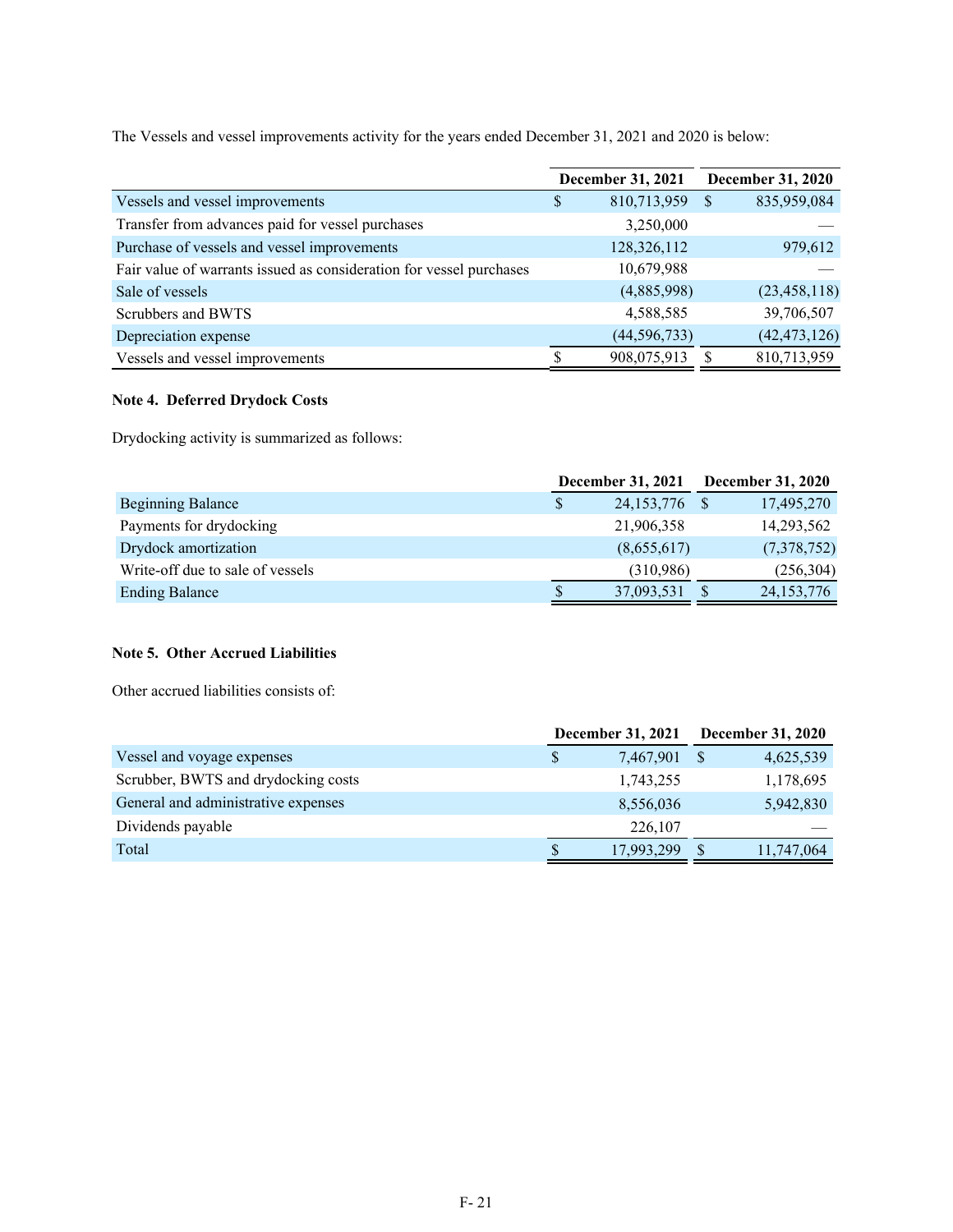The Vessels and vessel improvements activity for the years ended December 31, 2021 and 2020 is below:

| | December 31, 2021 | December 31, 2020 |
|---|---|---|
| Vessels and vessel improvements | $ 810,713,959 | $ 835,959,084 |
| Transfer from advances paid for vessel purchases | 3,250,000 | — |
| Purchase of vessels and vessel improvements | 128,326,112 | 979,612 |
| Fair value of warrants issued as consideration for vessel purchases | 10,679,988 | — |
| Sale of vessels | (4,885,998) | (23,458,118) |
| Scrubbers and BWTS | 4,588,585 | 39,706,507 |
| Depreciation expense | (44,596,733) | (42,473,126) |
| Vessels and vessel improvements | $ 908,075,913 | $ 810,713,959 |

## Note 4. Deferred Drydock Costs

Drydocking activity is summarized as follows:

| | December 31, 2021 | December 31, 2020 |
|---|---|---|
| Beginning Balance | $ 24,153,776 | $ 17,495,270 |
| Payments for drydocking | 21,906,358 | 14,293,562 |
| Drydock amortization | (8,655,617) | (7,378,752) |
| Write-off due to sale of vessels | (310,986) | (256,304) |
| Ending Balance | $ 37,093,531 | $ 24,153,776 |

## Note 5. Other Accrued Liabilities

Other accrued liabilities consists of:

| | December 31, 2021 | December 31, 2020 |
|---|---|---|
| Vessel and voyage expenses | $ 7,467,901 | $ 4,625,539 |
| Scrubber, BWTS and drydocking costs | 1,743,255 | 1,178,695 |
| General and administrative expenses | 8,556,036 | 5,942,830 |
| Dividends payable | 226,107 | — |
| Total | $ 17,993,299 | $ 11,747,064 |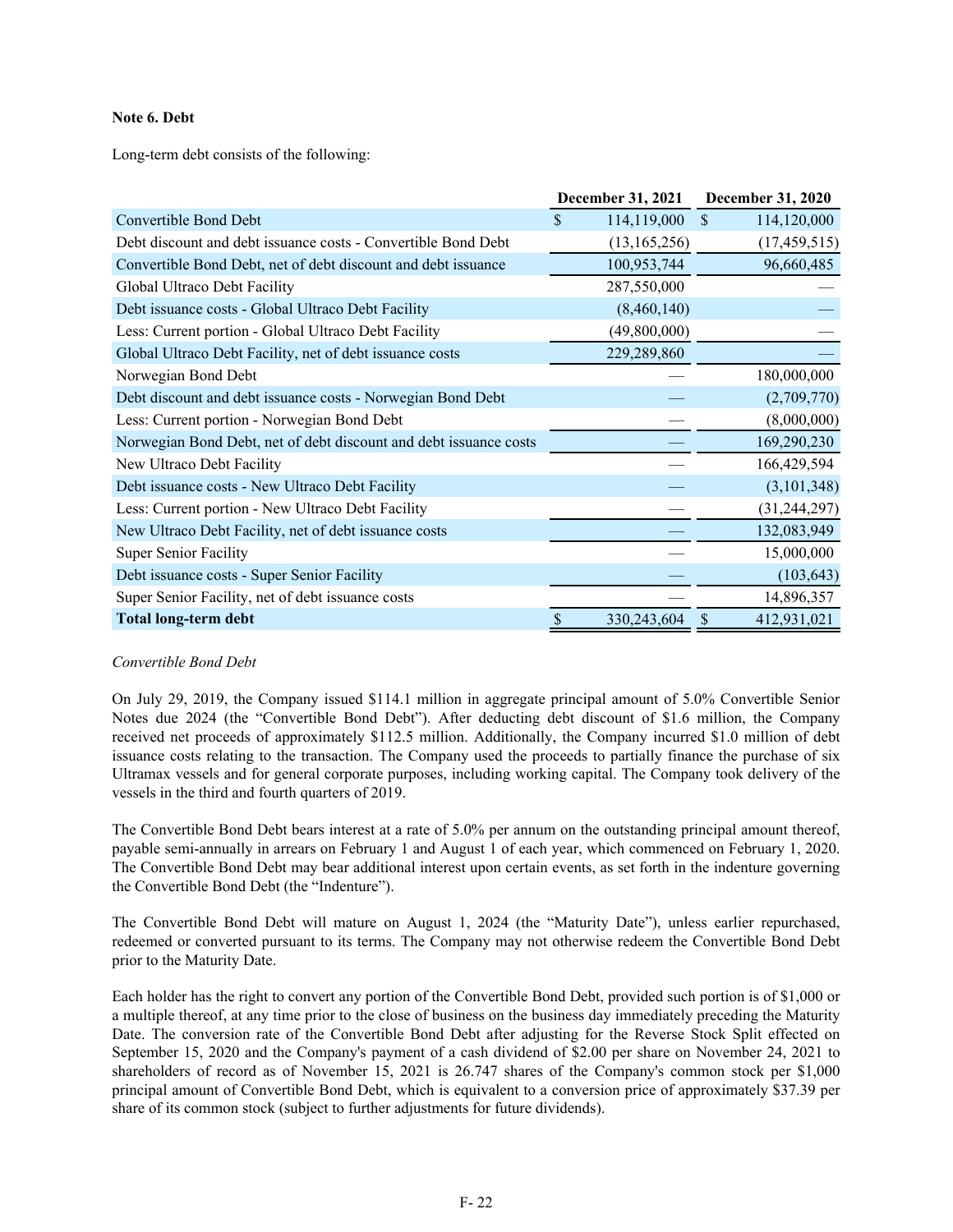**Note 6. Debt**

Long-term debt consists of the following:

| | December 31, 2021 | December 31, 2020 |
|---|---|---|
| Convertible Bond Debt | $ 114,119,000 | $ 114,120,000 |
| Debt discount and debt issuance costs - Convertible Bond Debt | (13,165,256) | (17,459,515) |
| Convertible Bond Debt, net of debt discount and debt issuance | 100,953,744 | 96,660,485 |
| Global Ultraco Debt Facility | 287,550,000 | — |
| Debt issuance costs - Global Ultraco Debt Facility | (8,460,140) | — |
| Less: Current portion - Global Ultraco Debt Facility | (49,800,000) | — |
| Global Ultraco Debt Facility, net of debt issuance costs | 229,289,860 | — |
| Norwegian Bond Debt | — | 180,000,000 |
| Debt discount and debt issuance costs - Norwegian Bond Debt | — | (2,709,770) |
| Less: Current portion - Norwegian Bond Debt | — | (8,000,000) |
| Norwegian Bond Debt, net of debt discount and debt issuance costs | — | 169,290,230 |
| New Ultraco Debt Facility | — | 166,429,594 |
| Debt issuance costs - New Ultraco Debt Facility | — | (3,101,348) |
| Less: Current portion - New Ultraco Debt Facility | — | (31,244,297) |
| New Ultraco Debt Facility, net of debt issuance costs | — | 132,083,949 |
| Super Senior Facility | — | 15,000,000 |
| Debt issuance costs - Super Senior Facility | — | (103,643) |
| Super Senior Facility, net of debt issuance costs | — | 14,896,357 |
| **Total long-term debt** | $ 330,243,604 | $ 412,931,021 |

*Convertible Bond Debt*

On July 29, 2019, the Company issued $114.1 million in aggregate principal amount of 5.0% Convertible Senior Notes due 2024 (the "Convertible Bond Debt"). After deducting debt discount of $1.6 million, the Company received net proceeds of approximately $112.5 million. Additionally, the Company incurred $1.0 million of debt issuance costs relating to the transaction. The Company used the proceeds to partially finance the purchase of six Ultramax vessels and for general corporate purposes, including working capital. The Company took delivery of the vessels in the third and fourth quarters of 2019.

The Convertible Bond Debt bears interest at a rate of 5.0% per annum on the outstanding principal amount thereof, payable semi-annually in arrears on February 1 and August 1 of each year, which commenced on February 1, 2020. The Convertible Bond Debt may bear additional interest upon certain events, as set forth in the indenture governing the Convertible Bond Debt (the "Indenture").

The Convertible Bond Debt will mature on August 1, 2024 (the "Maturity Date"), unless earlier repurchased, redeemed or converted pursuant to its terms. The Company may not otherwise redeem the Convertible Bond Debt prior to the Maturity Date.

Each holder has the right to convert any portion of the Convertible Bond Debt, provided such portion is of $1,000 or a multiple thereof, at any time prior to the close of business on the business day immediately preceding the Maturity Date. The conversion rate of the Convertible Bond Debt after adjusting for the Reverse Stock Split effected on September 15, 2020 and the Company's payment of a cash dividend of $2.00 per share on November 24, 2021 to shareholders of record as of November 15, 2021 is 26.747 shares of the Company's common stock per $1,000 principal amount of Convertible Bond Debt, which is equivalent to a conversion price of approximately $37.39 per share of its common stock (subject to further adjustments for future dividends).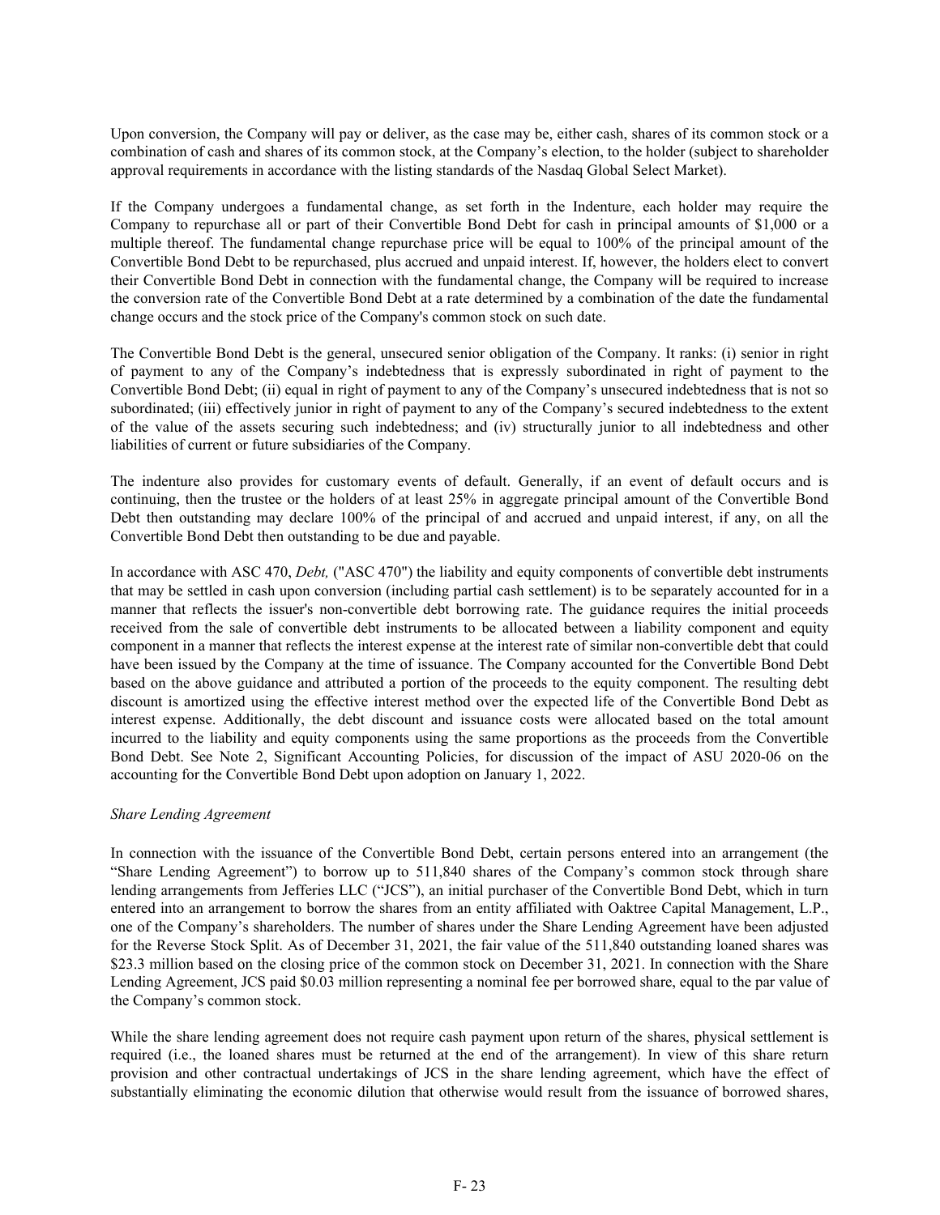Upon conversion, the Company will pay or deliver, as the case may be, either cash, shares of its common stock or a combination of cash and shares of its common stock, at the Company's election, to the holder (subject to shareholder approval requirements in accordance with the listing standards of the Nasdaq Global Select Market).

If the Company undergoes a fundamental change, as set forth in the Indenture, each holder may require the Company to repurchase all or part of their Convertible Bond Debt for cash in principal amounts of $1,000 or a multiple thereof. The fundamental change repurchase price will be equal to 100% of the principal amount of the Convertible Bond Debt to be repurchased, plus accrued and unpaid interest. If, however, the holders elect to convert their Convertible Bond Debt in connection with the fundamental change, the Company will be required to increase the conversion rate of the Convertible Bond Debt at a rate determined by a combination of the date the fundamental change occurs and the stock price of the Company's common stock on such date.

The Convertible Bond Debt is the general, unsecured senior obligation of the Company. It ranks: (i) senior in right of payment to any of the Company's indebtedness that is expressly subordinated in right of payment to the Convertible Bond Debt; (ii) equal in right of payment to any of the Company's unsecured indebtedness that is not so subordinated; (iii) effectively junior in right of payment to any of the Company's secured indebtedness to the extent of the value of the assets securing such indebtedness; and (iv) structurally junior to all indebtedness and other liabilities of current or future subsidiaries of the Company.

The indenture also provides for customary events of default. Generally, if an event of default occurs and is continuing, then the trustee or the holders of at least 25% in aggregate principal amount of the Convertible Bond Debt then outstanding may declare 100% of the principal of and accrued and unpaid interest, if any, on all the Convertible Bond Debt then outstanding to be due and payable.

In accordance with ASC 470, *Debt,* ("ASC 470") the liability and equity components of convertible debt instruments that may be settled in cash upon conversion (including partial cash settlement) is to be separately accounted for in a manner that reflects the issuer's non-convertible debt borrowing rate. The guidance requires the initial proceeds received from the sale of convertible debt instruments to be allocated between a liability component and equity component in a manner that reflects the interest expense at the interest rate of similar non-convertible debt that could have been issued by the Company at the time of issuance. The Company accounted for the Convertible Bond Debt based on the above guidance and attributed a portion of the proceeds to the equity component. The resulting debt discount is amortized using the effective interest method over the expected life of the Convertible Bond Debt as interest expense. Additionally, the debt discount and issuance costs were allocated based on the total amount incurred to the liability and equity components using the same proportions as the proceeds from the Convertible Bond Debt. See Note 2, Significant Accounting Policies, for discussion of the impact of ASU 2020-06 on the accounting for the Convertible Bond Debt upon adoption on January 1, 2022.

*Share Lending Agreement*

In connection with the issuance of the Convertible Bond Debt, certain persons entered into an arrangement (the "Share Lending Agreement") to borrow up to 511,840 shares of the Company's common stock through share lending arrangements from Jefferies LLC ("JCS"), an initial purchaser of the Convertible Bond Debt, which in turn entered into an arrangement to borrow the shares from an entity affiliated with Oaktree Capital Management, L.P., one of the Company's shareholders. The number of shares under the Share Lending Agreement have been adjusted for the Reverse Stock Split. As of December 31, 2021, the fair value of the 511,840 outstanding loaned shares was $23.3 million based on the closing price of the common stock on December 31, 2021. In connection with the Share Lending Agreement, JCS paid $0.03 million representing a nominal fee per borrowed share, equal to the par value of the Company's common stock.

While the share lending agreement does not require cash payment upon return of the shares, physical settlement is required (i.e., the loaned shares must be returned at the end of the arrangement). In view of this share return provision and other contractual undertakings of JCS in the share lending agreement, which have the effect of substantially eliminating the economic dilution that otherwise would result from the issuance of borrowed shares,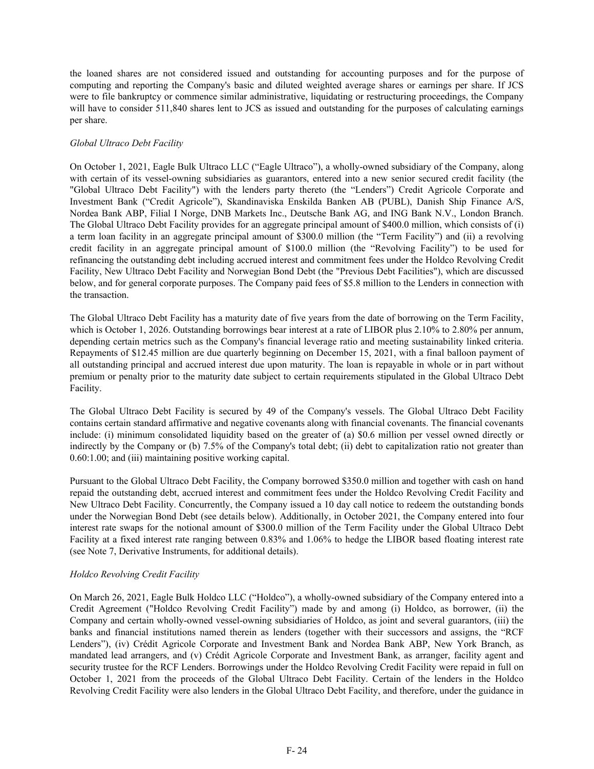the loaned shares are not considered issued and outstanding for accounting purposes and for the purpose of computing and reporting the Company's basic and diluted weighted average shares or earnings per share. If JCS were to file bankruptcy or commence similar administrative, liquidating or restructuring proceedings, the Company will have to consider 511,840 shares lent to JCS as issued and outstanding for the purposes of calculating earnings per share.

*Global Ultraco Debt Facility*

On October 1, 2021, Eagle Bulk Ultraco LLC ("Eagle Ultraco"), a wholly-owned subsidiary of the Company, along with certain of its vessel-owning subsidiaries as guarantors, entered into a new senior secured credit facility (the "Global Ultraco Debt Facility") with the lenders party thereto (the "Lenders") Credit Agricole Corporate and Investment Bank ("Credit Agricole"), Skandinaviska Enskilda Banken AB (PUBL), Danish Ship Finance A/S, Nordea Bank ABP, Filial I Norge, DNB Markets Inc., Deutsche Bank AG, and ING Bank N.V., London Branch. The Global Ultraco Debt Facility provides for an aggregate principal amount of $400.0 million, which consists of (i) a term loan facility in an aggregate principal amount of $300.0 million (the "Term Facility") and (ii) a revolving credit facility in an aggregate principal amount of $100.0 million (the "Revolving Facility") to be used for refinancing the outstanding debt including accrued interest and commitment fees under the Holdco Revolving Credit Facility, New Ultraco Debt Facility and Norwegian Bond Debt (the "Previous Debt Facilities"), which are discussed below, and for general corporate purposes. The Company paid fees of $5.8 million to the Lenders in connection with the transaction.

The Global Ultraco Debt Facility has a maturity date of five years from the date of borrowing on the Term Facility, which is October 1, 2026. Outstanding borrowings bear interest at a rate of LIBOR plus 2.10% to 2.80% per annum, depending certain metrics such as the Company's financial leverage ratio and meeting sustainability linked criteria. Repayments of $12.45 million are due quarterly beginning on December 15, 2021, with a final balloon payment of all outstanding principal and accrued interest due upon maturity. The loan is repayable in whole or in part without premium or penalty prior to the maturity date subject to certain requirements stipulated in the Global Ultraco Debt Facility.

The Global Ultraco Debt Facility is secured by 49 of the Company's vessels. The Global Ultraco Debt Facility contains certain standard affirmative and negative covenants along with financial covenants. The financial covenants include: (i) minimum consolidated liquidity based on the greater of (a) $0.6 million per vessel owned directly or indirectly by the Company or (b) 7.5% of the Company's total debt; (ii) debt to capitalization ratio not greater than 0.60:1.00; and (iii) maintaining positive working capital.

Pursuant to the Global Ultraco Debt Facility, the Company borrowed $350.0 million and together with cash on hand repaid the outstanding debt, accrued interest and commitment fees under the Holdco Revolving Credit Facility and New Ultraco Debt Facility. Concurrently, the Company issued a 10 day call notice to redeem the outstanding bonds under the Norwegian Bond Debt (see details below). Additionally, in October 2021, the Company entered into four interest rate swaps for the notional amount of $300.0 million of the Term Facility under the Global Ultraco Debt Facility at a fixed interest rate ranging between 0.83% and 1.06% to hedge the LIBOR based floating interest rate (see Note 7, Derivative Instruments, for additional details).

*Holdco Revolving Credit Facility*

On March 26, 2021, Eagle Bulk Holdco LLC ("Holdco"), a wholly-owned subsidiary of the Company entered into a Credit Agreement ("Holdco Revolving Credit Facility") made by and among (i) Holdco, as borrower, (ii) the Company and certain wholly-owned vessel-owning subsidiaries of Holdco, as joint and several guarantors, (iii) the banks and financial institutions named therein as lenders (together with their successors and assigns, the "RCF Lenders"), (iv) Crédit Agricole Corporate and Investment Bank and Nordea Bank ABP, New York Branch, as mandated lead arrangers, and (v) Crédit Agricole Corporate and Investment Bank, as arranger, facility agent and security trustee for the RCF Lenders. Borrowings under the Holdco Revolving Credit Facility were repaid in full on October 1, 2021 from the proceeds of the Global Ultraco Debt Facility. Certain of the lenders in the Holdco Revolving Credit Facility were also lenders in the Global Ultraco Debt Facility, and therefore, under the guidance in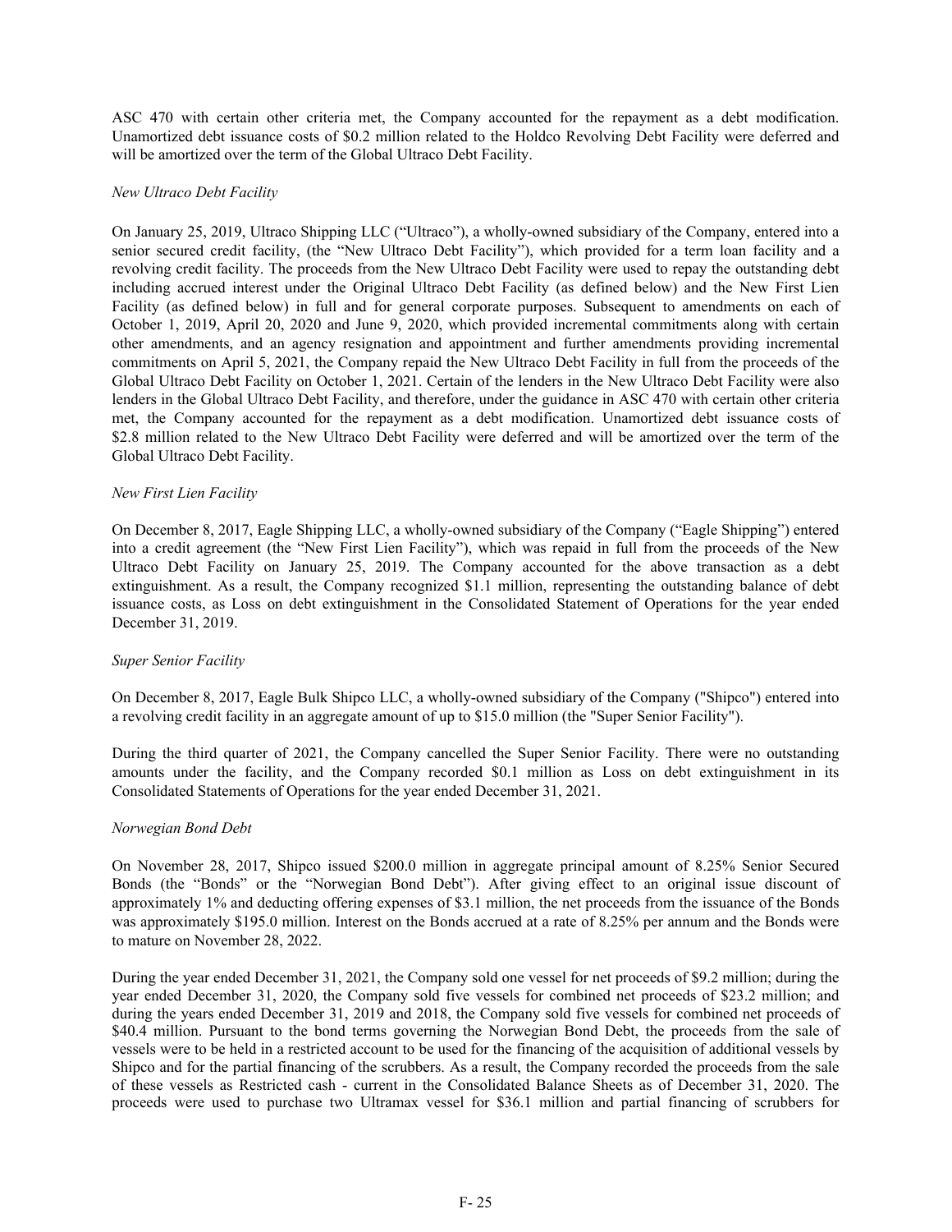ASC 470 with certain other criteria met, the Company accounted for the repayment as a debt modification. Unamortized debt issuance costs of $0.2 million related to the Holdco Revolving Debt Facility were deferred and will be amortized over the term of the Global Ultraco Debt Facility.

*New Ultraco Debt Facility*

On January 25, 2019, Ultraco Shipping LLC ("Ultraco"), a wholly-owned subsidiary of the Company, entered into a senior secured credit facility, (the "New Ultraco Debt Facility"), which provided for a term loan facility and a revolving credit facility. The proceeds from the New Ultraco Debt Facility were used to repay the outstanding debt including accrued interest under the Original Ultraco Debt Facility (as defined below) and the New First Lien Facility (as defined below) in full and for general corporate purposes. Subsequent to amendments on each of October 1, 2019, April 20, 2020 and June 9, 2020, which provided incremental commitments along with certain other amendments, and an agency resignation and appointment and further amendments providing incremental commitments on April 5, 2021, the Company repaid the New Ultraco Debt Facility in full from the proceeds of the Global Ultraco Debt Facility on October 1, 2021. Certain of the lenders in the New Ultraco Debt Facility were also lenders in the Global Ultraco Debt Facility, and therefore, under the guidance in ASC 470 with certain other criteria met, the Company accounted for the repayment as a debt modification. Unamortized debt issuance costs of $2.8 million related to the New Ultraco Debt Facility were deferred and will be amortized over the term of the Global Ultraco Debt Facility.

*New First Lien Facility*

On December 8, 2017, Eagle Shipping LLC, a wholly-owned subsidiary of the Company ("Eagle Shipping") entered into a credit agreement (the "New First Lien Facility"), which was repaid in full from the proceeds of the New Ultraco Debt Facility on January 25, 2019. The Company accounted for the above transaction as a debt extinguishment. As a result, the Company recognized $1.1 million, representing the outstanding balance of debt issuance costs, as Loss on debt extinguishment in the Consolidated Statement of Operations for the year ended December 31, 2019.

*Super Senior Facility*

On December 8, 2017, Eagle Bulk Shipco LLC, a wholly-owned subsidiary of the Company ("Shipco") entered into a revolving credit facility in an aggregate amount of up to $15.0 million (the "Super Senior Facility").

During the third quarter of 2021, the Company cancelled the Super Senior Facility. There were no outstanding amounts under the facility, and the Company recorded $0.1 million as Loss on debt extinguishment in its Consolidated Statements of Operations for the year ended December 31, 2021.

*Norwegian Bond Debt*

On November 28, 2017, Shipco issued $200.0 million in aggregate principal amount of 8.25% Senior Secured Bonds (the "Bonds" or the "Norwegian Bond Debt"). After giving effect to an original issue discount of approximately 1% and deducting offering expenses of $3.1 million, the net proceeds from the issuance of the Bonds was approximately $195.0 million. Interest on the Bonds accrued at a rate of 8.25% per annum and the Bonds were to mature on November 28, 2022.

During the year ended December 31, 2021, the Company sold one vessel for net proceeds of $9.2 million; during the year ended December 31, 2020, the Company sold five vessels for combined net proceeds of $23.2 million; and during the years ended December 31, 2019 and 2018, the Company sold five vessels for combined net proceeds of $40.4 million. Pursuant to the bond terms governing the Norwegian Bond Debt, the proceeds from the sale of vessels were to be held in a restricted account to be used for the financing of the acquisition of additional vessels by Shipco and for the partial financing of the scrubbers. As a result, the Company recorded the proceeds from the sale of these vessels as Restricted cash - current in the Consolidated Balance Sheets as of December 31, 2020. The proceeds were used to purchase two Ultramax vessel for $36.1 million and partial financing of scrubbers for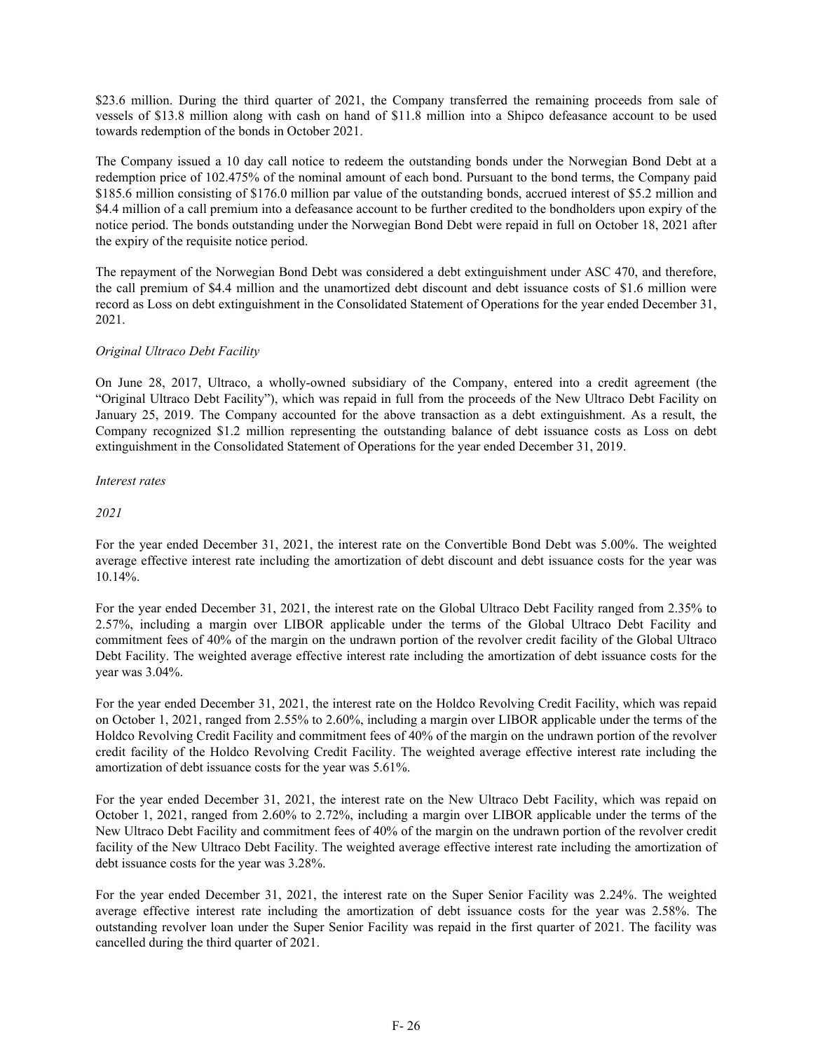$23.6 million. During the third quarter of 2021, the Company transferred the remaining proceeds from sale of vessels of $13.8 million along with cash on hand of $11.8 million into a Shipco defeasance account to be used towards redemption of the bonds in October 2021.

The Company issued a 10 day call notice to redeem the outstanding bonds under the Norwegian Bond Debt at a redemption price of 102.475% of the nominal amount of each bond. Pursuant to the bond terms, the Company paid $185.6 million consisting of $176.0 million par value of the outstanding bonds, accrued interest of $5.2 million and $4.4 million of a call premium into a defeasance account to be further credited to the bondholders upon expiry of the notice period. The bonds outstanding under the Norwegian Bond Debt were repaid in full on October 18, 2021 after the expiry of the requisite notice period.

The repayment of the Norwegian Bond Debt was considered a debt extinguishment under ASC 470, and therefore, the call premium of $4.4 million and the unamortized debt discount and debt issuance costs of $1.6 million were record as Loss on debt extinguishment in the Consolidated Statement of Operations for the year ended December 31, 2021.

*Original Ultraco Debt Facility*

On June 28, 2017, Ultraco, a wholly-owned subsidiary of the Company, entered into a credit agreement (the "Original Ultraco Debt Facility"), which was repaid in full from the proceeds of the New Ultraco Debt Facility on January 25, 2019. The Company accounted for the above transaction as a debt extinguishment. As a result, the Company recognized $1.2 million representing the outstanding balance of debt issuance costs as Loss on debt extinguishment in the Consolidated Statement of Operations for the year ended December 31, 2019.

*Interest rates*

*2021*

For the year ended December 31, 2021, the interest rate on the Convertible Bond Debt was 5.00%. The weighted average effective interest rate including the amortization of debt discount and debt issuance costs for the year was 10.14%.

For the year ended December 31, 2021, the interest rate on the Global Ultraco Debt Facility ranged from 2.35% to 2.57%, including a margin over LIBOR applicable under the terms of the Global Ultraco Debt Facility and commitment fees of 40% of the margin on the undrawn portion of the revolver credit facility of the Global Ultraco Debt Facility. The weighted average effective interest rate including the amortization of debt issuance costs for the year was 3.04%.

For the year ended December 31, 2021, the interest rate on the Holdco Revolving Credit Facility, which was repaid on October 1, 2021, ranged from 2.55% to 2.60%, including a margin over LIBOR applicable under the terms of the Holdco Revolving Credit Facility and commitment fees of 40% of the margin on the undrawn portion of the revolver credit facility of the Holdco Revolving Credit Facility. The weighted average effective interest rate including the amortization of debt issuance costs for the year was 5.61%.

For the year ended December 31, 2021, the interest rate on the New Ultraco Debt Facility, which was repaid on October 1, 2021, ranged from 2.60% to 2.72%, including a margin over LIBOR applicable under the terms of the New Ultraco Debt Facility and commitment fees of 40% of the margin on the undrawn portion of the revolver credit facility of the New Ultraco Debt Facility. The weighted average effective interest rate including the amortization of debt issuance costs for the year was 3.28%.

For the year ended December 31, 2021, the interest rate on the Super Senior Facility was 2.24%. The weighted average effective interest rate including the amortization of debt issuance costs for the year was 2.58%. The outstanding revolver loan under the Super Senior Facility was repaid in the first quarter of 2021. The facility was cancelled during the third quarter of 2021.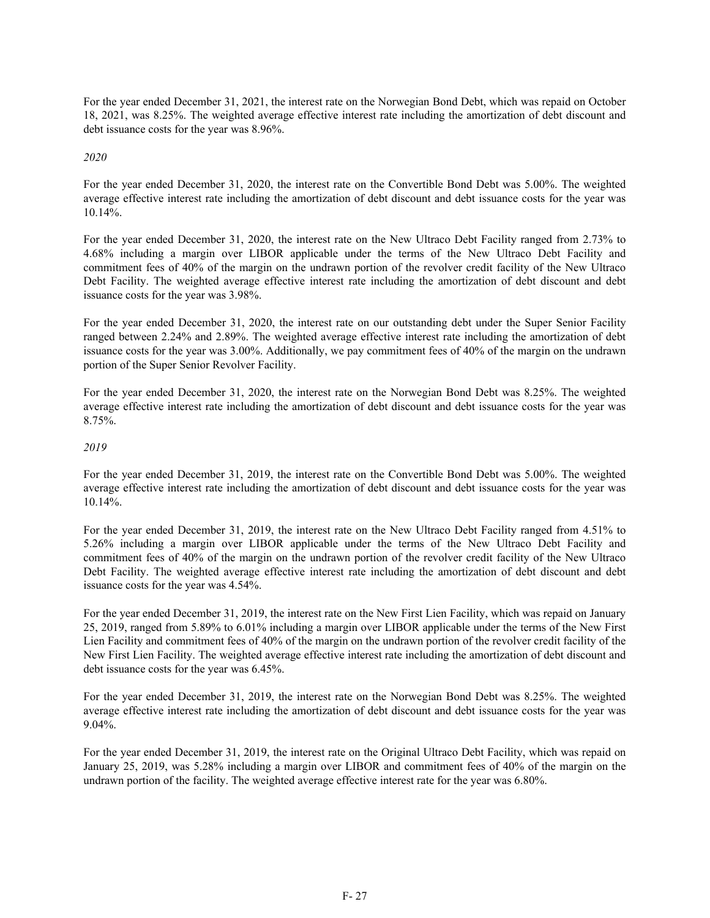For the year ended December 31, 2021, the interest rate on the Norwegian Bond Debt, which was repaid on October 18, 2021, was 8.25%. The weighted average effective interest rate including the amortization of debt discount and debt issuance costs for the year was 8.96%.

*2020*

For the year ended December 31, 2020, the interest rate on the Convertible Bond Debt was 5.00%. The weighted average effective interest rate including the amortization of debt discount and debt issuance costs for the year was 10.14%.

For the year ended December 31, 2020, the interest rate on the New Ultraco Debt Facility ranged from 2.73% to 4.68% including a margin over LIBOR applicable under the terms of the New Ultraco Debt Facility and commitment fees of 40% of the margin on the undrawn portion of the revolver credit facility of the New Ultraco Debt Facility. The weighted average effective interest rate including the amortization of debt discount and debt issuance costs for the year was 3.98%.

For the year ended December 31, 2020, the interest rate on our outstanding debt under the Super Senior Facility ranged between 2.24% and 2.89%. The weighted average effective interest rate including the amortization of debt issuance costs for the year was 3.00%. Additionally, we pay commitment fees of 40% of the margin on the undrawn portion of the Super Senior Revolver Facility.

For the year ended December 31, 2020, the interest rate on the Norwegian Bond Debt was 8.25%. The weighted average effective interest rate including the amortization of debt discount and debt issuance costs for the year was 8.75%.

*2019*

For the year ended December 31, 2019, the interest rate on the Convertible Bond Debt was 5.00%. The weighted average effective interest rate including the amortization of debt discount and debt issuance costs for the year was 10.14%.

For the year ended December 31, 2019, the interest rate on the New Ultraco Debt Facility ranged from 4.51% to 5.26% including a margin over LIBOR applicable under the terms of the New Ultraco Debt Facility and commitment fees of 40% of the margin on the undrawn portion of the revolver credit facility of the New Ultraco Debt Facility. The weighted average effective interest rate including the amortization of debt discount and debt issuance costs for the year was 4.54%.

For the year ended December 31, 2019, the interest rate on the New First Lien Facility, which was repaid on January 25, 2019, ranged from 5.89% to 6.01% including a margin over LIBOR applicable under the terms of the New First Lien Facility and commitment fees of 40% of the margin on the undrawn portion of the revolver credit facility of the New First Lien Facility. The weighted average effective interest rate including the amortization of debt discount and debt issuance costs for the year was 6.45%.

For the year ended December 31, 2019, the interest rate on the Norwegian Bond Debt was 8.25%. The weighted average effective interest rate including the amortization of debt discount and debt issuance costs for the year was 9.04%.

For the year ended December 31, 2019, the interest rate on the Original Ultraco Debt Facility, which was repaid on January 25, 2019, was 5.28% including a margin over LIBOR and commitment fees of 40% of the margin on the undrawn portion of the facility. The weighted average effective interest rate for the year was 6.80%.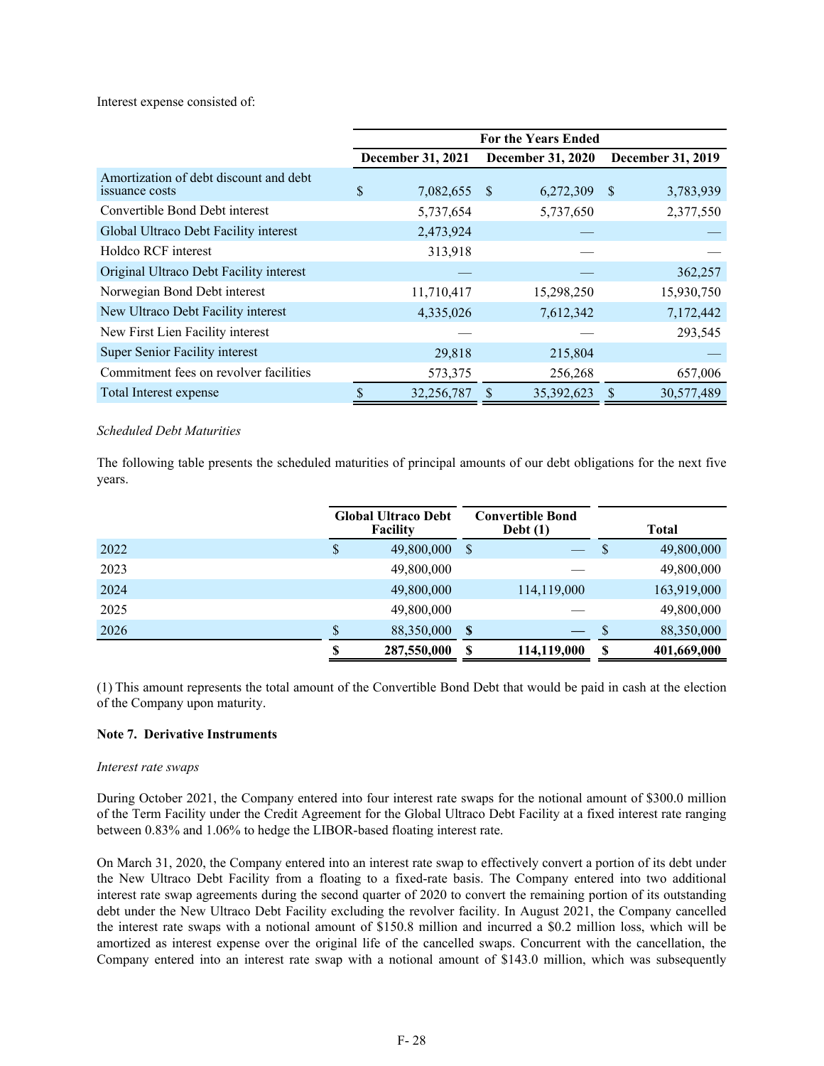Interest expense consisted of:

| | For the Years Ended | | |
|---|---|---|---|
| | December 31, 2021 | December 31, 2020 | December 31, 2019 |
| Amortization of debt discount and debt issuance costs | $ 7,082,655 | $ 6,272,309 | $ 3,783,939 |
| Convertible Bond Debt interest | 5,737,654 | 5,737,650 | 2,377,550 |
| Global Ultraco Debt Facility interest | 2,473,924 | — | — |
| Holdco RCF interest | 313,918 | — | — |
| Original Ultraco Debt Facility interest | — | — | 362,257 |
| Norwegian Bond Debt interest | 11,710,417 | 15,298,250 | 15,930,750 |
| New Ultraco Debt Facility interest | 4,335,026 | 7,612,342 | 7,172,442 |
| New First Lien Facility interest | — | — | 293,545 |
| Super Senior Facility interest | 29,818 | 215,804 | — |
| Commitment fees on revolver facilities | 573,375 | 256,268 | 657,006 |
| Total Interest expense | $ 32,256,787 | $ 35,392,623 | $ 30,577,489 |

*Scheduled Debt Maturities*

The following table presents the scheduled maturities of principal amounts of our debt obligations for the next five years.

| | Global Ultraco Debt Facility | Convertible Bond Debt (1) | Total |
|---|---|---|---|
| 2022 | $ 49,800,000 | $ — | $ 49,800,000 |
| 2023 | 49,800,000 | — | 49,800,000 |
| 2024 | 49,800,000 | 114,119,000 | 163,919,000 |
| 2025 | 49,800,000 | — | 49,800,000 |
| 2026 | $ 88,350,000 | $ — | $ 88,350,000 |
| | **$ 287,550,000** | **$ 114,119,000** | **$ 401,669,000** |

(1) This amount represents the total amount of the Convertible Bond Debt that would be paid in cash at the election of the Company upon maturity.

**Note 7. Derivative Instruments**

*Interest rate swaps*

During October 2021, the Company entered into four interest rate swaps for the notional amount of $300.0 million of the Term Facility under the Credit Agreement for the Global Ultraco Debt Facility at a fixed interest rate ranging between 0.83% and 1.06% to hedge the LIBOR-based floating interest rate.

On March 31, 2020, the Company entered into an interest rate swap to effectively convert a portion of its debt under the New Ultraco Debt Facility from a floating to a fixed-rate basis. The Company entered into two additional interest rate swap agreements during the second quarter of 2020 to convert the remaining portion of its outstanding debt under the New Ultraco Debt Facility excluding the revolver facility. In August 2021, the Company cancelled the interest rate swaps with a notional amount of $150.8 million and incurred a $0.2 million loss, which will be amortized as interest expense over the original life of the cancelled swaps. Concurrent with the cancellation, the Company entered into an interest rate swap with a notional amount of $143.0 million, which was subsequently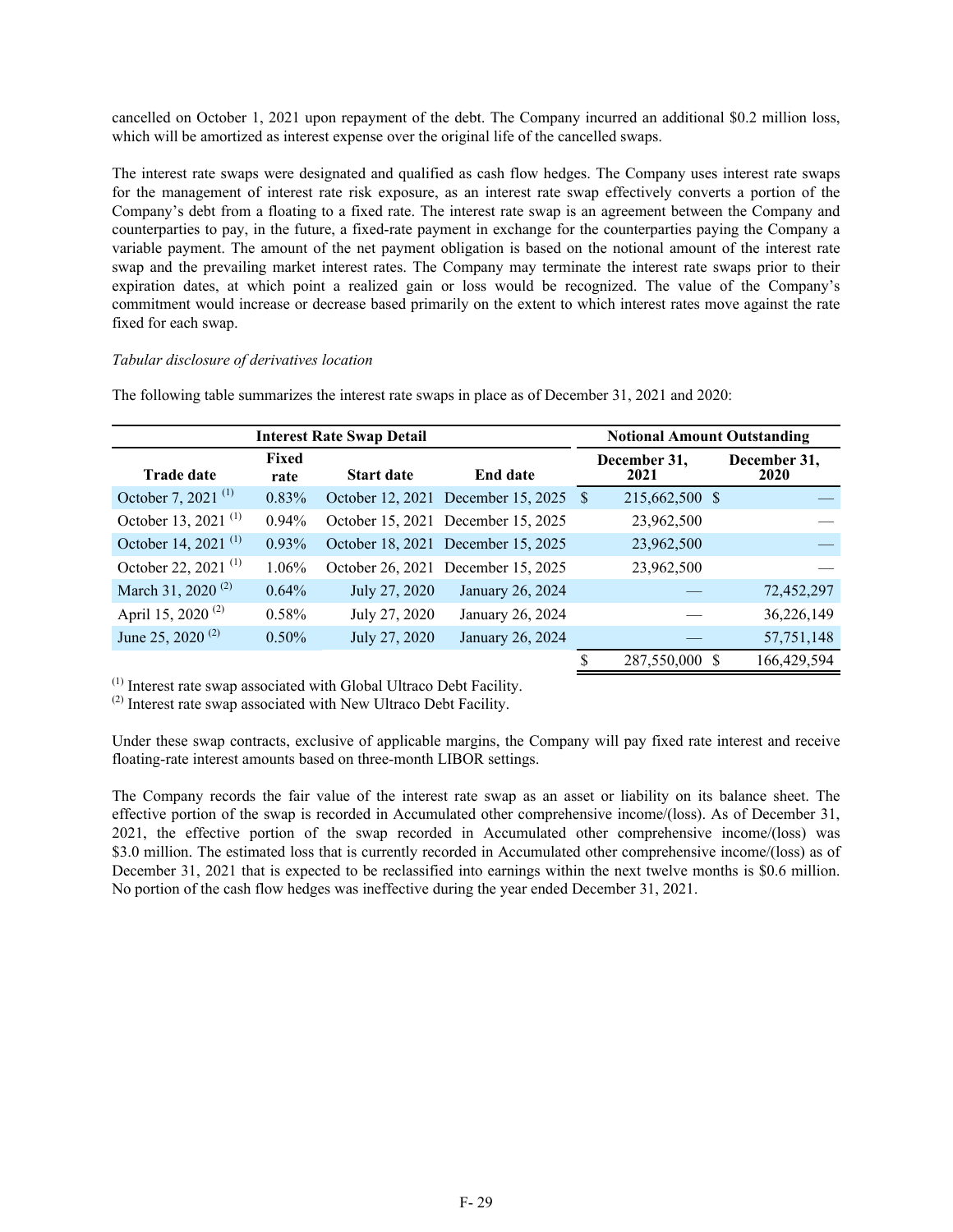cancelled on October 1, 2021 upon repayment of the debt. The Company incurred an additional $0.2 million loss, which will be amortized as interest expense over the original life of the cancelled swaps.

The interest rate swaps were designated and qualified as cash flow hedges. The Company uses interest rate swaps for the management of interest rate risk exposure, as an interest rate swap effectively converts a portion of the Company's debt from a floating to a fixed rate. The interest rate swap is an agreement between the Company and counterparties to pay, in the future, a fixed-rate payment in exchange for the counterparties paying the Company a variable payment. The amount of the net payment obligation is based on the notional amount of the interest rate swap and the prevailing market interest rates. The Company may terminate the interest rate swaps prior to their expiration dates, at which point a realized gain or loss would be recognized. The value of the Company's commitment would increase or decrease based primarily on the extent to which interest rates move against the rate fixed for each swap.

*Tabular disclosure of derivatives location*

The following table summarizes the interest rate swaps in place as of December 31, 2021 and 2020:

| Interest Rate Swap Detail | | | | Notional Amount Outstanding | |
|---|---|---|---|---|---|
| Trade date | Fixed rate | Start date | End date | December 31, 2021 | December 31, 2020 |
| October 7, 2021 [1] | 0.83% | October 12, 2021 | December 15, 2025 | $ 215,662,500 | $ — |
| October 13, 2021 [1] | 0.94% | October 15, 2021 | December 15, 2025 | 23,962,500 | — |
| October 14, 2021 [1] | 0.93% | October 18, 2021 | December 15, 2025 | 23,962,500 | — |
| October 22, 2021 [1] | 1.06% | October 26, 2021 | December 15, 2025 | 23,962,500 | — |
| March 31, 2020 [2] | 0.64% | July 27, 2020 | January 26, 2024 | — | 72,452,297 |
| April 15, 2020 [2] | 0.58% | July 27, 2020 | January 26, 2024 | — | 36,226,149 |
| June 25, 2020 [2] | 0.50% | July 27, 2020 | January 26, 2024 | — | 57,751,148 |
| | | | | $ 287,550,000 | $ 166,429,594 |

[1] Interest rate swap associated with Global Ultraco Debt Facility.
[2] Interest rate swap associated with New Ultraco Debt Facility.

Under these swap contracts, exclusive of applicable margins, the Company will pay fixed rate interest and receive floating-rate interest amounts based on three-month LIBOR settings.

The Company records the fair value of the interest rate swap as an asset or liability on its balance sheet. The effective portion of the swap is recorded in Accumulated other comprehensive income/(loss). As of December 31, 2021, the effective portion of the swap recorded in Accumulated other comprehensive income/(loss) was $3.0 million. The estimated loss that is currently recorded in Accumulated other comprehensive income/(loss) as of December 31, 2021 that is expected to be reclassified into earnings within the next twelve months is $0.6 million. No portion of the cash flow hedges was ineffective during the year ended December 31, 2021.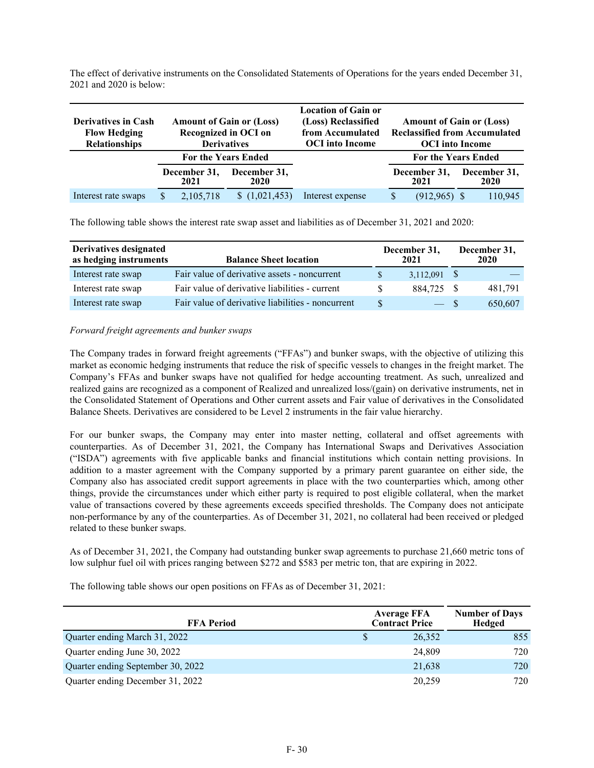The effect of derivative instruments on the Consolidated Statements of Operations for the years ended December 31, 2021 and 2020 is below:

| Derivatives in Cash Flow Hedging Relationships | Amount of Gain or (Loss) Recognized in OCI on Derivatives | | Location of Gain or (Loss) Reclassified from Accumulated OCI into Income | Amount of Gain or (Loss) Reclassified from Accumulated OCI into Income | |
|---|---|---|---|---|---|
| | For the Years Ended | | | For the Years Ended | |
| | December 31, 2021 | December 31, 2020 | | December 31, 2021 | December 31, 2020 |
| Interest rate swaps | $ 2,105,718 | $ (1,021,453) | Interest expense | $ (912,965) | $ 110,945 |

The following table shows the interest rate swap asset and liabilities as of December 31, 2021 and 2020:

| Derivatives designated as hedging instruments | Balance Sheet location | December 31, 2021 | December 31, 2020 |
|---|---|---|---|
| Interest rate swap | Fair value of derivative assets - noncurrent | $ 3,112,091 | $ — |
| Interest rate swap | Fair value of derivative liabilities - current | $ 884,725 | $ 481,791 |
| Interest rate swap | Fair value of derivative liabilities - noncurrent | $ — | $ 650,607 |

*Forward freight agreements and bunker swaps*

The Company trades in forward freight agreements ("FFAs") and bunker swaps, with the objective of utilizing this market as economic hedging instruments that reduce the risk of specific vessels to changes in the freight market. The Company's FFAs and bunker swaps have not qualified for hedge accounting treatment. As such, unrealized and realized gains are recognized as a component of Realized and unrealized loss/(gain) on derivative instruments, net in the Consolidated Statement of Operations and Other current assets and Fair value of derivatives in the Consolidated Balance Sheets. Derivatives are considered to be Level 2 instruments in the fair value hierarchy.

For our bunker swaps, the Company may enter into master netting, collateral and offset agreements with counterparties. As of December 31, 2021, the Company has International Swaps and Derivatives Association ("ISDA") agreements with five applicable banks and financial institutions which contain netting provisions. In addition to a master agreement with the Company supported by a primary parent guarantee on either side, the Company also has associated credit support agreements in place with the two counterparties which, among other things, provide the circumstances under which either party is required to post eligible collateral, when the market value of transactions covered by these agreements exceeds specified thresholds. The Company does not anticipate non-performance by any of the counterparties. As of December 31, 2021, no collateral had been received or pledged related to these bunker swaps.

As of December 31, 2021, the Company had outstanding bunker swap agreements to purchase 21,660 metric tons of low sulphur fuel oil with prices ranging between $272 and $583 per metric ton, that are expiring in 2022.

The following table shows our open positions on FFAs as of December 31, 2021:

| FFA Period | Average FFA Contract Price | Number of Days Hedged |
|---|---|---|
| Quarter ending March 31, 2022 | $ 26,352 | 855 |
| Quarter ending June 30, 2022 | 24,809 | 720 |
| Quarter ending September 30, 2022 | 21,638 | 720 |
| Quarter ending December 31, 2022 | 20,259 | 720 |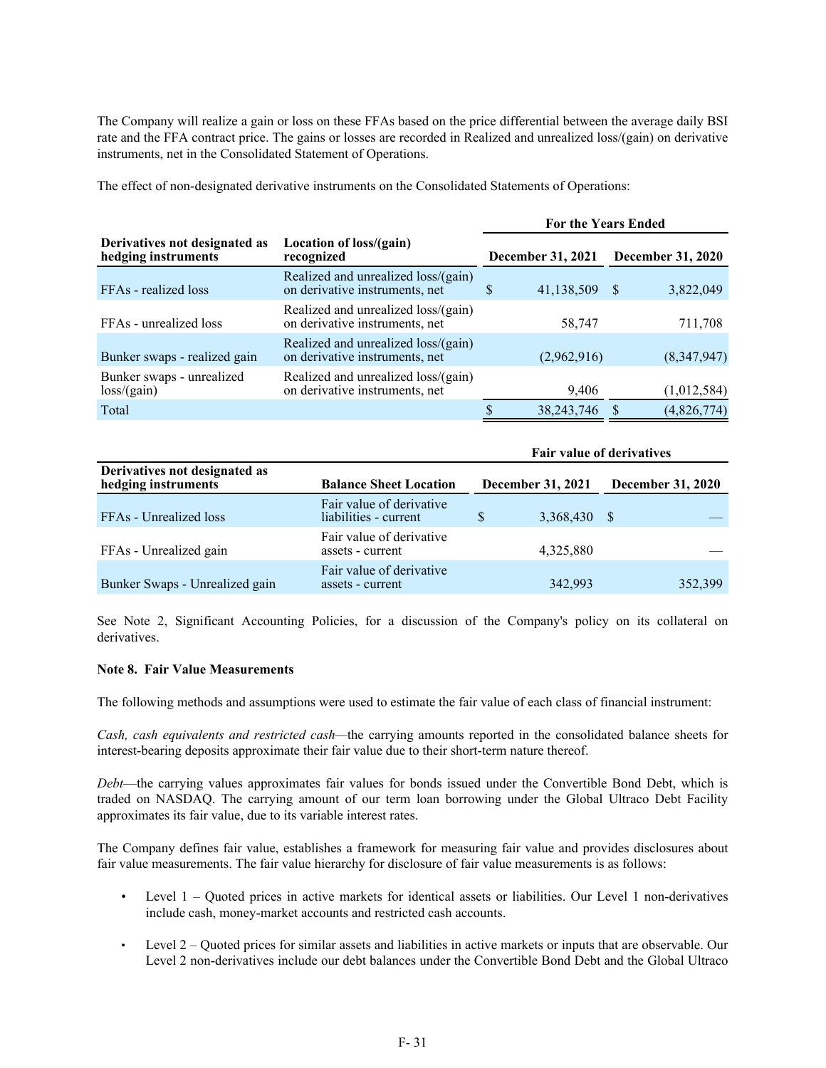The Company will realize a gain or loss on these FFAs based on the price differential between the average daily BSI rate and the FFA contract price. The gains or losses are recorded in Realized and unrealized loss/(gain) on derivative instruments, net in the Consolidated Statement of Operations.

The effect of non-designated derivative instruments on the Consolidated Statements of Operations:

| Derivatives not designated as hedging instruments | Location of loss/(gain) recognized | For the Years Ended December 31, 2021 | For the Years Ended December 31, 2020 |
|---|---|---|---|
| FFAs - realized loss | Realized and unrealized loss/(gain) on derivative instruments, net | $ 41,138,509 | $ 3,822,049 |
| FFAs - unrealized loss | Realized and unrealized loss/(gain) on derivative instruments, net | 58,747 | 711,708 |
| Bunker swaps - realized gain | Realized and unrealized loss/(gain) on derivative instruments, net | (2,962,916) | (8,347,947) |
| Bunker swaps - unrealized loss/(gain) | Realized and unrealized loss/(gain) on derivative instruments, net | 9,406 | (1,012,584) |
| Total | | $ 38,243,746 | $ (4,826,774) |

| Derivatives not designated as hedging instruments | Balance Sheet Location | Fair value of derivatives December 31, 2021 | Fair value of derivatives December 31, 2020 |
|---|---|---|---|
| FFAs - Unrealized loss | Fair value of derivative liabilities - current | $ 3,368,430 | $ — |
| FFAs - Unrealized gain | Fair value of derivative assets - current | 4,325,880 | — |
| Bunker Swaps - Unrealized gain | Fair value of derivative assets - current | 342,993 | 352,399 |

See Note 2, Significant Accounting Policies, for a discussion of the Company's policy on its collateral on derivatives.

**Note 8. Fair Value Measurements**

The following methods and assumptions were used to estimate the fair value of each class of financial instrument:

*Cash, cash equivalents and restricted cash*—the carrying amounts reported in the consolidated balance sheets for interest-bearing deposits approximate their fair value due to their short-term nature thereof.

*Debt*—the carrying values approximates fair values for bonds issued under the Convertible Bond Debt, which is traded on NASDAQ. The carrying amount of our term loan borrowing under the Global Ultraco Debt Facility approximates its fair value, due to its variable interest rates.

The Company defines fair value, establishes a framework for measuring fair value and provides disclosures about fair value measurements. The fair value hierarchy for disclosure of fair value measurements is as follows:

- Level 1 – Quoted prices in active markets for identical assets or liabilities. Our Level 1 non-derivatives include cash, money-market accounts and restricted cash accounts.
- Level 2 – Quoted prices for similar assets and liabilities in active markets or inputs that are observable. Our Level 2 non-derivatives include our debt balances under the Convertible Bond Debt and the Global Ultraco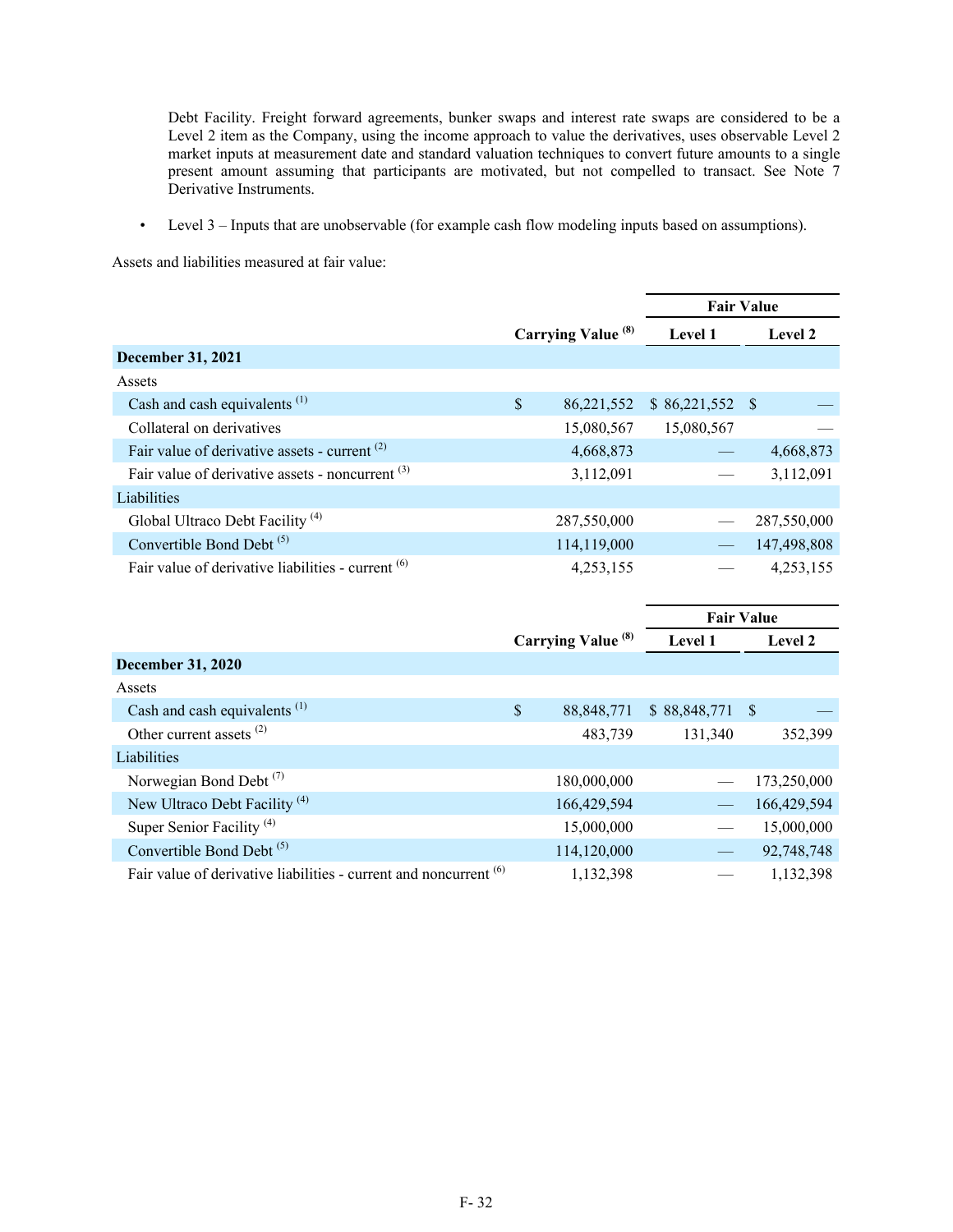Debt Facility. Freight forward agreements, bunker swaps and interest rate swaps are considered to be a Level 2 item as the Company, using the income approach to value the derivatives, uses observable Level 2 market inputs at measurement date and standard valuation techniques to convert future amounts to a single present amount assuming that participants are motivated, but not compelled to transact. See Note 7 Derivative Instruments.

- Level 3 – Inputs that are unobservable (for example cash flow modeling inputs based on assumptions).

Assets and liabilities measured at fair value:

| | Carrying Value [8] | Fair Value | |
|---|---|---|---|
| | | Level 1 | Level 2 |
| **December 31, 2021** | | | |
| Assets | | | |
| Cash and cash equivalents [1] | $ 86,221,552 | $ 86,221,552 | $ — |
| Collateral on derivatives | 15,080,567 | 15,080,567 | — |
| Fair value of derivative assets - current [2] | 4,668,873 | — | 4,668,873 |
| Fair value of derivative assets - noncurrent [3] | 3,112,091 | — | 3,112,091 |
| Liabilities | | | |
| Global Ultraco Debt Facility [4] | 287,550,000 | — | 287,550,000 |
| Convertible Bond Debt [5] | 114,119,000 | — | 147,498,808 |
| Fair value of derivative liabilities - current [6] | 4,253,155 | — | 4,253,155 |

| | Carrying Value [8] | Fair Value | |
|---|---|---|---|
| | | Level 1 | Level 2 |
| **December 31, 2020** | | | |
| Assets | | | |
| Cash and cash equivalents [1] | $ 88,848,771 | $ 88,848,771 | $ — |
| Other current assets [2] | 483,739 | 131,340 | 352,399 |
| Liabilities | | | |
| Norwegian Bond Debt [7] | 180,000,000 | — | 173,250,000 |
| New Ultraco Debt Facility [4] | 166,429,594 | — | 166,429,594 |
| Super Senior Facility [4] | 15,000,000 | — | 15,000,000 |
| Convertible Bond Debt [5] | 114,120,000 | — | 92,748,748 |
| Fair value of derivative liabilities - current and noncurrent [6] | 1,132,398 | — | 1,132,398 |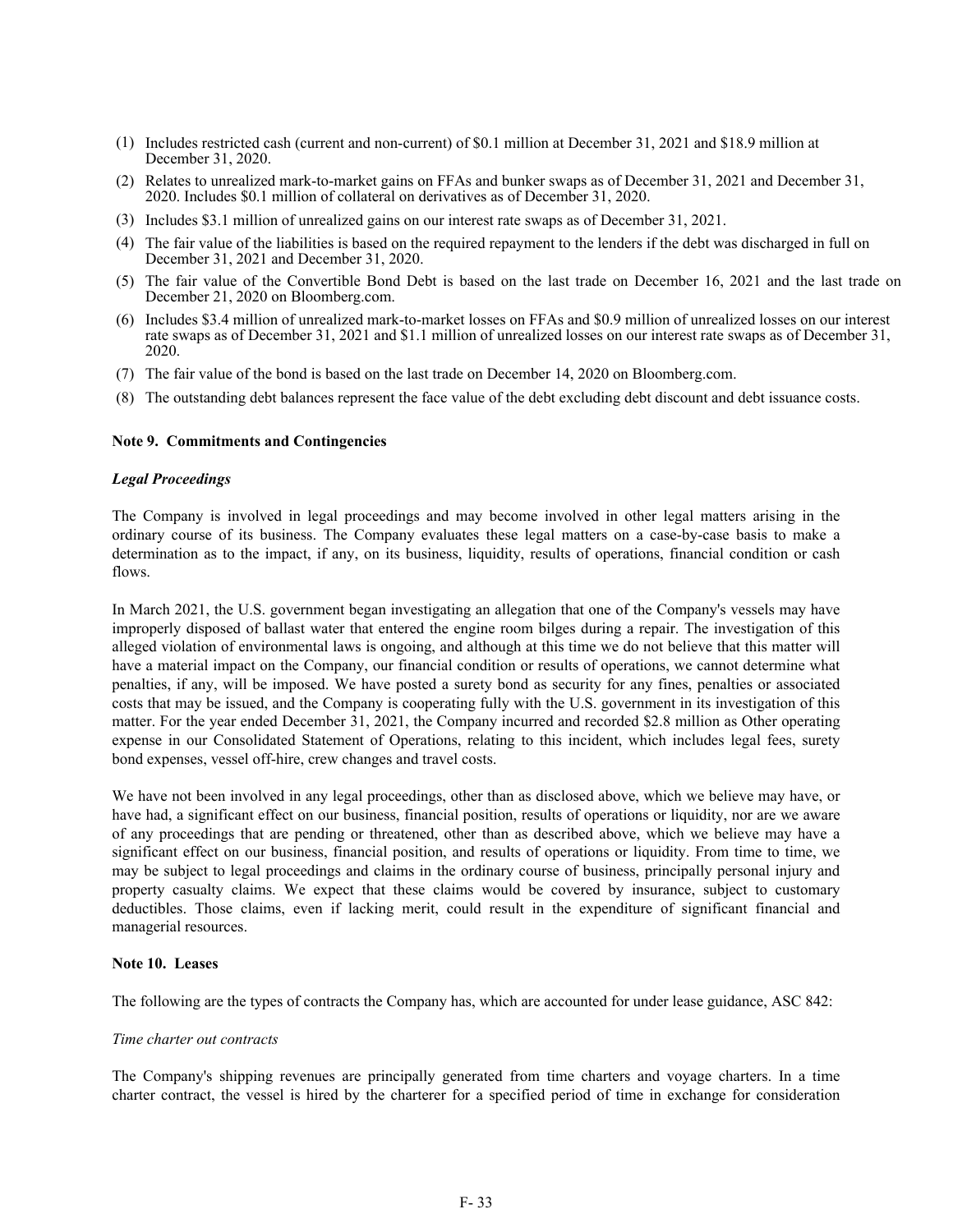(1) Includes restricted cash (current and non-current) of $0.1 million at December 31, 2021 and $18.9 million at December 31, 2020.

(2) Relates to unrealized mark-to-market gains on FFAs and bunker swaps as of December 31, 2021 and December 31, 2020. Includes $0.1 million of collateral on derivatives as of December 31, 2020.

(3) Includes $3.1 million of unrealized gains on our interest rate swaps as of December 31, 2021.

(4) The fair value of the liabilities is based on the required repayment to the lenders if the debt was discharged in full on December 31, 2021 and December 31, 2020.

(5) The fair value of the Convertible Bond Debt is based on the last trade on December 16, 2021 and the last trade on December 21, 2020 on Bloomberg.com.

(6) Includes $3.4 million of unrealized mark-to-market losses on FFAs and $0.9 million of unrealized losses on our interest rate swaps as of December 31, 2021 and $1.1 million of unrealized losses on our interest rate swaps as of December 31, 2020.

(7) The fair value of the bond is based on the last trade on December 14, 2020 on Bloomberg.com.

(8) The outstanding debt balances represent the face value of the debt excluding debt discount and debt issuance costs.

**Note 9. Commitments and Contingencies**

***Legal Proceedings***

The Company is involved in legal proceedings and may become involved in other legal matters arising in the ordinary course of its business. The Company evaluates these legal matters on a case-by-case basis to make a determination as to the impact, if any, on its business, liquidity, results of operations, financial condition or cash flows.

In March 2021, the U.S. government began investigating an allegation that one of the Company's vessels may have improperly disposed of ballast water that entered the engine room bilges during a repair. The investigation of this alleged violation of environmental laws is ongoing, and although at this time we do not believe that this matter will have a material impact on the Company, our financial condition or results of operations, we cannot determine what penalties, if any, will be imposed. We have posted a surety bond as security for any fines, penalties or associated costs that may be issued, and the Company is cooperating fully with the U.S. government in its investigation of this matter. For the year ended December 31, 2021, the Company incurred and recorded $2.8 million as Other operating expense in our Consolidated Statement of Operations, relating to this incident, which includes legal fees, surety bond expenses, vessel off-hire, crew changes and travel costs.

We have not been involved in any legal proceedings, other than as disclosed above, which we believe may have, or have had, a significant effect on our business, financial position, results of operations or liquidity, nor are we aware of any proceedings that are pending or threatened, other than as described above, which we believe may have a significant effect on our business, financial position, and results of operations or liquidity. From time to time, we may be subject to legal proceedings and claims in the ordinary course of business, principally personal injury and property casualty claims. We expect that these claims would be covered by insurance, subject to customary deductibles. Those claims, even if lacking merit, could result in the expenditure of significant financial and managerial resources.

**Note 10. Leases**

The following are the types of contracts the Company has, which are accounted for under lease guidance, ASC 842:

*Time charter out contracts*

The Company's shipping revenues are principally generated from time charters and voyage charters. In a time charter contract, the vessel is hired by the charterer for a specified period of time in exchange for consideration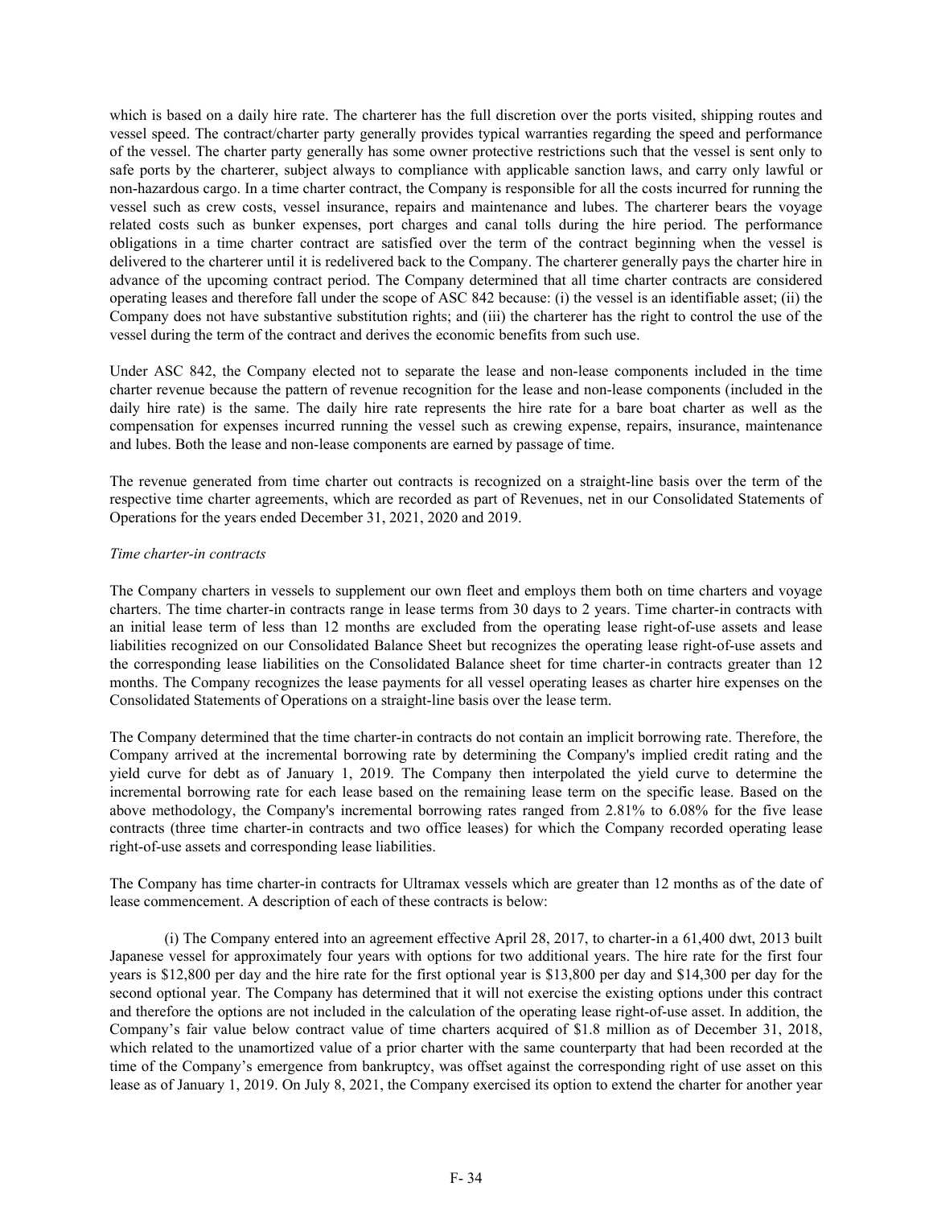which is based on a daily hire rate. The charterer has the full discretion over the ports visited, shipping routes and vessel speed. The contract/charter party generally provides typical warranties regarding the speed and performance of the vessel. The charter party generally has some owner protective restrictions such that the vessel is sent only to safe ports by the charterer, subject always to compliance with applicable sanction laws, and carry only lawful or non-hazardous cargo. In a time charter contract, the Company is responsible for all the costs incurred for running the vessel such as crew costs, vessel insurance, repairs and maintenance and lubes. The charterer bears the voyage related costs such as bunker expenses, port charges and canal tolls during the hire period. The performance obligations in a time charter contract are satisfied over the term of the contract beginning when the vessel is delivered to the charterer until it is redelivered back to the Company. The charterer generally pays the charter hire in advance of the upcoming contract period. The Company determined that all time charter contracts are considered operating leases and therefore fall under the scope of ASC 842 because: (i) the vessel is an identifiable asset; (ii) the Company does not have substantive substitution rights; and (iii) the charterer has the right to control the use of the vessel during the term of the contract and derives the economic benefits from such use.

Under ASC 842, the Company elected not to separate the lease and non-lease components included in the time charter revenue because the pattern of revenue recognition for the lease and non-lease components (included in the daily hire rate) is the same. The daily hire rate represents the hire rate for a bare boat charter as well as the compensation for expenses incurred running the vessel such as crewing expense, repairs, insurance, maintenance and lubes. Both the lease and non-lease components are earned by passage of time.

The revenue generated from time charter out contracts is recognized on a straight-line basis over the term of the respective time charter agreements, which are recorded as part of Revenues, net in our Consolidated Statements of Operations for the years ended December 31, 2021, 2020 and 2019.

*Time charter-in contracts*

The Company charters in vessels to supplement our own fleet and employs them both on time charters and voyage charters. The time charter-in contracts range in lease terms from 30 days to 2 years. Time charter-in contracts with an initial lease term of less than 12 months are excluded from the operating lease right-of-use assets and lease liabilities recognized on our Consolidated Balance Sheet but recognizes the operating lease right-of-use assets and the corresponding lease liabilities on the Consolidated Balance sheet for time charter-in contracts greater than 12 months. The Company recognizes the lease payments for all vessel operating leases as charter hire expenses on the Consolidated Statements of Operations on a straight-line basis over the lease term.

The Company determined that the time charter-in contracts do not contain an implicit borrowing rate. Therefore, the Company arrived at the incremental borrowing rate by determining the Company's implied credit rating and the yield curve for debt as of January 1, 2019. The Company then interpolated the yield curve to determine the incremental borrowing rate for each lease based on the remaining lease term on the specific lease. Based on the above methodology, the Company's incremental borrowing rates ranged from 2.81% to 6.08% for the five lease contracts (three time charter-in contracts and two office leases) for which the Company recorded operating lease right-of-use assets and corresponding lease liabilities.

The Company has time charter-in contracts for Ultramax vessels which are greater than 12 months as of the date of lease commencement. A description of each of these contracts is below:

(i) The Company entered into an agreement effective April 28, 2017, to charter-in a 61,400 dwt, 2013 built Japanese vessel for approximately four years with options for two additional years. The hire rate for the first four years is $12,800 per day and the hire rate for the first optional year is $13,800 per day and $14,300 per day for the second optional year. The Company has determined that it will not exercise the existing options under this contract and therefore the options are not included in the calculation of the operating lease right-of-use asset. In addition, the Company’s fair value below contract value of time charters acquired of $1.8 million as of December 31, 2018, which related to the unamortized value of a prior charter with the same counterparty that had been recorded at the time of the Company’s emergence from bankruptcy, was offset against the corresponding right of use asset on this lease as of January 1, 2019. On July 8, 2021, the Company exercised its option to extend the charter for another year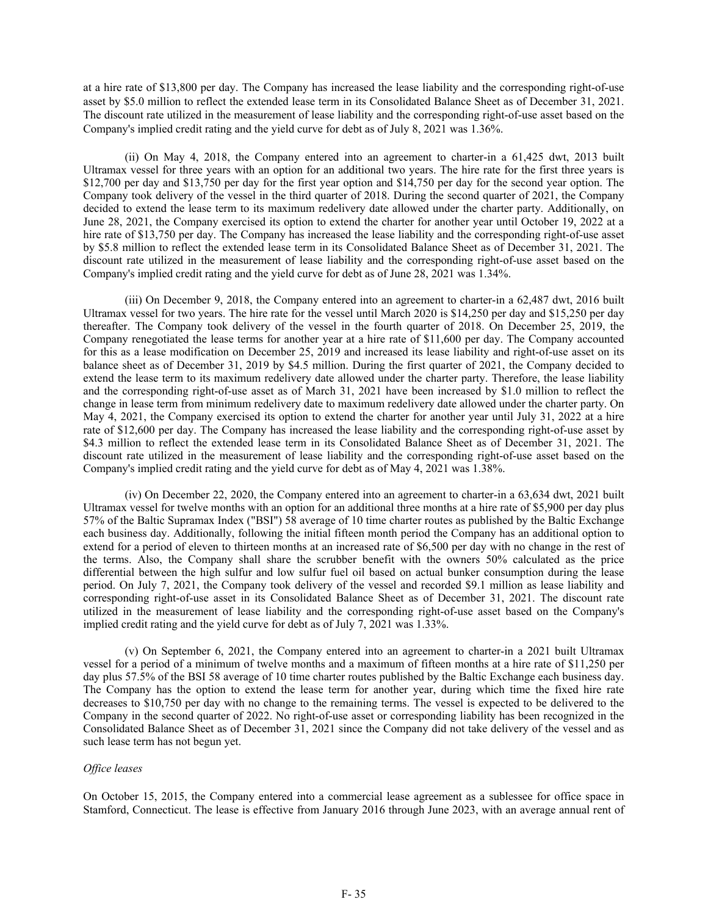at a hire rate of $13,800 per day. The Company has increased the lease liability and the corresponding right-of-use asset by $5.0 million to reflect the extended lease term in its Consolidated Balance Sheet as of December 31, 2021. The discount rate utilized in the measurement of lease liability and the corresponding right-of-use asset based on the Company's implied credit rating and the yield curve for debt as of July 8, 2021 was 1.36%.

(ii) On May 4, 2018, the Company entered into an agreement to charter-in a 61,425 dwt, 2013 built Ultramax vessel for three years with an option for an additional two years. The hire rate for the first three years is $12,700 per day and $13,750 per day for the first year option and $14,750 per day for the second year option. The Company took delivery of the vessel in the third quarter of 2018. During the second quarter of 2021, the Company decided to extend the lease term to its maximum redelivery date allowed under the charter party. Additionally, on June 28, 2021, the Company exercised its option to extend the charter for another year until October 19, 2022 at a hire rate of $13,750 per day. The Company has increased the lease liability and the corresponding right-of-use asset by $5.8 million to reflect the extended lease term in its Consolidated Balance Sheet as of December 31, 2021. The discount rate utilized in the measurement of lease liability and the corresponding right-of-use asset based on the Company's implied credit rating and the yield curve for debt as of June 28, 2021 was 1.34%.

(iii) On December 9, 2018, the Company entered into an agreement to charter-in a 62,487 dwt, 2016 built Ultramax vessel for two years. The hire rate for the vessel until March 2020 is $14,250 per day and $15,250 per day thereafter. The Company took delivery of the vessel in the fourth quarter of 2018. On December 25, 2019, the Company renegotiated the lease terms for another year at a hire rate of $11,600 per day. The Company accounted for this as a lease modification on December 25, 2019 and increased its lease liability and right-of-use asset on its balance sheet as of December 31, 2019 by $4.5 million. During the first quarter of 2021, the Company decided to extend the lease term to its maximum redelivery date allowed under the charter party. Therefore, the lease liability and the corresponding right-of-use asset as of March 31, 2021 have been increased by $1.0 million to reflect the change in lease term from minimum redelivery date to maximum redelivery date allowed under the charter party. On May 4, 2021, the Company exercised its option to extend the charter for another year until July 31, 2022 at a hire rate of $12,600 per day. The Company has increased the lease liability and the corresponding right-of-use asset by $4.3 million to reflect the extended lease term in its Consolidated Balance Sheet as of December 31, 2021. The discount rate utilized in the measurement of lease liability and the corresponding right-of-use asset based on the Company's implied credit rating and the yield curve for debt as of May 4, 2021 was 1.38%.

(iv) On December 22, 2020, the Company entered into an agreement to charter-in a 63,634 dwt, 2021 built Ultramax vessel for twelve months with an option for an additional three months at a hire rate of $5,900 per day plus 57% of the Baltic Supramax Index ("BSI") 58 average of 10 time charter routes as published by the Baltic Exchange each business day. Additionally, following the initial fifteen month period the Company has an additional option to extend for a period of eleven to thirteen months at an increased rate of $6,500 per day with no change in the rest of the terms. Also, the Company shall share the scrubber benefit with the owners 50% calculated as the price differential between the high sulfur and low sulfur fuel oil based on actual bunker consumption during the lease period. On July 7, 2021, the Company took delivery of the vessel and recorded $9.1 million as lease liability and corresponding right-of-use asset in its Consolidated Balance Sheet as of December 31, 2021. The discount rate utilized in the measurement of lease liability and the corresponding right-of-use asset based on the Company's implied credit rating and the yield curve for debt as of July 7, 2021 was 1.33%.

(v) On September 6, 2021, the Company entered into an agreement to charter-in a 2021 built Ultramax vessel for a period of a minimum of twelve months and a maximum of fifteen months at a hire rate of $11,250 per day plus 57.5% of the BSI 58 average of 10 time charter routes published by the Baltic Exchange each business day. The Company has the option to extend the lease term for another year, during which time the fixed hire rate decreases to $10,750 per day with no change to the remaining terms. The vessel is expected to be delivered to the Company in the second quarter of 2022. No right-of-use asset or corresponding liability has been recognized in the Consolidated Balance Sheet as of December 31, 2021 since the Company did not take delivery of the vessel and as such lease term has not begun yet.

*Office leases*

On October 15, 2015, the Company entered into a commercial lease agreement as a sublessee for office space in Stamford, Connecticut. The lease is effective from January 2016 through June 2023, with an average annual rent of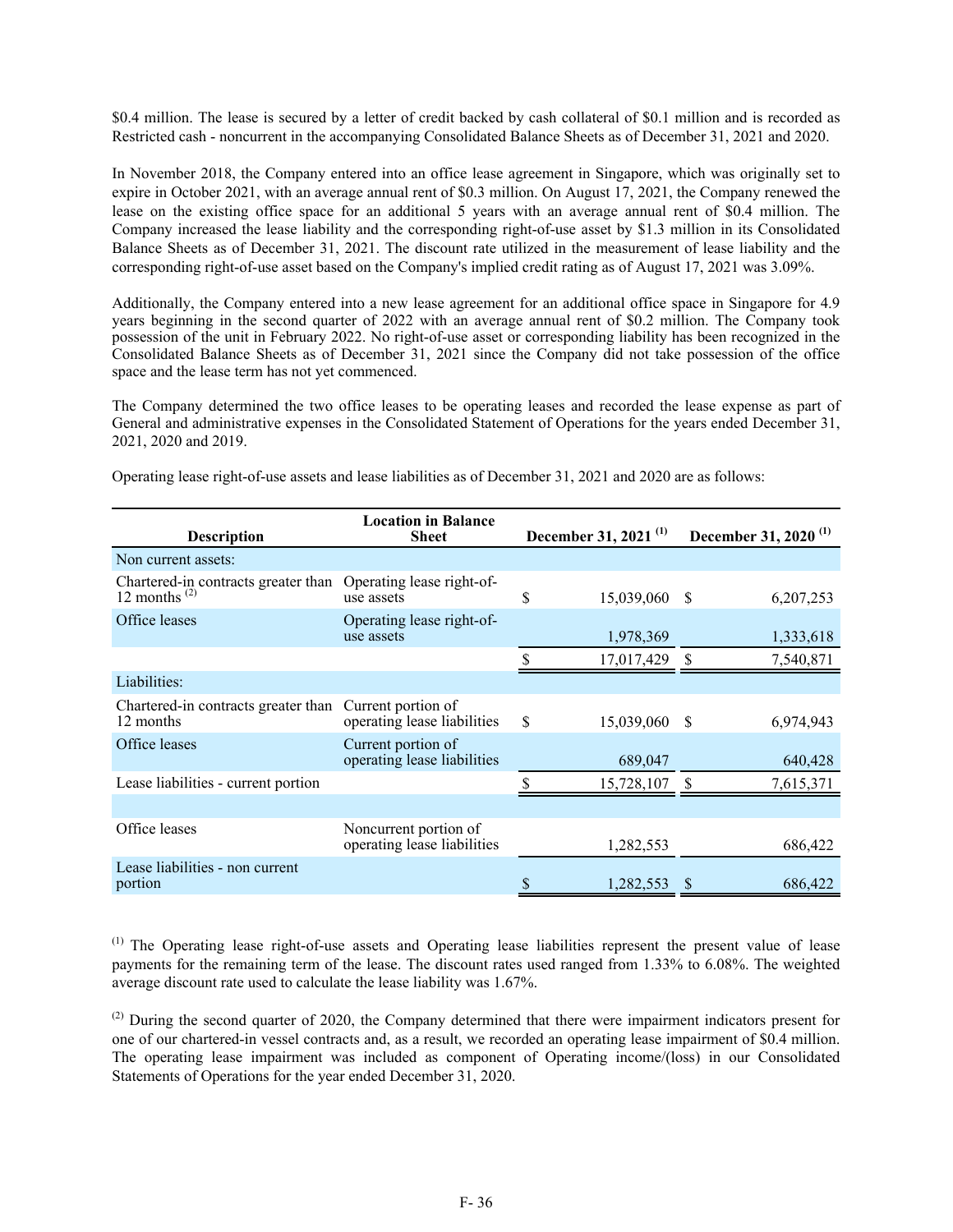$0.4 million. The lease is secured by a letter of credit backed by cash collateral of $0.1 million and is recorded as Restricted cash - noncurrent in the accompanying Consolidated Balance Sheets as of December 31, 2021 and 2020.

In November 2018, the Company entered into an office lease agreement in Singapore, which was originally set to expire in October 2021, with an average annual rent of $0.3 million. On August 17, 2021, the Company renewed the lease on the existing office space for an additional 5 years with an average annual rent of $0.4 million. The Company increased the lease liability and the corresponding right-of-use asset by $1.3 million in its Consolidated Balance Sheets as of December 31, 2021. The discount rate utilized in the measurement of lease liability and the corresponding right-of-use asset based on the Company's implied credit rating as of August 17, 2021 was 3.09%.

Additionally, the Company entered into a new lease agreement for an additional office space in Singapore for 4.9 years beginning in the second quarter of 2022 with an average annual rent of $0.2 million. The Company took possession of the unit in February 2022. No right-of-use asset or corresponding liability has been recognized in the Consolidated Balance Sheets as of December 31, 2021 since the Company did not take possession of the office space and the lease term has not yet commenced.

The Company determined the two office leases to be operating leases and recorded the lease expense as part of General and administrative expenses in the Consolidated Statement of Operations for the years ended December 31, 2021, 2020 and 2019.

Operating lease right-of-use assets and lease liabilities as of December 31, 2021 and 2020 are as follows:

| Description | Location in Balance Sheet | December 31, 2021 [(1)] | December 31, 2020 [(1)] |
|---|---|---|---|
| Non current assets: | | | |
| Chartered-in contracts greater than 12 months [(2)] | Operating lease right-of-use assets | $ 15,039,060 | $ 6,207,253 |
| Office leases | Operating lease right-of-use assets | 1,978,369 | 1,333,618 |
| | | $ 17,017,429 | $ 7,540,871 |
| Liabilities: | | | |
| Chartered-in contracts greater than 12 months | Current portion of operating lease liabilities | $ 15,039,060 | $ 6,974,943 |
| Office leases | Current portion of operating lease liabilities | 689,047 | 640,428 |
| Lease liabilities - current portion | | $ 15,728,107 | $ 7,615,371 |
| | | | |
| Office leases | Noncurrent portion of operating lease liabilities | 1,282,553 | 686,422 |
| Lease liabilities - non current portion | | $ 1,282,553 | $ 686,422 |

[(1)] The Operating lease right-of-use assets and Operating lease liabilities represent the present value of lease payments for the remaining term of the lease. The discount rates used ranged from 1.33% to 6.08%. The weighted average discount rate used to calculate the lease liability was 1.67%.

[(2)] During the second quarter of 2020, the Company determined that there were impairment indicators present for one of our chartered-in vessel contracts and, as a result, we recorded an operating lease impairment of $0.4 million. The operating lease impairment was included as component of Operating income/(loss) in our Consolidated Statements of Operations for the year ended December 31, 2020.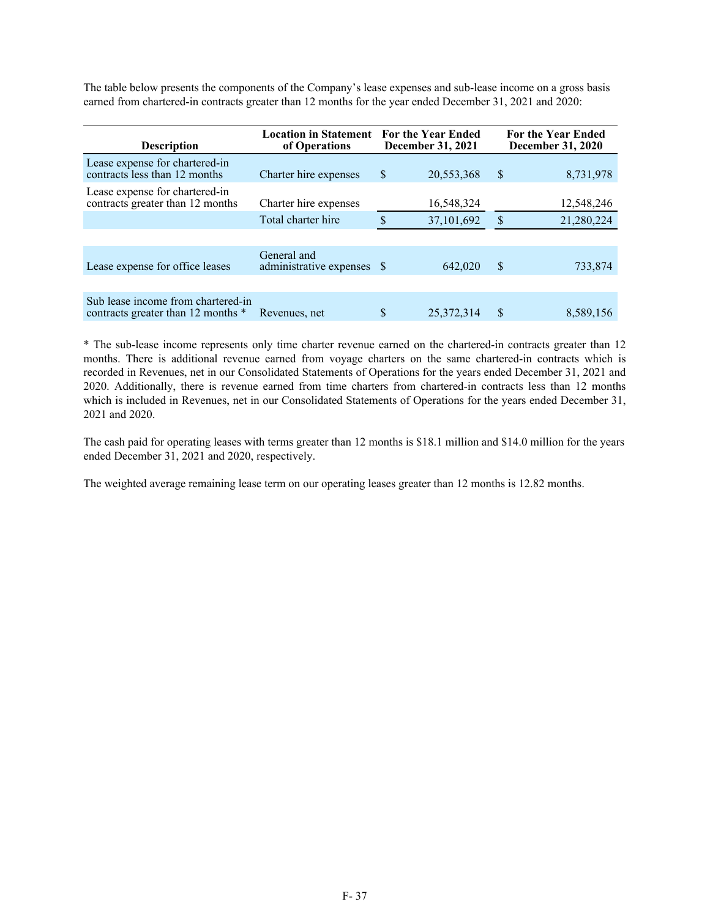The table below presents the components of the Company's lease expenses and sub-lease income on a gross basis earned from chartered-in contracts greater than 12 months for the year ended December 31, 2021 and 2020:

| Description | Location in Statement of Operations | For the Year Ended December 31, 2021 | For the Year Ended December 31, 2020 |
|---|---|---|---|
| Lease expense for chartered-in contracts less than 12 months | Charter hire expenses | $ 20,553,368 | $ 8,731,978 |
| Lease expense for chartered-in contracts greater than 12 months | Charter hire expenses | 16,548,324 | 12,548,246 |
| | Total charter hire | $ 37,101,692 | $ 21,280,224 |
| | | | |
| Lease expense for office leases | General and administrative expenses | $ 642,020 | $ 733,874 |
| | | | |
| Sub lease income from chartered-in contracts greater than 12 months * | Revenues, net | $ 25,372,314 | $ 8,589,156 |

* The sub-lease income represents only time charter revenue earned on the chartered-in contracts greater than 12 months. There is additional revenue earned from voyage charters on the same chartered-in contracts which is recorded in Revenues, net in our Consolidated Statements of Operations for the years ended December 31, 2021 and 2020. Additionally, there is revenue earned from time charters from chartered-in contracts less than 12 months which is included in Revenues, net in our Consolidated Statements of Operations for the years ended December 31, 2021 and 2020.

The cash paid for operating leases with terms greater than 12 months is $18.1 million and $14.0 million for the years ended December 31, 2021 and 2020, respectively.

The weighted average remaining lease term on our operating leases greater than 12 months is 12.82 months.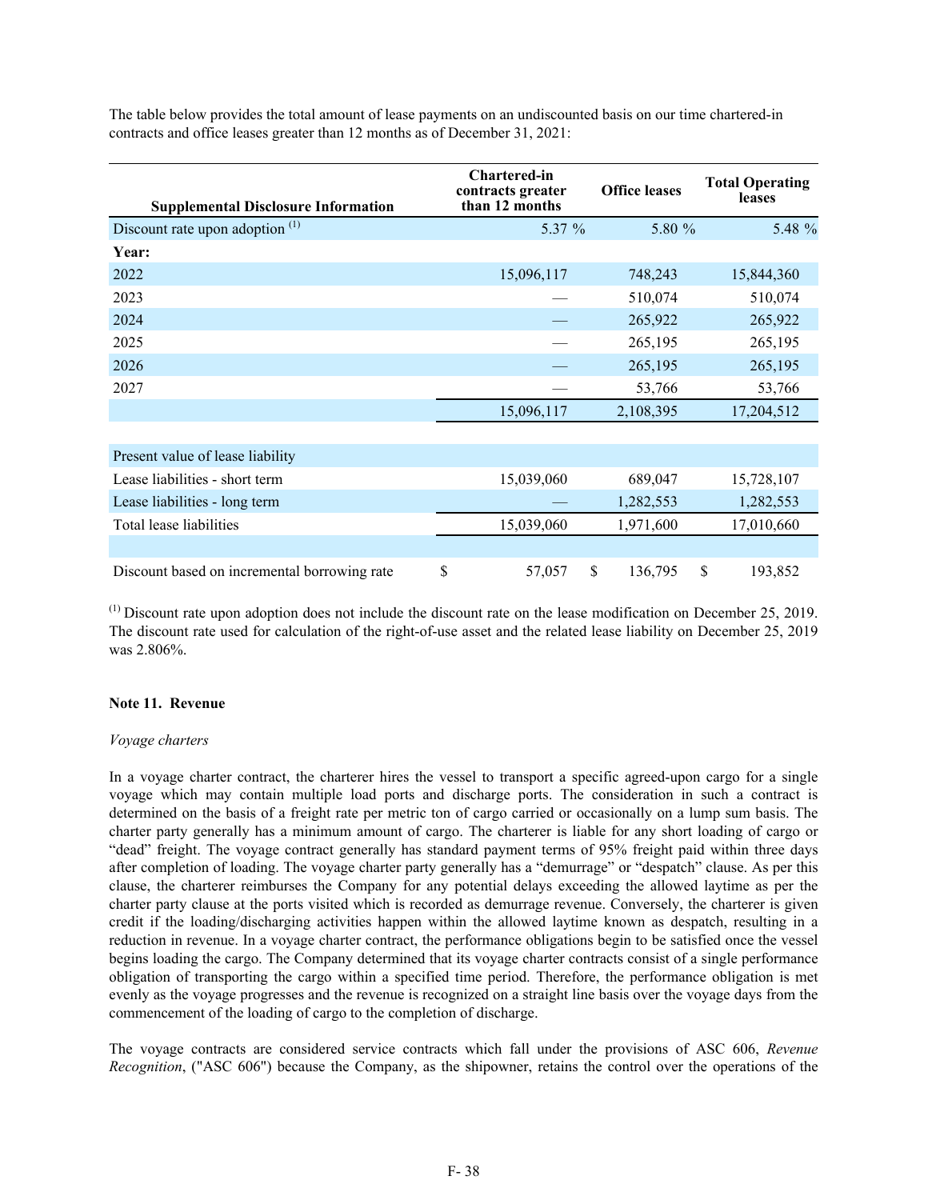The table below provides the total amount of lease payments on an undiscounted basis on our time chartered-in contracts and office leases greater than 12 months as of December 31, 2021:

| Supplemental Disclosure Information | Chartered-in contracts greater than 12 months | Office leases | Total Operating leases |
|---|---|---|---|
| Discount rate upon adoption [(1)] | 5.37 % | 5.80 % | 5.48 % |
| **Year:** | | | |
| 2022 | 15,096,117 | 748,243 | 15,844,360 |
| 2023 | — | 510,074 | 510,074 |
| 2024 | — | 265,922 | 265,922 |
| 2025 | — | 265,195 | 265,195 |
| 2026 | — | 265,195 | 265,195 |
| 2027 | — | 53,766 | 53,766 |
| | 15,096,117 | 2,108,395 | 17,204,512 |
| | | | |
| Present value of lease liability | | | |
| Lease liabilities - short term | 15,039,060 | 689,047 | 15,728,107 |
| Lease liabilities - long term | — | 1,282,553 | 1,282,553 |
| Total lease liabilities | 15,039,060 | 1,971,600 | 17,010,660 |
| | | | |
| Discount based on incremental borrowing rate | $ 57,057 | $ 136,795 | $ 193,852 |

[(1)] Discount rate upon adoption does not include the discount rate on the lease modification on December 25, 2019. The discount rate used for calculation of the right-of-use asset and the related lease liability on December 25, 2019 was 2.806%.

**Note 11. Revenue**

*Voyage charters*

In a voyage charter contract, the charterer hires the vessel to transport a specific agreed-upon cargo for a single voyage which may contain multiple load ports and discharge ports. The consideration in such a contract is determined on the basis of a freight rate per metric ton of cargo carried or occasionally on a lump sum basis. The charter party generally has a minimum amount of cargo. The charterer is liable for any short loading of cargo or "dead" freight. The voyage contract generally has standard payment terms of 95% freight paid within three days after completion of loading. The voyage charter party generally has a "demurrage" or "despatch" clause. As per this clause, the charterer reimburses the Company for any potential delays exceeding the allowed laytime as per the charter party clause at the ports visited which is recorded as demurrage revenue. Conversely, the charterer is given credit if the loading/discharging activities happen within the allowed laytime known as despatch, resulting in a reduction in revenue. In a voyage charter contract, the performance obligations begin to be satisfied once the vessel begins loading the cargo. The Company determined that its voyage charter contracts consist of a single performance obligation of transporting the cargo within a specified time period. Therefore, the performance obligation is met evenly as the voyage progresses and the revenue is recognized on a straight line basis over the voyage days from the commencement of the loading of cargo to the completion of discharge.

The voyage contracts are considered service contracts which fall under the provisions of ASC 606, *Revenue Recognition*, ("ASC 606") because the Company, as the shipowner, retains the control over the operations of the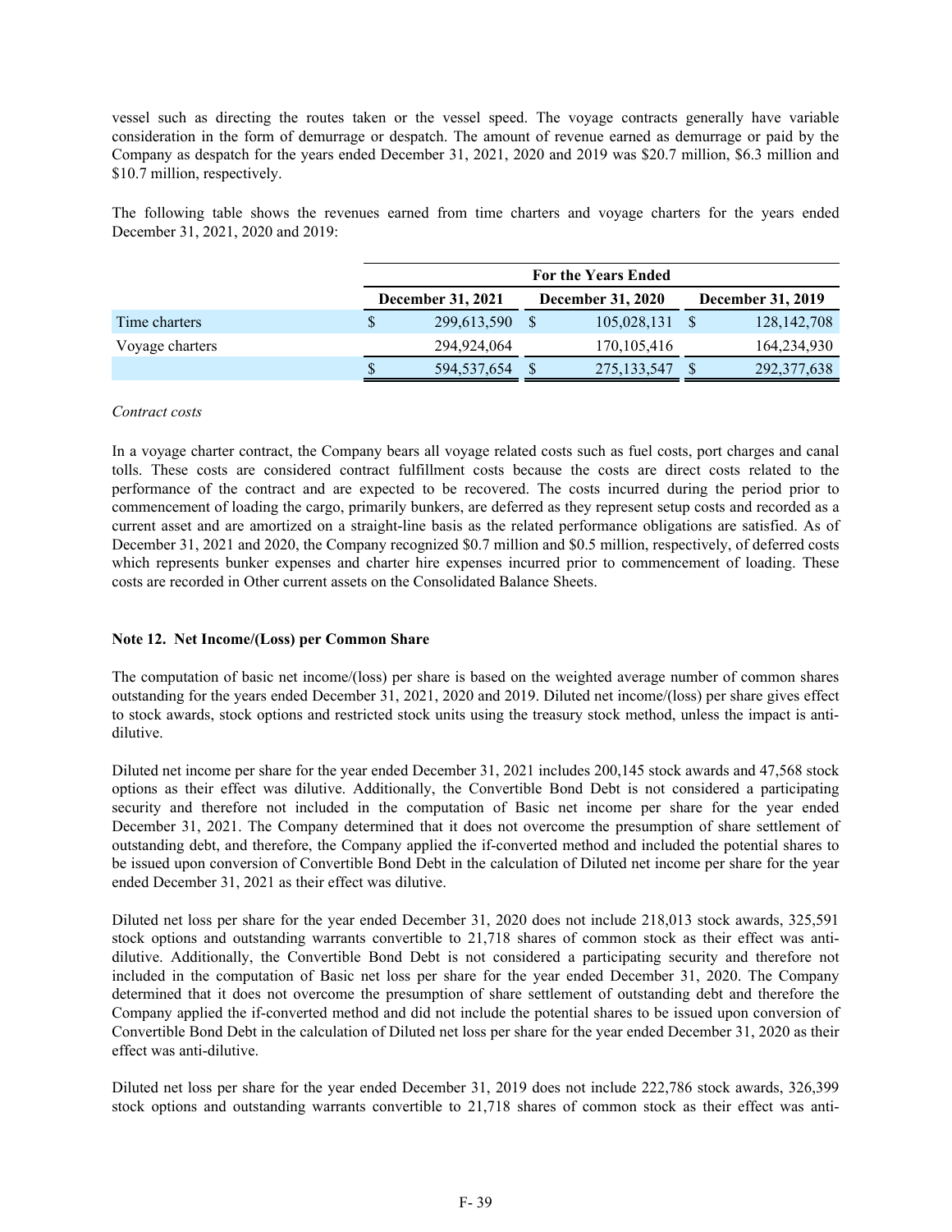vessel such as directing the routes taken or the vessel speed. The voyage contracts generally have variable consideration in the form of demurrage or despatch. The amount of revenue earned as demurrage or paid by the Company as despatch for the years ended December 31, 2021, 2020 and 2019 was $20.7 million, $6.3 million and $10.7 million, respectively.

The following table shows the revenues earned from time charters and voyage charters for the years ended December 31, 2021, 2020 and 2019:

| | For the Years Ended | | |
|---|---|---|---|
| | December 31, 2021 | December 31, 2020 | December 31, 2019 |
| Time charters | $ 299,613,590 | $ 105,028,131 | $ 128,142,708 |
| Voyage charters | 294,924,064 | 170,105,416 | 164,234,930 |
| | $ 594,537,654 | $ 275,133,547 | $ 292,377,638 |

*Contract costs*

In a voyage charter contract, the Company bears all voyage related costs such as fuel costs, port charges and canal tolls. These costs are considered contract fulfillment costs because the costs are direct costs related to the performance of the contract and are expected to be recovered. The costs incurred during the period prior to commencement of loading the cargo, primarily bunkers, are deferred as they represent setup costs and recorded as a current asset and are amortized on a straight-line basis as the related performance obligations are satisfied. As of December 31, 2021 and 2020, the Company recognized $0.7 million and $0.5 million, respectively, of deferred costs which represents bunker expenses and charter hire expenses incurred prior to commencement of loading. These costs are recorded in Other current assets on the Consolidated Balance Sheets.

**Note 12. Net Income/(Loss) per Common Share**

The computation of basic net income/(loss) per share is based on the weighted average number of common shares outstanding for the years ended December 31, 2021, 2020 and 2019. Diluted net income/(loss) per share gives effect to stock awards, stock options and restricted stock units using the treasury stock method, unless the impact is anti-dilutive.

Diluted net income per share for the year ended December 31, 2021 includes 200,145 stock awards and 47,568 stock options as their effect was dilutive. Additionally, the Convertible Bond Debt is not considered a participating security and therefore not included in the computation of Basic net income per share for the year ended December 31, 2021. The Company determined that it does not overcome the presumption of share settlement of outstanding debt, and therefore, the Company applied the if-converted method and included the potential shares to be issued upon conversion of Convertible Bond Debt in the calculation of Diluted net income per share for the year ended December 31, 2021 as their effect was dilutive.

Diluted net loss per share for the year ended December 31, 2020 does not include 218,013 stock awards, 325,591 stock options and outstanding warrants convertible to 21,718 shares of common stock as their effect was anti-dilutive. Additionally, the Convertible Bond Debt is not considered a participating security and therefore not included in the computation of Basic net loss per share for the year ended December 31, 2020. The Company determined that it does not overcome the presumption of share settlement of outstanding debt and therefore the Company applied the if-converted method and did not include the potential shares to be issued upon conversion of Convertible Bond Debt in the calculation of Diluted net loss per share for the year ended December 31, 2020 as their effect was anti-dilutive.

Diluted net loss per share for the year ended December 31, 2019 does not include 222,786 stock awards, 326,399 stock options and outstanding warrants convertible to 21,718 shares of common stock as their effect was anti-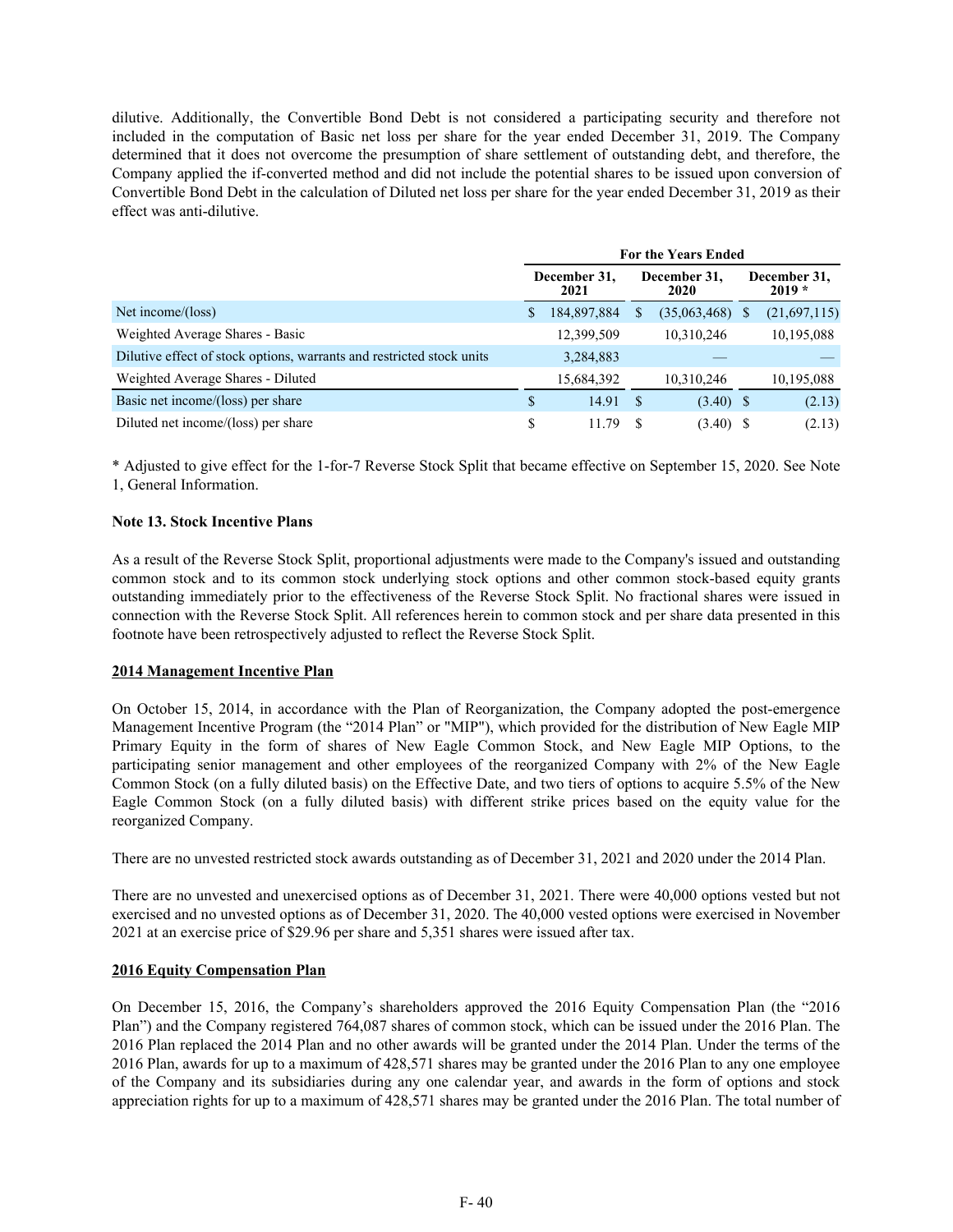dilutive. Additionally, the Convertible Bond Debt is not considered a participating security and therefore not included in the computation of Basic net loss per share for the year ended December 31, 2019. The Company determined that it does not overcome the presumption of share settlement of outstanding debt, and therefore, the Company applied the if-converted method and did not include the potential shares to be issued upon conversion of Convertible Bond Debt in the calculation of Diluted net loss per share for the year ended December 31, 2019 as their effect was anti-dilutive.

| | For the Years Ended | | |
|---|---|---|---|
| | December 31, 2021 | December 31, 2020 | December 31, 2019 * |
| Net income/(loss) | $ 184,897,884 | $ (35,063,468) | $ (21,697,115) |
| Weighted Average Shares - Basic | 12,399,509 | 10,310,246 | 10,195,088 |
| Dilutive effect of stock options, warrants and restricted stock units | 3,284,883 | — | — |
| Weighted Average Shares - Diluted | 15,684,392 | 10,310,246 | 10,195,088 |
| Basic net income/(loss) per share | $ 14.91 | $ (3.40) | $ (2.13) |
| Diluted net income/(loss) per share | $ 11.79 | $ (3.40) | $ (2.13) |

* Adjusted to give effect for the 1-for-7 Reverse Stock Split that became effective on September 15, 2020. See Note 1, General Information.

**Note 13. Stock Incentive Plans**

As a result of the Reverse Stock Split, proportional adjustments were made to the Company's issued and outstanding common stock and to its common stock underlying stock options and other common stock-based equity grants outstanding immediately prior to the effectiveness of the Reverse Stock Split. No fractional shares were issued in connection with the Reverse Stock Split. All references herein to common stock and per share data presented in this footnote have been retrospectively adjusted to reflect the Reverse Stock Split.

**2014 Management Incentive Plan**

On October 15, 2014, in accordance with the Plan of Reorganization, the Company adopted the post-emergence Management Incentive Program (the "2014 Plan" or "MIP"), which provided for the distribution of New Eagle MIP Primary Equity in the form of shares of New Eagle Common Stock, and New Eagle MIP Options, to the participating senior management and other employees of the reorganized Company with 2% of the New Eagle Common Stock (on a fully diluted basis) on the Effective Date, and two tiers of options to acquire 5.5% of the New Eagle Common Stock (on a fully diluted basis) with different strike prices based on the equity value for the reorganized Company.

There are no unvested restricted stock awards outstanding as of December 31, 2021 and 2020 under the 2014 Plan.

There are no unvested and unexercised options as of December 31, 2021. There were 40,000 options vested but not exercised and no unvested options as of December 31, 2020. The 40,000 vested options were exercised in November 2021 at an exercise price of $29.96 per share and 5,351 shares were issued after tax.

**2016 Equity Compensation Plan**

On December 15, 2016, the Company's shareholders approved the 2016 Equity Compensation Plan (the "2016 Plan") and the Company registered 764,087 shares of common stock, which can be issued under the 2016 Plan. The 2016 Plan replaced the 2014 Plan and no other awards will be granted under the 2014 Plan. Under the terms of the 2016 Plan, awards for up to a maximum of 428,571 shares may be granted under the 2016 Plan to any one employee of the Company and its subsidiaries during any one calendar year, and awards in the form of options and stock appreciation rights for up to a maximum of 428,571 shares may be granted under the 2016 Plan. The total number of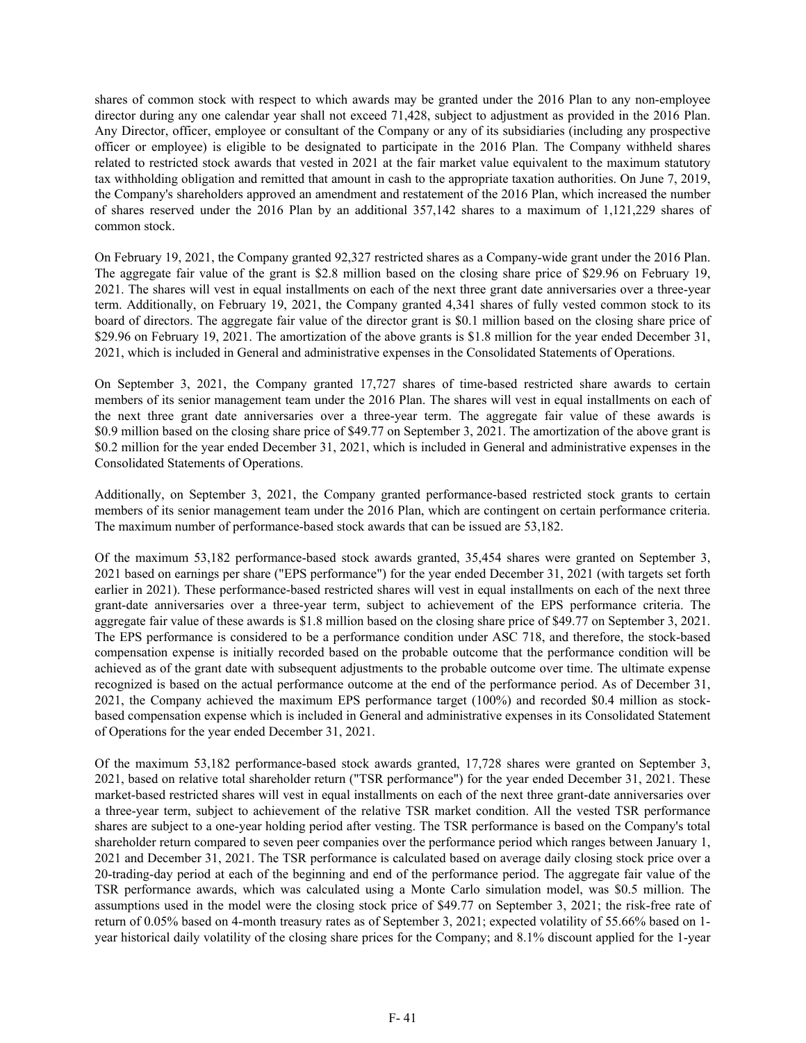shares of common stock with respect to which awards may be granted under the 2016 Plan to any non-employee director during any one calendar year shall not exceed 71,428, subject to adjustment as provided in the 2016 Plan. Any Director, officer, employee or consultant of the Company or any of its subsidiaries (including any prospective officer or employee) is eligible to be designated to participate in the 2016 Plan. The Company withheld shares related to restricted stock awards that vested in 2021 at the fair market value equivalent to the maximum statutory tax withholding obligation and remitted that amount in cash to the appropriate taxation authorities. On June 7, 2019, the Company's shareholders approved an amendment and restatement of the 2016 Plan, which increased the number of shares reserved under the 2016 Plan by an additional 357,142 shares to a maximum of 1,121,229 shares of common stock.

On February 19, 2021, the Company granted 92,327 restricted shares as a Company-wide grant under the 2016 Plan. The aggregate fair value of the grant is $2.8 million based on the closing share price of $29.96 on February 19, 2021. The shares will vest in equal installments on each of the next three grant date anniversaries over a three-year term. Additionally, on February 19, 2021, the Company granted 4,341 shares of fully vested common stock to its board of directors. The aggregate fair value of the director grant is $0.1 million based on the closing share price of $29.96 on February 19, 2021. The amortization of the above grants is $1.8 million for the year ended December 31, 2021, which is included in General and administrative expenses in the Consolidated Statements of Operations.

On September 3, 2021, the Company granted 17,727 shares of time-based restricted share awards to certain members of its senior management team under the 2016 Plan. The shares will vest in equal installments on each of the next three grant date anniversaries over a three-year term. The aggregate fair value of these awards is $0.9 million based on the closing share price of $49.77 on September 3, 2021. The amortization of the above grant is $0.2 million for the year ended December 31, 2021, which is included in General and administrative expenses in the Consolidated Statements of Operations.

Additionally, on September 3, 2021, the Company granted performance-based restricted stock grants to certain members of its senior management team under the 2016 Plan, which are contingent on certain performance criteria. The maximum number of performance-based stock awards that can be issued are 53,182.

Of the maximum 53,182 performance-based stock awards granted, 35,454 shares were granted on September 3, 2021 based on earnings per share ("EPS performance") for the year ended December 31, 2021 (with targets set forth earlier in 2021). These performance-based restricted shares will vest in equal installments on each of the next three grant-date anniversaries over a three-year term, subject to achievement of the EPS performance criteria. The aggregate fair value of these awards is $1.8 million based on the closing share price of $49.77 on September 3, 2021. The EPS performance is considered to be a performance condition under ASC 718, and therefore, the stock-based compensation expense is initially recorded based on the probable outcome that the performance condition will be achieved as of the grant date with subsequent adjustments to the probable outcome over time. The ultimate expense recognized is based on the actual performance outcome at the end of the performance period. As of December 31, 2021, the Company achieved the maximum EPS performance target (100%) and recorded $0.4 million as stock-based compensation expense which is included in General and administrative expenses in its Consolidated Statement of Operations for the year ended December 31, 2021.

Of the maximum 53,182 performance-based stock awards granted, 17,728 shares were granted on September 3, 2021, based on relative total shareholder return ("TSR performance") for the year ended December 31, 2021. These market-based restricted shares will vest in equal installments on each of the next three grant-date anniversaries over a three-year term, subject to achievement of the relative TSR market condition. All the vested TSR performance shares are subject to a one-year holding period after vesting. The TSR performance is based on the Company's total shareholder return compared to seven peer companies over the performance period which ranges between January 1, 2021 and December 31, 2021. The TSR performance is calculated based on average daily closing stock price over a 20-trading-day period at each of the beginning and end of the performance period. The aggregate fair value of the TSR performance awards, which was calculated using a Monte Carlo simulation model, was $0.5 million. The assumptions used in the model were the closing stock price of $49.77 on September 3, 2021; the risk-free rate of return of 0.05% based on 4-month treasury rates as of September 3, 2021; expected volatility of 55.66% based on 1-year historical daily volatility of the closing share prices for the Company; and 8.1% discount applied for the 1-year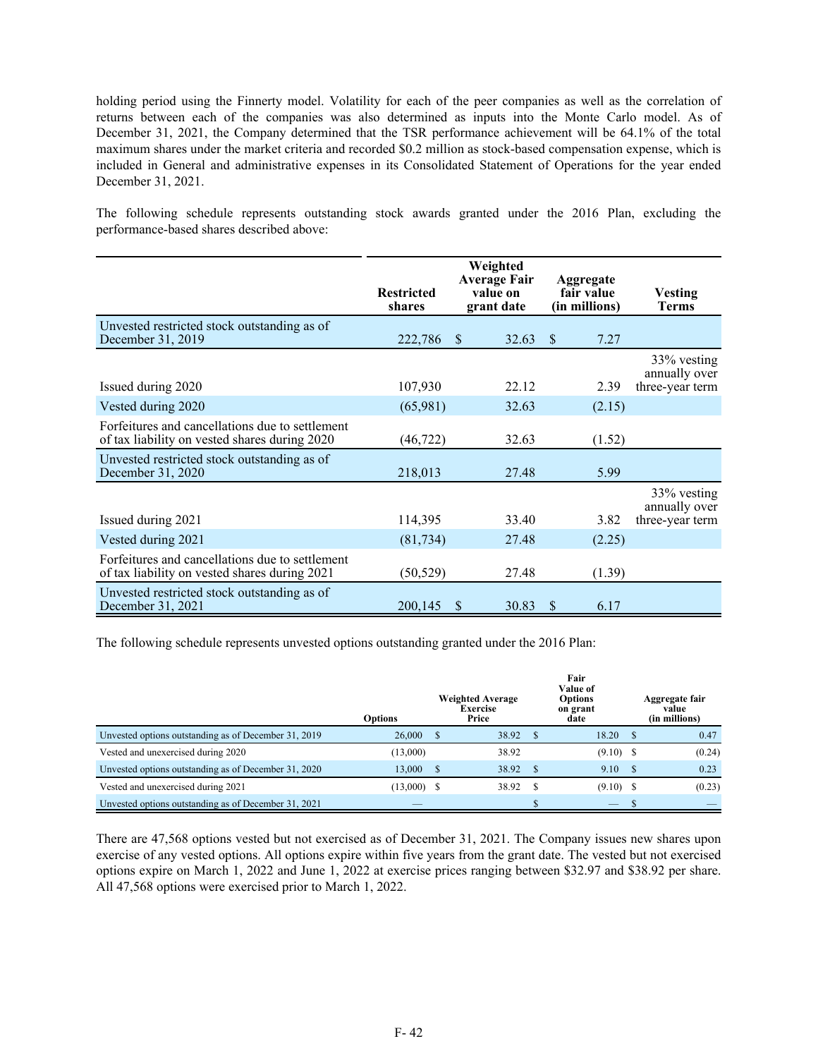holding period using the Finnerty model. Volatility for each of the peer companies as well as the correlation of returns between each of the companies was also determined as inputs into the Monte Carlo model. As of December 31, 2021, the Company determined that the TSR performance achievement will be 64.1% of the total maximum shares under the market criteria and recorded $0.2 million as stock-based compensation expense, which is included in General and administrative expenses in its Consolidated Statement of Operations for the year ended December 31, 2021.

The following schedule represents outstanding stock awards granted under the 2016 Plan, excluding the performance-based shares described above:

| | Restricted shares | Weighted Average Fair value on grant date | Aggregate fair value (in millions) | Vesting Terms |
|---|---|---|---|---|
| Unvested restricted stock outstanding as of December 31, 2019 | 222,786 | $ 32.63 | $ 7.27 | |
| Issued during 2020 | 107,930 | 22.12 | 2.39 | 33% vesting annually over three-year term |
| Vested during 2020 | (65,981) | 32.63 | (2.15) | |
| Forfeitures and cancellations due to settlement of tax liability on vested shares during 2020 | (46,722) | 32.63 | (1.52) | |
| Unvested restricted stock outstanding as of December 31, 2020 | 218,013 | 27.48 | 5.99 | |
| Issued during 2021 | 114,395 | 33.40 | 3.82 | 33% vesting annually over three-year term |
| Vested during 2021 | (81,734) | 27.48 | (2.25) | |
| Forfeitures and cancellations due to settlement of tax liability on vested shares during 2021 | (50,529) | 27.48 | (1.39) | |
| Unvested restricted stock outstanding as of December 31, 2021 | 200,145 | $ 30.83 | $ 6.17 | |

The following schedule represents unvested options outstanding granted under the 2016 Plan:

| | Options | Weighted Average Exercise Price | Fair Value of Options on grant date | Aggregate fair value (in millions) |
|---|---|---|---|---|
| Unvested options outstanding as of December 31, 2019 | 26,000 | $ 38.92 | $ 18.20 | $ 0.47 |
| Vested and unexercised during 2020 | (13,000) | 38.92 | (9.10) | $ (0.24) |
| Unvested options outstanding as of December 31, 2020 | 13,000 | $ 38.92 | $ 9.10 | $ 0.23 |
| Vested and unexercised during 2021 | (13,000) | $ 38.92 | $ (9.10) | $ (0.23) |
| Unvested options outstanding as of December 31, 2021 | — | | $ — | $ — |

There are 47,568 options vested but not exercised as of December 31, 2021. The Company issues new shares upon exercise of any vested options. All options expire within five years from the grant date. The vested but not exercised options expire on March 1, 2022 and June 1, 2022 at exercise prices ranging between $32.97 and $38.92 per share. All 47,568 options were exercised prior to March 1, 2022.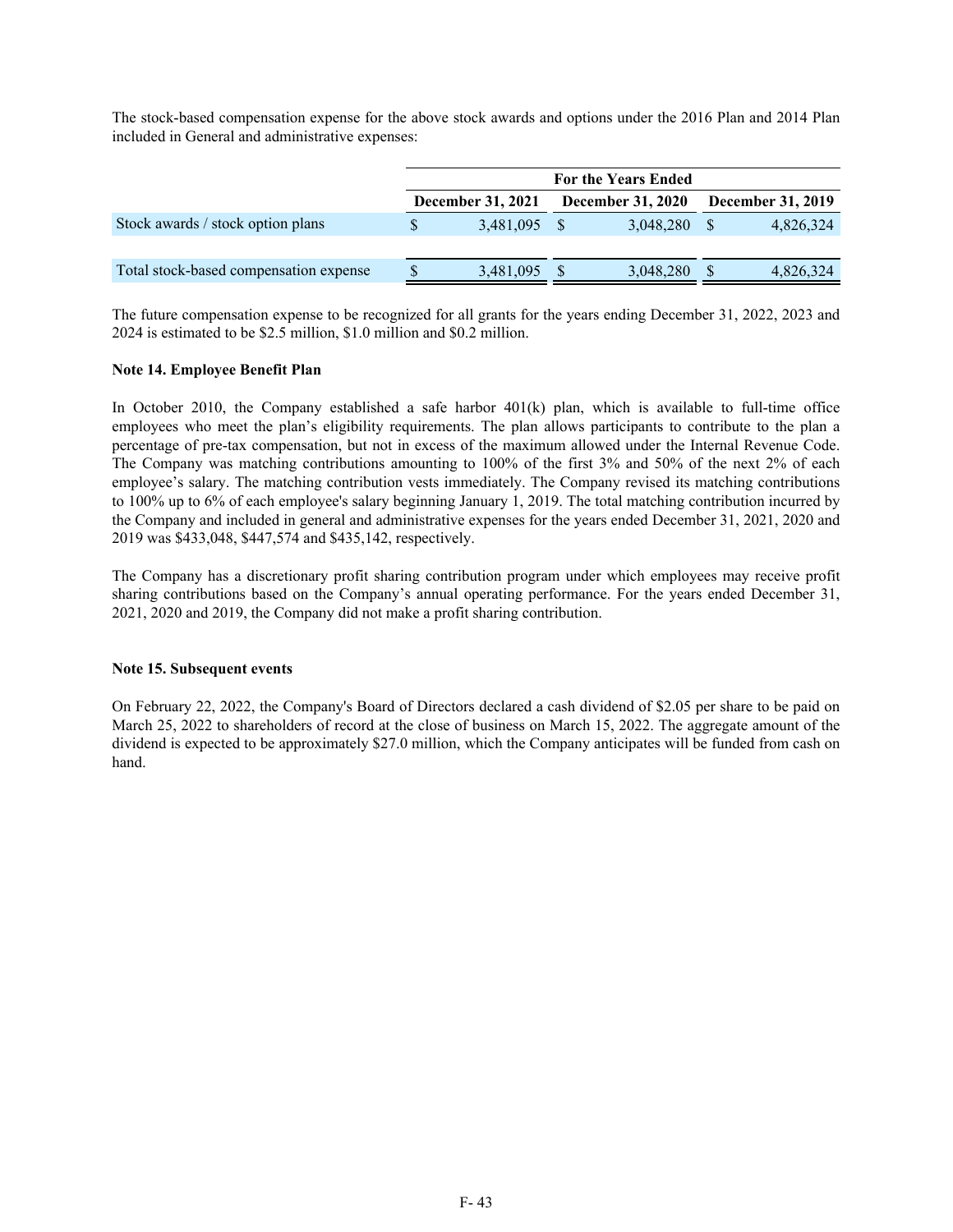The stock-based compensation expense for the above stock awards and options under the 2016 Plan and 2014 Plan included in General and administrative expenses:

| | For the Years Ended | | |
|---|---|---|---|
| | December 31, 2021 | December 31, 2020 | December 31, 2019 |
| Stock awards / stock option plans | $ 3,481,095 | $ 3,048,280 | $ 4,826,324 |
| | | | |
| Total stock-based compensation expense | $ 3,481,095 | $ 3,048,280 | $ 4,826,324 |

The future compensation expense to be recognized for all grants for the years ending December 31, 2022, 2023 and 2024 is estimated to be $2.5 million, $1.0 million and $0.2 million.

**Note 14. Employee Benefit Plan**

In October 2010, the Company established a safe harbor 401(k) plan, which is available to full-time office employees who meet the plan's eligibility requirements. The plan allows participants to contribute to the plan a percentage of pre-tax compensation, but not in excess of the maximum allowed under the Internal Revenue Code. The Company was matching contributions amounting to 100% of the first 3% and 50% of the next 2% of each employee's salary. The matching contribution vests immediately. The Company revised its matching contributions to 100% up to 6% of each employee's salary beginning January 1, 2019. The total matching contribution incurred by the Company and included in general and administrative expenses for the years ended December 31, 2021, 2020 and 2019 was $433,048, $447,574 and $435,142, respectively.

The Company has a discretionary profit sharing contribution program under which employees may receive profit sharing contributions based on the Company's annual operating performance. For the years ended December 31, 2021, 2020 and 2019, the Company did not make a profit sharing contribution.

**Note 15. Subsequent events**

On February 22, 2022, the Company's Board of Directors declared a cash dividend of $2.05 per share to be paid on March 25, 2022 to shareholders of record at the close of business on March 15, 2022. The aggregate amount of the dividend is expected to be approximately $27.0 million, which the Company anticipates will be funded from cash on hand.